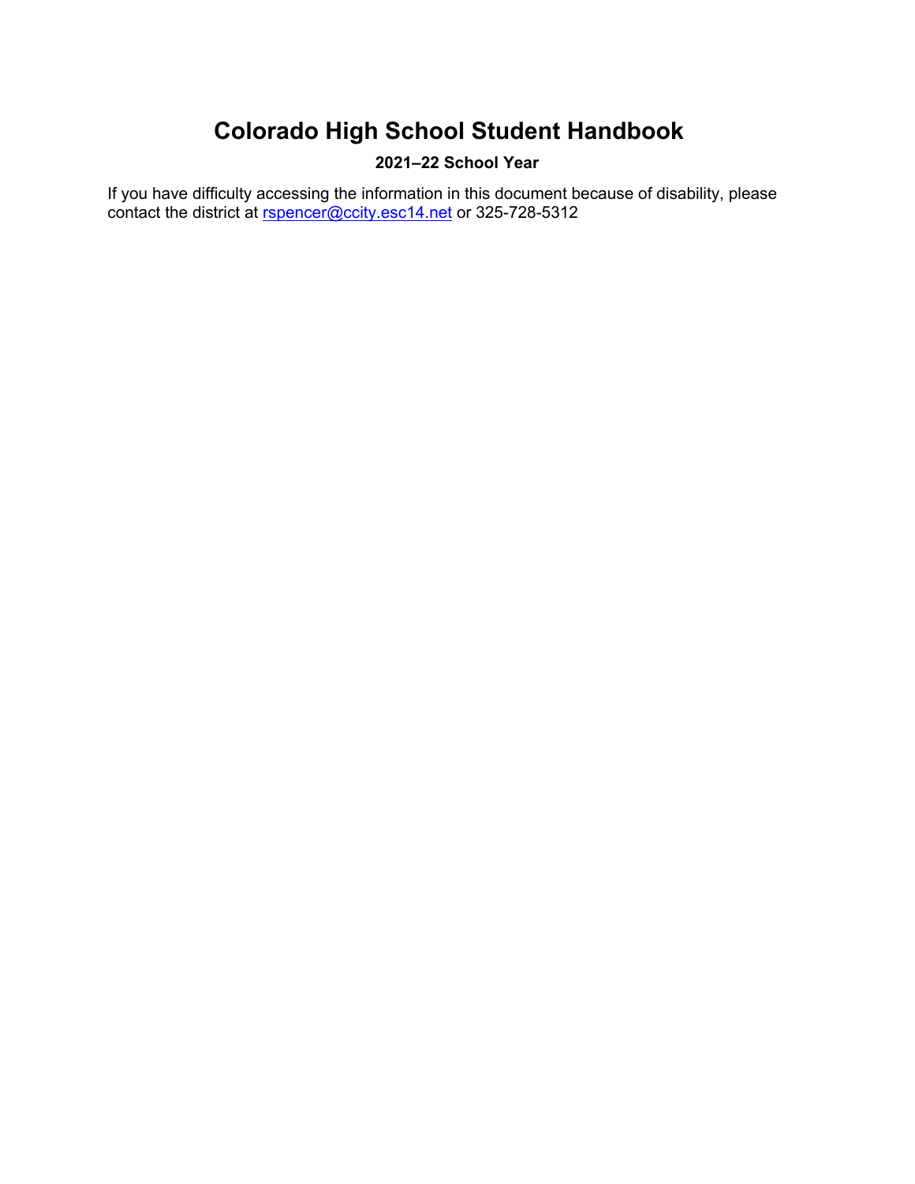# Colorado High School Student Handbook

**2021–22 School Year**

If you have difficulty accessing the information in this document because of disability, please contact the district at rspencer@ccity.esc14.net or 325-728-5312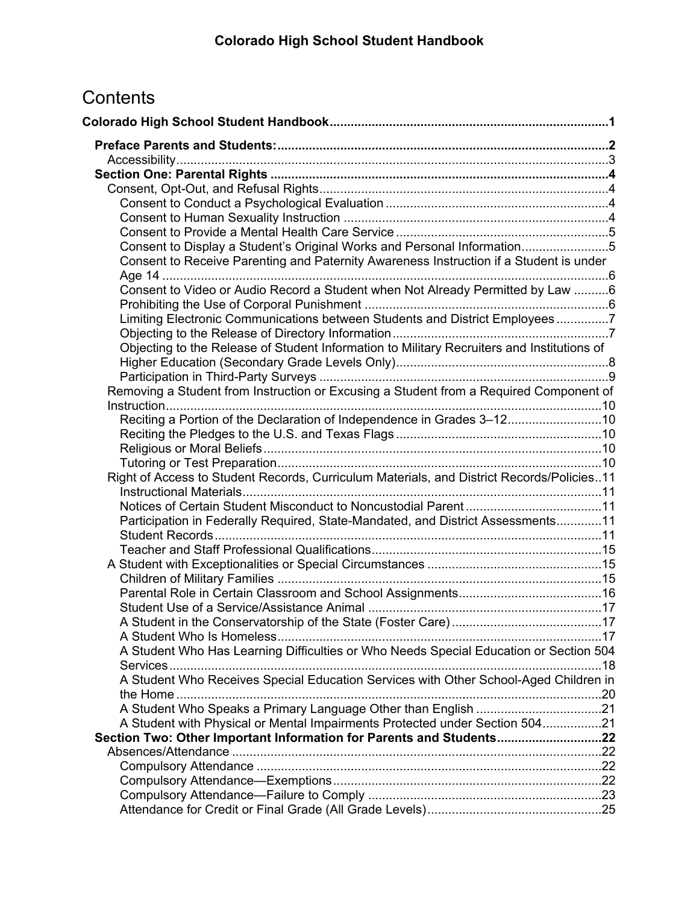# Contents

**Colorado High School Student Handbook** .......... 1

- **Preface Parents and Students:** .......... 2
  - Accessibility .......... 3
- **Section One: Parental Rights** .......... 4
  - Consent, Opt-Out, and Refusal Rights .......... 4
    - Consent to Conduct a Psychological Evaluation .......... 4
    - Consent to Human Sexuality Instruction .......... 4
    - Consent to Provide a Mental Health Care Service .......... 5
    - Consent to Display a Student's Original Works and Personal Information .......... 5
    - Consent to Receive Parenting and Paternity Awareness Instruction if a Student is under Age 14 .......... 6
    - Consent to Video or Audio Record a Student when Not Already Permitted by Law .......... 6
    - Prohibiting the Use of Corporal Punishment .......... 6
    - Limiting Electronic Communications between Students and District Employees .......... 7
    - Objecting to the Release of Directory Information .......... 7
    - Objecting to the Release of Student Information to Military Recruiters and Institutions of Higher Education (Secondary Grade Levels Only) .......... 8
    - Participation in Third-Party Surveys .......... 9
  - Removing a Student from Instruction or Excusing a Student from a Required Component of Instruction .......... 10
    - Reciting a Portion of the Declaration of Independence in Grades 3–12 .......... 10
    - Reciting the Pledges to the U.S. and Texas Flags .......... 10
    - Religious or Moral Beliefs .......... 10
    - Tutoring or Test Preparation .......... 10
  - Right of Access to Student Records, Curriculum Materials, and District Records/Policies .......... 11
    - Instructional Materials .......... 11
    - Notices of Certain Student Misconduct to Noncustodial Parent .......... 11
    - Participation in Federally Required, State-Mandated, and District Assessments .......... 11
    - Student Records .......... 11
    - Teacher and Staff Professional Qualifications .......... 15
  - A Student with Exceptionalities or Special Circumstances .......... 15
    - Children of Military Families .......... 15
    - Parental Role in Certain Classroom and School Assignments .......... 16
    - Student Use of a Service/Assistance Animal .......... 17
    - A Student in the Conservatorship of the State (Foster Care) .......... 17
    - A Student Who Is Homeless .......... 17
    - A Student Who Has Learning Difficulties or Who Needs Special Education or Section 504 Services .......... 18
    - A Student Who Receives Special Education Services with Other School-Aged Children in the Home .......... 20
    - A Student Who Speaks a Primary Language Other than English .......... 21
    - A Student with Physical or Mental Impairments Protected under Section 504 .......... 21
- **Section Two: Other Important Information for Parents and Students** .......... 22
  - Absences/Attendance .......... 22
    - Compulsory Attendance .......... 22
    - Compulsory Attendance—Exemptions .......... 22
    - Compulsory Attendance—Failure to Comply .......... 23
    - Attendance for Credit or Final Grade (All Grade Levels) .......... 25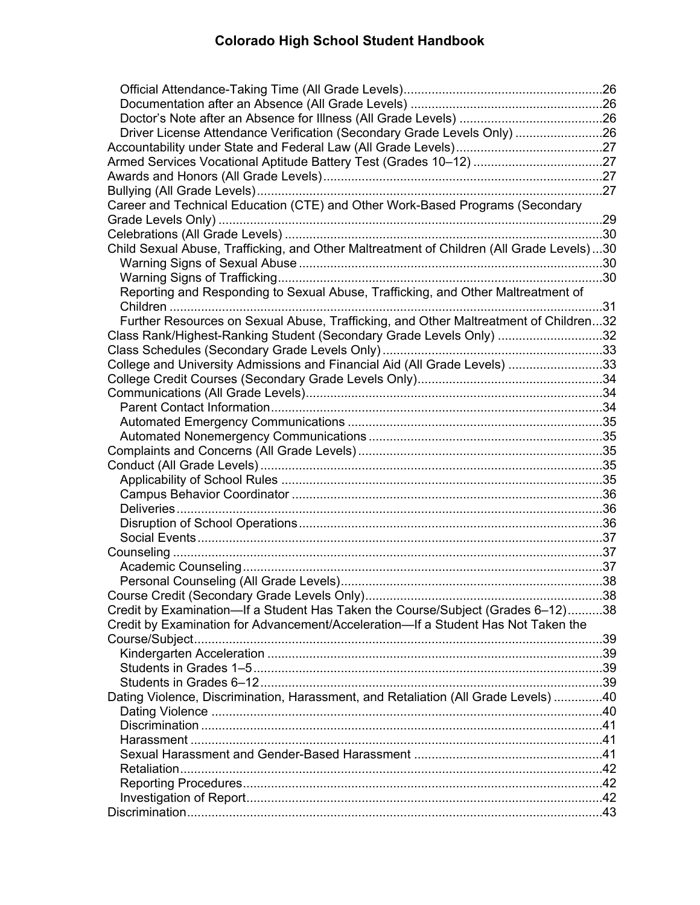Official Attendance-Taking Time (All Grade Levels) ..... 26
Documentation after an Absence (All Grade Levels) ..... 26
Doctor's Note after an Absence for Illness (All Grade Levels) ..... 26
Driver License Attendance Verification (Secondary Grade Levels Only) ..... 26
Accountability under State and Federal Law (All Grade Levels) ..... 27
Armed Services Vocational Aptitude Battery Test (Grades 10–12) ..... 27
Awards and Honors (All Grade Levels) ..... 27
Bullying (All Grade Levels) ..... 27
Career and Technical Education (CTE) and Other Work-Based Programs (Secondary Grade Levels Only) ..... 29
Celebrations (All Grade Levels) ..... 30
Child Sexual Abuse, Trafficking, and Other Maltreatment of Children (All Grade Levels) ..... 30
Warning Signs of Sexual Abuse ..... 30
Warning Signs of Trafficking ..... 30
Reporting and Responding to Sexual Abuse, Trafficking, and Other Maltreatment of Children ..... 31
Further Resources on Sexual Abuse, Trafficking, and Other Maltreatment of Children ..... 32
Class Rank/Highest-Ranking Student (Secondary Grade Levels Only) ..... 32
Class Schedules (Secondary Grade Levels Only) ..... 33
College and University Admissions and Financial Aid (All Grade Levels) ..... 33
College Credit Courses (Secondary Grade Levels Only) ..... 34
Communications (All Grade Levels) ..... 34
Parent Contact Information ..... 34
Automated Emergency Communications ..... 35
Automated Nonemergency Communications ..... 35
Complaints and Concerns (All Grade Levels) ..... 35
Conduct (All Grade Levels) ..... 35
Applicability of School Rules ..... 35
Campus Behavior Coordinator ..... 36
Deliveries ..... 36
Disruption of School Operations ..... 36
Social Events ..... 37
Counseling ..... 37
Academic Counseling ..... 37
Personal Counseling (All Grade Levels) ..... 38
Course Credit (Secondary Grade Levels Only) ..... 38
Credit by Examination—If a Student Has Taken the Course/Subject (Grades 6–12) ..... 38
Credit by Examination for Advancement/Acceleration—If a Student Has Not Taken the Course/Subject ..... 39
Kindergarten Acceleration ..... 39
Students in Grades 1–5 ..... 39
Students in Grades 6–12 ..... 39
Dating Violence, Discrimination, Harassment, and Retaliation (All Grade Levels) ..... 40
Dating Violence ..... 40
Discrimination ..... 41
Harassment ..... 41
Sexual Harassment and Gender-Based Harassment ..... 41
Retaliation ..... 42
Reporting Procedures ..... 42
Investigation of Report ..... 42
Discrimination ..... 43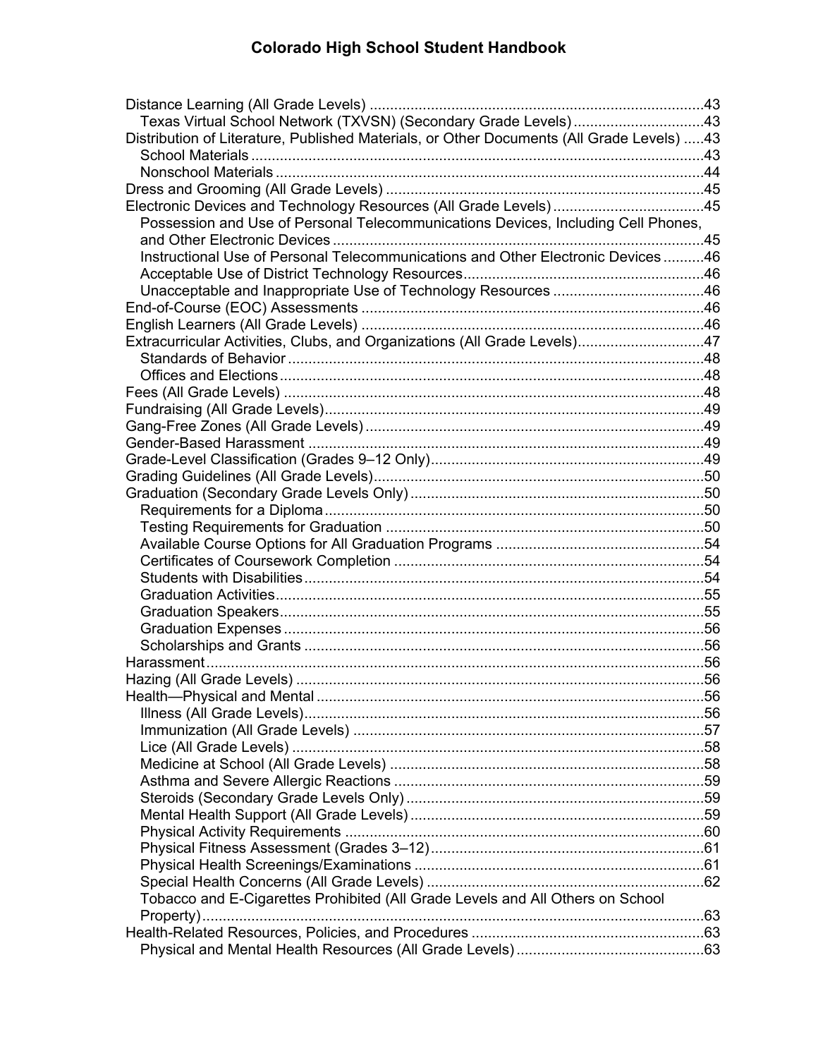Distance Learning (All Grade Levels) .....43
- Texas Virtual School Network (TXVSN) (Secondary Grade Levels) .....43

Distribution of Literature, Published Materials, or Other Documents (All Grade Levels) .....43
- School Materials .....43
- Nonschool Materials .....44

Dress and Grooming (All Grade Levels) .....45

Electronic Devices and Technology Resources (All Grade Levels) .....45
- Possession and Use of Personal Telecommunications Devices, Including Cell Phones, and Other Electronic Devices .....45
- Instructional Use of Personal Telecommunications and Other Electronic Devices .....46
- Acceptable Use of District Technology Resources .....46
- Unacceptable and Inappropriate Use of Technology Resources .....46

End-of-Course (EOC) Assessments .....46

English Learners (All Grade Levels) .....46

Extracurricular Activities, Clubs, and Organizations (All Grade Levels) .....47
- Standards of Behavior .....48
- Offices and Elections .....48

Fees (All Grade Levels) .....48

Fundraising (All Grade Levels) .....49

Gang-Free Zones (All Grade Levels) .....49

Gender-Based Harassment .....49

Grade-Level Classification (Grades 9–12 Only) .....49

Grading Guidelines (All Grade Levels) .....50

Graduation (Secondary Grade Levels Only) .....50
- Requirements for a Diploma .....50
- Testing Requirements for Graduation .....50
- Available Course Options for All Graduation Programs .....54
- Certificates of Coursework Completion .....54
- Students with Disabilities .....54
- Graduation Activities .....55
- Graduation Speakers .....55
- Graduation Expenses .....56
- Scholarships and Grants .....56

Harassment .....56

Hazing (All Grade Levels) .....56

Health—Physical and Mental .....56
- Illness (All Grade Levels) .....56
- Immunization (All Grade Levels) .....57
- Lice (All Grade Levels) .....58
- Medicine at School (All Grade Levels) .....58
- Asthma and Severe Allergic Reactions .....59
- Steroids (Secondary Grade Levels Only) .....59
- Mental Health Support (All Grade Levels) .....59
- Physical Activity Requirements .....60
- Physical Fitness Assessment (Grades 3–12) .....61
- Physical Health Screenings/Examinations .....61
- Special Health Concerns (All Grade Levels) .....62
- Tobacco and E-Cigarettes Prohibited (All Grade Levels and All Others on School Property) .....63

Health-Related Resources, Policies, and Procedures .....63
- Physical and Mental Health Resources (All Grade Levels) .....63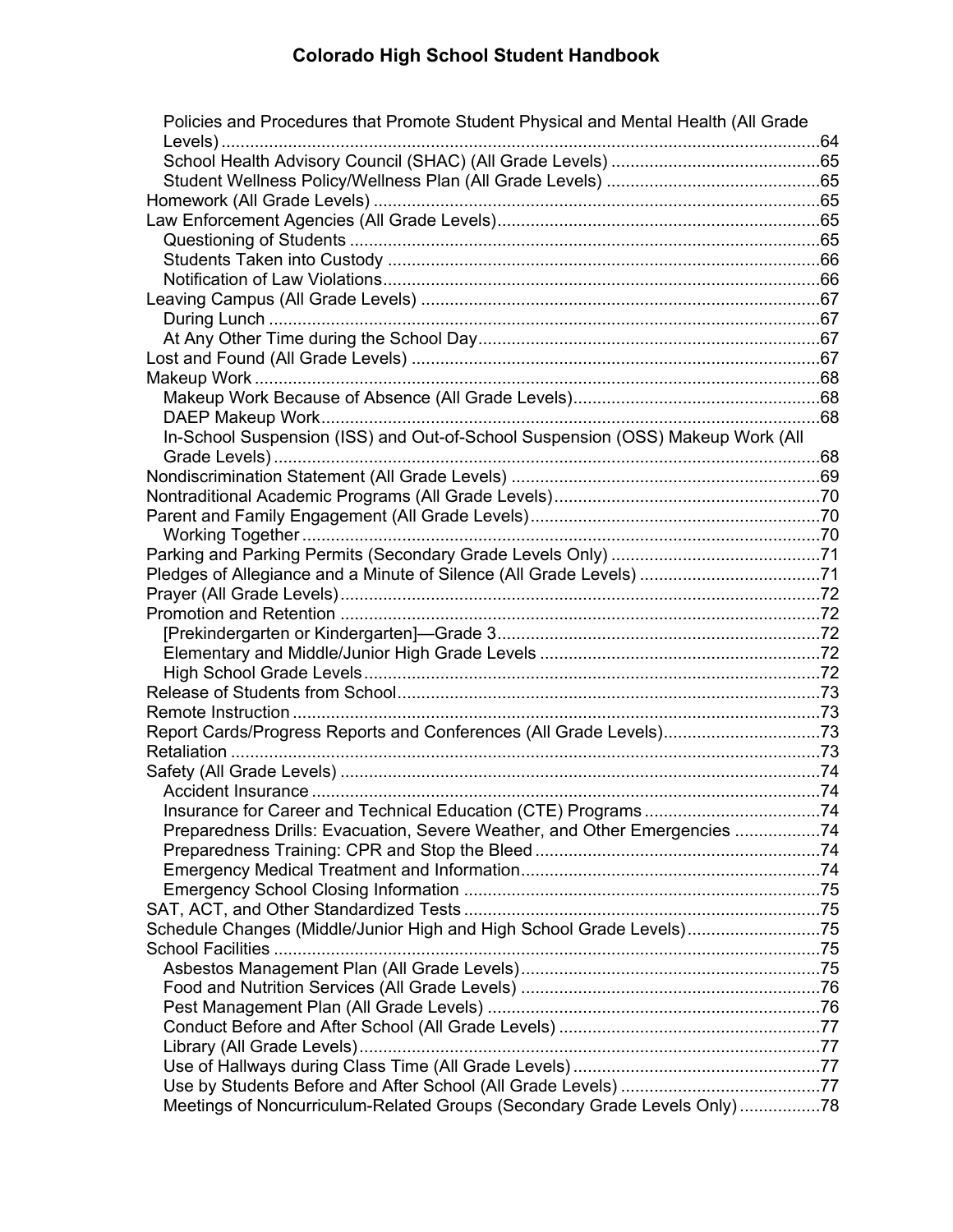- Policies and Procedures that Promote Student Physical and Mental Health (All Grade Levels) .... 64
  - School Health Advisory Council (SHAC) (All Grade Levels) .... 65
  - Student Wellness Policy/Wellness Plan (All Grade Levels) .... 65
- Homework (All Grade Levels) .... 65
- Law Enforcement Agencies (All Grade Levels) .... 65
  - Questioning of Students .... 65
  - Students Taken into Custody .... 66
  - Notification of Law Violations .... 66
- Leaving Campus (All Grade Levels) .... 67
  - During Lunch .... 67
  - At Any Other Time during the School Day .... 67
- Lost and Found (All Grade Levels) .... 67
- Makeup Work .... 68
  - Makeup Work Because of Absence (All Grade Levels) .... 68
  - DAEP Makeup Work .... 68
  - In-School Suspension (ISS) and Out-of-School Suspension (OSS) Makeup Work (All Grade Levels) .... 68
- Nondiscrimination Statement (All Grade Levels) .... 69
- Nontraditional Academic Programs (All Grade Levels) .... 70
- Parent and Family Engagement (All Grade Levels) .... 70
  - Working Together .... 70
- Parking and Parking Permits (Secondary Grade Levels Only) .... 71
- Pledges of Allegiance and a Minute of Silence (All Grade Levels) .... 71
- Prayer (All Grade Levels) .... 72
- Promotion and Retention .... 72
  - [Prekindergarten or Kindergarten]—Grade 3 .... 72
  - Elementary and Middle/Junior High Grade Levels .... 72
  - High School Grade Levels .... 72
- Release of Students from School .... 73
- Remote Instruction .... 73
- Report Cards/Progress Reports and Conferences (All Grade Levels) .... 73
- Retaliation .... 73
- Safety (All Grade Levels) .... 74
  - Accident Insurance .... 74
  - Insurance for Career and Technical Education (CTE) Programs .... 74
  - Preparedness Drills: Evacuation, Severe Weather, and Other Emergencies .... 74
  - Preparedness Training: CPR and Stop the Bleed .... 74
  - Emergency Medical Treatment and Information .... 74
  - Emergency School Closing Information .... 75
- SAT, ACT, and Other Standardized Tests .... 75
- Schedule Changes (Middle/Junior High and High School Grade Levels) .... 75
- School Facilities .... 75
  - Asbestos Management Plan (All Grade Levels) .... 75
  - Food and Nutrition Services (All Grade Levels) .... 76
  - Pest Management Plan (All Grade Levels) .... 76
  - Conduct Before and After School (All Grade Levels) .... 77
  - Library (All Grade Levels) .... 77
  - Use of Hallways during Class Time (All Grade Levels) .... 77
  - Use by Students Before and After School (All Grade Levels) .... 77
  - Meetings of Noncurriculum-Related Groups (Secondary Grade Levels Only) .... 78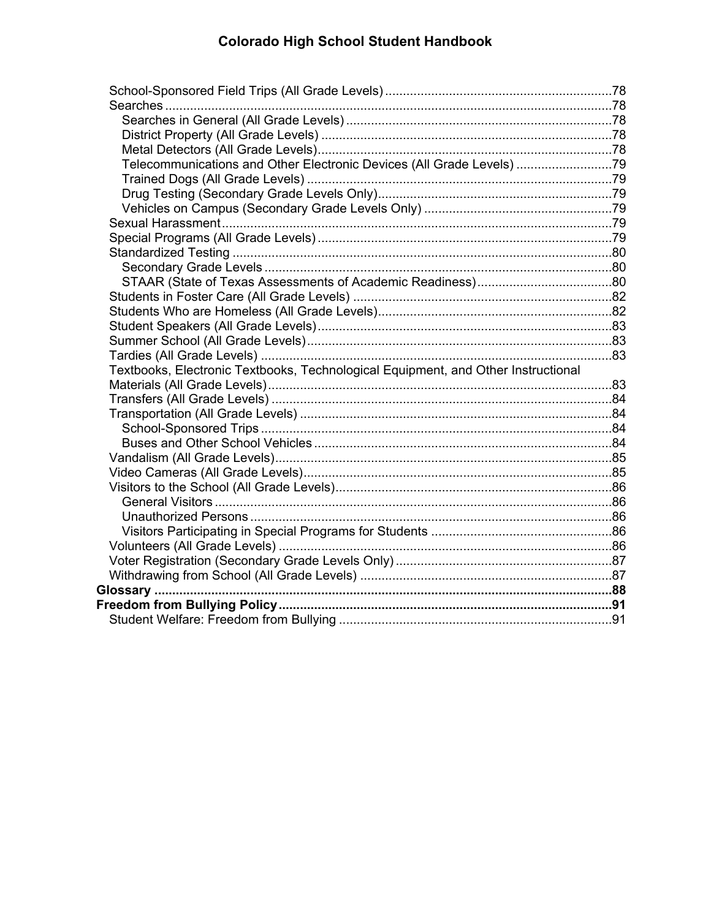School-Sponsored Field Trips (All Grade Levels) ........ 78
Searches ........ 78
  Searches in General (All Grade Levels) ........ 78
  District Property (All Grade Levels) ........ 78
  Metal Detectors (All Grade Levels) ........ 78
  Telecommunications and Other Electronic Devices (All Grade Levels) ........ 79
  Trained Dogs (All Grade Levels) ........ 79
  Drug Testing (Secondary Grade Levels Only) ........ 79
  Vehicles on Campus (Secondary Grade Levels Only) ........ 79
Sexual Harassment ........ 79
Special Programs (All Grade Levels) ........ 79
Standardized Testing ........ 80
  Secondary Grade Levels ........ 80
  STAAR (State of Texas Assessments of Academic Readiness) ........ 80
Students in Foster Care (All Grade Levels) ........ 82
Students Who are Homeless (All Grade Levels) ........ 82
Student Speakers (All Grade Levels) ........ 83
Summer School (All Grade Levels) ........ 83
Tardies (All Grade Levels) ........ 83
Textbooks, Electronic Textbooks, Technological Equipment, and Other Instructional Materials (All Grade Levels) ........ 83
Transfers (All Grade Levels) ........ 84
Transportation (All Grade Levels) ........ 84
  School-Sponsored Trips ........ 84
  Buses and Other School Vehicles ........ 84
Vandalism (All Grade Levels) ........ 85
Video Cameras (All Grade Levels) ........ 85
Visitors to the School (All Grade Levels) ........ 86
  General Visitors ........ 86
  Unauthorized Persons ........ 86
  Visitors Participating in Special Programs for Students ........ 86
Volunteers (All Grade Levels) ........ 86
Voter Registration (Secondary Grade Levels Only) ........ 87
Withdrawing from School (All Grade Levels) ........ 87

**Glossary ........ 88**

**Freedom from Bullying Policy ........ 91**

Student Welfare: Freedom from Bullying ........ 91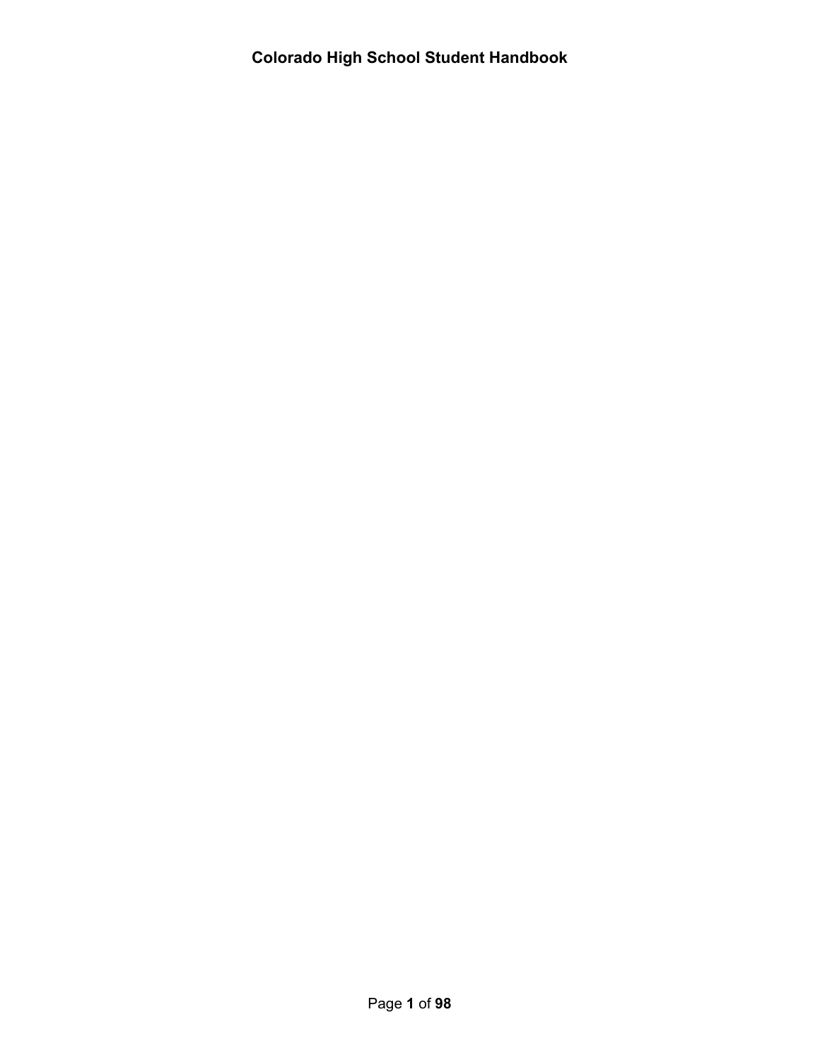# Colorado High School Student Handbook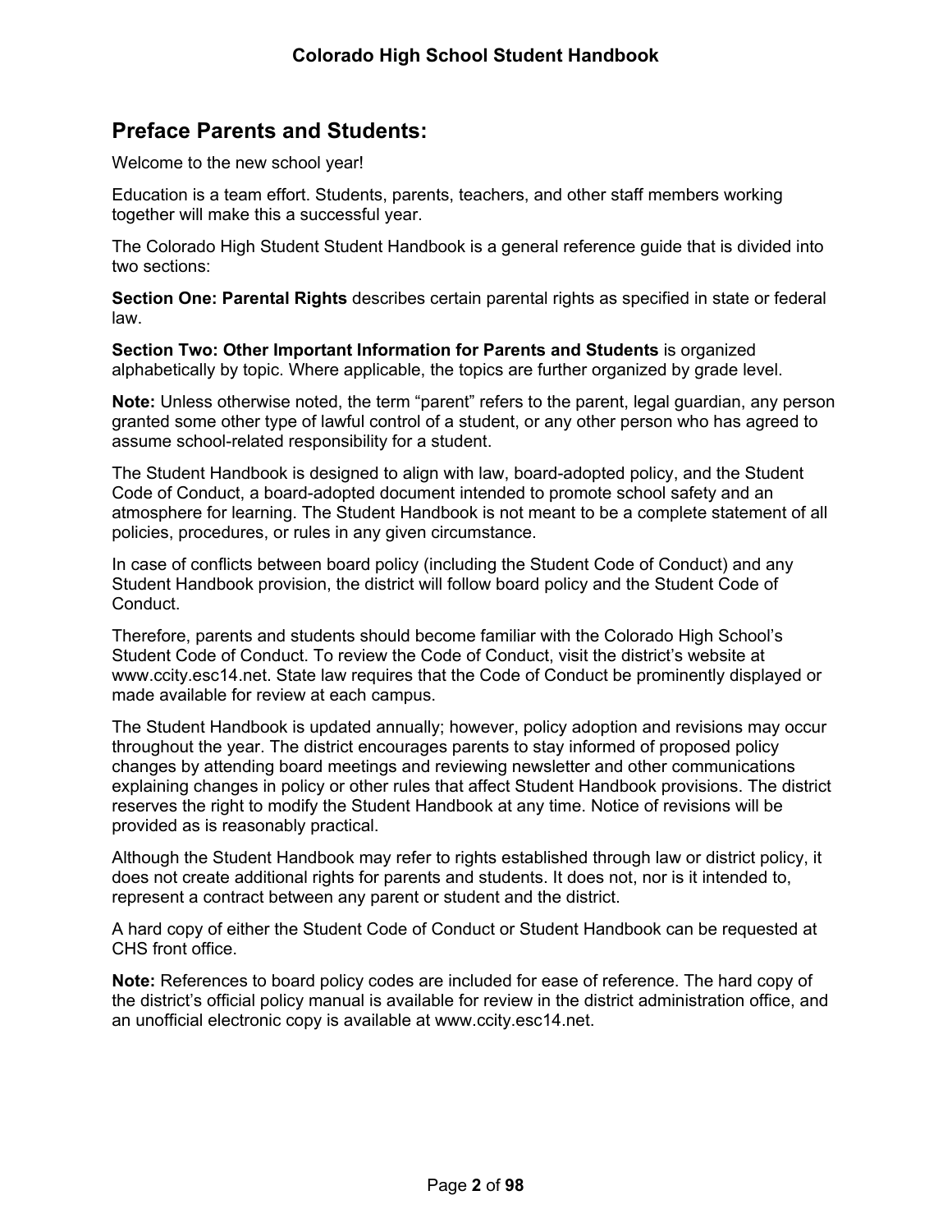## Preface Parents and Students:

Welcome to the new school year!

Education is a team effort. Students, parents, teachers, and other staff members working together will make this a successful year.

The Colorado High Student Student Handbook is a general reference guide that is divided into two sections:

**Section One: Parental Rights** describes certain parental rights as specified in state or federal law.

**Section Two: Other Important Information for Parents and Students** is organized alphabetically by topic. Where applicable, the topics are further organized by grade level.

**Note:** Unless otherwise noted, the term "parent" refers to the parent, legal guardian, any person granted some other type of lawful control of a student, or any other person who has agreed to assume school-related responsibility for a student.

The Student Handbook is designed to align with law, board-adopted policy, and the Student Code of Conduct, a board-adopted document intended to promote school safety and an atmosphere for learning. The Student Handbook is not meant to be a complete statement of all policies, procedures, or rules in any given circumstance.

In case of conflicts between board policy (including the Student Code of Conduct) and any Student Handbook provision, the district will follow board policy and the Student Code of Conduct.

Therefore, parents and students should become familiar with the Colorado High School's Student Code of Conduct. To review the Code of Conduct, visit the district's website at www.ccity.esc14.net. State law requires that the Code of Conduct be prominently displayed or made available for review at each campus.

The Student Handbook is updated annually; however, policy adoption and revisions may occur throughout the year. The district encourages parents to stay informed of proposed policy changes by attending board meetings and reviewing newsletter and other communications explaining changes in policy or other rules that affect Student Handbook provisions. The district reserves the right to modify the Student Handbook at any time. Notice of revisions will be provided as is reasonably practical.

Although the Student Handbook may refer to rights established through law or district policy, it does not create additional rights for parents and students. It does not, nor is it intended to, represent a contract between any parent or student and the district.

A hard copy of either the Student Code of Conduct or Student Handbook can be requested at CHS front office.

**Note:** References to board policy codes are included for ease of reference. The hard copy of the district's official policy manual is available for review in the district administration office, and an unofficial electronic copy is available at www.ccity.esc14.net.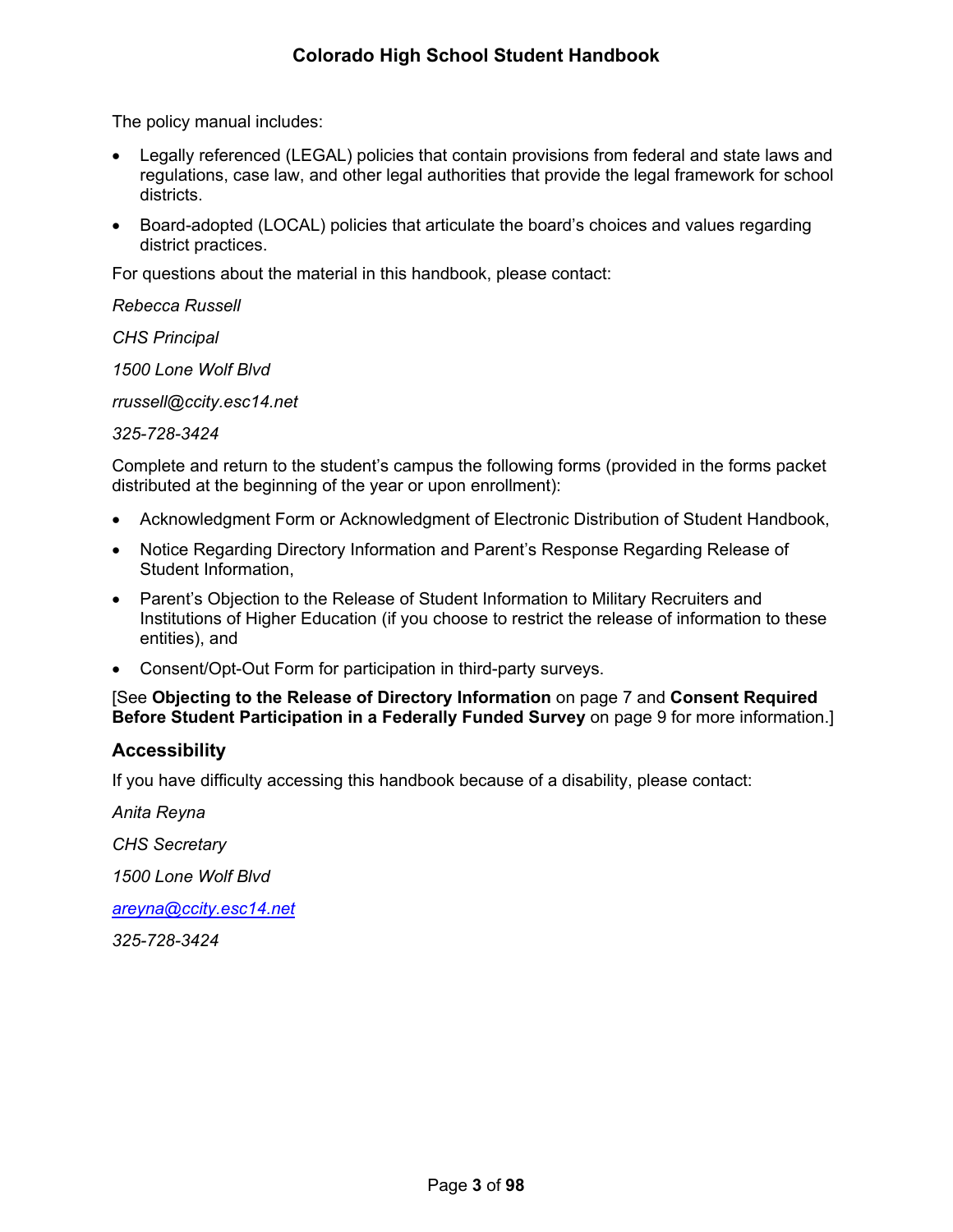The policy manual includes:

- Legally referenced (LEGAL) policies that contain provisions from federal and state laws and regulations, case law, and other legal authorities that provide the legal framework for school districts.
- Board-adopted (LOCAL) policies that articulate the board's choices and values regarding district practices.

For questions about the material in this handbook, please contact:

*Rebecca Russell*

*CHS Principal*

*1500 Lone Wolf Blvd*

*rrussell@ccity.esc14.net*

*325-728-3424*

Complete and return to the student's campus the following forms (provided in the forms packet distributed at the beginning of the year or upon enrollment):

- Acknowledgment Form or Acknowledgment of Electronic Distribution of Student Handbook,
- Notice Regarding Directory Information and Parent's Response Regarding Release of Student Information,
- Parent's Objection to the Release of Student Information to Military Recruiters and Institutions of Higher Education (if you choose to restrict the release of information to these entities), and
- Consent/Opt-Out Form for participation in third-party surveys.

[See **Objecting to the Release of Directory Information** on page 7 and **Consent Required Before Student Participation in a Federally Funded Survey** on page 9 for more information.]

## Accessibility

If you have difficulty accessing this handbook because of a disability, please contact:

*Anita Reyna*

*CHS Secretary*

*1500 Lone Wolf Blvd*

*areyna@ccity.esc14.net*

*325-728-3424*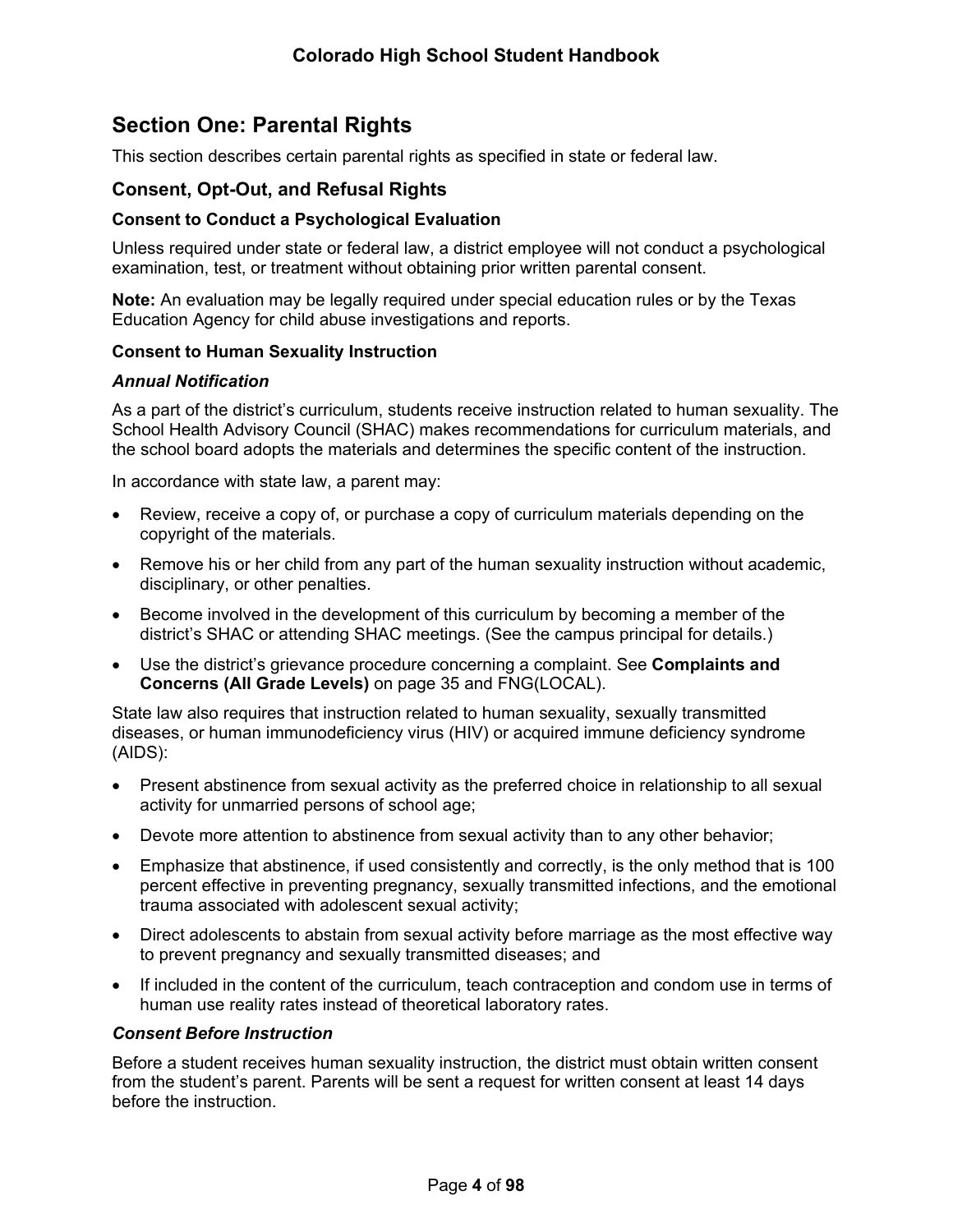## Section One: Parental Rights

This section describes certain parental rights as specified in state or federal law.

### Consent, Opt-Out, and Refusal Rights

#### Consent to Conduct a Psychological Evaluation

Unless required under state or federal law, a district employee will not conduct a psychological examination, test, or treatment without obtaining prior written parental consent.

**Note:** An evaluation may be legally required under special education rules or by the Texas Education Agency for child abuse investigations and reports.

#### Consent to Human Sexuality Instruction

***Annual Notification***

As a part of the district's curriculum, students receive instruction related to human sexuality. The School Health Advisory Council (SHAC) makes recommendations for curriculum materials, and the school board adopts the materials and determines the specific content of the instruction.

In accordance with state law, a parent may:

- Review, receive a copy of, or purchase a copy of curriculum materials depending on the copyright of the materials.
- Remove his or her child from any part of the human sexuality instruction without academic, disciplinary, or other penalties.
- Become involved in the development of this curriculum by becoming a member of the district's SHAC or attending SHAC meetings. (See the campus principal for details.)
- Use the district's grievance procedure concerning a complaint. See **Complaints and Concerns (All Grade Levels)** on page 35 and FNG(LOCAL).

State law also requires that instruction related to human sexuality, sexually transmitted diseases, or human immunodeficiency virus (HIV) or acquired immune deficiency syndrome (AIDS):

- Present abstinence from sexual activity as the preferred choice in relationship to all sexual activity for unmarried persons of school age;
- Devote more attention to abstinence from sexual activity than to any other behavior;
- Emphasize that abstinence, if used consistently and correctly, is the only method that is 100 percent effective in preventing pregnancy, sexually transmitted infections, and the emotional trauma associated with adolescent sexual activity;
- Direct adolescents to abstain from sexual activity before marriage as the most effective way to prevent pregnancy and sexually transmitted diseases; and
- If included in the content of the curriculum, teach contraception and condom use in terms of human use reality rates instead of theoretical laboratory rates.

***Consent Before Instruction***

Before a student receives human sexuality instruction, the district must obtain written consent from the student's parent. Parents will be sent a request for written consent at least 14 days before the instruction.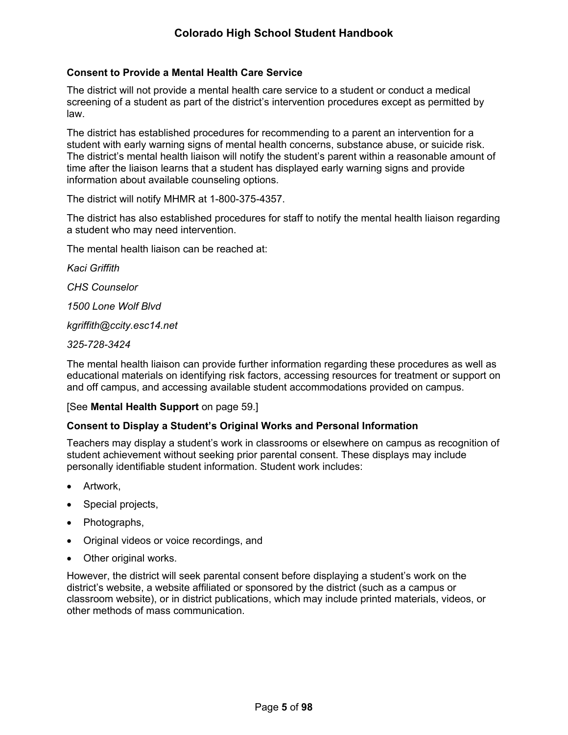### Consent to Provide a Mental Health Care Service

The district will not provide a mental health care service to a student or conduct a medical screening of a student as part of the district's intervention procedures except as permitted by law.

The district has established procedures for recommending to a parent an intervention for a student with early warning signs of mental health concerns, substance abuse, or suicide risk. The district's mental health liaison will notify the student's parent within a reasonable amount of time after the liaison learns that a student has displayed early warning signs and provide information about available counseling options.

The district will notify MHMR at 1-800-375-4357.

The district has also established procedures for staff to notify the mental health liaison regarding a student who may need intervention.

The mental health liaison can be reached at:

*Kaci Griffith*

*CHS Counselor*

*1500 Lone Wolf Blvd*

*kgriffith@ccity.esc14.net*

*325-728-3424*

The mental health liaison can provide further information regarding these procedures as well as educational materials on identifying risk factors, accessing resources for treatment or support on and off campus, and accessing available student accommodations provided on campus.

[See **Mental Health Support** on page 59.]

### Consent to Display a Student's Original Works and Personal Information

Teachers may display a student's work in classrooms or elsewhere on campus as recognition of student achievement without seeking prior parental consent. These displays may include personally identifiable student information. Student work includes:

- Artwork,
- Special projects,
- Photographs,
- Original videos or voice recordings, and
- Other original works.

However, the district will seek parental consent before displaying a student's work on the district's website, a website affiliated or sponsored by the district (such as a campus or classroom website), or in district publications, which may include printed materials, videos, or other methods of mass communication.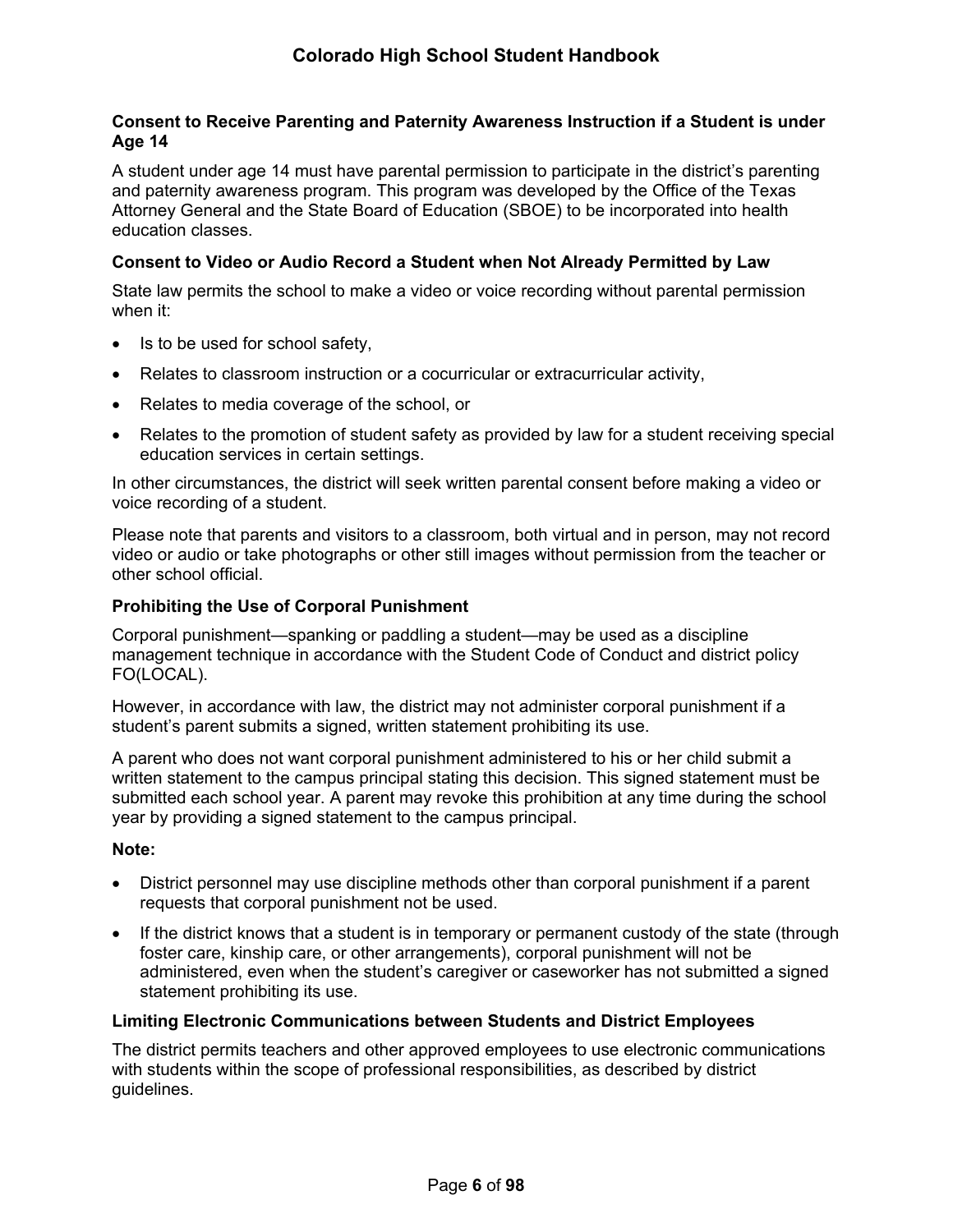**Consent to Receive Parenting and Paternity Awareness Instruction if a Student is under Age 14**

A student under age 14 must have parental permission to participate in the district's parenting and paternity awareness program. This program was developed by the Office of the Texas Attorney General and the State Board of Education (SBOE) to be incorporated into health education classes.

**Consent to Video or Audio Record a Student when Not Already Permitted by Law**

State law permits the school to make a video or voice recording without parental permission when it:

- Is to be used for school safety,
- Relates to classroom instruction or a cocurricular or extracurricular activity,
- Relates to media coverage of the school, or
- Relates to the promotion of student safety as provided by law for a student receiving special education services in certain settings.

In other circumstances, the district will seek written parental consent before making a video or voice recording of a student.

Please note that parents and visitors to a classroom, both virtual and in person, may not record video or audio or take photographs or other still images without permission from the teacher or other school official.

**Prohibiting the Use of Corporal Punishment**

Corporal punishment—spanking or paddling a student—may be used as a discipline management technique in accordance with the Student Code of Conduct and district policy FO(LOCAL).

However, in accordance with law, the district may not administer corporal punishment if a student's parent submits a signed, written statement prohibiting its use.

A parent who does not want corporal punishment administered to his or her child submit a written statement to the campus principal stating this decision. This signed statement must be submitted each school year. A parent may revoke this prohibition at any time during the school year by providing a signed statement to the campus principal.

**Note:**

- District personnel may use discipline methods other than corporal punishment if a parent requests that corporal punishment not be used.
- If the district knows that a student is in temporary or permanent custody of the state (through foster care, kinship care, or other arrangements), corporal punishment will not be administered, even when the student's caregiver or caseworker has not submitted a signed statement prohibiting its use.

**Limiting Electronic Communications between Students and District Employees**

The district permits teachers and other approved employees to use electronic communications with students within the scope of professional responsibilities, as described by district guidelines.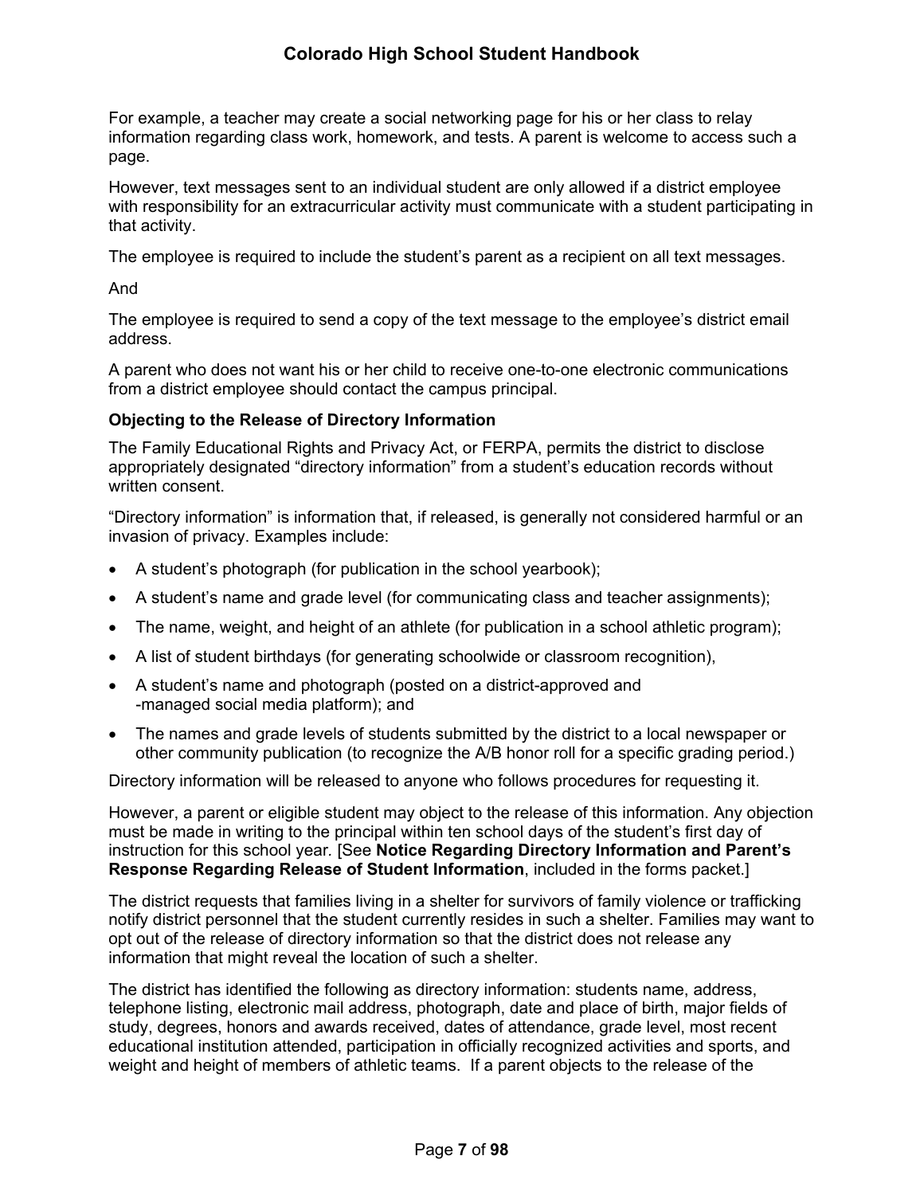For example, a teacher may create a social networking page for his or her class to relay information regarding class work, homework, and tests. A parent is welcome to access such a page.

However, text messages sent to an individual student are only allowed if a district employee with responsibility for an extracurricular activity must communicate with a student participating in that activity.

The employee is required to include the student's parent as a recipient on all text messages.

And

The employee is required to send a copy of the text message to the employee's district email address.

A parent who does not want his or her child to receive one-to-one electronic communications from a district employee should contact the campus principal.

### Objecting to the Release of Directory Information

The Family Educational Rights and Privacy Act, or FERPA, permits the district to disclose appropriately designated "directory information" from a student's education records without written consent.

"Directory information" is information that, if released, is generally not considered harmful or an invasion of privacy. Examples include:

- A student's photograph (for publication in the school yearbook);
- A student's name and grade level (for communicating class and teacher assignments);
- The name, weight, and height of an athlete (for publication in a school athletic program);
- A list of student birthdays (for generating schoolwide or classroom recognition),
- A student's name and photograph (posted on a district-approved and -managed social media platform); and
- The names and grade levels of students submitted by the district to a local newspaper or other community publication (to recognize the A/B honor roll for a specific grading period.)

Directory information will be released to anyone who follows procedures for requesting it.

However, a parent or eligible student may object to the release of this information. Any objection must be made in writing to the principal within ten school days of the student's first day of instruction for this school year. [See **Notice Regarding Directory Information and Parent's Response Regarding Release of Student Information**, included in the forms packet.]

The district requests that families living in a shelter for survivors of family violence or trafficking notify district personnel that the student currently resides in such a shelter. Families may want to opt out of the release of directory information so that the district does not release any information that might reveal the location of such a shelter.

The district has identified the following as directory information: students name, address, telephone listing, electronic mail address, photograph, date and place of birth, major fields of study, degrees, honors and awards received, dates of attendance, grade level, most recent educational institution attended, participation in officially recognized activities and sports, and weight and height of members of athletic teams. If a parent objects to the release of the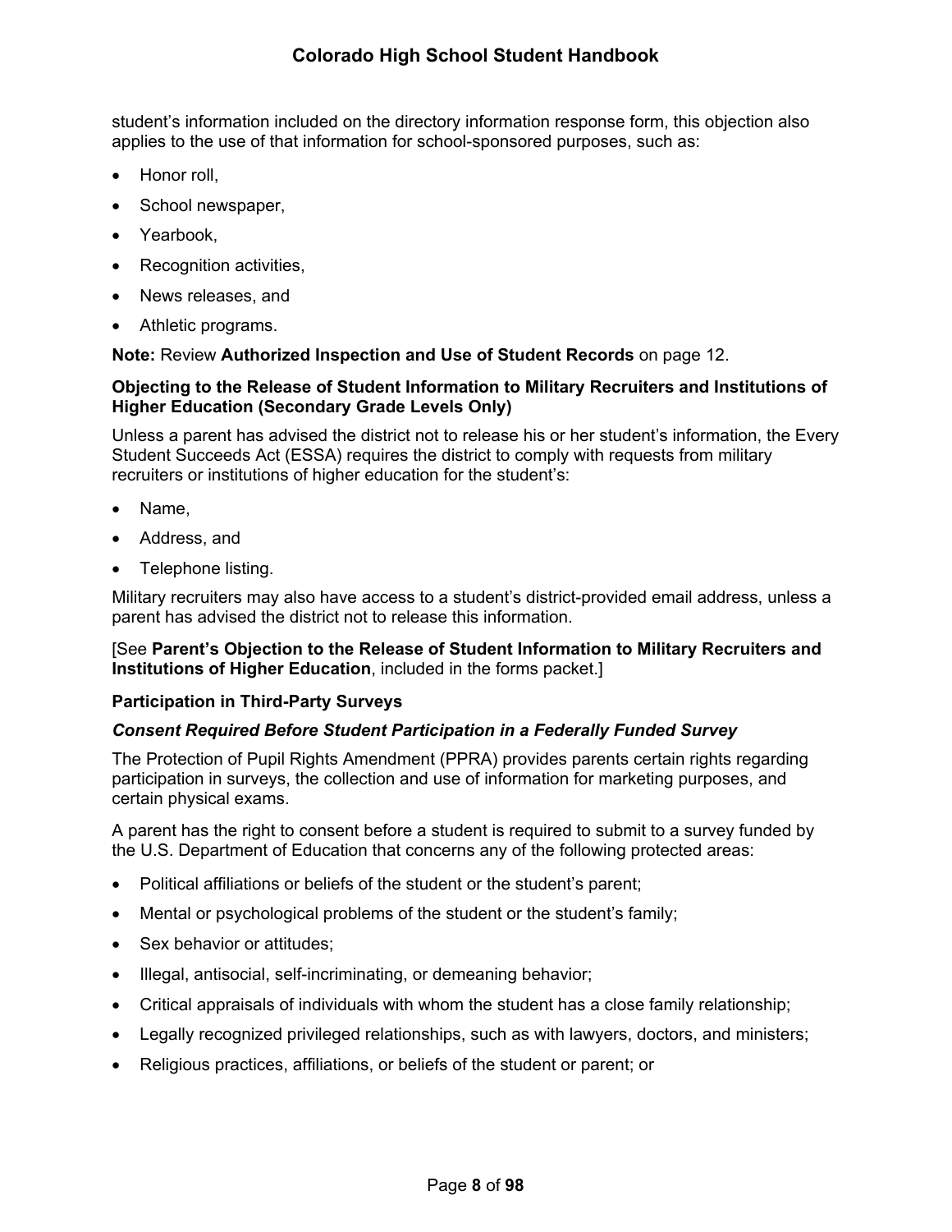student's information included on the directory information response form, this objection also applies to the use of that information for school-sponsored purposes, such as:

- Honor roll,
- School newspaper,
- Yearbook,
- Recognition activities,
- News releases, and
- Athletic programs.

**Note:** Review **Authorized Inspection and Use of Student Records** on page 12.

### Objecting to the Release of Student Information to Military Recruiters and Institutions of Higher Education (Secondary Grade Levels Only)

Unless a parent has advised the district not to release his or her student's information, the Every Student Succeeds Act (ESSA) requires the district to comply with requests from military recruiters or institutions of higher education for the student's:

- Name,
- Address, and
- Telephone listing.

Military recruiters may also have access to a student's district-provided email address, unless a parent has advised the district not to release this information.

[See **Parent's Objection to the Release of Student Information to Military Recruiters and Institutions of Higher Education**, included in the forms packet.]

### Participation in Third-Party Surveys

#### *Consent Required Before Student Participation in a Federally Funded Survey*

The Protection of Pupil Rights Amendment (PPRA) provides parents certain rights regarding participation in surveys, the collection and use of information for marketing purposes, and certain physical exams.

A parent has the right to consent before a student is required to submit to a survey funded by the U.S. Department of Education that concerns any of the following protected areas:

- Political affiliations or beliefs of the student or the student's parent;
- Mental or psychological problems of the student or the student's family;
- Sex behavior or attitudes;
- Illegal, antisocial, self-incriminating, or demeaning behavior;
- Critical appraisals of individuals with whom the student has a close family relationship;
- Legally recognized privileged relationships, such as with lawyers, doctors, and ministers;
- Religious practices, affiliations, or beliefs of the student or parent; or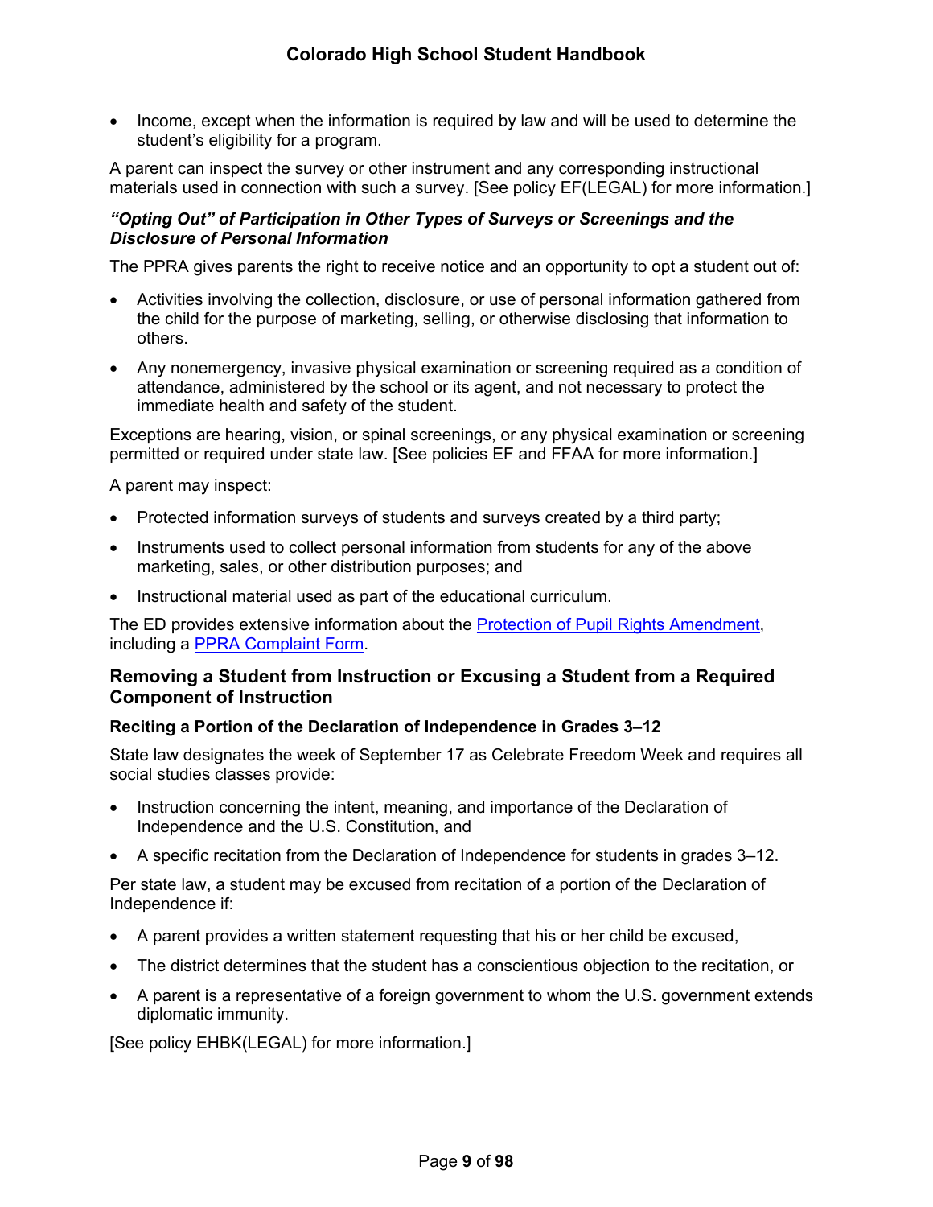- Income, except when the information is required by law and will be used to determine the student's eligibility for a program.

A parent can inspect the survey or other instrument and any corresponding instructional materials used in connection with such a survey. [See policy EF(LEGAL) for more information.]

#### *"Opting Out" of Participation in Other Types of Surveys or Screenings and the Disclosure of Personal Information*

The PPRA gives parents the right to receive notice and an opportunity to opt a student out of:

- Activities involving the collection, disclosure, or use of personal information gathered from the child for the purpose of marketing, selling, or otherwise disclosing that information to others.
- Any nonemergency, invasive physical examination or screening required as a condition of attendance, administered by the school or its agent, and not necessary to protect the immediate health and safety of the student.

Exceptions are hearing, vision, or spinal screenings, or any physical examination or screening permitted or required under state law. [See policies EF and FFAA for more information.]

A parent may inspect:

- Protected information surveys of students and surveys created by a third party;
- Instruments used to collect personal information from students for any of the above marketing, sales, or other distribution purposes; and
- Instructional material used as part of the educational curriculum.

The ED provides extensive information about the Protection of Pupil Rights Amendment, including a PPRA Complaint Form.

## Removing a Student from Instruction or Excusing a Student from a Required Component of Instruction

### Reciting a Portion of the Declaration of Independence in Grades 3–12

State law designates the week of September 17 as Celebrate Freedom Week and requires all social studies classes provide:

- Instruction concerning the intent, meaning, and importance of the Declaration of Independence and the U.S. Constitution, and
- A specific recitation from the Declaration of Independence for students in grades 3–12.

Per state law, a student may be excused from recitation of a portion of the Declaration of Independence if:

- A parent provides a written statement requesting that his or her child be excused,
- The district determines that the student has a conscientious objection to the recitation, or
- A parent is a representative of a foreign government to whom the U.S. government extends diplomatic immunity.

[See policy EHBK(LEGAL) for more information.]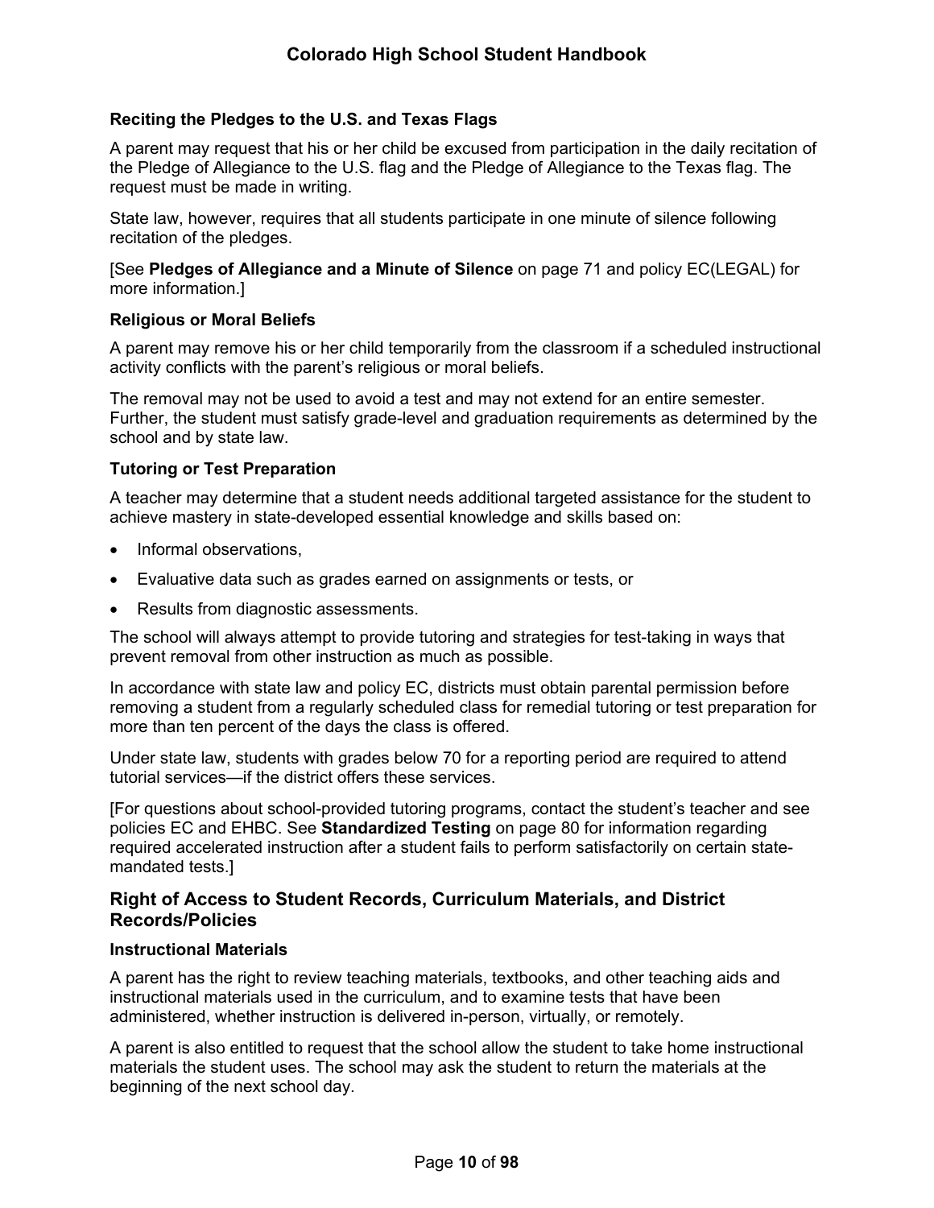#### Reciting the Pledges to the U.S. and Texas Flags

A parent may request that his or her child be excused from participation in the daily recitation of the Pledge of Allegiance to the U.S. flag and the Pledge of Allegiance to the Texas flag. The request must be made in writing.

State law, however, requires that all students participate in one minute of silence following recitation of the pledges.

[See **Pledges of Allegiance and a Minute of Silence** on page 71 and policy EC(LEGAL) for more information.]

#### Religious or Moral Beliefs

A parent may remove his or her child temporarily from the classroom if a scheduled instructional activity conflicts with the parent's religious or moral beliefs.

The removal may not be used to avoid a test and may not extend for an entire semester. Further, the student must satisfy grade-level and graduation requirements as determined by the school and by state law.

#### Tutoring or Test Preparation

A teacher may determine that a student needs additional targeted assistance for the student to achieve mastery in state-developed essential knowledge and skills based on:

- Informal observations,
- Evaluative data such as grades earned on assignments or tests, or
- Results from diagnostic assessments.

The school will always attempt to provide tutoring and strategies for test-taking in ways that prevent removal from other instruction as much as possible.

In accordance with state law and policy EC, districts must obtain parental permission before removing a student from a regularly scheduled class for remedial tutoring or test preparation for more than ten percent of the days the class is offered.

Under state law, students with grades below 70 for a reporting period are required to attend tutorial services—if the district offers these services.

[For questions about school-provided tutoring programs, contact the student's teacher and see policies EC and EHBC. See **Standardized Testing** on page 80 for information regarding required accelerated instruction after a student fails to perform satisfactorily on certain state-mandated tests.]

### Right of Access to Student Records, Curriculum Materials, and District Records/Policies

#### Instructional Materials

A parent has the right to review teaching materials, textbooks, and other teaching aids and instructional materials used in the curriculum, and to examine tests that have been administered, whether instruction is delivered in-person, virtually, or remotely.

A parent is also entitled to request that the school allow the student to take home instructional materials the student uses. The school may ask the student to return the materials at the beginning of the next school day.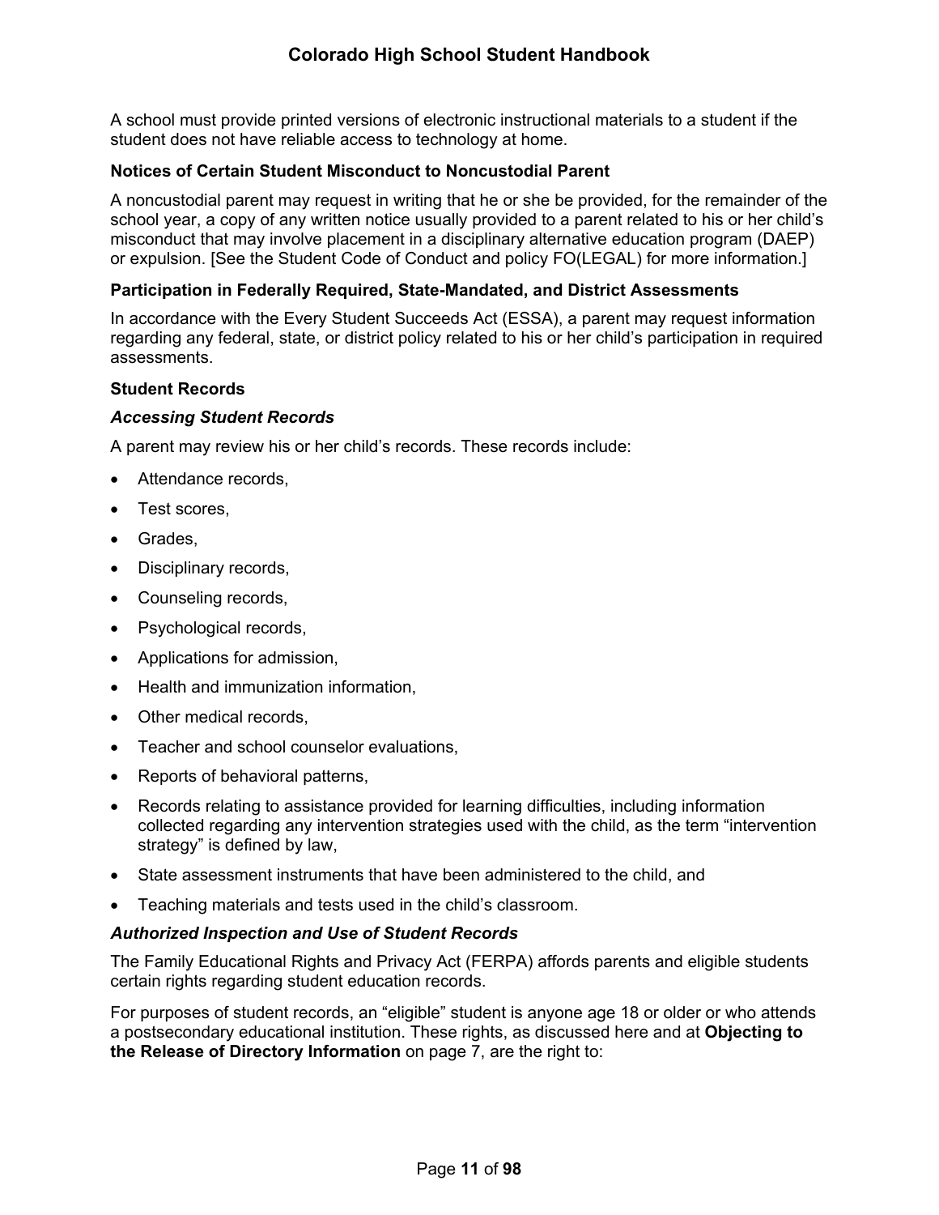A school must provide printed versions of electronic instructional materials to a student if the student does not have reliable access to technology at home.

### Notices of Certain Student Misconduct to Noncustodial Parent

A noncustodial parent may request in writing that he or she be provided, for the remainder of the school year, a copy of any written notice usually provided to a parent related to his or her child's misconduct that may involve placement in a disciplinary alternative education program (DAEP) or expulsion. [See the Student Code of Conduct and policy FO(LEGAL) for more information.]

### Participation in Federally Required, State-Mandated, and District Assessments

In accordance with the Every Student Succeeds Act (ESSA), a parent may request information regarding any federal, state, or district policy related to his or her child's participation in required assessments.

### Student Records

#### *Accessing Student Records*

A parent may review his or her child's records. These records include:

- Attendance records,
- Test scores,
- Grades,
- Disciplinary records,
- Counseling records,
- Psychological records,
- Applications for admission,
- Health and immunization information,
- Other medical records,
- Teacher and school counselor evaluations,
- Reports of behavioral patterns,
- Records relating to assistance provided for learning difficulties, including information collected regarding any intervention strategies used with the child, as the term "intervention strategy" is defined by law,
- State assessment instruments that have been administered to the child, and
- Teaching materials and tests used in the child's classroom.

#### *Authorized Inspection and Use of Student Records*

The Family Educational Rights and Privacy Act (FERPA) affords parents and eligible students certain rights regarding student education records.

For purposes of student records, an "eligible" student is anyone age 18 or older or who attends a postsecondary educational institution. These rights, as discussed here and at **Objecting to the Release of Directory Information** on page 7, are the right to: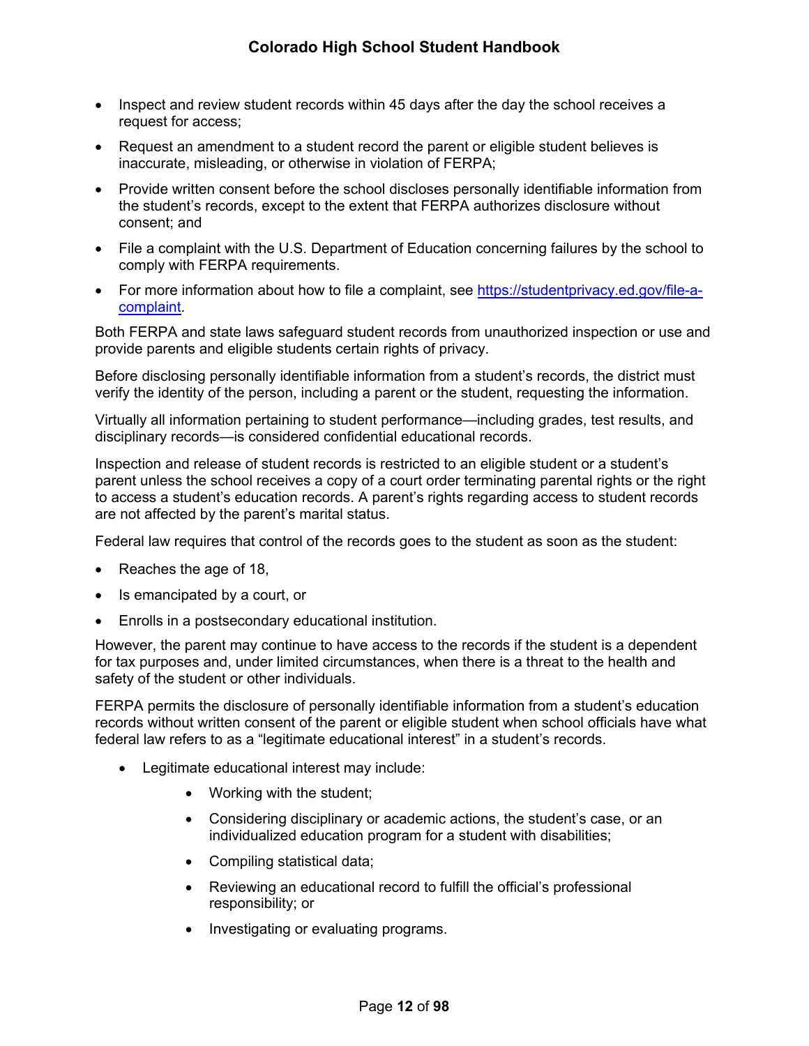- Inspect and review student records within 45 days after the day the school receives a request for access;
- Request an amendment to a student record the parent or eligible student believes is inaccurate, misleading, or otherwise in violation of FERPA;
- Provide written consent before the school discloses personally identifiable information from the student's records, except to the extent that FERPA authorizes disclosure without consent; and
- File a complaint with the U.S. Department of Education concerning failures by the school to comply with FERPA requirements.
- For more information about how to file a complaint, see [https://studentprivacy.ed.gov/file-a-complaint](https://studentprivacy.ed.gov/file-a-complaint).

Both FERPA and state laws safeguard student records from unauthorized inspection or use and provide parents and eligible students certain rights of privacy.

Before disclosing personally identifiable information from a student's records, the district must verify the identity of the person, including a parent or the student, requesting the information.

Virtually all information pertaining to student performance—including grades, test results, and disciplinary records—is considered confidential educational records.

Inspection and release of student records is restricted to an eligible student or a student's parent unless the school receives a copy of a court order terminating parental rights or the right to access a student's education records. A parent's rights regarding access to student records are not affected by the parent's marital status.

Federal law requires that control of the records goes to the student as soon as the student:

- Reaches the age of 18,
- Is emancipated by a court, or
- Enrolls in a postsecondary educational institution.

However, the parent may continue to have access to the records if the student is a dependent for tax purposes and, under limited circumstances, when there is a threat to the health and safety of the student or other individuals.

FERPA permits the disclosure of personally identifiable information from a student's education records without written consent of the parent or eligible student when school officials have what federal law refers to as a "legitimate educational interest" in a student's records.

- Legitimate educational interest may include:
  - Working with the student;
  - Considering disciplinary or academic actions, the student's case, or an individualized education program for a student with disabilities;
  - Compiling statistical data;
  - Reviewing an educational record to fulfill the official's professional responsibility; or
  - Investigating or evaluating programs.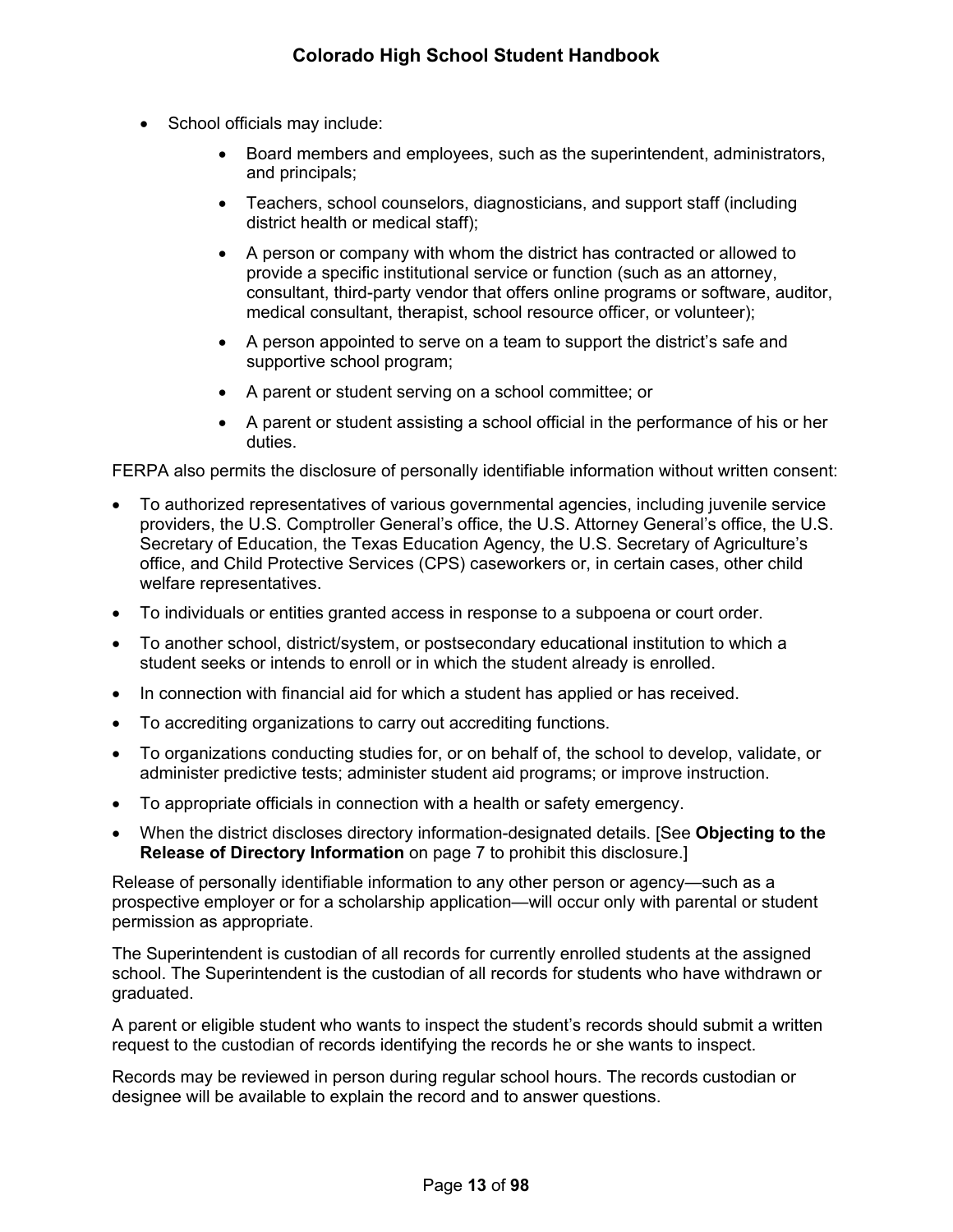- School officials may include:
  - Board members and employees, such as the superintendent, administrators, and principals;
  - Teachers, school counselors, diagnosticians, and support staff (including district health or medical staff);
  - A person or company with whom the district has contracted or allowed to provide a specific institutional service or function (such as an attorney, consultant, third-party vendor that offers online programs or software, auditor, medical consultant, therapist, school resource officer, or volunteer);
  - A person appointed to serve on a team to support the district's safe and supportive school program;
  - A parent or student serving on a school committee; or
  - A parent or student assisting a school official in the performance of his or her duties.

FERPA also permits the disclosure of personally identifiable information without written consent:

- To authorized representatives of various governmental agencies, including juvenile service providers, the U.S. Comptroller General's office, the U.S. Attorney General's office, the U.S. Secretary of Education, the Texas Education Agency, the U.S. Secretary of Agriculture's office, and Child Protective Services (CPS) caseworkers or, in certain cases, other child welfare representatives.
- To individuals or entities granted access in response to a subpoena or court order.
- To another school, district/system, or postsecondary educational institution to which a student seeks or intends to enroll or in which the student already is enrolled.
- In connection with financial aid for which a student has applied or has received.
- To accrediting organizations to carry out accrediting functions.
- To organizations conducting studies for, or on behalf of, the school to develop, validate, or administer predictive tests; administer student aid programs; or improve instruction.
- To appropriate officials in connection with a health or safety emergency.
- When the district discloses directory information-designated details. [See **Objecting to the Release of Directory Information** on page 7 to prohibit this disclosure.]

Release of personally identifiable information to any other person or agency—such as a prospective employer or for a scholarship application—will occur only with parental or student permission as appropriate.

The Superintendent is custodian of all records for currently enrolled students at the assigned school. The Superintendent is the custodian of all records for students who have withdrawn or graduated.

A parent or eligible student who wants to inspect the student's records should submit a written request to the custodian of records identifying the records he or she wants to inspect.

Records may be reviewed in person during regular school hours. The records custodian or designee will be available to explain the record and to answer questions.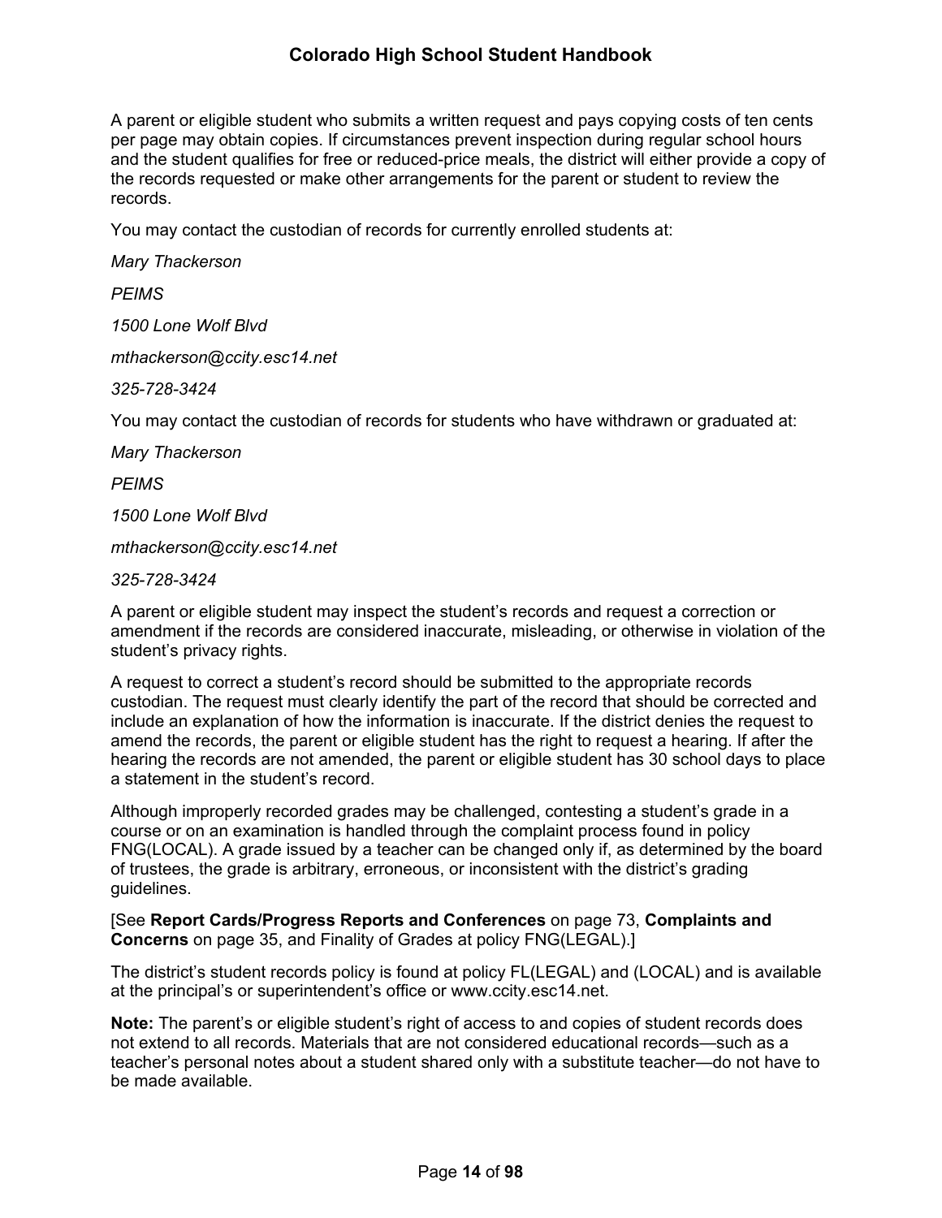A parent or eligible student who submits a written request and pays copying costs of ten cents per page may obtain copies. If circumstances prevent inspection during regular school hours and the student qualifies for free or reduced-price meals, the district will either provide a copy of the records requested or make other arrangements for the parent or student to review the records.

You may contact the custodian of records for currently enrolled students at:

*Mary Thackerson*

*PEIMS*

*1500 Lone Wolf Blvd*

*mthackerson@ccity.esc14.net*

*325-728-3424*

You may contact the custodian of records for students who have withdrawn or graduated at:

*Mary Thackerson*

*PEIMS*

*1500 Lone Wolf Blvd*

*mthackerson@ccity.esc14.net*

*325-728-3424*

A parent or eligible student may inspect the student's records and request a correction or amendment if the records are considered inaccurate, misleading, or otherwise in violation of the student's privacy rights.

A request to correct a student's record should be submitted to the appropriate records custodian. The request must clearly identify the part of the record that should be corrected and include an explanation of how the information is inaccurate. If the district denies the request to amend the records, the parent or eligible student has the right to request a hearing. If after the hearing the records are not amended, the parent or eligible student has 30 school days to place a statement in the student's record.

Although improperly recorded grades may be challenged, contesting a student's grade in a course or on an examination is handled through the complaint process found in policy FNG(LOCAL). A grade issued by a teacher can be changed only if, as determined by the board of trustees, the grade is arbitrary, erroneous, or inconsistent with the district's grading guidelines.

[See **Report Cards/Progress Reports and Conferences** on page 73, **Complaints and Concerns** on page 35, and Finality of Grades at policy FNG(LEGAL).]

The district's student records policy is found at policy FL(LEGAL) and (LOCAL) and is available at the principal's or superintendent's office or www.ccity.esc14.net.

**Note:** The parent's or eligible student's right of access to and copies of student records does not extend to all records. Materials that are not considered educational records—such as a teacher's personal notes about a student shared only with a substitute teacher—do not have to be made available.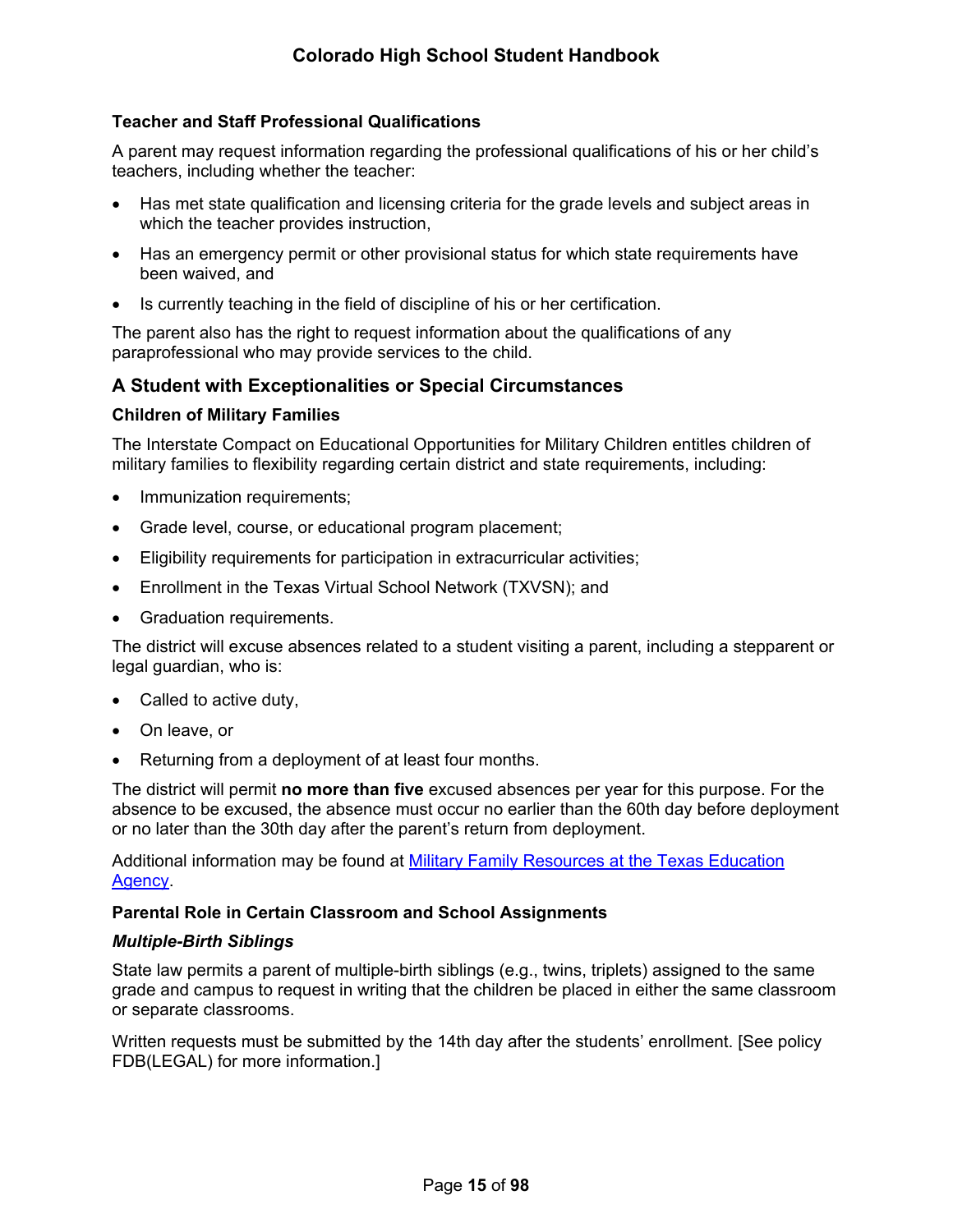### Teacher and Staff Professional Qualifications

A parent may request information regarding the professional qualifications of his or her child's teachers, including whether the teacher:

- Has met state qualification and licensing criteria for the grade levels and subject areas in which the teacher provides instruction,
- Has an emergency permit or other provisional status for which state requirements have been waived, and
- Is currently teaching in the field of discipline of his or her certification.

The parent also has the right to request information about the qualifications of any paraprofessional who may provide services to the child.

## A Student with Exceptionalities or Special Circumstances

### Children of Military Families

The Interstate Compact on Educational Opportunities for Military Children entitles children of military families to flexibility regarding certain district and state requirements, including:

- Immunization requirements;
- Grade level, course, or educational program placement;
- Eligibility requirements for participation in extracurricular activities;
- Enrollment in the Texas Virtual School Network (TXVSN); and
- Graduation requirements.

The district will excuse absences related to a student visiting a parent, including a stepparent or legal guardian, who is:

- Called to active duty,
- On leave, or
- Returning from a deployment of at least four months.

The district will permit **no more than five** excused absences per year for this purpose. For the absence to be excused, the absence must occur no earlier than the 60th day before deployment or no later than the 30th day after the parent's return from deployment.

Additional information may be found at [Military Family Resources at the Texas Education Agency]().

### Parental Role in Certain Classroom and School Assignments

#### *Multiple-Birth Siblings*

State law permits a parent of multiple-birth siblings (e.g., twins, triplets) assigned to the same grade and campus to request in writing that the children be placed in either the same classroom or separate classrooms.

Written requests must be submitted by the 14th day after the students' enrollment. [See policy FDB(LEGAL) for more information.]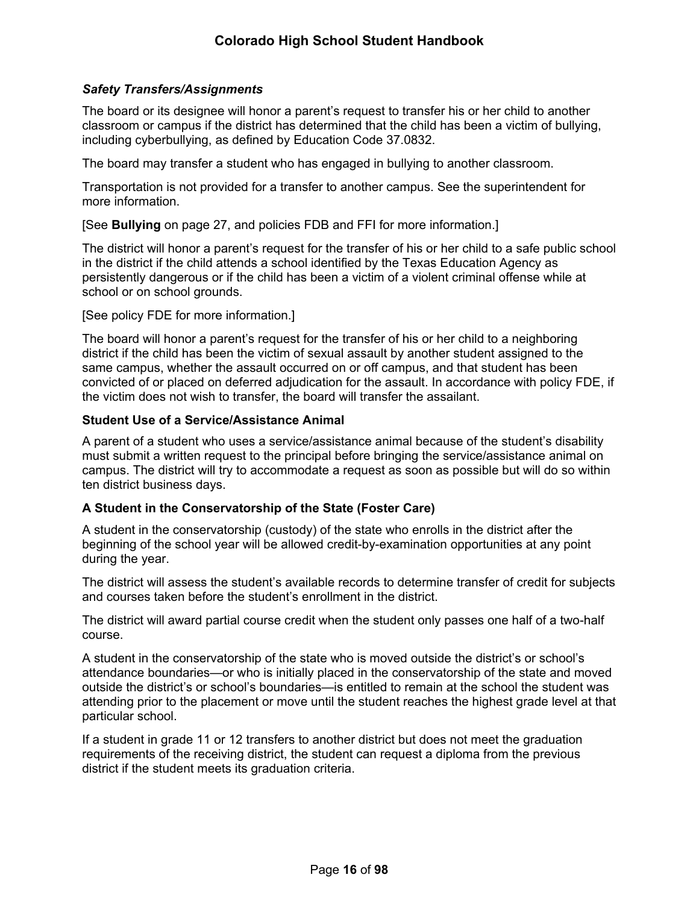### *Safety Transfers/Assignments*

The board or its designee will honor a parent's request to transfer his or her child to another classroom or campus if the district has determined that the child has been a victim of bullying, including cyberbullying, as defined by Education Code 37.0832.

The board may transfer a student who has engaged in bullying to another classroom.

Transportation is not provided for a transfer to another campus. See the superintendent for more information.

[See **Bullying** on page 27, and policies FDB and FFI for more information.]

The district will honor a parent's request for the transfer of his or her child to a safe public school in the district if the child attends a school identified by the Texas Education Agency as persistently dangerous or if the child has been a victim of a violent criminal offense while at school or on school grounds.

[See policy FDE for more information.]

The board will honor a parent's request for the transfer of his or her child to a neighboring district if the child has been the victim of sexual assault by another student assigned to the same campus, whether the assault occurred on or off campus, and that student has been convicted of or placed on deferred adjudication for the assault. In accordance with policy FDE, if the victim does not wish to transfer, the board will transfer the assailant.

### Student Use of a Service/Assistance Animal

A parent of a student who uses a service/assistance animal because of the student's disability must submit a written request to the principal before bringing the service/assistance animal on campus. The district will try to accommodate a request as soon as possible but will do so within ten district business days.

### A Student in the Conservatorship of the State (Foster Care)

A student in the conservatorship (custody) of the state who enrolls in the district after the beginning of the school year will be allowed credit-by-examination opportunities at any point during the year.

The district will assess the student's available records to determine transfer of credit for subjects and courses taken before the student's enrollment in the district.

The district will award partial course credit when the student only passes one half of a two-half course.

A student in the conservatorship of the state who is moved outside the district's or school's attendance boundaries—or who is initially placed in the conservatorship of the state and moved outside the district's or school's boundaries—is entitled to remain at the school the student was attending prior to the placement or move until the student reaches the highest grade level at that particular school.

If a student in grade 11 or 12 transfers to another district but does not meet the graduation requirements of the receiving district, the student can request a diploma from the previous district if the student meets its graduation criteria.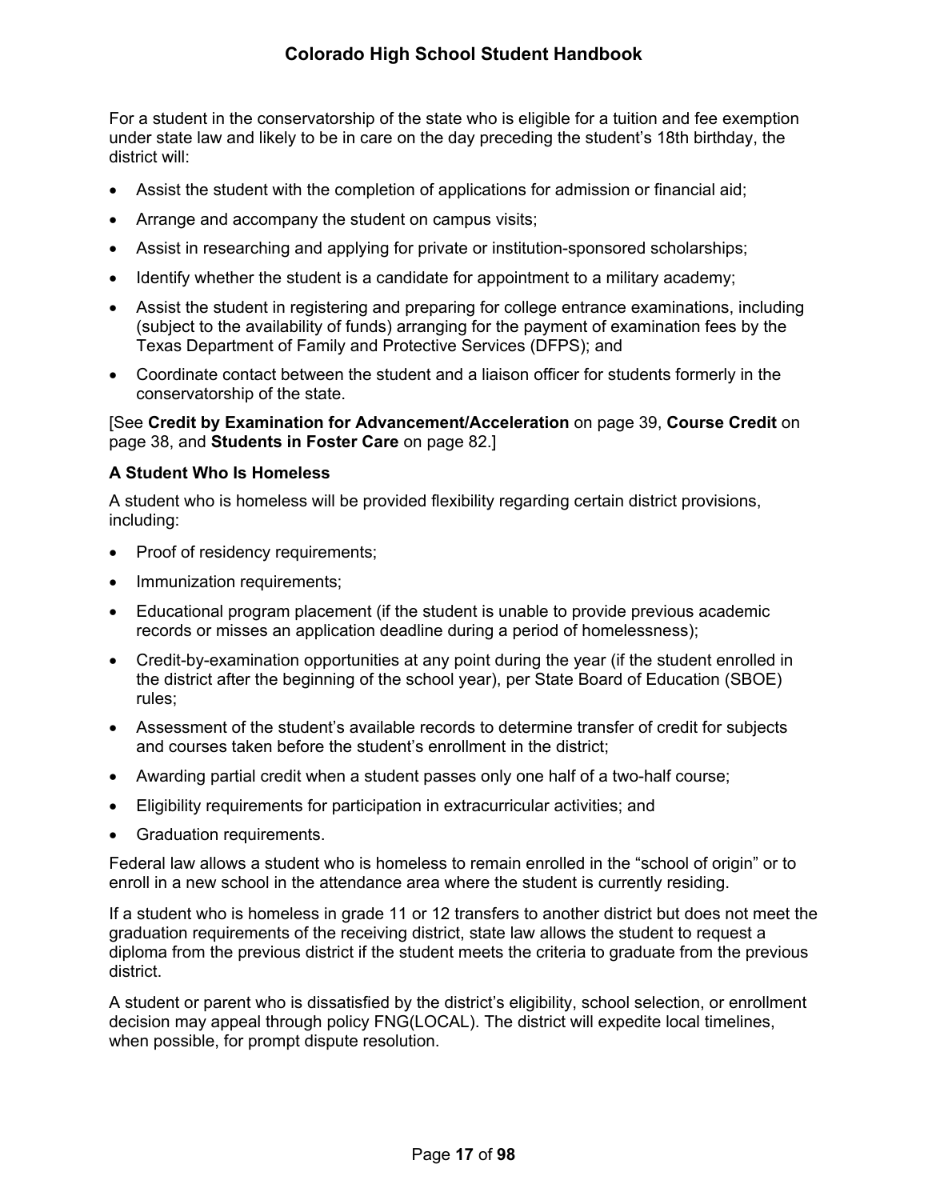For a student in the conservatorship of the state who is eligible for a tuition and fee exemption under state law and likely to be in care on the day preceding the student's 18th birthday, the district will:

- Assist the student with the completion of applications for admission or financial aid;
- Arrange and accompany the student on campus visits;
- Assist in researching and applying for private or institution-sponsored scholarships;
- Identify whether the student is a candidate for appointment to a military academy;
- Assist the student in registering and preparing for college entrance examinations, including (subject to the availability of funds) arranging for the payment of examination fees by the Texas Department of Family and Protective Services (DFPS); and
- Coordinate contact between the student and a liaison officer for students formerly in the conservatorship of the state.

[See **Credit by Examination for Advancement/Acceleration** on page 39, **Course Credit** on page 38, and **Students in Foster Care** on page 82.]

**A Student Who Is Homeless**

A student who is homeless will be provided flexibility regarding certain district provisions, including:

- Proof of residency requirements;
- Immunization requirements;
- Educational program placement (if the student is unable to provide previous academic records or misses an application deadline during a period of homelessness);
- Credit-by-examination opportunities at any point during the year (if the student enrolled in the district after the beginning of the school year), per State Board of Education (SBOE) rules;
- Assessment of the student's available records to determine transfer of credit for subjects and courses taken before the student's enrollment in the district;
- Awarding partial credit when a student passes only one half of a two-half course;
- Eligibility requirements for participation in extracurricular activities; and
- Graduation requirements.

Federal law allows a student who is homeless to remain enrolled in the "school of origin" or to enroll in a new school in the attendance area where the student is currently residing.

If a student who is homeless in grade 11 or 12 transfers to another district but does not meet the graduation requirements of the receiving district, state law allows the student to request a diploma from the previous district if the student meets the criteria to graduate from the previous district.

A student or parent who is dissatisfied by the district's eligibility, school selection, or enrollment decision may appeal through policy FNG(LOCAL). The district will expedite local timelines, when possible, for prompt dispute resolution.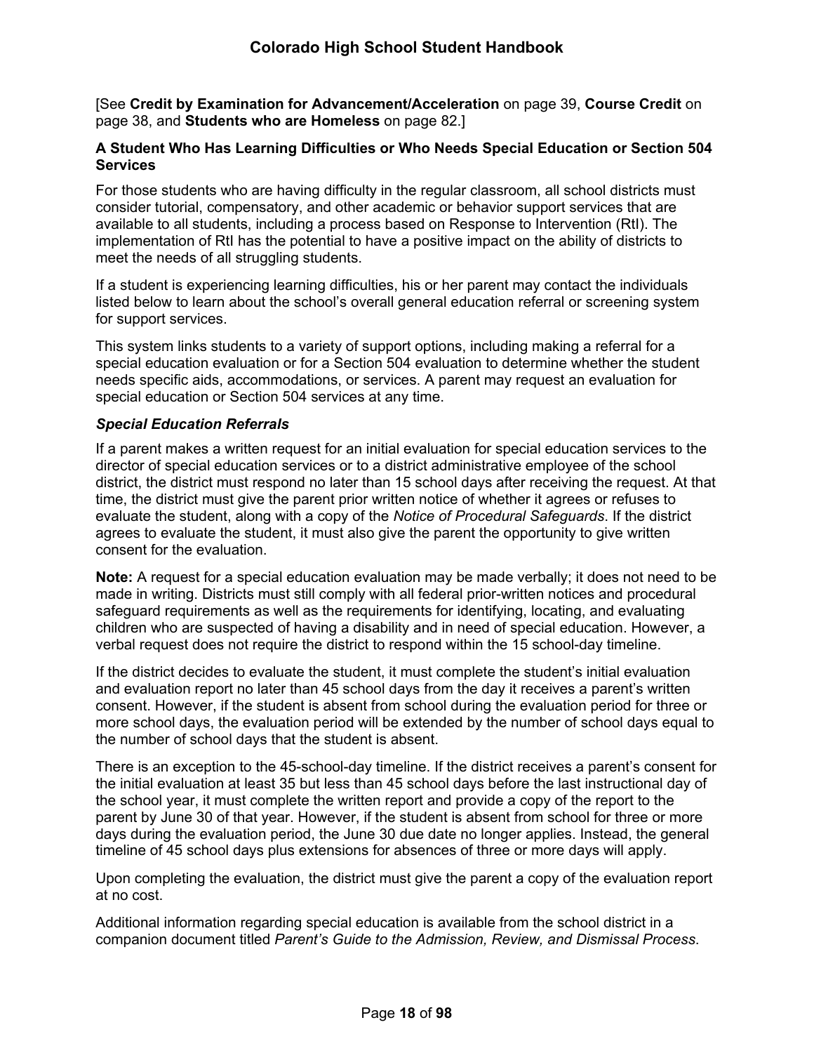[See **Credit by Examination for Advancement/Acceleration** on page 39, **Course Credit** on page 38, and **Students who are Homeless** on page 82.]

### A Student Who Has Learning Difficulties or Who Needs Special Education or Section 504 Services

For those students who are having difficulty in the regular classroom, all school districts must consider tutorial, compensatory, and other academic or behavior support services that are available to all students, including a process based on Response to Intervention (RtI). The implementation of RtI has the potential to have a positive impact on the ability of districts to meet the needs of all struggling students.

If a student is experiencing learning difficulties, his or her parent may contact the individuals listed below to learn about the school's overall general education referral or screening system for support services.

This system links students to a variety of support options, including making a referral for a special education evaluation or for a Section 504 evaluation to determine whether the student needs specific aids, accommodations, or services. A parent may request an evaluation for special education or Section 504 services at any time.

#### *Special Education Referrals*

If a parent makes a written request for an initial evaluation for special education services to the director of special education services or to a district administrative employee of the school district, the district must respond no later than 15 school days after receiving the request. At that time, the district must give the parent prior written notice of whether it agrees or refuses to evaluate the student, along with a copy of the *Notice of Procedural Safeguards*. If the district agrees to evaluate the student, it must also give the parent the opportunity to give written consent for the evaluation.

**Note:** A request for a special education evaluation may be made verbally; it does not need to be made in writing. Districts must still comply with all federal prior-written notices and procedural safeguard requirements as well as the requirements for identifying, locating, and evaluating children who are suspected of having a disability and in need of special education. However, a verbal request does not require the district to respond within the 15 school-day timeline.

If the district decides to evaluate the student, it must complete the student's initial evaluation and evaluation report no later than 45 school days from the day it receives a parent's written consent. However, if the student is absent from school during the evaluation period for three or more school days, the evaluation period will be extended by the number of school days equal to the number of school days that the student is absent.

There is an exception to the 45-school-day timeline. If the district receives a parent's consent for the initial evaluation at least 35 but less than 45 school days before the last instructional day of the school year, it must complete the written report and provide a copy of the report to the parent by June 30 of that year. However, if the student is absent from school for three or more days during the evaluation period, the June 30 due date no longer applies. Instead, the general timeline of 45 school days plus extensions for absences of three or more days will apply.

Upon completing the evaluation, the district must give the parent a copy of the evaluation report at no cost.

Additional information regarding special education is available from the school district in a companion document titled *Parent's Guide to the Admission, Review, and Dismissal Process*.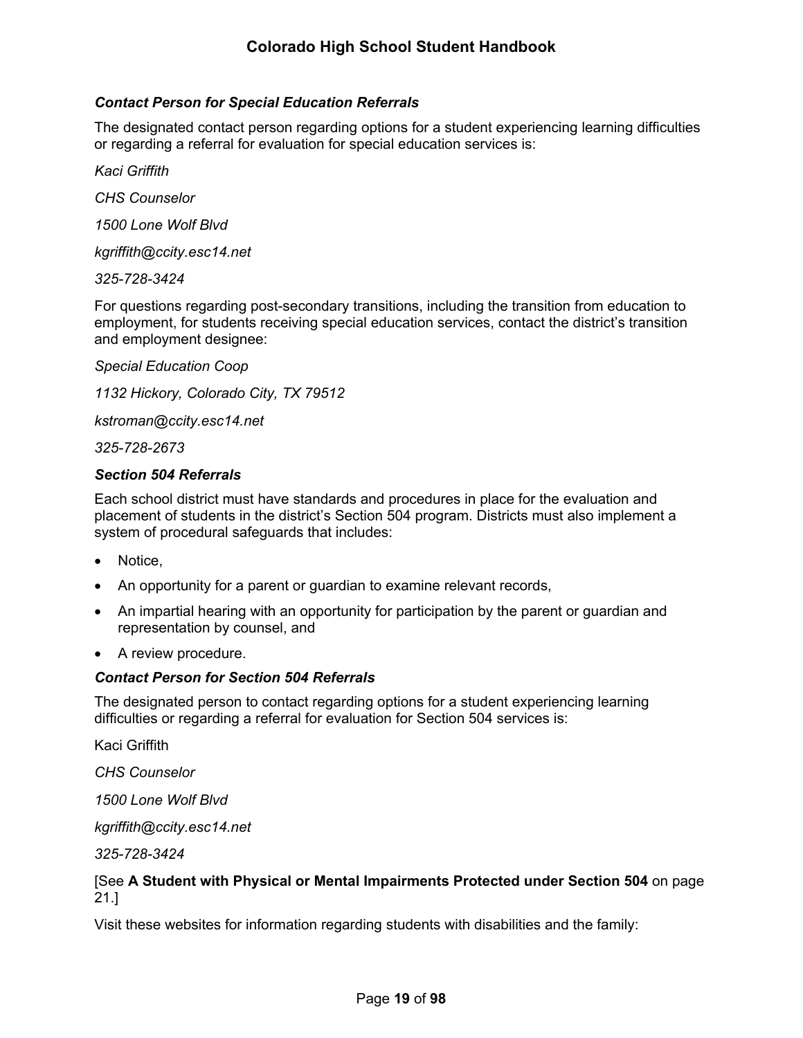### *Contact Person for Special Education Referrals*

The designated contact person regarding options for a student experiencing learning difficulties or regarding a referral for evaluation for special education services is:

*Kaci Griffith*

*CHS Counselor*

*1500 Lone Wolf Blvd*

*kgriffith@ccity.esc14.net*

*325-728-3424*

For questions regarding post-secondary transitions, including the transition from education to employment, for students receiving special education services, contact the district's transition and employment designee:

*Special Education Coop*

*1132 Hickory, Colorado City, TX 79512*

*kstroman@ccity.esc14.net*

*325-728-2673*

### *Section 504 Referrals*

Each school district must have standards and procedures in place for the evaluation and placement of students in the district's Section 504 program. Districts must also implement a system of procedural safeguards that includes:

- Notice,
- An opportunity for a parent or guardian to examine relevant records,
- An impartial hearing with an opportunity for participation by the parent or guardian and representation by counsel, and
- A review procedure.

### *Contact Person for Section 504 Referrals*

The designated person to contact regarding options for a student experiencing learning difficulties or regarding a referral for evaluation for Section 504 services is:

Kaci Griffith

*CHS Counselor*

*1500 Lone Wolf Blvd*

*kgriffith@ccity.esc14.net*

*325-728-3424*

[See **A Student with Physical or Mental Impairments Protected under Section 504** on page 21.]

Visit these websites for information regarding students with disabilities and the family: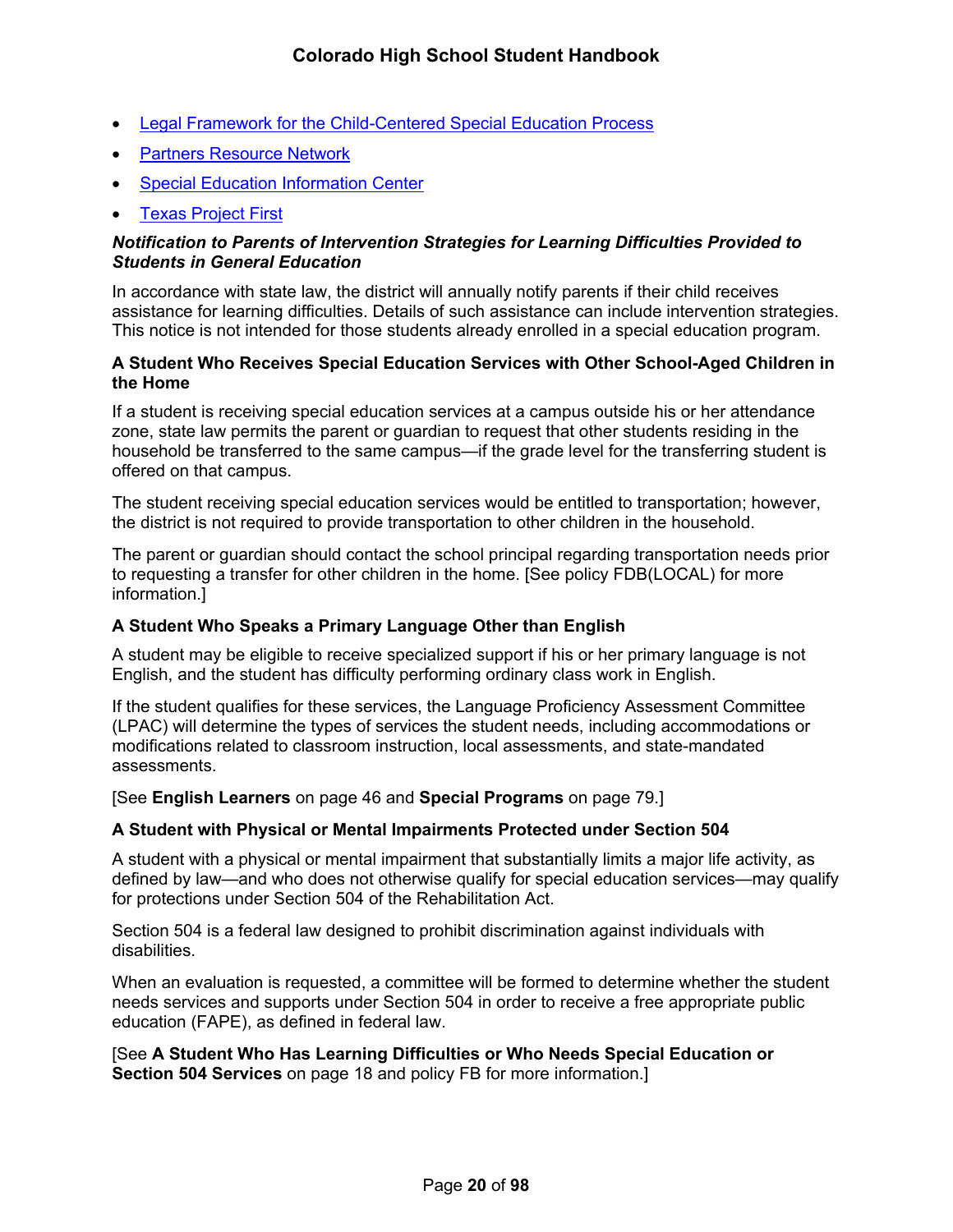- Legal Framework for the Child-Centered Special Education Process
- Partners Resource Network
- Special Education Information Center
- Texas Project First

***Notification to Parents of Intervention Strategies for Learning Difficulties Provided to Students in General Education***

In accordance with state law, the district will annually notify parents if their child receives assistance for learning difficulties. Details of such assistance can include intervention strategies. This notice is not intended for those students already enrolled in a special education program.

### A Student Who Receives Special Education Services with Other School-Aged Children in the Home

If a student is receiving special education services at a campus outside his or her attendance zone, state law permits the parent or guardian to request that other students residing in the household be transferred to the same campus—if the grade level for the transferring student is offered on that campus.

The student receiving special education services would be entitled to transportation; however, the district is not required to provide transportation to other children in the household.

The parent or guardian should contact the school principal regarding transportation needs prior to requesting a transfer for other children in the home. [See policy FDB(LOCAL) for more information.]

### A Student Who Speaks a Primary Language Other than English

A student may be eligible to receive specialized support if his or her primary language is not English, and the student has difficulty performing ordinary class work in English.

If the student qualifies for these services, the Language Proficiency Assessment Committee (LPAC) will determine the types of services the student needs, including accommodations or modifications related to classroom instruction, local assessments, and state-mandated assessments.

[See **English Learners** on page 46 and **Special Programs** on page 79.]

### A Student with Physical or Mental Impairments Protected under Section 504

A student with a physical or mental impairment that substantially limits a major life activity, as defined by law—and who does not otherwise qualify for special education services—may qualify for protections under Section 504 of the Rehabilitation Act.

Section 504 is a federal law designed to prohibit discrimination against individuals with disabilities.

When an evaluation is requested, a committee will be formed to determine whether the student needs services and supports under Section 504 in order to receive a free appropriate public education (FAPE), as defined in federal law.

[See **A Student Who Has Learning Difficulties or Who Needs Special Education or Section 504 Services** on page 18 and policy FB for more information.]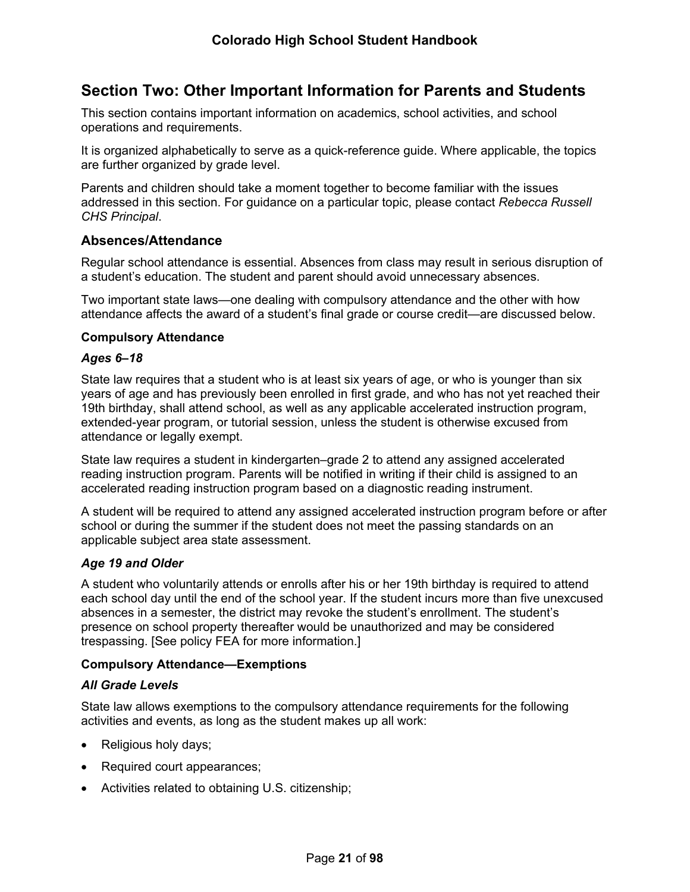## Section Two: Other Important Information for Parents and Students

This section contains important information on academics, school activities, and school operations and requirements.

It is organized alphabetically to serve as a quick-reference guide. Where applicable, the topics are further organized by grade level.

Parents and children should take a moment together to become familiar with the issues addressed in this section. For guidance on a particular topic, please contact *Rebecca Russell CHS Principal*.

### Absences/Attendance

Regular school attendance is essential. Absences from class may result in serious disruption of a student's education. The student and parent should avoid unnecessary absences.

Two important state laws—one dealing with compulsory attendance and the other with how attendance affects the award of a student's final grade or course credit—are discussed below.

**Compulsory Attendance**

***Ages 6–18***

State law requires that a student who is at least six years of age, or who is younger than six years of age and has previously been enrolled in first grade, and who has not yet reached their 19th birthday, shall attend school, as well as any applicable accelerated instruction program, extended-year program, or tutorial session, unless the student is otherwise excused from attendance or legally exempt.

State law requires a student in kindergarten–grade 2 to attend any assigned accelerated reading instruction program. Parents will be notified in writing if their child is assigned to an accelerated reading instruction program based on a diagnostic reading instrument.

A student will be required to attend any assigned accelerated instruction program before or after school or during the summer if the student does not meet the passing standards on an applicable subject area state assessment.

***Age 19 and Older***

A student who voluntarily attends or enrolls after his or her 19th birthday is required to attend each school day until the end of the school year. If the student incurs more than five unexcused absences in a semester, the district may revoke the student's enrollment. The student's presence on school property thereafter would be unauthorized and may be considered trespassing. [See policy FEA for more information.]

**Compulsory Attendance—Exemptions**

***All Grade Levels***

State law allows exemptions to the compulsory attendance requirements for the following activities and events, as long as the student makes up all work:

- Religious holy days;
- Required court appearances;
- Activities related to obtaining U.S. citizenship;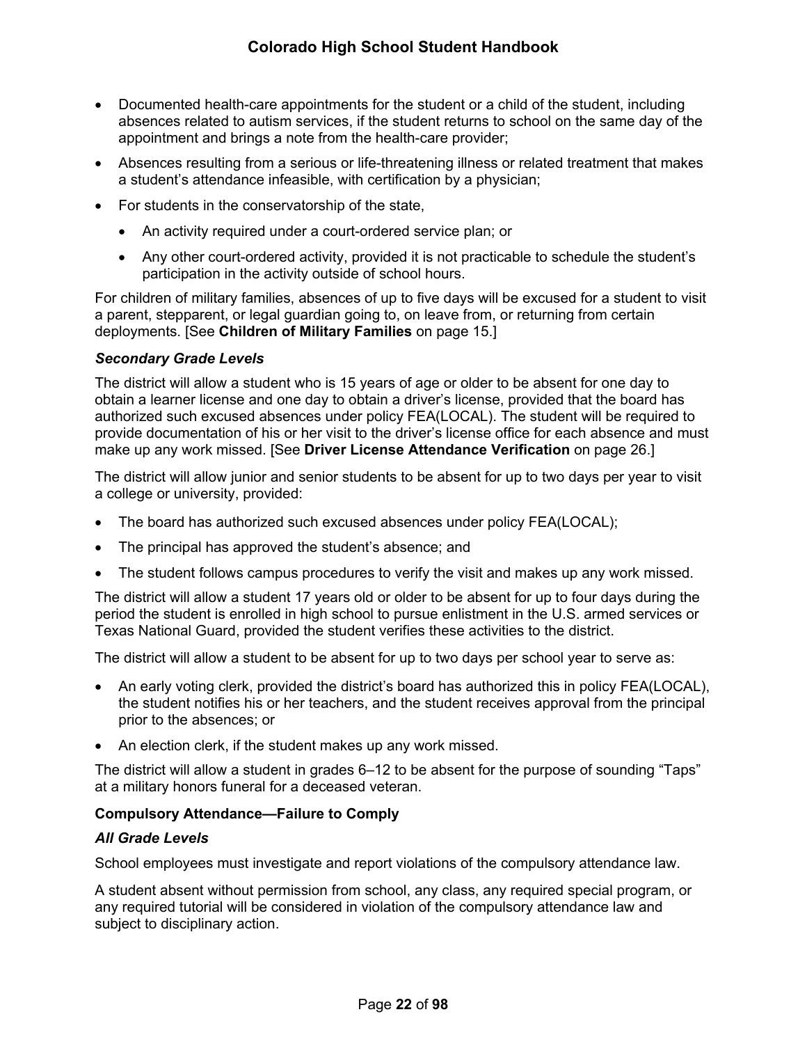- Documented health-care appointments for the student or a child of the student, including absences related to autism services, if the student returns to school on the same day of the appointment and brings a note from the health-care provider;
- Absences resulting from a serious or life-threatening illness or related treatment that makes a student's attendance infeasible, with certification by a physician;
- For students in the conservatorship of the state,
  - An activity required under a court-ordered service plan; or
  - Any other court-ordered activity, provided it is not practicable to schedule the student's participation in the activity outside of school hours.

For children of military families, absences of up to five days will be excused for a student to visit a parent, stepparent, or legal guardian going to, on leave from, or returning from certain deployments. [See **Children of Military Families** on page 15.]

***Secondary Grade Levels***

The district will allow a student who is 15 years of age or older to be absent for one day to obtain a learner license and one day to obtain a driver's license, provided that the board has authorized such excused absences under policy FEA(LOCAL). The student will be required to provide documentation of his or her visit to the driver's license office for each absence and must make up any work missed. [See **Driver License Attendance Verification** on page 26.]

The district will allow junior and senior students to be absent for up to two days per year to visit a college or university, provided:

- The board has authorized such excused absences under policy FEA(LOCAL);
- The principal has approved the student's absence; and
- The student follows campus procedures to verify the visit and makes up any work missed.

The district will allow a student 17 years old or older to be absent for up to four days during the period the student is enrolled in high school to pursue enlistment in the U.S. armed services or Texas National Guard, provided the student verifies these activities to the district.

The district will allow a student to be absent for up to two days per school year to serve as:

- An early voting clerk, provided the district's board has authorized this in policy FEA(LOCAL), the student notifies his or her teachers, and the student receives approval from the principal prior to the absences; or
- An election clerk, if the student makes up any work missed.

The district will allow a student in grades 6–12 to be absent for the purpose of sounding "Taps" at a military honors funeral for a deceased veteran.

**Compulsory Attendance—Failure to Comply**

***All Grade Levels***

School employees must investigate and report violations of the compulsory attendance law.

A student absent without permission from school, any class, any required special program, or any required tutorial will be considered in violation of the compulsory attendance law and subject to disciplinary action.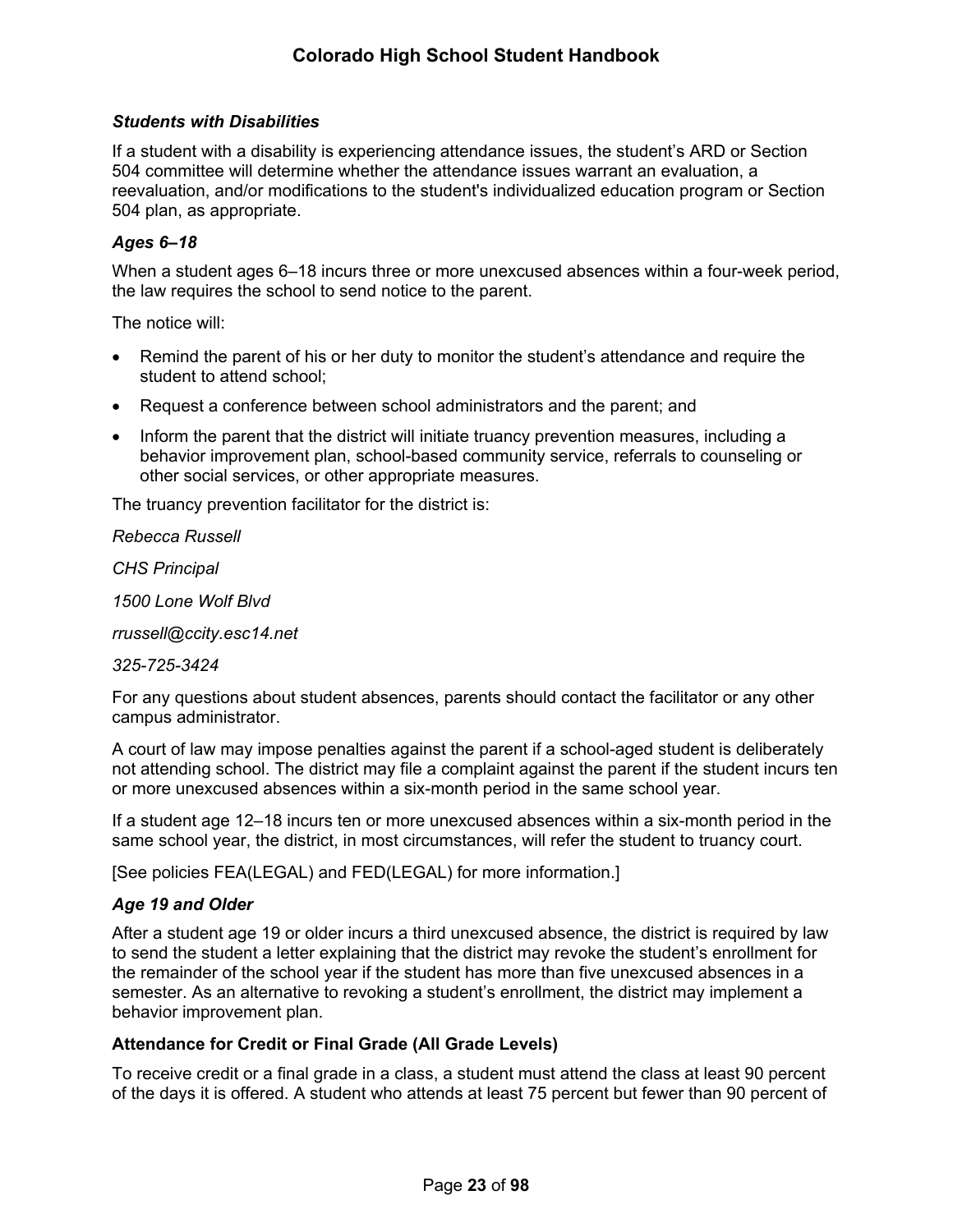### *Students with Disabilities*

If a student with a disability is experiencing attendance issues, the student's ARD or Section 504 committee will determine whether the attendance issues warrant an evaluation, a reevaluation, and/or modifications to the student's individualized education program or Section 504 plan, as appropriate.

### *Ages 6–18*

When a student ages 6–18 incurs three or more unexcused absences within a four-week period, the law requires the school to send notice to the parent.

The notice will:

- Remind the parent of his or her duty to monitor the student's attendance and require the student to attend school;
- Request a conference between school administrators and the parent; and
- Inform the parent that the district will initiate truancy prevention measures, including a behavior improvement plan, school-based community service, referrals to counseling or other social services, or other appropriate measures.

The truancy prevention facilitator for the district is:

*Rebecca Russell*

*CHS Principal*

*1500 Lone Wolf Blvd*

*rrussell@ccity.esc14.net*

*325-725-3424*

For any questions about student absences, parents should contact the facilitator or any other campus administrator.

A court of law may impose penalties against the parent if a school-aged student is deliberately not attending school. The district may file a complaint against the parent if the student incurs ten or more unexcused absences within a six-month period in the same school year.

If a student age 12–18 incurs ten or more unexcused absences within a six-month period in the same school year, the district, in most circumstances, will refer the student to truancy court.

[See policies FEA(LEGAL) and FED(LEGAL) for more information.]

### *Age 19 and Older*

After a student age 19 or older incurs a third unexcused absence, the district is required by law to send the student a letter explaining that the district may revoke the student's enrollment for the remainder of the school year if the student has more than five unexcused absences in a semester. As an alternative to revoking a student's enrollment, the district may implement a behavior improvement plan.

### Attendance for Credit or Final Grade (All Grade Levels)

To receive credit or a final grade in a class, a student must attend the class at least 90 percent of the days it is offered. A student who attends at least 75 percent but fewer than 90 percent of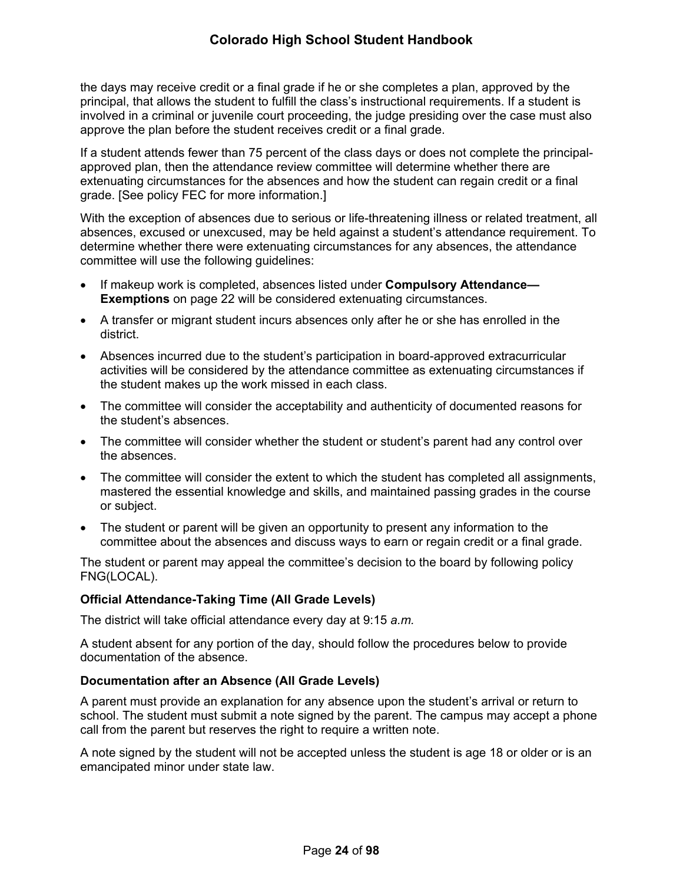the days may receive credit or a final grade if he or she completes a plan, approved by the principal, that allows the student to fulfill the class's instructional requirements. If a student is involved in a criminal or juvenile court proceeding, the judge presiding over the case must also approve the plan before the student receives credit or a final grade.

If a student attends fewer than 75 percent of the class days or does not complete the principal-approved plan, then the attendance review committee will determine whether there are extenuating circumstances for the absences and how the student can regain credit or a final grade. [See policy FEC for more information.]

With the exception of absences due to serious or life-threatening illness or related treatment, all absences, excused or unexcused, may be held against a student's attendance requirement. To determine whether there were extenuating circumstances for any absences, the attendance committee will use the following guidelines:

- If makeup work is completed, absences listed under **Compulsory Attendance—Exemptions** on page 22 will be considered extenuating circumstances.
- A transfer or migrant student incurs absences only after he or she has enrolled in the district.
- Absences incurred due to the student's participation in board-approved extracurricular activities will be considered by the attendance committee as extenuating circumstances if the student makes up the work missed in each class.
- The committee will consider the acceptability and authenticity of documented reasons for the student's absences.
- The committee will consider whether the student or student's parent had any control over the absences.
- The committee will consider the extent to which the student has completed all assignments, mastered the essential knowledge and skills, and maintained passing grades in the course or subject.
- The student or parent will be given an opportunity to present any information to the committee about the absences and discuss ways to earn or regain credit or a final grade.

The student or parent may appeal the committee's decision to the board by following policy FNG(LOCAL).

### Official Attendance-Taking Time (All Grade Levels)

The district will take official attendance every day at 9:15 *a.m.*

A student absent for any portion of the day, should follow the procedures below to provide documentation of the absence.

### Documentation after an Absence (All Grade Levels)

A parent must provide an explanation for any absence upon the student's arrival or return to school. The student must submit a note signed by the parent. The campus may accept a phone call from the parent but reserves the right to require a written note.

A note signed by the student will not be accepted unless the student is age 18 or older or is an emancipated minor under state law.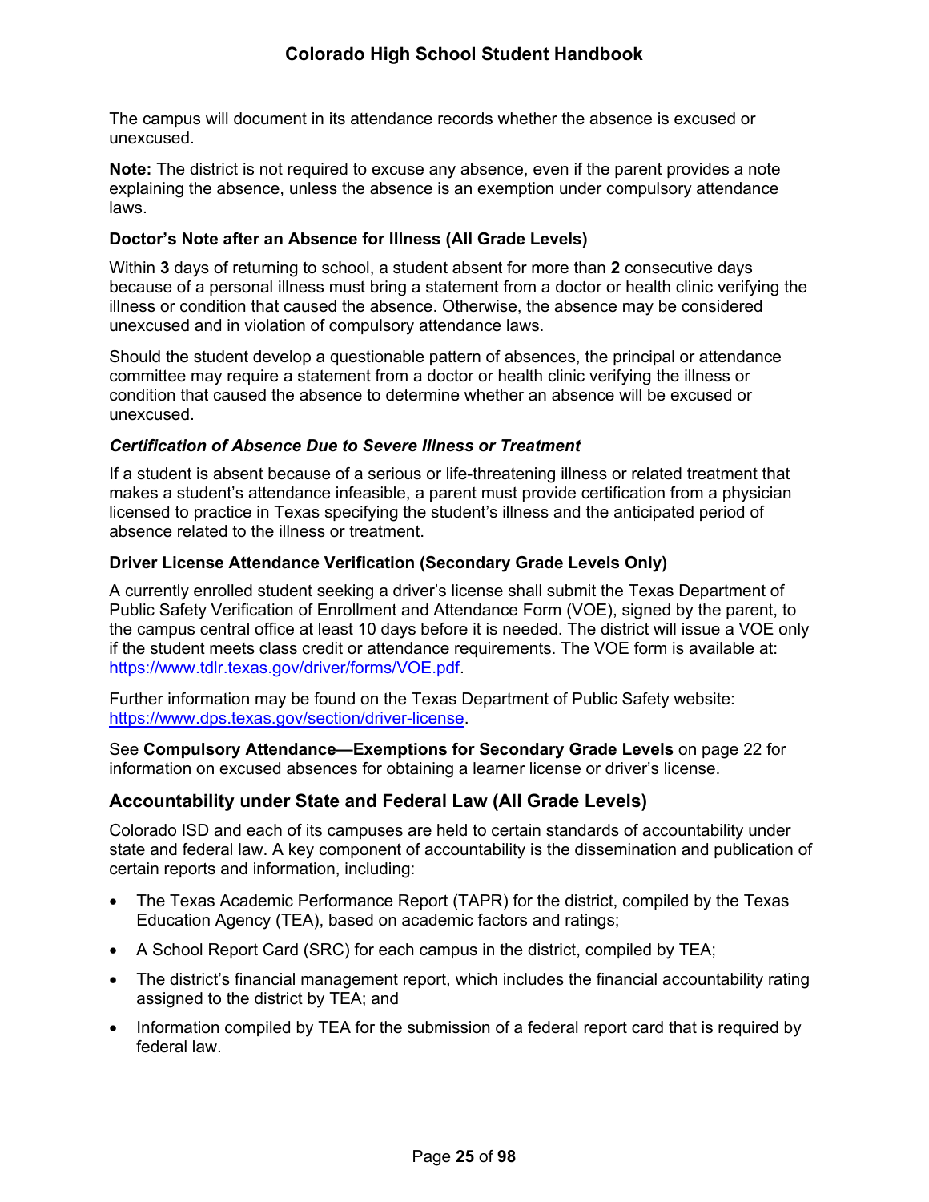The campus will document in its attendance records whether the absence is excused or unexcused.

**Note:** The district is not required to excuse any absence, even if the parent provides a note explaining the absence, unless the absence is an exemption under compulsory attendance laws.

#### Doctor's Note after an Absence for Illness (All Grade Levels)

Within **3** days of returning to school, a student absent for more than **2** consecutive days because of a personal illness must bring a statement from a doctor or health clinic verifying the illness or condition that caused the absence. Otherwise, the absence may be considered unexcused and in violation of compulsory attendance laws.

Should the student develop a questionable pattern of absences, the principal or attendance committee may require a statement from a doctor or health clinic verifying the illness or condition that caused the absence to determine whether an absence will be excused or unexcused.

#### *Certification of Absence Due to Severe Illness or Treatment*

If a student is absent because of a serious or life-threatening illness or related treatment that makes a student's attendance infeasible, a parent must provide certification from a physician licensed to practice in Texas specifying the student's illness and the anticipated period of absence related to the illness or treatment.

#### Driver License Attendance Verification (Secondary Grade Levels Only)

A currently enrolled student seeking a driver's license shall submit the Texas Department of Public Safety Verification of Enrollment and Attendance Form (VOE), signed by the parent, to the campus central office at least 10 days before it is needed. The district will issue a VOE only if the student meets class credit or attendance requirements. The VOE form is available at: [https://www.tdlr.texas.gov/driver/forms/VOE.pdf](https://www.tdlr.texas.gov/driver/forms/VOE.pdf).

Further information may be found on the Texas Department of Public Safety website: [https://www.dps.texas.gov/section/driver-license](https://www.dps.texas.gov/section/driver-license).

See **Compulsory Attendance—Exemptions for Secondary Grade Levels** on page 22 for information on excused absences for obtaining a learner license or driver's license.

### Accountability under State and Federal Law (All Grade Levels)

Colorado ISD and each of its campuses are held to certain standards of accountability under state and federal law. A key component of accountability is the dissemination and publication of certain reports and information, including:

- The Texas Academic Performance Report (TAPR) for the district, compiled by the Texas Education Agency (TEA), based on academic factors and ratings;
- A School Report Card (SRC) for each campus in the district, compiled by TEA;
- The district's financial management report, which includes the financial accountability rating assigned to the district by TEA; and
- Information compiled by TEA for the submission of a federal report card that is required by federal law.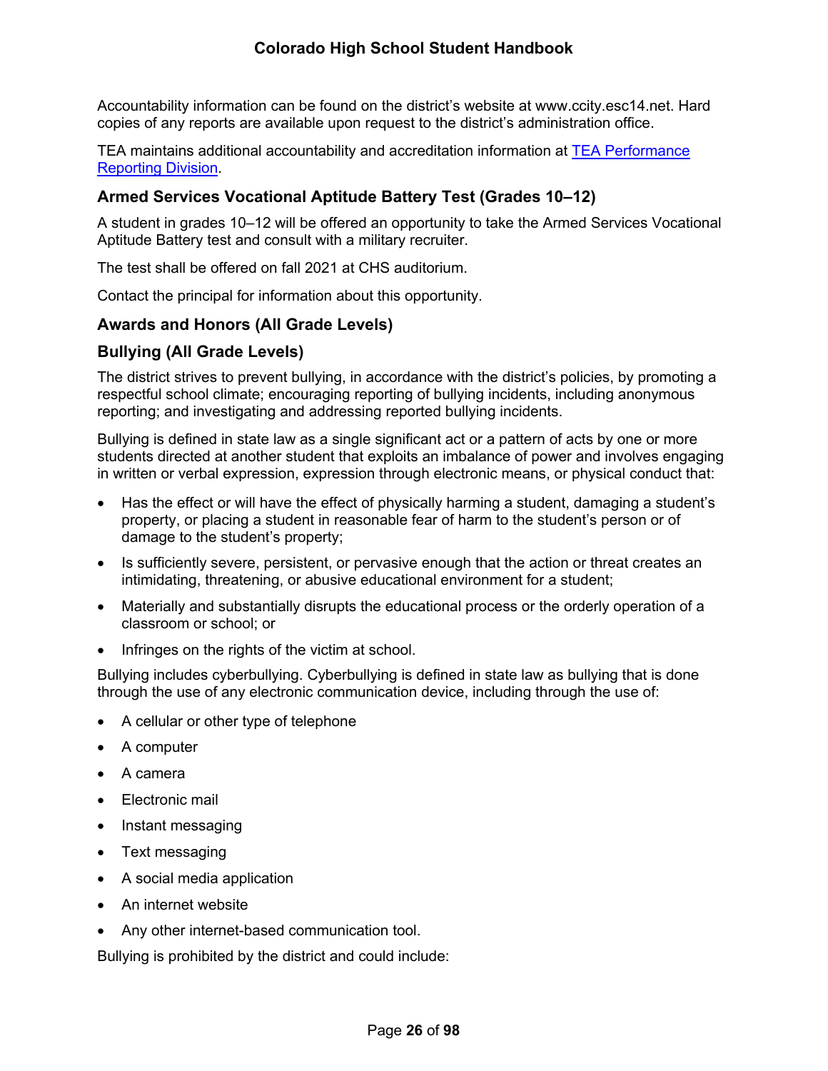Accountability information can be found on the district's website at www.ccity.esc14.net. Hard copies of any reports are available upon request to the district's administration office.

TEA maintains additional accountability and accreditation information at [TEA Performance Reporting Division](TEA Performance Reporting Division).

### Armed Services Vocational Aptitude Battery Test (Grades 10–12)

A student in grades 10–12 will be offered an opportunity to take the Armed Services Vocational Aptitude Battery test and consult with a military recruiter.

The test shall be offered on fall 2021 at CHS auditorium.

Contact the principal for information about this opportunity.

### Awards and Honors (All Grade Levels)

### Bullying (All Grade Levels)

The district strives to prevent bullying, in accordance with the district's policies, by promoting a respectful school climate; encouraging reporting of bullying incidents, including anonymous reporting; and investigating and addressing reported bullying incidents.

Bullying is defined in state law as a single significant act or a pattern of acts by one or more students directed at another student that exploits an imbalance of power and involves engaging in written or verbal expression, expression through electronic means, or physical conduct that:

- Has the effect or will have the effect of physically harming a student, damaging a student's property, or placing a student in reasonable fear of harm to the student's person or of damage to the student's property;
- Is sufficiently severe, persistent, or pervasive enough that the action or threat creates an intimidating, threatening, or abusive educational environment for a student;
- Materially and substantially disrupts the educational process or the orderly operation of a classroom or school; or
- Infringes on the rights of the victim at school.

Bullying includes cyberbullying. Cyberbullying is defined in state law as bullying that is done through the use of any electronic communication device, including through the use of:

- A cellular or other type of telephone
- A computer
- A camera
- Electronic mail
- Instant messaging
- Text messaging
- A social media application
- An internet website
- Any other internet-based communication tool.

Bullying is prohibited by the district and could include: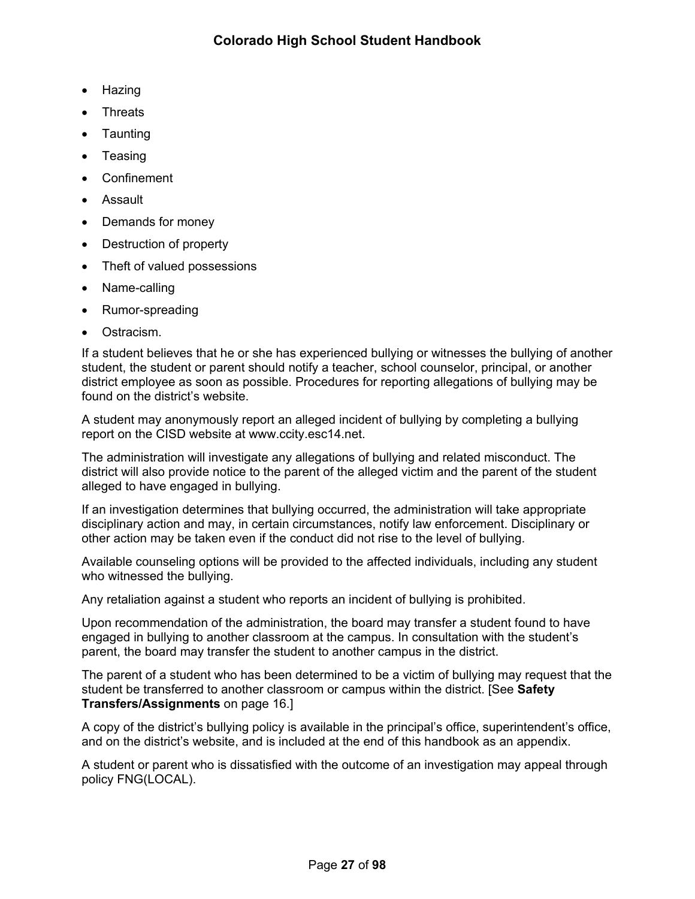- Hazing
- Threats
- Taunting
- Teasing
- Confinement
- Assault
- Demands for money
- Destruction of property
- Theft of valued possessions
- Name-calling
- Rumor-spreading
- Ostracism.

If a student believes that he or she has experienced bullying or witnesses the bullying of another student, the student or parent should notify a teacher, school counselor, principal, or another district employee as soon as possible. Procedures for reporting allegations of bullying may be found on the district's website.

A student may anonymously report an alleged incident of bullying by completing a bullying report on the CISD website at www.ccity.esc14.net.

The administration will investigate any allegations of bullying and related misconduct. The district will also provide notice to the parent of the alleged victim and the parent of the student alleged to have engaged in bullying.

If an investigation determines that bullying occurred, the administration will take appropriate disciplinary action and may, in certain circumstances, notify law enforcement. Disciplinary or other action may be taken even if the conduct did not rise to the level of bullying.

Available counseling options will be provided to the affected individuals, including any student who witnessed the bullying.

Any retaliation against a student who reports an incident of bullying is prohibited.

Upon recommendation of the administration, the board may transfer a student found to have engaged in bullying to another classroom at the campus. In consultation with the student's parent, the board may transfer the student to another campus in the district.

The parent of a student who has been determined to be a victim of bullying may request that the student be transferred to another classroom or campus within the district. [See **Safety Transfers/Assignments** on page 16.]

A copy of the district's bullying policy is available in the principal's office, superintendent's office, and on the district's website, and is included at the end of this handbook as an appendix.

A student or parent who is dissatisfied with the outcome of an investigation may appeal through policy FNG(LOCAL).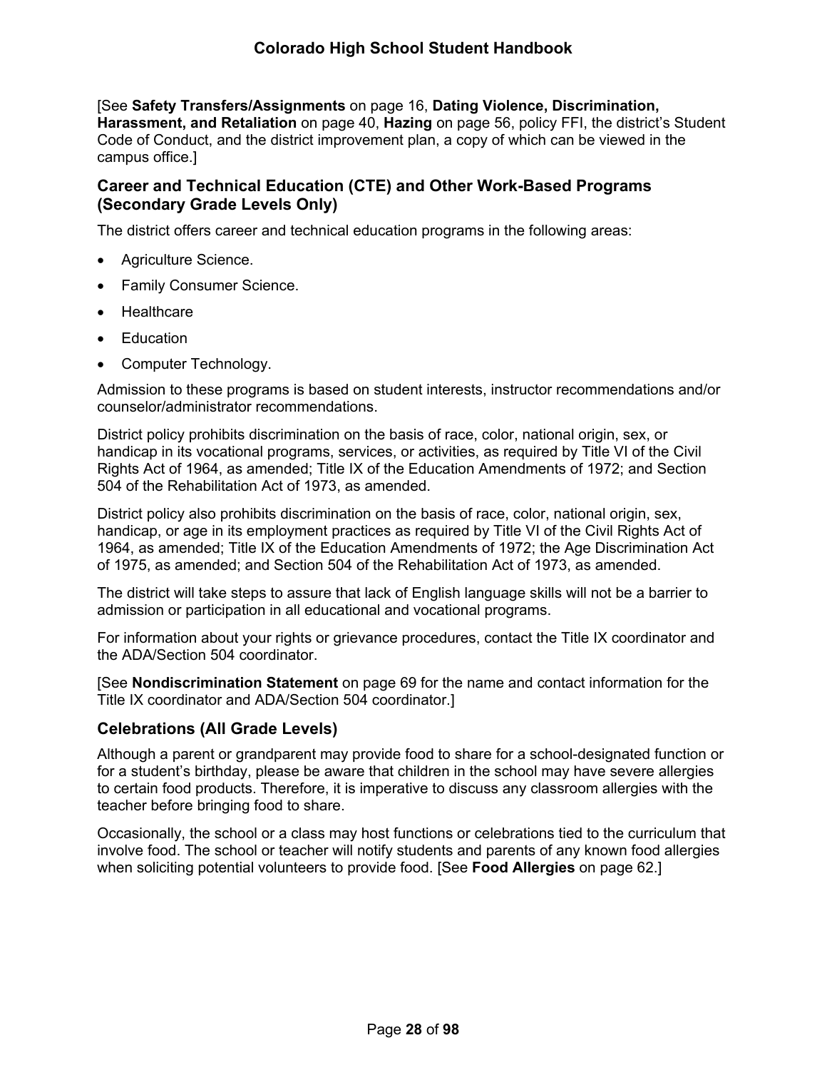[See **Safety Transfers/Assignments** on page 16, **Dating Violence, Discrimination, Harassment, and Retaliation** on page 40, **Hazing** on page 56, policy FFI, the district's Student Code of Conduct, and the district improvement plan, a copy of which can be viewed in the campus office.]

### Career and Technical Education (CTE) and Other Work-Based Programs (Secondary Grade Levels Only)

The district offers career and technical education programs in the following areas:

- Agriculture Science.
- Family Consumer Science.
- Healthcare
- Education
- Computer Technology.

Admission to these programs is based on student interests, instructor recommendations and/or counselor/administrator recommendations.

District policy prohibits discrimination on the basis of race, color, national origin, sex, or handicap in its vocational programs, services, or activities, as required by Title VI of the Civil Rights Act of 1964, as amended; Title IX of the Education Amendments of 1972; and Section 504 of the Rehabilitation Act of 1973, as amended.

District policy also prohibits discrimination on the basis of race, color, national origin, sex, handicap, or age in its employment practices as required by Title VI of the Civil Rights Act of 1964, as amended; Title IX of the Education Amendments of 1972; the Age Discrimination Act of 1975, as amended; and Section 504 of the Rehabilitation Act of 1973, as amended.

The district will take steps to assure that lack of English language skills will not be a barrier to admission or participation in all educational and vocational programs.

For information about your rights or grievance procedures, contact the Title IX coordinator and the ADA/Section 504 coordinator.

[See **Nondiscrimination Statement** on page 69 for the name and contact information for the Title IX coordinator and ADA/Section 504 coordinator.]

### Celebrations (All Grade Levels)

Although a parent or grandparent may provide food to share for a school-designated function or for a student's birthday, please be aware that children in the school may have severe allergies to certain food products. Therefore, it is imperative to discuss any classroom allergies with the teacher before bringing food to share.

Occasionally, the school or a class may host functions or celebrations tied to the curriculum that involve food. The school or teacher will notify students and parents of any known food allergies when soliciting potential volunteers to provide food. [See **Food Allergies** on page 62.]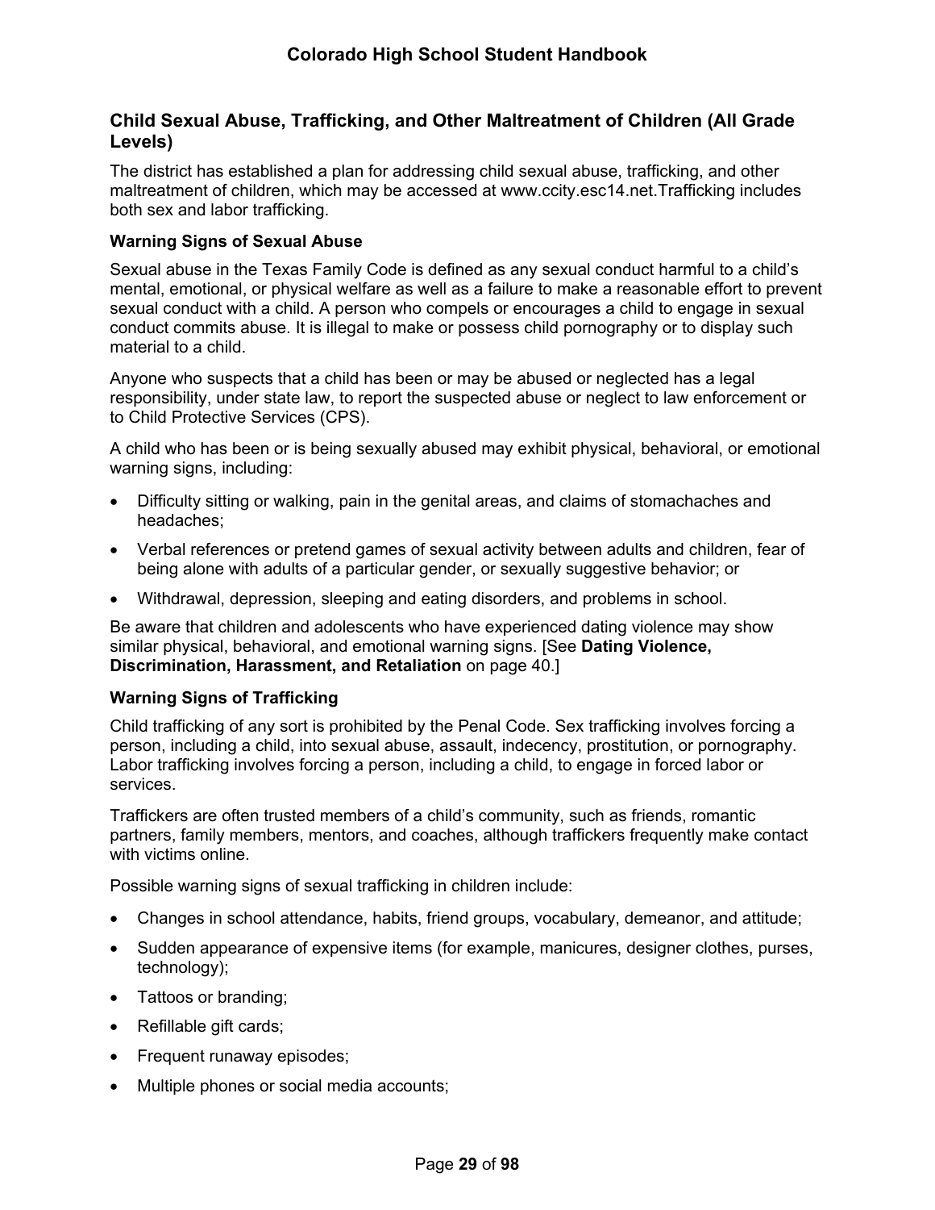## Child Sexual Abuse, Trafficking, and Other Maltreatment of Children (All Grade Levels)

The district has established a plan for addressing child sexual abuse, trafficking, and other maltreatment of children, which may be accessed at www.ccity.esc14.net.Trafficking includes both sex and labor trafficking.

### Warning Signs of Sexual Abuse

Sexual abuse in the Texas Family Code is defined as any sexual conduct harmful to a child's mental, emotional, or physical welfare as well as a failure to make a reasonable effort to prevent sexual conduct with a child. A person who compels or encourages a child to engage in sexual conduct commits abuse. It is illegal to make or possess child pornography or to display such material to a child.

Anyone who suspects that a child has been or may be abused or neglected has a legal responsibility, under state law, to report the suspected abuse or neglect to law enforcement or to Child Protective Services (CPS).

A child who has been or is being sexually abused may exhibit physical, behavioral, or emotional warning signs, including:

- Difficulty sitting or walking, pain in the genital areas, and claims of stomachaches and headaches;
- Verbal references or pretend games of sexual activity between adults and children, fear of being alone with adults of a particular gender, or sexually suggestive behavior; or
- Withdrawal, depression, sleeping and eating disorders, and problems in school.

Be aware that children and adolescents who have experienced dating violence may show similar physical, behavioral, and emotional warning signs. [See **Dating Violence, Discrimination, Harassment, and Retaliation** on page 40.]

### Warning Signs of Trafficking

Child trafficking of any sort is prohibited by the Penal Code. Sex trafficking involves forcing a person, including a child, into sexual abuse, assault, indecency, prostitution, or pornography. Labor trafficking involves forcing a person, including a child, to engage in forced labor or services.

Traffickers are often trusted members of a child's community, such as friends, romantic partners, family members, mentors, and coaches, although traffickers frequently make contact with victims online.

Possible warning signs of sexual trafficking in children include:

- Changes in school attendance, habits, friend groups, vocabulary, demeanor, and attitude;
- Sudden appearance of expensive items (for example, manicures, designer clothes, purses, technology);
- Tattoos or branding;
- Refillable gift cards;
- Frequent runaway episodes;
- Multiple phones or social media accounts;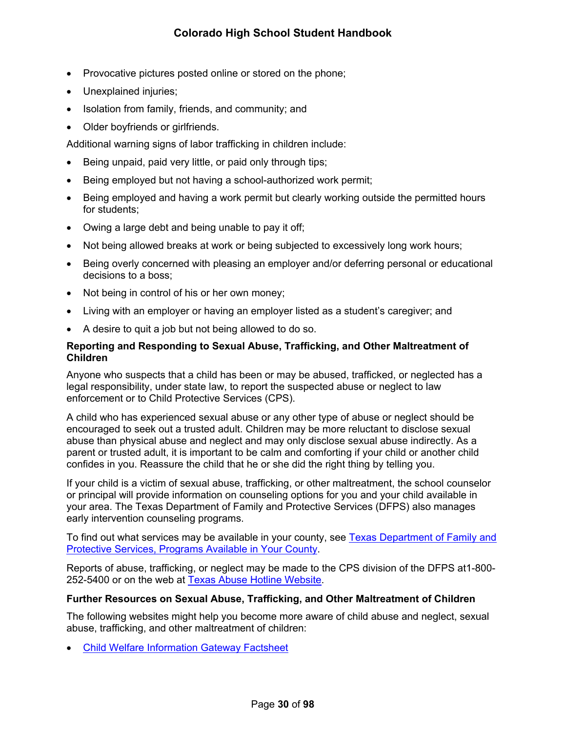- Provocative pictures posted online or stored on the phone;
- Unexplained injuries;
- Isolation from family, friends, and community; and
- Older boyfriends or girlfriends.

Additional warning signs of labor trafficking in children include:

- Being unpaid, paid very little, or paid only through tips;
- Being employed but not having a school-authorized work permit;
- Being employed and having a work permit but clearly working outside the permitted hours for students;
- Owing a large debt and being unable to pay it off;
- Not being allowed breaks at work or being subjected to excessively long work hours;
- Being overly concerned with pleasing an employer and/or deferring personal or educational decisions to a boss;
- Not being in control of his or her own money;
- Living with an employer or having an employer listed as a student's caregiver; and
- A desire to quit a job but not being allowed to do so.

**Reporting and Responding to Sexual Abuse, Trafficking, and Other Maltreatment of Children**

Anyone who suspects that a child has been or may be abused, trafficked, or neglected has a legal responsibility, under state law, to report the suspected abuse or neglect to law enforcement or to Child Protective Services (CPS).

A child who has experienced sexual abuse or any other type of abuse or neglect should be encouraged to seek out a trusted adult. Children may be more reluctant to disclose sexual abuse than physical abuse and neglect and may only disclose sexual abuse indirectly. As a parent or trusted adult, it is important to be calm and comforting if your child or another child confides in you. Reassure the child that he or she did the right thing by telling you.

If your child is a victim of sexual abuse, trafficking, or other maltreatment, the school counselor or principal will provide information on counseling options for you and your child available in your area. The Texas Department of Family and Protective Services (DFPS) also manages early intervention counseling programs.

To find out what services may be available in your county, see [Texas Department of Family and Protective Services, Programs Available in Your County].

Reports of abuse, trafficking, or neglect may be made to the CPS division of the DFPS at1-800-252-5400 or on the web at [Texas Abuse Hotline Website].

**Further Resources on Sexual Abuse, Trafficking, and Other Maltreatment of Children**

The following websites might help you become more aware of child abuse and neglect, sexual abuse, trafficking, and other maltreatment of children:

- [Child Welfare Information Gateway Factsheet]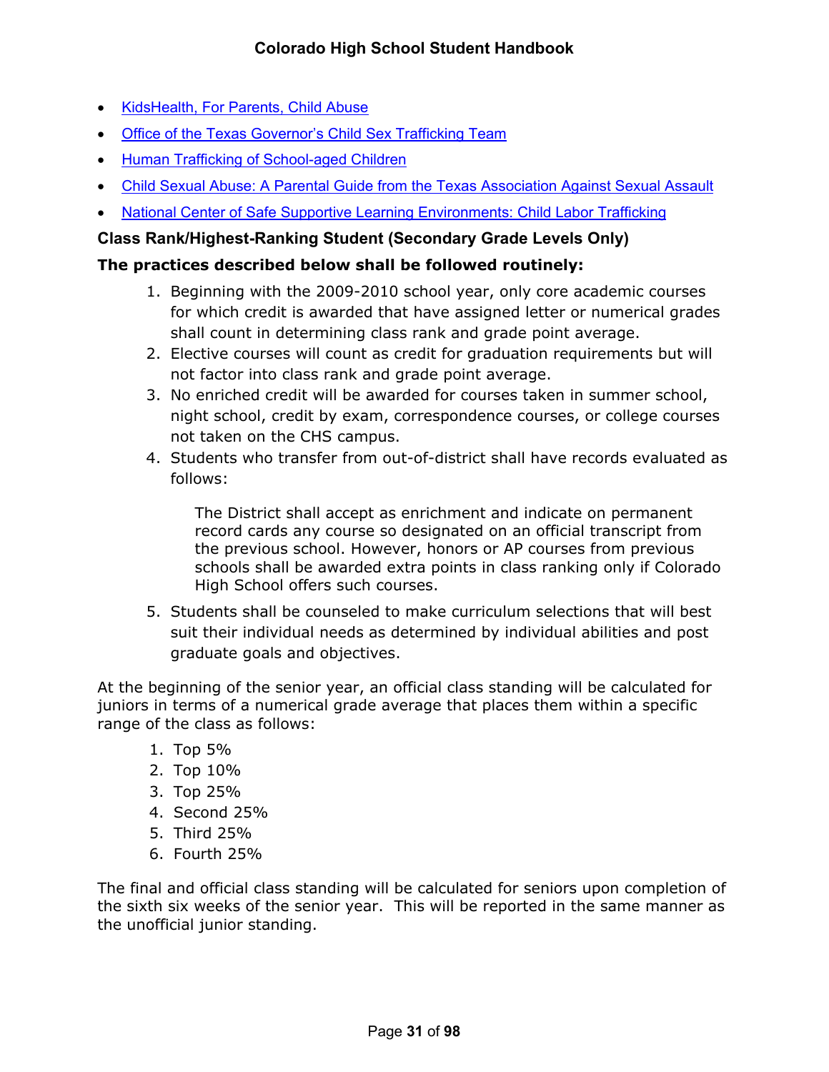- [KidsHealth, For Parents, Child Abuse]
- [Office of the Texas Governor's Child Sex Trafficking Team]
- [Human Trafficking of School-aged Children]
- [Child Sexual Abuse: A Parental Guide from the Texas Association Against Sexual Assault]
- [National Center of Safe Supportive Learning Environments: Child Labor Trafficking]

## Class Rank/Highest-Ranking Student (Secondary Grade Levels Only)

**The practices described below shall be followed routinely:**

1. Beginning with the 2009-2010 school year, only core academic courses for which credit is awarded that have assigned letter or numerical grades shall count in determining class rank and grade point average.
2. Elective courses will count as credit for graduation requirements but will not factor into class rank and grade point average.
3. No enriched credit will be awarded for courses taken in summer school, night school, credit by exam, correspondence courses, or college courses not taken on the CHS campus.
4. Students who transfer from out-of-district shall have records evaluated as follows:

   The District shall accept as enrichment and indicate on permanent record cards any course so designated on an official transcript from the previous school. However, honors or AP courses from previous schools shall be awarded extra points in class ranking only if Colorado High School offers such courses.

5. Students shall be counseled to make curriculum selections that will best suit their individual needs as determined by individual abilities and post graduate goals and objectives.

At the beginning of the senior year, an official class standing will be calculated for juniors in terms of a numerical grade average that places them within a specific range of the class as follows:

1. Top 5%
2. Top 10%
3. Top 25%
4. Second 25%
5. Third 25%
6. Fourth 25%

The final and official class standing will be calculated for seniors upon completion of the sixth six weeks of the senior year. This will be reported in the same manner as the unofficial junior standing.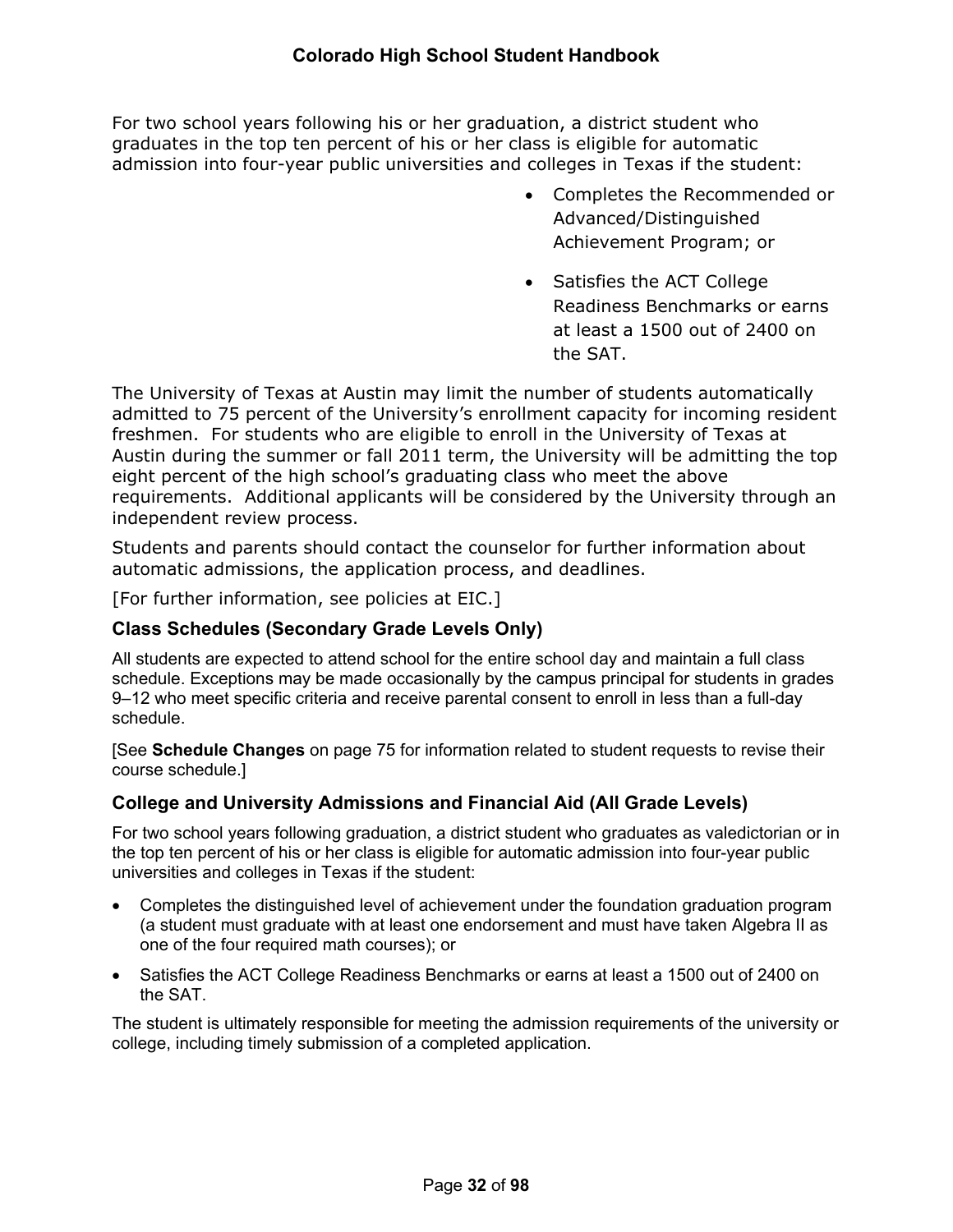For two school years following his or her graduation, a district student who graduates in the top ten percent of his or her class is eligible for automatic admission into four-year public universities and colleges in Texas if the student:

- Completes the Recommended or Advanced/Distinguished Achievement Program; or
- Satisfies the ACT College Readiness Benchmarks or earns at least a 1500 out of 2400 on the SAT.

The University of Texas at Austin may limit the number of students automatically admitted to 75 percent of the University's enrollment capacity for incoming resident freshmen. For students who are eligible to enroll in the University of Texas at Austin during the summer or fall 2011 term, the University will be admitting the top eight percent of the high school's graduating class who meet the above requirements. Additional applicants will be considered by the University through an independent review process.

Students and parents should contact the counselor for further information about automatic admissions, the application process, and deadlines.

[For further information, see policies at EIC.]

### Class Schedules (Secondary Grade Levels Only)

All students are expected to attend school for the entire school day and maintain a full class schedule. Exceptions may be made occasionally by the campus principal for students in grades 9–12 who meet specific criteria and receive parental consent to enroll in less than a full-day schedule.

[See **Schedule Changes** on page 75 for information related to student requests to revise their course schedule.]

### College and University Admissions and Financial Aid (All Grade Levels)

For two school years following graduation, a district student who graduates as valedictorian or in the top ten percent of his or her class is eligible for automatic admission into four-year public universities and colleges in Texas if the student:

- Completes the distinguished level of achievement under the foundation graduation program (a student must graduate with at least one endorsement and must have taken Algebra II as one of the four required math courses); or
- Satisfies the ACT College Readiness Benchmarks or earns at least a 1500 out of 2400 on the SAT.

The student is ultimately responsible for meeting the admission requirements of the university or college, including timely submission of a completed application.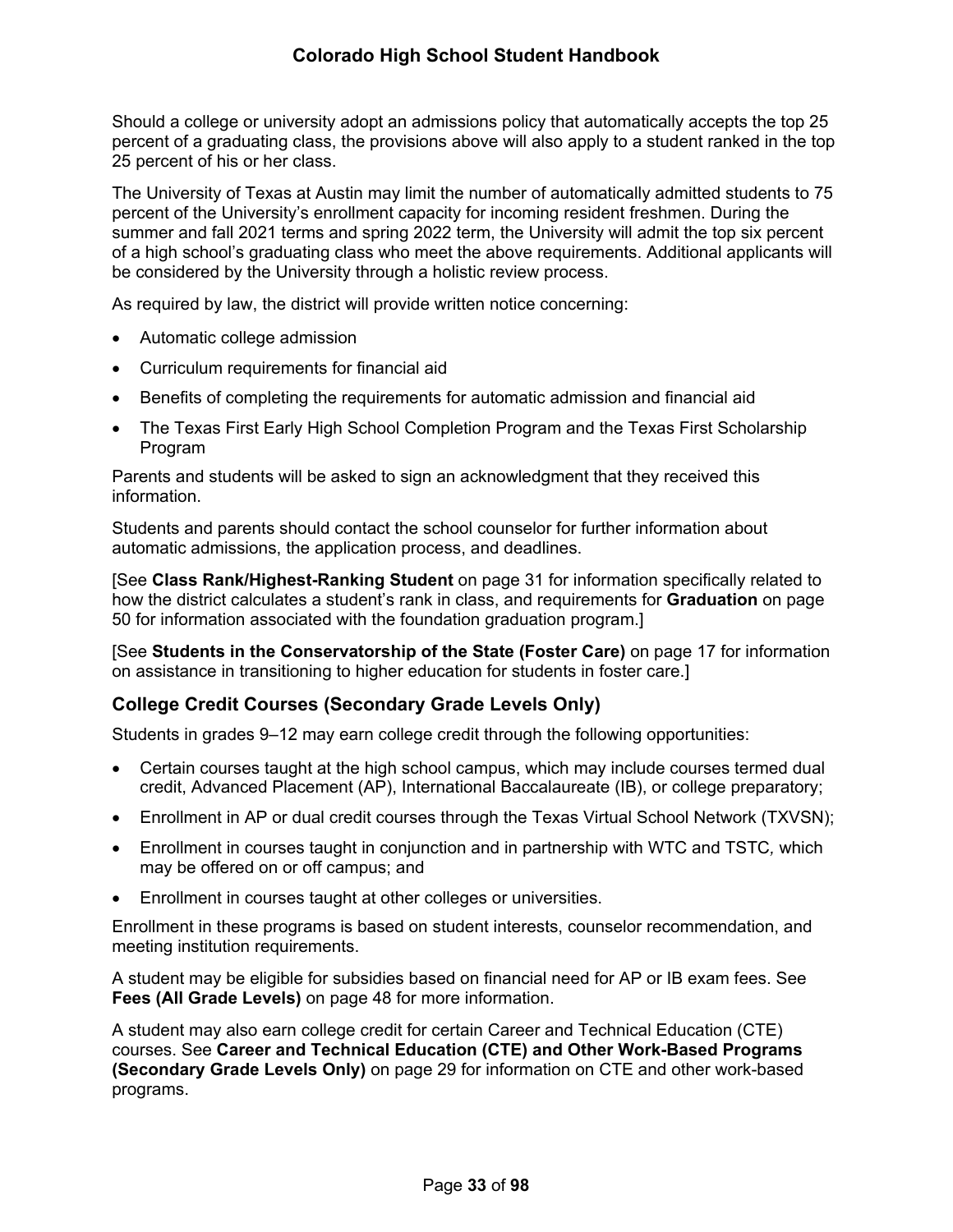Should a college or university adopt an admissions policy that automatically accepts the top 25 percent of a graduating class, the provisions above will also apply to a student ranked in the top 25 percent of his or her class.

The University of Texas at Austin may limit the number of automatically admitted students to 75 percent of the University's enrollment capacity for incoming resident freshmen. During the summer and fall 2021 terms and spring 2022 term, the University will admit the top six percent of a high school's graduating class who meet the above requirements. Additional applicants will be considered by the University through a holistic review process.

As required by law, the district will provide written notice concerning:

- Automatic college admission
- Curriculum requirements for financial aid
- Benefits of completing the requirements for automatic admission and financial aid
- The Texas First Early High School Completion Program and the Texas First Scholarship Program

Parents and students will be asked to sign an acknowledgment that they received this information.

Students and parents should contact the school counselor for further information about automatic admissions, the application process, and deadlines.

[See **Class Rank/Highest-Ranking Student** on page 31 for information specifically related to how the district calculates a student's rank in class, and requirements for **Graduation** on page 50 for information associated with the foundation graduation program.]

[See **Students in the Conservatorship of the State (Foster Care)** on page 17 for information on assistance in transitioning to higher education for students in foster care.]

## College Credit Courses (Secondary Grade Levels Only)

Students in grades 9–12 may earn college credit through the following opportunities:

- Certain courses taught at the high school campus, which may include courses termed dual credit, Advanced Placement (AP), International Baccalaureate (IB), or college preparatory;
- Enrollment in AP or dual credit courses through the Texas Virtual School Network (TXVSN);
- Enrollment in courses taught in conjunction and in partnership with WTC and TSTC*,* which may be offered on or off campus; and
- Enrollment in courses taught at other colleges or universities.

Enrollment in these programs is based on student interests, counselor recommendation, and meeting institution requirements.

A student may be eligible for subsidies based on financial need for AP or IB exam fees. See **Fees (All Grade Levels)** on page 48 for more information.

A student may also earn college credit for certain Career and Technical Education (CTE) courses. See **Career and Technical Education (CTE) and Other Work-Based Programs (Secondary Grade Levels Only)** on page 29 for information on CTE and other work-based programs.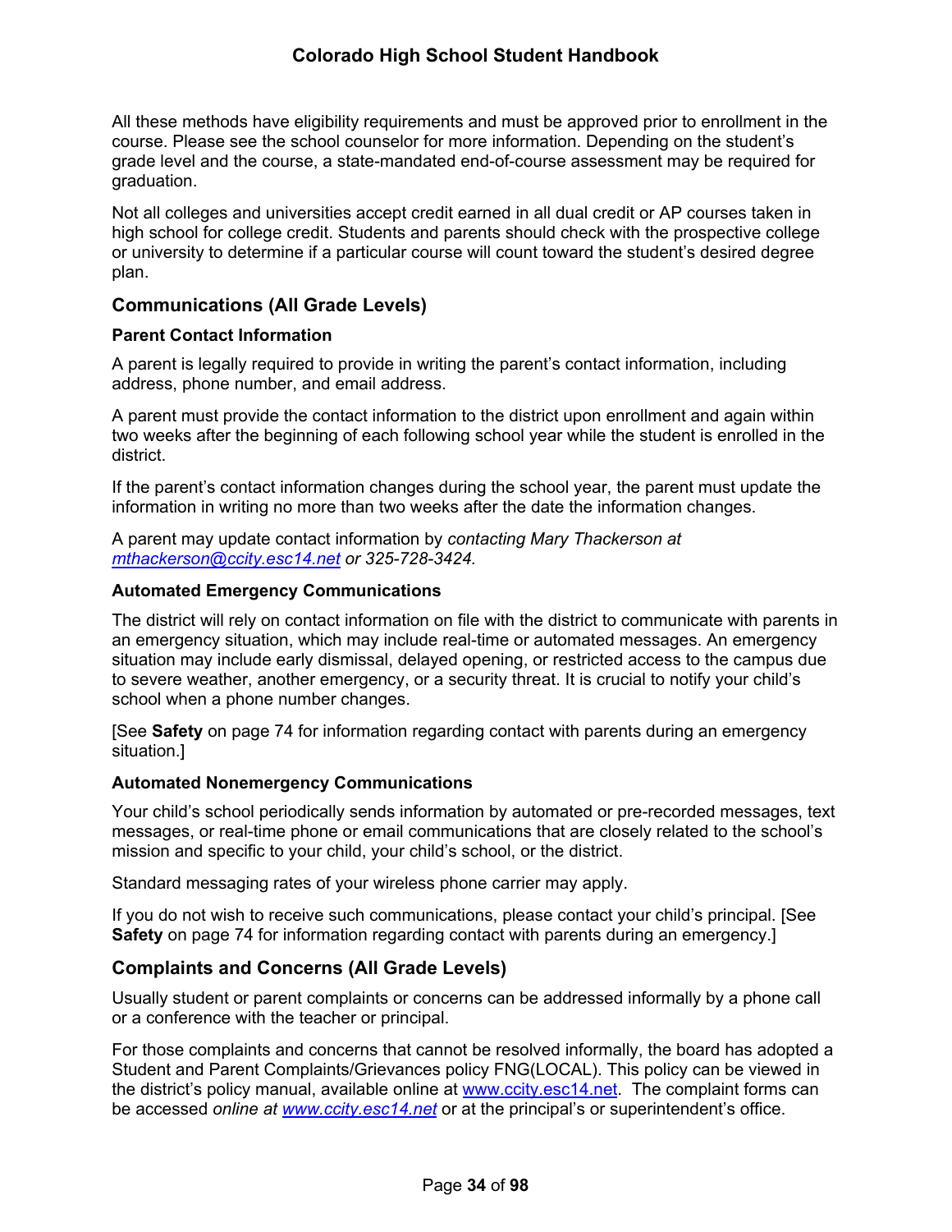All these methods have eligibility requirements and must be approved prior to enrollment in the course. Please see the school counselor for more information. Depending on the student's grade level and the course, a state-mandated end-of-course assessment may be required for graduation.

Not all colleges and universities accept credit earned in all dual credit or AP courses taken in high school for college credit. Students and parents should check with the prospective college or university to determine if a particular course will count toward the student's desired degree plan.

## Communications (All Grade Levels)

### Parent Contact Information

A parent is legally required to provide in writing the parent's contact information, including address, phone number, and email address.

A parent must provide the contact information to the district upon enrollment and again within two weeks after the beginning of each following school year while the student is enrolled in the district.

If the parent's contact information changes during the school year, the parent must update the information in writing no more than two weeks after the date the information changes.

A parent may update contact information by *contacting Mary Thackerson at mthackerson@ccity.esc14.net or 325-728-3424.*

### Automated Emergency Communications

The district will rely on contact information on file with the district to communicate with parents in an emergency situation, which may include real-time or automated messages. An emergency situation may include early dismissal, delayed opening, or restricted access to the campus due to severe weather, another emergency, or a security threat. It is crucial to notify your child's school when a phone number changes.

[See **Safety** on page 74 for information regarding contact with parents during an emergency situation.]

### Automated Nonemergency Communications

Your child's school periodically sends information by automated or pre-recorded messages, text messages, or real-time phone or email communications that are closely related to the school's mission and specific to your child, your child's school, or the district.

Standard messaging rates of your wireless phone carrier may apply.

If you do not wish to receive such communications, please contact your child's principal. [See **Safety** on page 74 for information regarding contact with parents during an emergency.]

## Complaints and Concerns (All Grade Levels)

Usually student or parent complaints or concerns can be addressed informally by a phone call or a conference with the teacher or principal.

For those complaints and concerns that cannot be resolved informally, the board has adopted a Student and Parent Complaints/Grievances policy FNG(LOCAL). This policy can be viewed in the district's policy manual, available online at www.ccity.esc14.net. The complaint forms can be accessed *online at www.ccity.esc14.net* or at the principal's or superintendent's office.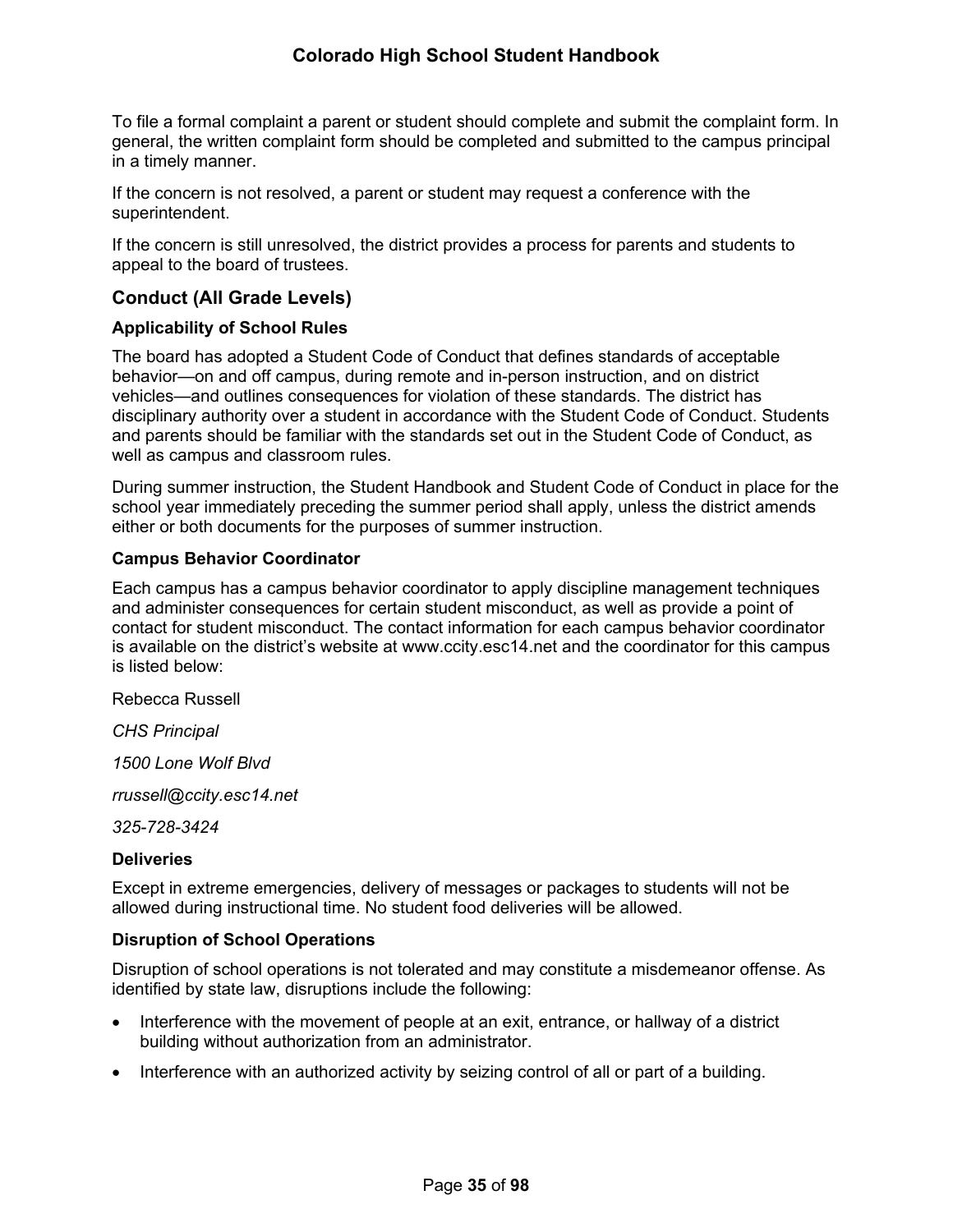To file a formal complaint a parent or student should complete and submit the complaint form. In general, the written complaint form should be completed and submitted to the campus principal in a timely manner.

If the concern is not resolved, a parent or student may request a conference with the superintendent.

If the concern is still unresolved, the district provides a process for parents and students to appeal to the board of trustees.

## Conduct (All Grade Levels)

### Applicability of School Rules

The board has adopted a Student Code of Conduct that defines standards of acceptable behavior—on and off campus, during remote and in-person instruction, and on district vehicles—and outlines consequences for violation of these standards. The district has disciplinary authority over a student in accordance with the Student Code of Conduct. Students and parents should be familiar with the standards set out in the Student Code of Conduct, as well as campus and classroom rules.

During summer instruction, the Student Handbook and Student Code of Conduct in place for the school year immediately preceding the summer period shall apply, unless the district amends either or both documents for the purposes of summer instruction.

### Campus Behavior Coordinator

Each campus has a campus behavior coordinator to apply discipline management techniques and administer consequences for certain student misconduct, as well as provide a point of contact for student misconduct. The contact information for each campus behavior coordinator is available on the district's website at www.ccity.esc14.net and the coordinator for this campus is listed below:

Rebecca Russell

*CHS Principal*

*1500 Lone Wolf Blvd*

*rrussell@ccity.esc14.net*

*325-728-3424*

### Deliveries

Except in extreme emergencies, delivery of messages or packages to students will not be allowed during instructional time. No student food deliveries will be allowed.

### Disruption of School Operations

Disruption of school operations is not tolerated and may constitute a misdemeanor offense. As identified by state law, disruptions include the following:

- Interference with the movement of people at an exit, entrance, or hallway of a district building without authorization from an administrator.
- Interference with an authorized activity by seizing control of all or part of a building.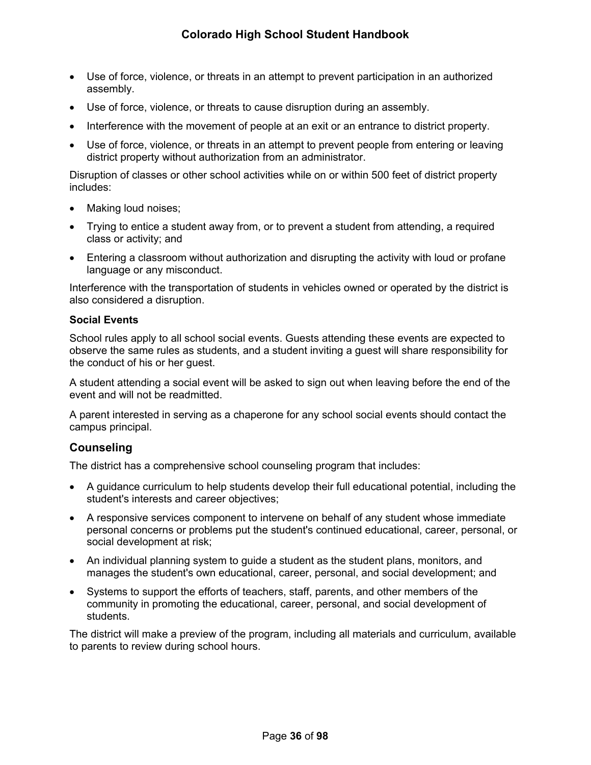- Use of force, violence, or threats in an attempt to prevent participation in an authorized assembly.
- Use of force, violence, or threats to cause disruption during an assembly.
- Interference with the movement of people at an exit or an entrance to district property.
- Use of force, violence, or threats in an attempt to prevent people from entering or leaving district property without authorization from an administrator.

Disruption of classes or other school activities while on or within 500 feet of district property includes:

- Making loud noises;
- Trying to entice a student away from, or to prevent a student from attending, a required class or activity; and
- Entering a classroom without authorization and disrupting the activity with loud or profane language or any misconduct.

Interference with the transportation of students in vehicles owned or operated by the district is also considered a disruption.

#### Social Events

School rules apply to all school social events. Guests attending these events are expected to observe the same rules as students, and a student inviting a guest will share responsibility for the conduct of his or her guest.

A student attending a social event will be asked to sign out when leaving before the end of the event and will not be readmitted.

A parent interested in serving as a chaperone for any school social events should contact the campus principal.

### Counseling

The district has a comprehensive school counseling program that includes:

- A guidance curriculum to help students develop their full educational potential, including the student's interests and career objectives;
- A responsive services component to intervene on behalf of any student whose immediate personal concerns or problems put the student's continued educational, career, personal, or social development at risk;
- An individual planning system to guide a student as the student plans, monitors, and manages the student's own educational, career, personal, and social development; and
- Systems to support the efforts of teachers, staff, parents, and other members of the community in promoting the educational, career, personal, and social development of students.

The district will make a preview of the program, including all materials and curriculum, available to parents to review during school hours.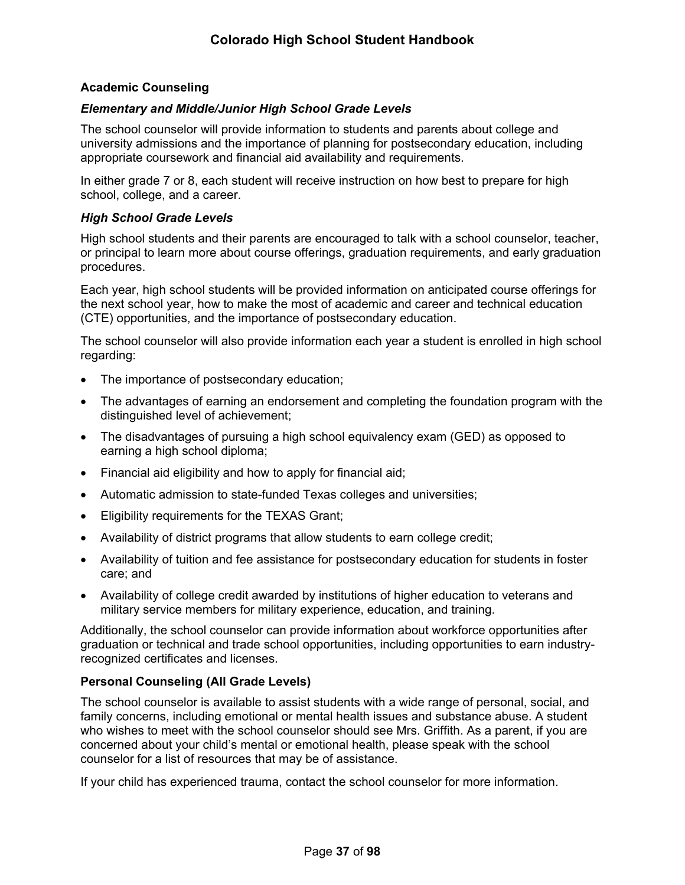## Academic Counseling

### *Elementary and Middle/Junior High School Grade Levels*

The school counselor will provide information to students and parents about college and university admissions and the importance of planning for postsecondary education, including appropriate coursework and financial aid availability and requirements.

In either grade 7 or 8, each student will receive instruction on how best to prepare for high school, college, and a career.

### *High School Grade Levels*

High school students and their parents are encouraged to talk with a school counselor, teacher, or principal to learn more about course offerings, graduation requirements, and early graduation procedures.

Each year, high school students will be provided information on anticipated course offerings for the next school year, how to make the most of academic and career and technical education (CTE) opportunities, and the importance of postsecondary education.

The school counselor will also provide information each year a student is enrolled in high school regarding:

- The importance of postsecondary education;
- The advantages of earning an endorsement and completing the foundation program with the distinguished level of achievement;
- The disadvantages of pursuing a high school equivalency exam (GED) as opposed to earning a high school diploma;
- Financial aid eligibility and how to apply for financial aid;
- Automatic admission to state-funded Texas colleges and universities;
- Eligibility requirements for the TEXAS Grant;
- Availability of district programs that allow students to earn college credit;
- Availability of tuition and fee assistance for postsecondary education for students in foster care; and
- Availability of college credit awarded by institutions of higher education to veterans and military service members for military experience, education, and training.

Additionally, the school counselor can provide information about workforce opportunities after graduation or technical and trade school opportunities, including opportunities to earn industry-recognized certificates and licenses.

## Personal Counseling (All Grade Levels)

The school counselor is available to assist students with a wide range of personal, social, and family concerns, including emotional or mental health issues and substance abuse. A student who wishes to meet with the school counselor should see Mrs. Griffith. As a parent, if you are concerned about your child's mental or emotional health, please speak with the school counselor for a list of resources that may be of assistance.

If your child has experienced trauma, contact the school counselor for more information.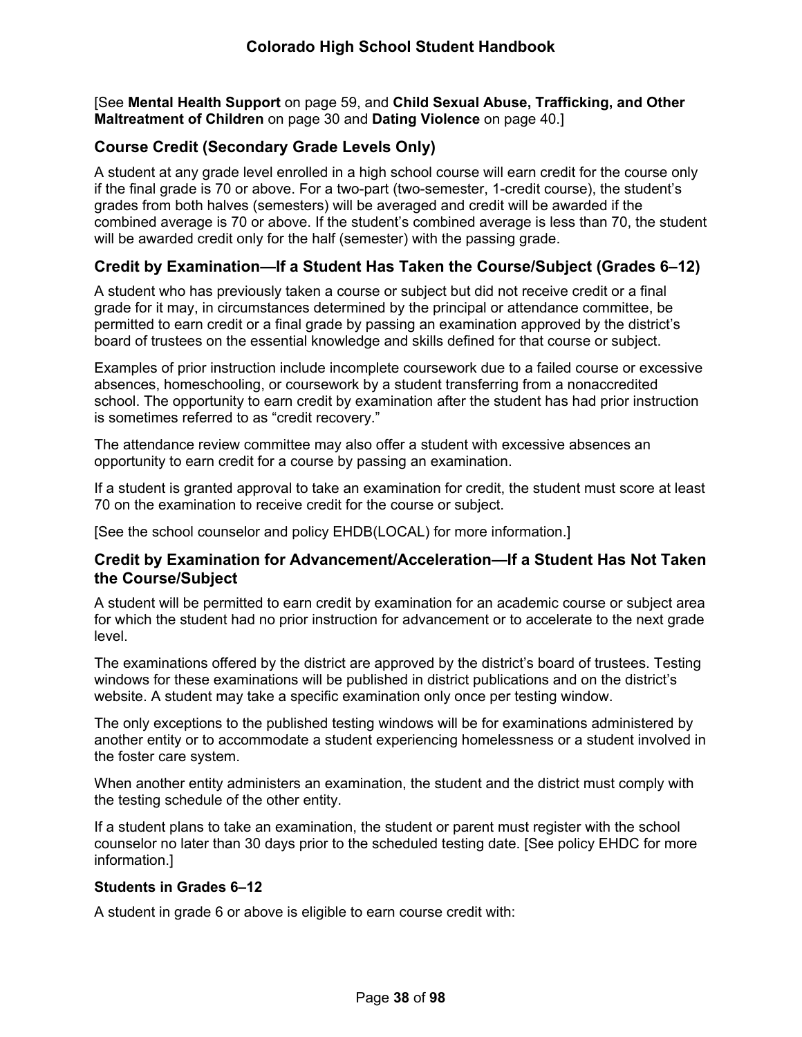[See **Mental Health Support** on page 59, and **Child Sexual Abuse, Trafficking, and Other Maltreatment of Children** on page 30 and **Dating Violence** on page 40.]

## Course Credit (Secondary Grade Levels Only)

A student at any grade level enrolled in a high school course will earn credit for the course only if the final grade is 70 or above. For a two-part (two-semester, 1-credit course), the student's grades from both halves (semesters) will be averaged and credit will be awarded if the combined average is 70 or above. If the student's combined average is less than 70, the student will be awarded credit only for the half (semester) with the passing grade.

## Credit by Examination—If a Student Has Taken the Course/Subject (Grades 6–12)

A student who has previously taken a course or subject but did not receive credit or a final grade for it may, in circumstances determined by the principal or attendance committee, be permitted to earn credit or a final grade by passing an examination approved by the district's board of trustees on the essential knowledge and skills defined for that course or subject.

Examples of prior instruction include incomplete coursework due to a failed course or excessive absences, homeschooling, or coursework by a student transferring from a nonaccredited school. The opportunity to earn credit by examination after the student has had prior instruction is sometimes referred to as "credit recovery."

The attendance review committee may also offer a student with excessive absences an opportunity to earn credit for a course by passing an examination.

If a student is granted approval to take an examination for credit, the student must score at least 70 on the examination to receive credit for the course or subject.

[See the school counselor and policy EHDB(LOCAL) for more information.]

## Credit by Examination for Advancement/Acceleration—If a Student Has Not Taken the Course/Subject

A student will be permitted to earn credit by examination for an academic course or subject area for which the student had no prior instruction for advancement or to accelerate to the next grade level.

The examinations offered by the district are approved by the district's board of trustees. Testing windows for these examinations will be published in district publications and on the district's website. A student may take a specific examination only once per testing window.

The only exceptions to the published testing windows will be for examinations administered by another entity or to accommodate a student experiencing homelessness or a student involved in the foster care system.

When another entity administers an examination, the student and the district must comply with the testing schedule of the other entity.

If a student plans to take an examination, the student or parent must register with the school counselor no later than 30 days prior to the scheduled testing date. [See policy EHDC for more information.]

### Students in Grades 6–12

A student in grade 6 or above is eligible to earn course credit with: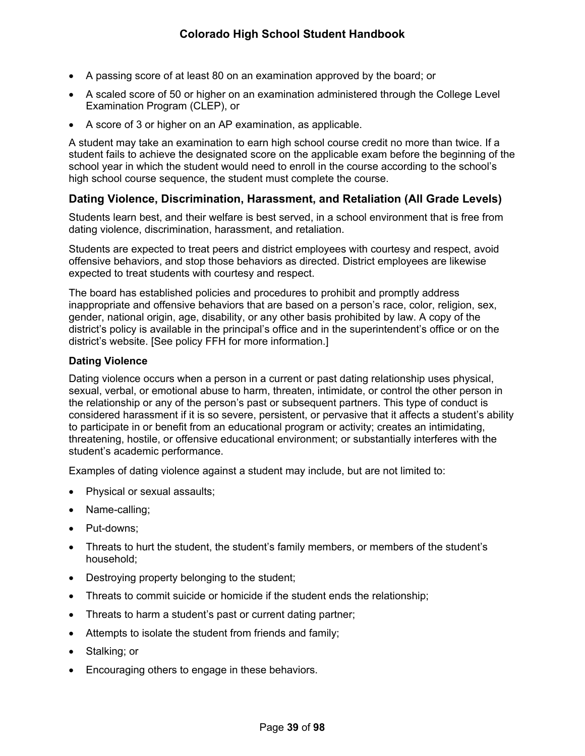- A passing score of at least 80 on an examination approved by the board; or
- A scaled score of 50 or higher on an examination administered through the College Level Examination Program (CLEP), or
- A score of 3 or higher on an AP examination, as applicable.

A student may take an examination to earn high school course credit no more than twice. If a student fails to achieve the designated score on the applicable exam before the beginning of the school year in which the student would need to enroll in the course according to the school's high school course sequence, the student must complete the course.

## Dating Violence, Discrimination, Harassment, and Retaliation (All Grade Levels)

Students learn best, and their welfare is best served, in a school environment that is free from dating violence, discrimination, harassment, and retaliation.

Students are expected to treat peers and district employees with courtesy and respect, avoid offensive behaviors, and stop those behaviors as directed. District employees are likewise expected to treat students with courtesy and respect.

The board has established policies and procedures to prohibit and promptly address inappropriate and offensive behaviors that are based on a person's race, color, religion, sex, gender, national origin, age, disability, or any other basis prohibited by law. A copy of the district's policy is available in the principal's office and in the superintendent's office or on the district's website. [See policy FFH for more information.]

### Dating Violence

Dating violence occurs when a person in a current or past dating relationship uses physical, sexual, verbal, or emotional abuse to harm, threaten, intimidate, or control the other person in the relationship or any of the person's past or subsequent partners. This type of conduct is considered harassment if it is so severe, persistent, or pervasive that it affects a student's ability to participate in or benefit from an educational program or activity; creates an intimidating, threatening, hostile, or offensive educational environment; or substantially interferes with the student's academic performance.

Examples of dating violence against a student may include, but are not limited to:

- Physical or sexual assaults;
- Name-calling;
- Put-downs;
- Threats to hurt the student, the student's family members, or members of the student's household;
- Destroying property belonging to the student;
- Threats to commit suicide or homicide if the student ends the relationship;
- Threats to harm a student's past or current dating partner;
- Attempts to isolate the student from friends and family;
- Stalking; or
- Encouraging others to engage in these behaviors.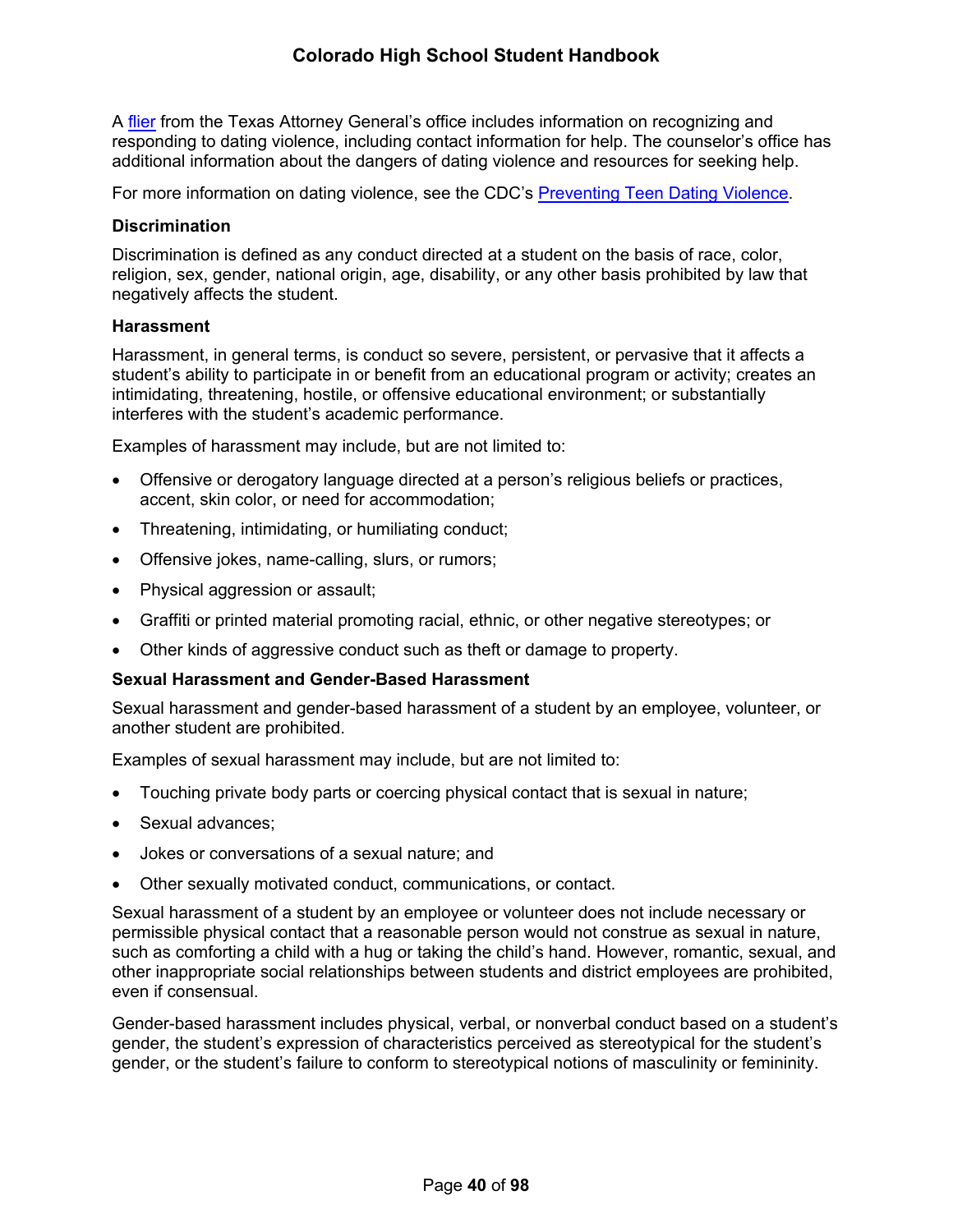A [flier]() from the Texas Attorney General's office includes information on recognizing and responding to dating violence, including contact information for help. The counselor's office has additional information about the dangers of dating violence and resources for seeking help.

For more information on dating violence, see the CDC's [Preventing Teen Dating Violence]().

### Discrimination

Discrimination is defined as any conduct directed at a student on the basis of race, color, religion, sex, gender, national origin, age, disability, or any other basis prohibited by law that negatively affects the student.

### Harassment

Harassment, in general terms, is conduct so severe, persistent, or pervasive that it affects a student's ability to participate in or benefit from an educational program or activity; creates an intimidating, threatening, hostile, or offensive educational environment; or substantially interferes with the student's academic performance.

Examples of harassment may include, but are not limited to:

- Offensive or derogatory language directed at a person's religious beliefs or practices, accent, skin color, or need for accommodation;
- Threatening, intimidating, or humiliating conduct;
- Offensive jokes, name-calling, slurs, or rumors;
- Physical aggression or assault;
- Graffiti or printed material promoting racial, ethnic, or other negative stereotypes; or
- Other kinds of aggressive conduct such as theft or damage to property.

### Sexual Harassment and Gender-Based Harassment

Sexual harassment and gender-based harassment of a student by an employee, volunteer, or another student are prohibited.

Examples of sexual harassment may include, but are not limited to:

- Touching private body parts or coercing physical contact that is sexual in nature;
- Sexual advances;
- Jokes or conversations of a sexual nature; and
- Other sexually motivated conduct, communications, or contact.

Sexual harassment of a student by an employee or volunteer does not include necessary or permissible physical contact that a reasonable person would not construe as sexual in nature, such as comforting a child with a hug or taking the child's hand. However, romantic, sexual, and other inappropriate social relationships between students and district employees are prohibited, even if consensual.

Gender-based harassment includes physical, verbal, or nonverbal conduct based on a student's gender, the student's expression of characteristics perceived as stereotypical for the student's gender, or the student's failure to conform to stereotypical notions of masculinity or femininity.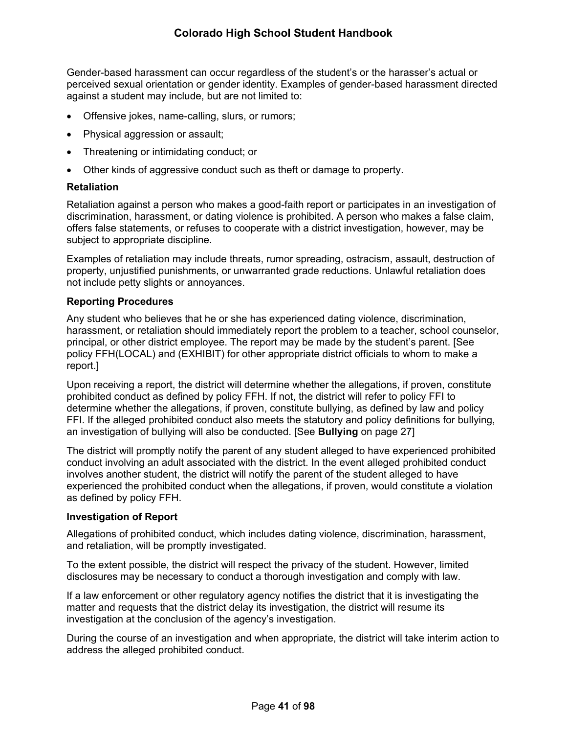Gender-based harassment can occur regardless of the student's or the harasser's actual or perceived sexual orientation or gender identity. Examples of gender-based harassment directed against a student may include, but are not limited to:

- Offensive jokes, name-calling, slurs, or rumors;
- Physical aggression or assault;
- Threatening or intimidating conduct; or
- Other kinds of aggressive conduct such as theft or damage to property.

**Retaliation**

Retaliation against a person who makes a good-faith report or participates in an investigation of discrimination, harassment, or dating violence is prohibited. A person who makes a false claim, offers false statements, or refuses to cooperate with a district investigation, however, may be subject to appropriate discipline.

Examples of retaliation may include threats, rumor spreading, ostracism, assault, destruction of property, unjustified punishments, or unwarranted grade reductions. Unlawful retaliation does not include petty slights or annoyances.

**Reporting Procedures**

Any student who believes that he or she has experienced dating violence, discrimination, harassment, or retaliation should immediately report the problem to a teacher, school counselor, principal, or other district employee. The report may be made by the student's parent. [See policy FFH(LOCAL) and (EXHIBIT) for other appropriate district officials to whom to make a report.]

Upon receiving a report, the district will determine whether the allegations, if proven, constitute prohibited conduct as defined by policy FFH. If not, the district will refer to policy FFI to determine whether the allegations, if proven, constitute bullying, as defined by law and policy FFI. If the alleged prohibited conduct also meets the statutory and policy definitions for bullying, an investigation of bullying will also be conducted. [See **Bullying** on page 27]

The district will promptly notify the parent of any student alleged to have experienced prohibited conduct involving an adult associated with the district. In the event alleged prohibited conduct involves another student, the district will notify the parent of the student alleged to have experienced the prohibited conduct when the allegations, if proven, would constitute a violation as defined by policy FFH.

**Investigation of Report**

Allegations of prohibited conduct, which includes dating violence, discrimination, harassment, and retaliation, will be promptly investigated.

To the extent possible, the district will respect the privacy of the student. However, limited disclosures may be necessary to conduct a thorough investigation and comply with law.

If a law enforcement or other regulatory agency notifies the district that it is investigating the matter and requests that the district delay its investigation, the district will resume its investigation at the conclusion of the agency's investigation.

During the course of an investigation and when appropriate, the district will take interim action to address the alleged prohibited conduct.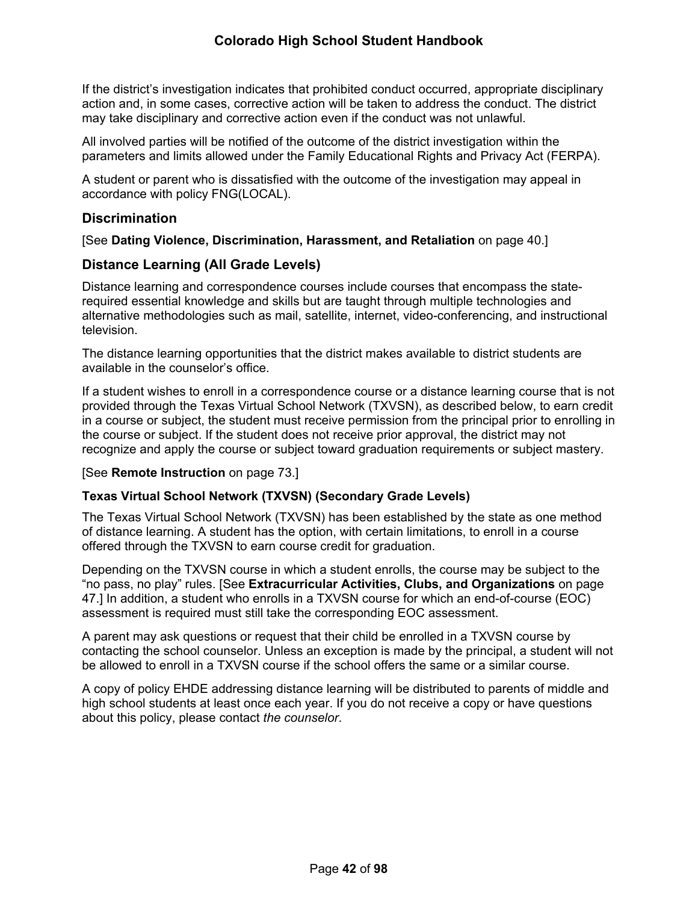If the district's investigation indicates that prohibited conduct occurred, appropriate disciplinary action and, in some cases, corrective action will be taken to address the conduct. The district may take disciplinary and corrective action even if the conduct was not unlawful.

All involved parties will be notified of the outcome of the district investigation within the parameters and limits allowed under the Family Educational Rights and Privacy Act (FERPA).

A student or parent who is dissatisfied with the outcome of the investigation may appeal in accordance with policy FNG(LOCAL).

## Discrimination

[See **Dating Violence, Discrimination, Harassment, and Retaliation** on page 40.]

## Distance Learning (All Grade Levels)

Distance learning and correspondence courses include courses that encompass the state-required essential knowledge and skills but are taught through multiple technologies and alternative methodologies such as mail, satellite, internet, video-conferencing, and instructional television.

The distance learning opportunities that the district makes available to district students are available in the counselor's office.

If a student wishes to enroll in a correspondence course or a distance learning course that is not provided through the Texas Virtual School Network (TXVSN), as described below, to earn credit in a course or subject, the student must receive permission from the principal prior to enrolling in the course or subject. If the student does not receive prior approval, the district may not recognize and apply the course or subject toward graduation requirements or subject mastery.

[See **Remote Instruction** on page 73.]

### Texas Virtual School Network (TXVSN) (Secondary Grade Levels)

The Texas Virtual School Network (TXVSN) has been established by the state as one method of distance learning. A student has the option, with certain limitations, to enroll in a course offered through the TXVSN to earn course credit for graduation.

Depending on the TXVSN course in which a student enrolls, the course may be subject to the "no pass, no play" rules. [See **Extracurricular Activities, Clubs, and Organizations** on page 47.] In addition, a student who enrolls in a TXVSN course for which an end-of-course (EOC) assessment is required must still take the corresponding EOC assessment.

A parent may ask questions or request that their child be enrolled in a TXVSN course by contacting the school counselor. Unless an exception is made by the principal, a student will not be allowed to enroll in a TXVSN course if the school offers the same or a similar course.

A copy of policy EHDE addressing distance learning will be distributed to parents of middle and high school students at least once each year. If you do not receive a copy or have questions about this policy, please contact *the counselor*.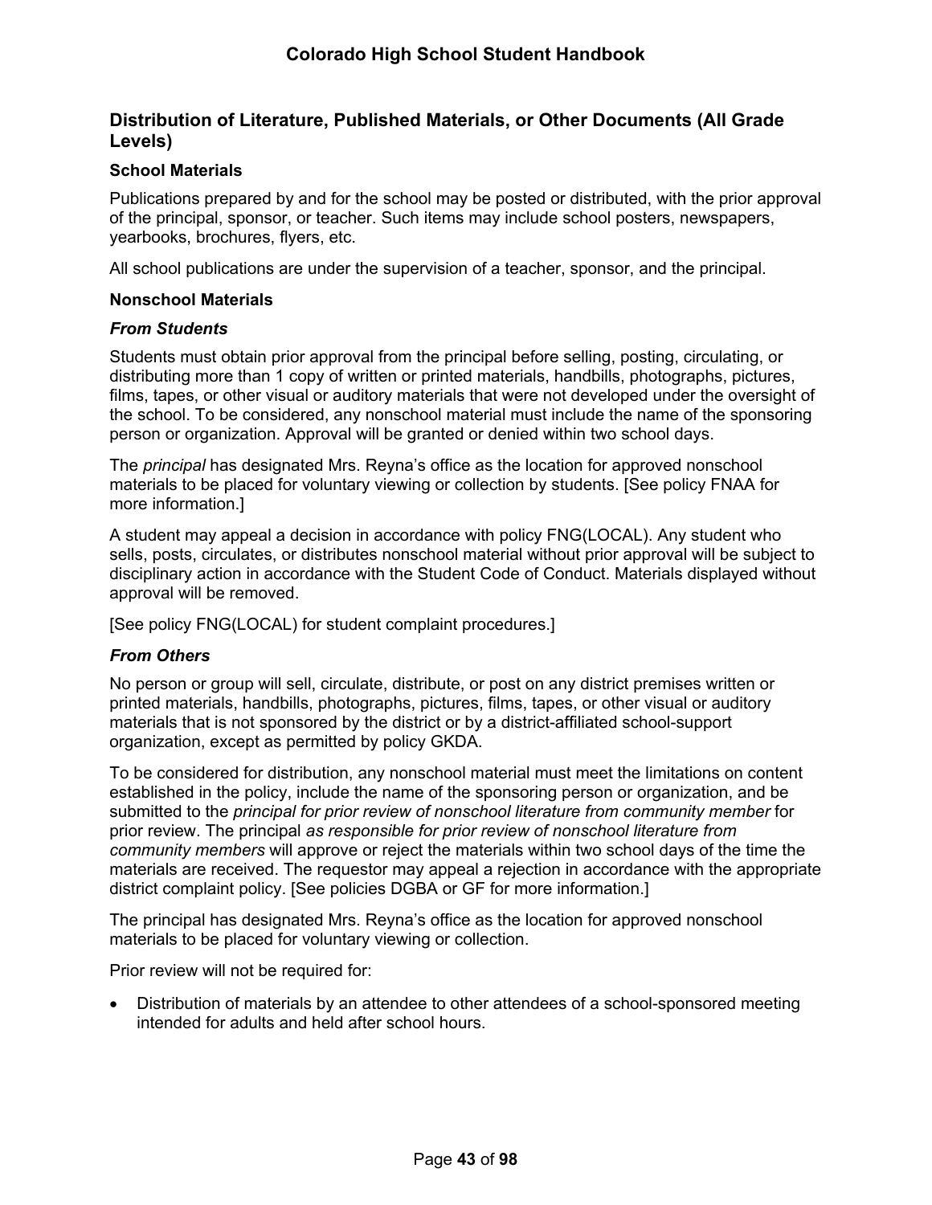## Distribution of Literature, Published Materials, or Other Documents (All Grade Levels)

### School Materials

Publications prepared by and for the school may be posted or distributed, with the prior approval of the principal, sponsor, or teacher. Such items may include school posters, newspapers, yearbooks, brochures, flyers, etc.

All school publications are under the supervision of a teacher, sponsor, and the principal.

### Nonschool Materials

#### *From Students*

Students must obtain prior approval from the principal before selling, posting, circulating, or distributing more than 1 copy of written or printed materials, handbills, photographs, pictures, films, tapes, or other visual or auditory materials that were not developed under the oversight of the school. To be considered, any nonschool material must include the name of the sponsoring person or organization. Approval will be granted or denied within two school days.

The *principal* has designated Mrs. Reyna's office as the location for approved nonschool materials to be placed for voluntary viewing or collection by students. [See policy FNAA for more information.]

A student may appeal a decision in accordance with policy FNG(LOCAL). Any student who sells, posts, circulates, or distributes nonschool material without prior approval will be subject to disciplinary action in accordance with the Student Code of Conduct. Materials displayed without approval will be removed.

[See policy FNG(LOCAL) for student complaint procedures.]

#### *From Others*

No person or group will sell, circulate, distribute, or post on any district premises written or printed materials, handbills, photographs, pictures, films, tapes, or other visual or auditory materials that is not sponsored by the district or by a district-affiliated school-support organization, except as permitted by policy GKDA.

To be considered for distribution, any nonschool material must meet the limitations on content established in the policy, include the name of the sponsoring person or organization, and be submitted to the *principal for prior review of nonschool literature from community member* for prior review. The principal *as responsible for prior review of nonschool literature from community members* will approve or reject the materials within two school days of the time the materials are received. The requestor may appeal a rejection in accordance with the appropriate district complaint policy. [See policies DGBA or GF for more information.]

The principal has designated Mrs. Reyna's office as the location for approved nonschool materials to be placed for voluntary viewing or collection.

Prior review will not be required for:

- Distribution of materials by an attendee to other attendees of a school-sponsored meeting intended for adults and held after school hours.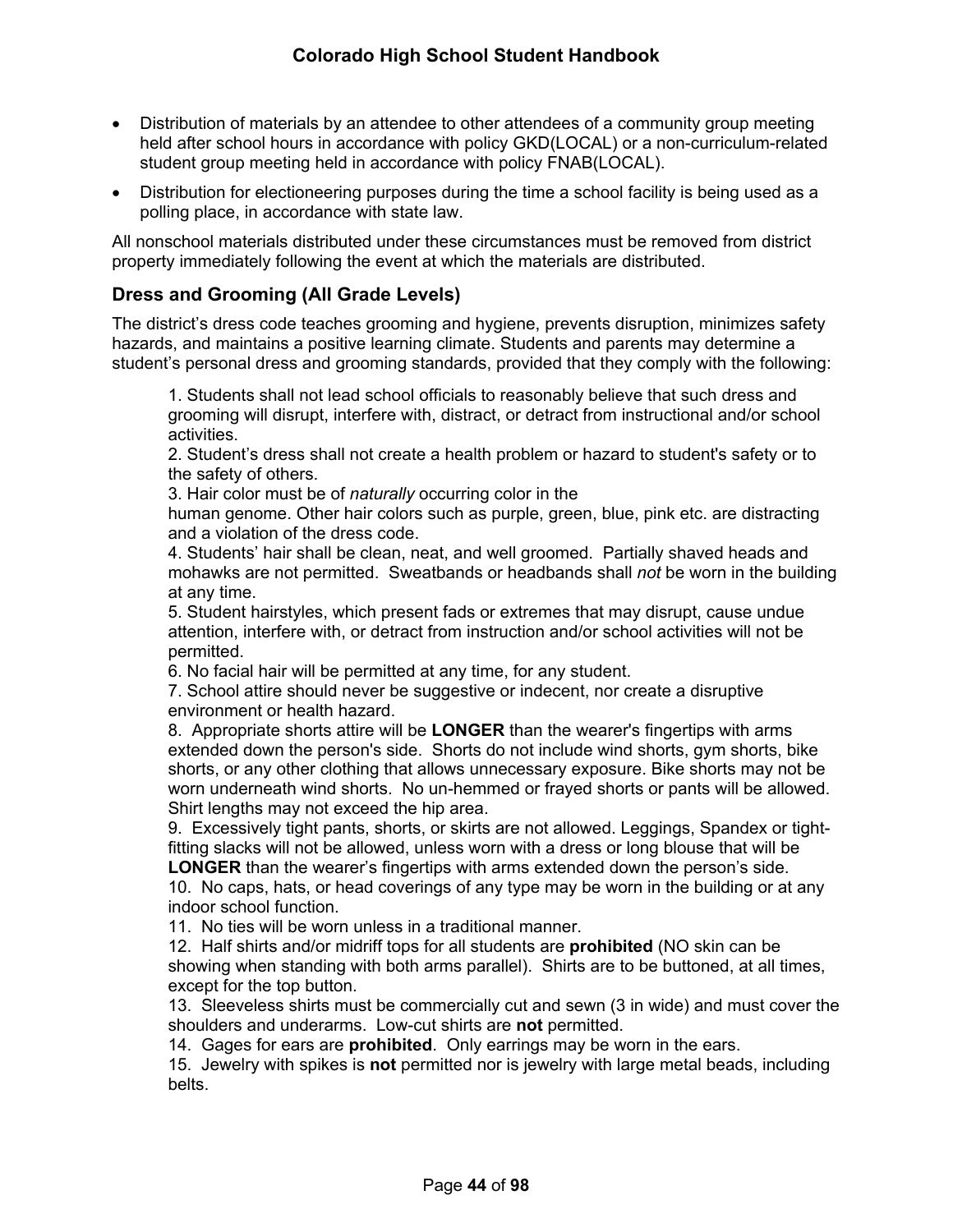- Distribution of materials by an attendee to other attendees of a community group meeting held after school hours in accordance with policy GKD(LOCAL) or a non-curriculum-related student group meeting held in accordance with policy FNAB(LOCAL).
- Distribution for electioneering purposes during the time a school facility is being used as a polling place, in accordance with state law.

All nonschool materials distributed under these circumstances must be removed from district property immediately following the event at which the materials are distributed.

## Dress and Grooming (All Grade Levels)

The district's dress code teaches grooming and hygiene, prevents disruption, minimizes safety hazards, and maintains a positive learning climate. Students and parents may determine a student's personal dress and grooming standards, provided that they comply with the following:

1. Students shall not lead school officials to reasonably believe that such dress and grooming will disrupt, interfere with, distract, or detract from instructional and/or school activities.
2. Student's dress shall not create a health problem or hazard to student's safety or to the safety of others.
3. Hair color must be of *naturally* occurring color in the human genome. Other hair colors such as purple, green, blue, pink etc. are distracting and a violation of the dress code.
4. Students' hair shall be clean, neat, and well groomed. Partially shaved heads and mohawks are not permitted. Sweatbands or headbands shall *not* be worn in the building at any time.
5. Student hairstyles, which present fads or extremes that may disrupt, cause undue attention, interfere with, or detract from instruction and/or school activities will not be permitted.
6. No facial hair will be permitted at any time, for any student.
7. School attire should never be suggestive or indecent, nor create a disruptive environment or health hazard.
8. Appropriate shorts attire will be **LONGER** than the wearer's fingertips with arms extended down the person's side. Shorts do not include wind shorts, gym shorts, bike shorts, or any other clothing that allows unnecessary exposure. Bike shorts may not be worn underneath wind shorts. No un-hemmed or frayed shorts or pants will be allowed. Shirt lengths may not exceed the hip area.
9. Excessively tight pants, shorts, or skirts are not allowed. Leggings, Spandex or tight-fitting slacks will not be allowed, unless worn with a dress or long blouse that will be **LONGER** than the wearer's fingertips with arms extended down the person's side.
10. No caps, hats, or head coverings of any type may be worn in the building or at any indoor school function.
11. No ties will be worn unless in a traditional manner.
12. Half shirts and/or midriff tops for all students are **prohibited** (NO skin can be showing when standing with both arms parallel). Shirts are to be buttoned, at all times, except for the top button.
13. Sleeveless shirts must be commercially cut and sewn (3 in wide) and must cover the shoulders and underarms. Low-cut shirts are **not** permitted.
14. Gages for ears are **prohibited**. Only earrings may be worn in the ears.
15. Jewelry with spikes is **not** permitted nor is jewelry with large metal beads, including belts.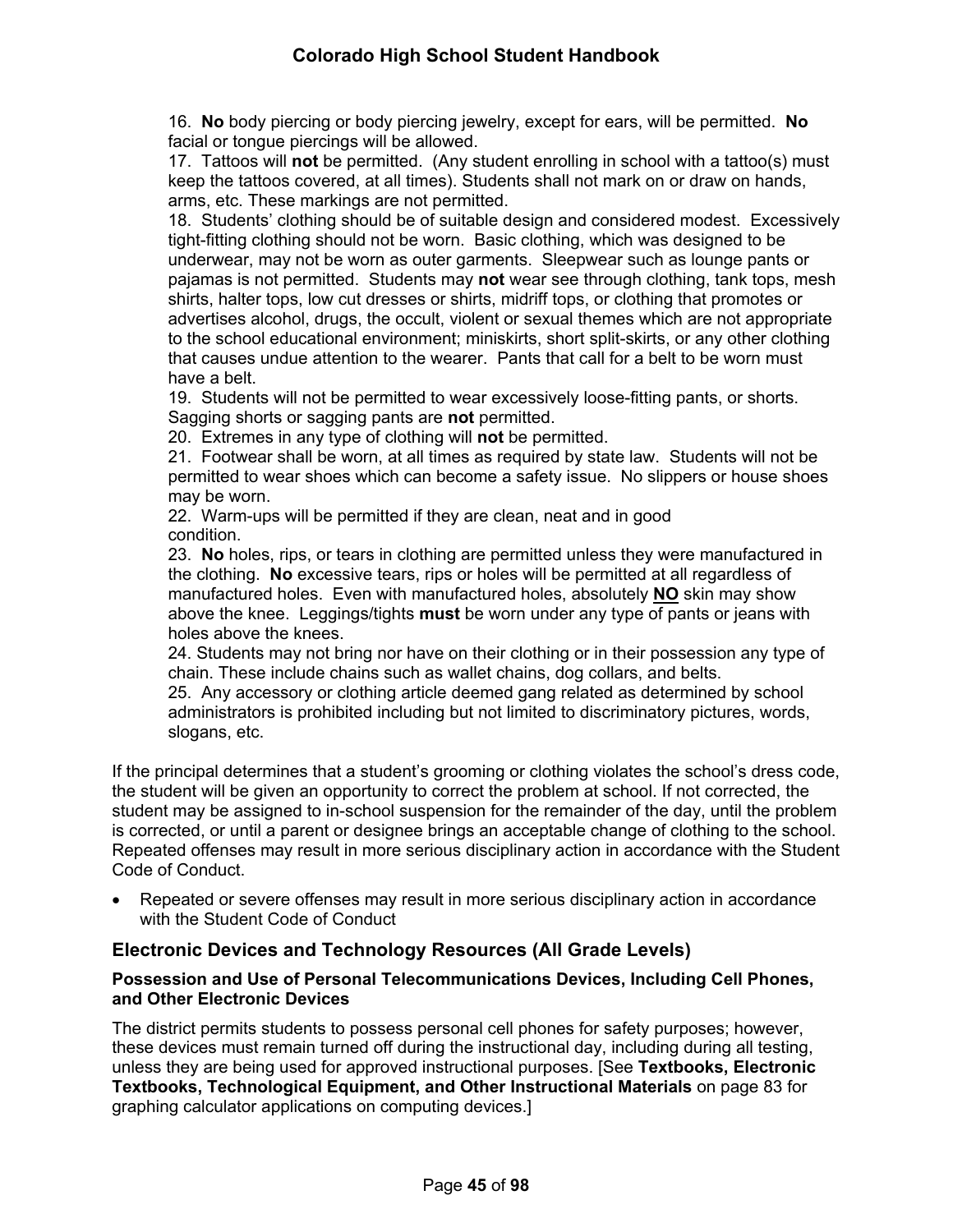16. **No** body piercing or body piercing jewelry, except for ears, will be permitted. **No** facial or tongue piercings will be allowed.
17. Tattoos will **not** be permitted. (Any student enrolling in school with a tattoo(s) must keep the tattoos covered, at all times). Students shall not mark on or draw on hands, arms, etc. These markings are not permitted.
18. Students' clothing should be of suitable design and considered modest. Excessively tight-fitting clothing should not be worn. Basic clothing, which was designed to be underwear, may not be worn as outer garments. Sleepwear such as lounge pants or pajamas is not permitted. Students may **not** wear see through clothing, tank tops, mesh shirts, halter tops, low cut dresses or shirts, midriff tops, or clothing that promotes or advertises alcohol, drugs, the occult, violent or sexual themes which are not appropriate to the school educational environment; miniskirts, short split-skirts, or any other clothing that causes undue attention to the wearer. Pants that call for a belt to be worn must have a belt.
19. Students will not be permitted to wear excessively loose-fitting pants, or shorts. Sagging shorts or sagging pants are **not** permitted.
20. Extremes in any type of clothing will **not** be permitted.
21. Footwear shall be worn, at all times as required by state law. Students will not be permitted to wear shoes which can become a safety issue. No slippers or house shoes may be worn.
22. Warm-ups will be permitted if they are clean, neat and in good condition.
23. **No** holes, rips, or tears in clothing are permitted unless they were manufactured in the clothing. **No** excessive tears, rips or holes will be permitted at all regardless of manufactured holes. Even with manufactured holes, absolutely <u>**NO**</u> skin may show above the knee. Leggings/tights **must** be worn under any type of pants or jeans with holes above the knees.
24. Students may not bring nor have on their clothing or in their possession any type of chain. These include chains such as wallet chains, dog collars, and belts.
25. Any accessory or clothing article deemed gang related as determined by school administrators is prohibited including but not limited to discriminatory pictures, words, slogans, etc.

If the principal determines that a student's grooming or clothing violates the school's dress code, the student will be given an opportunity to correct the problem at school. If not corrected, the student may be assigned to in-school suspension for the remainder of the day, until the problem is corrected, or until a parent or designee brings an acceptable change of clothing to the school. Repeated offenses may result in more serious disciplinary action in accordance with the Student Code of Conduct.

- Repeated or severe offenses may result in more serious disciplinary action in accordance with the Student Code of Conduct

## Electronic Devices and Technology Resources (All Grade Levels)

### Possession and Use of Personal Telecommunications Devices, Including Cell Phones, and Other Electronic Devices

The district permits students to possess personal cell phones for safety purposes; however, these devices must remain turned off during the instructional day, including during all testing, unless they are being used for approved instructional purposes. [See **Textbooks, Electronic Textbooks, Technological Equipment, and Other Instructional Materials** on page 83 for graphing calculator applications on computing devices.]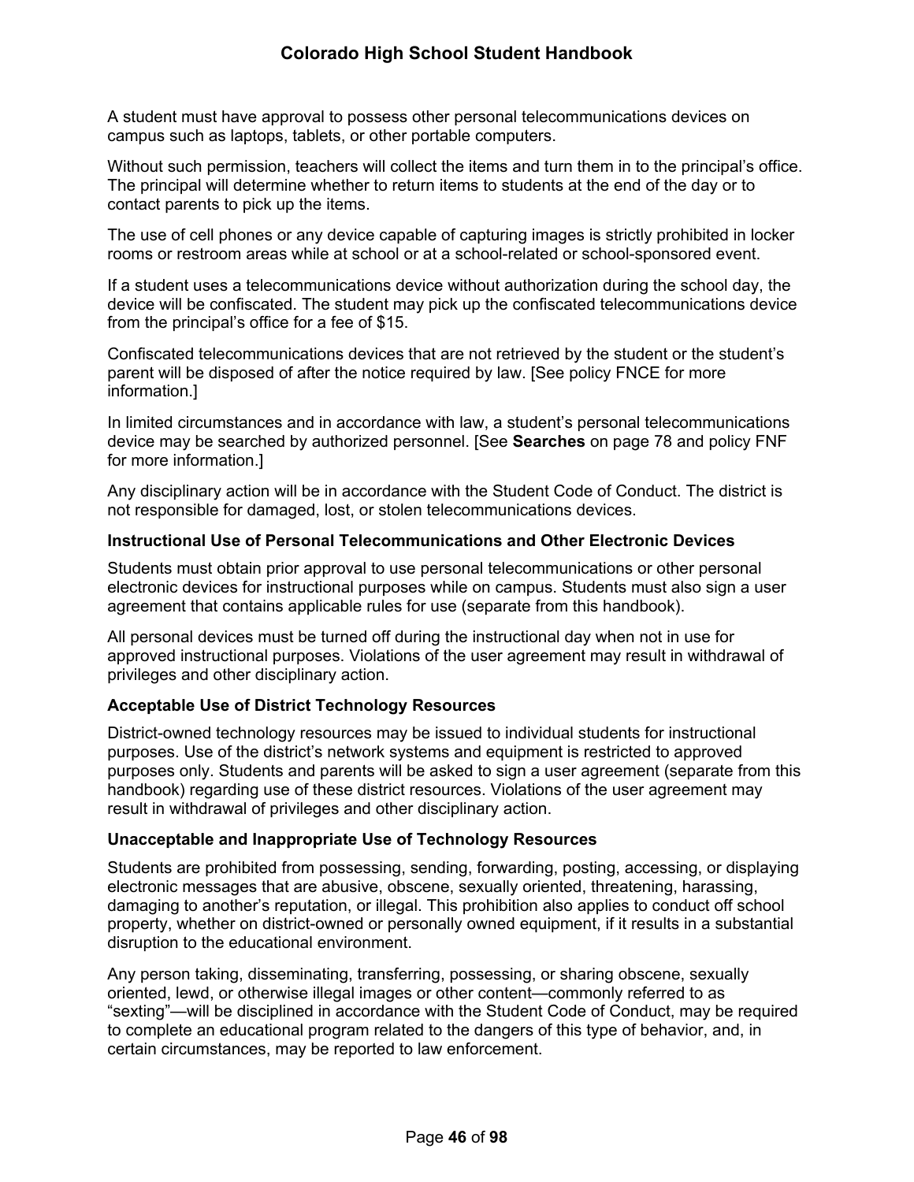A student must have approval to possess other personal telecommunications devices on campus such as laptops, tablets, or other portable computers.

Without such permission, teachers will collect the items and turn them in to the principal's office. The principal will determine whether to return items to students at the end of the day or to contact parents to pick up the items.

The use of cell phones or any device capable of capturing images is strictly prohibited in locker rooms or restroom areas while at school or at a school-related or school-sponsored event.

If a student uses a telecommunications device without authorization during the school day, the device will be confiscated. The student may pick up the confiscated telecommunications device from the principal's office for a fee of $15.

Confiscated telecommunications devices that are not retrieved by the student or the student's parent will be disposed of after the notice required by law. [See policy FNCE for more information.]

In limited circumstances and in accordance with law, a student's personal telecommunications device may be searched by authorized personnel. [See **Searches** on page 78 and policy FNF for more information.]

Any disciplinary action will be in accordance with the Student Code of Conduct. The district is not responsible for damaged, lost, or stolen telecommunications devices.

### Instructional Use of Personal Telecommunications and Other Electronic Devices

Students must obtain prior approval to use personal telecommunications or other personal electronic devices for instructional purposes while on campus. Students must also sign a user agreement that contains applicable rules for use (separate from this handbook).

All personal devices must be turned off during the instructional day when not in use for approved instructional purposes. Violations of the user agreement may result in withdrawal of privileges and other disciplinary action.

### Acceptable Use of District Technology Resources

District-owned technology resources may be issued to individual students for instructional purposes. Use of the district's network systems and equipment is restricted to approved purposes only. Students and parents will be asked to sign a user agreement (separate from this handbook) regarding use of these district resources. Violations of the user agreement may result in withdrawal of privileges and other disciplinary action.

### Unacceptable and Inappropriate Use of Technology Resources

Students are prohibited from possessing, sending, forwarding, posting, accessing, or displaying electronic messages that are abusive, obscene, sexually oriented, threatening, harassing, damaging to another's reputation, or illegal. This prohibition also applies to conduct off school property, whether on district-owned or personally owned equipment, if it results in a substantial disruption to the educational environment.

Any person taking, disseminating, transferring, possessing, or sharing obscene, sexually oriented, lewd, or otherwise illegal images or other content—commonly referred to as "sexting"—will be disciplined in accordance with the Student Code of Conduct, may be required to complete an educational program related to the dangers of this type of behavior, and, in certain circumstances, may be reported to law enforcement.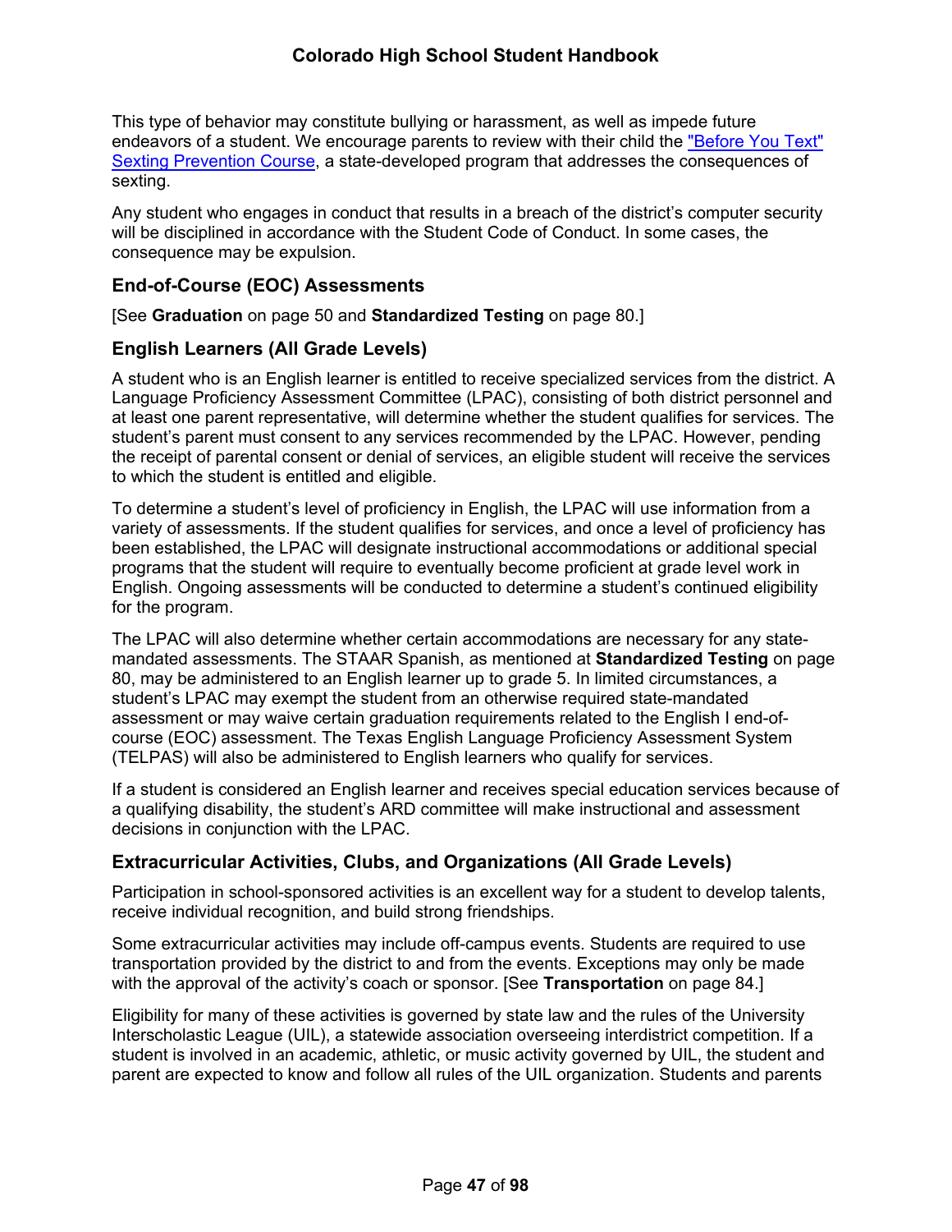This type of behavior may constitute bullying or harassment, as well as impede future endeavors of a student. We encourage parents to review with their child the "Before You Text" Sexting Prevention Course, a state-developed program that addresses the consequences of sexting.

Any student who engages in conduct that results in a breach of the district's computer security will be disciplined in accordance with the Student Code of Conduct. In some cases, the consequence may be expulsion.

### End-of-Course (EOC) Assessments

[See **Graduation** on page 50 and **Standardized Testing** on page 80.]

### English Learners (All Grade Levels)

A student who is an English learner is entitled to receive specialized services from the district. A Language Proficiency Assessment Committee (LPAC), consisting of both district personnel and at least one parent representative, will determine whether the student qualifies for services. The student's parent must consent to any services recommended by the LPAC. However, pending the receipt of parental consent or denial of services, an eligible student will receive the services to which the student is entitled and eligible.

To determine a student's level of proficiency in English, the LPAC will use information from a variety of assessments. If the student qualifies for services, and once a level of proficiency has been established, the LPAC will designate instructional accommodations or additional special programs that the student will require to eventually become proficient at grade level work in English. Ongoing assessments will be conducted to determine a student's continued eligibility for the program.

The LPAC will also determine whether certain accommodations are necessary for any state-mandated assessments. The STAAR Spanish, as mentioned at **Standardized Testing** on page 80, may be administered to an English learner up to grade 5. In limited circumstances, a student's LPAC may exempt the student from an otherwise required state-mandated assessment or may waive certain graduation requirements related to the English I end-of-course (EOC) assessment. The Texas English Language Proficiency Assessment System (TELPAS) will also be administered to English learners who qualify for services.

If a student is considered an English learner and receives special education services because of a qualifying disability, the student's ARD committee will make instructional and assessment decisions in conjunction with the LPAC.

### Extracurricular Activities, Clubs, and Organizations (All Grade Levels)

Participation in school-sponsored activities is an excellent way for a student to develop talents, receive individual recognition, and build strong friendships.

Some extracurricular activities may include off-campus events. Students are required to use transportation provided by the district to and from the events. Exceptions may only be made with the approval of the activity's coach or sponsor. [See **Transportation** on page 84.]

Eligibility for many of these activities is governed by state law and the rules of the University Interscholastic League (UIL), a statewide association overseeing interdistrict competition. If a student is involved in an academic, athletic, or music activity governed by UIL, the student and parent are expected to know and follow all rules of the UIL organization. Students and parents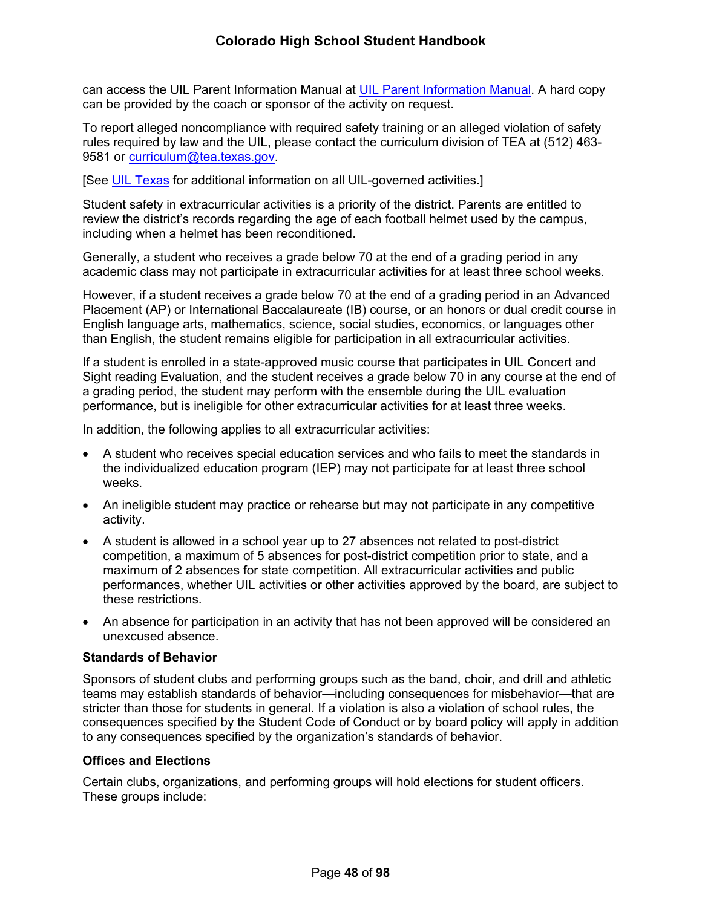can access the UIL Parent Information Manual at [UIL Parent Information Manual](). A hard copy can be provided by the coach or sponsor of the activity on request.

To report alleged noncompliance with required safety training or an alleged violation of safety rules required by law and the UIL, please contact the curriculum division of TEA at (512) 463-9581 or [curriculum@tea.texas.gov](mailto:curriculum@tea.texas.gov).

[See [UIL Texas]() for additional information on all UIL-governed activities.]

Student safety in extracurricular activities is a priority of the district. Parents are entitled to review the district's records regarding the age of each football helmet used by the campus, including when a helmet has been reconditioned.

Generally, a student who receives a grade below 70 at the end of a grading period in any academic class may not participate in extracurricular activities for at least three school weeks.

However, if a student receives a grade below 70 at the end of a grading period in an Advanced Placement (AP) or International Baccalaureate (IB) course, or an honors or dual credit course in English language arts, mathematics, science, social studies, economics, or languages other than English, the student remains eligible for participation in all extracurricular activities.

If a student is enrolled in a state-approved music course that participates in UIL Concert and Sight reading Evaluation, and the student receives a grade below 70 in any course at the end of a grading period, the student may perform with the ensemble during the UIL evaluation performance, but is ineligible for other extracurricular activities for at least three weeks.

In addition, the following applies to all extracurricular activities:

- A student who receives special education services and who fails to meet the standards in the individualized education program (IEP) may not participate for at least three school weeks.
- An ineligible student may practice or rehearse but may not participate in any competitive activity.
- A student is allowed in a school year up to 27 absences not related to post-district competition, a maximum of 5 absences for post-district competition prior to state, and a maximum of 2 absences for state competition. All extracurricular activities and public performances, whether UIL activities or other activities approved by the board, are subject to these restrictions.
- An absence for participation in an activity that has not been approved will be considered an unexcused absence.

**Standards of Behavior**

Sponsors of student clubs and performing groups such as the band, choir, and drill and athletic teams may establish standards of behavior—including consequences for misbehavior—that are stricter than those for students in general. If a violation is also a violation of school rules, the consequences specified by the Student Code of Conduct or by board policy will apply in addition to any consequences specified by the organization's standards of behavior.

**Offices and Elections**

Certain clubs, organizations, and performing groups will hold elections for student officers. These groups include: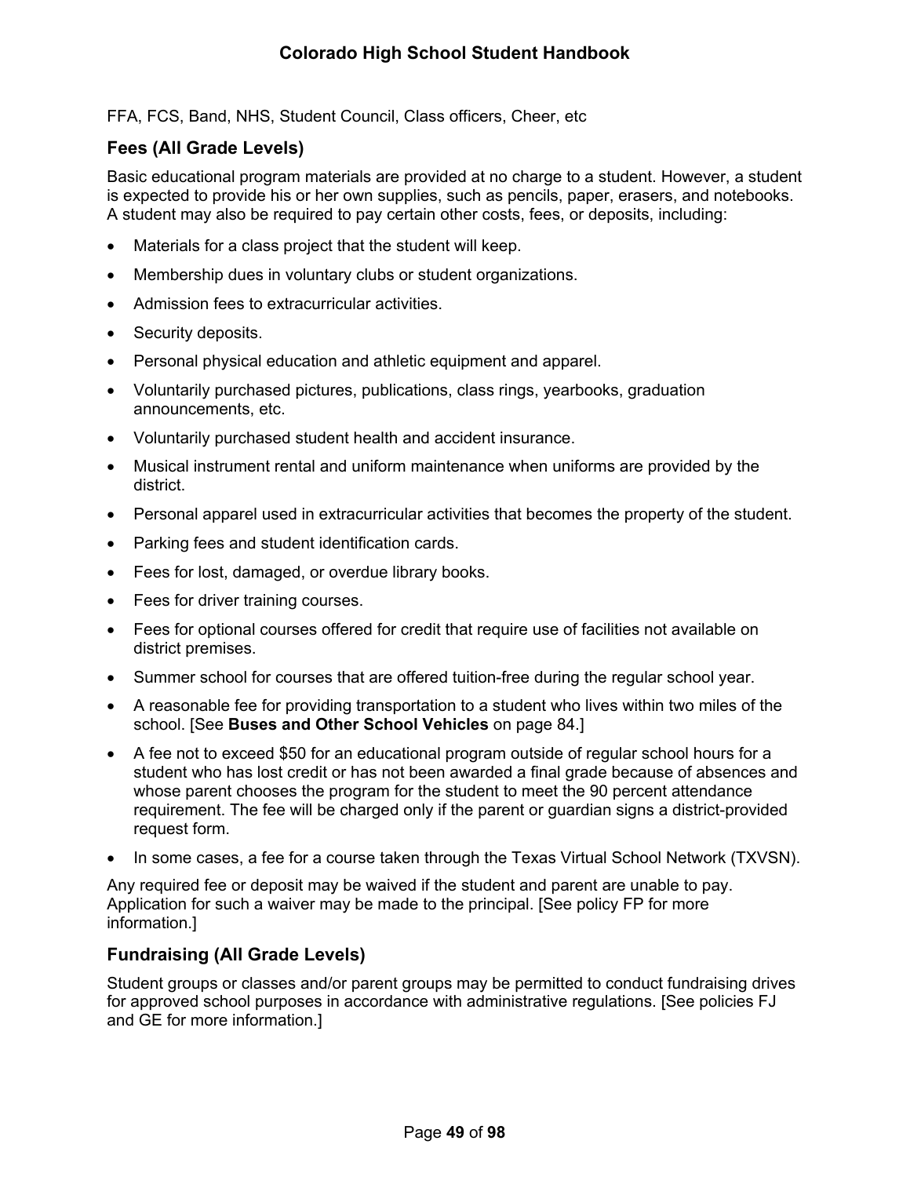FFA, FCS, Band, NHS, Student Council, Class officers, Cheer, etc

### Fees (All Grade Levels)

Basic educational program materials are provided at no charge to a student. However, a student is expected to provide his or her own supplies, such as pencils, paper, erasers, and notebooks. A student may also be required to pay certain other costs, fees, or deposits, including:

- Materials for a class project that the student will keep.
- Membership dues in voluntary clubs or student organizations.
- Admission fees to extracurricular activities.
- Security deposits.
- Personal physical education and athletic equipment and apparel.
- Voluntarily purchased pictures, publications, class rings, yearbooks, graduation announcements, etc.
- Voluntarily purchased student health and accident insurance.
- Musical instrument rental and uniform maintenance when uniforms are provided by the district.
- Personal apparel used in extracurricular activities that becomes the property of the student.
- Parking fees and student identification cards.
- Fees for lost, damaged, or overdue library books.
- Fees for driver training courses.
- Fees for optional courses offered for credit that require use of facilities not available on district premises.
- Summer school for courses that are offered tuition-free during the regular school year.
- A reasonable fee for providing transportation to a student who lives within two miles of the school. [See **Buses and Other School Vehicles** on page 84.]
- A fee not to exceed $50 for an educational program outside of regular school hours for a student who has lost credit or has not been awarded a final grade because of absences and whose parent chooses the program for the student to meet the 90 percent attendance requirement. The fee will be charged only if the parent or guardian signs a district-provided request form.
- In some cases, a fee for a course taken through the Texas Virtual School Network (TXVSN).

Any required fee or deposit may be waived if the student and parent are unable to pay. Application for such a waiver may be made to the principal. [See policy FP for more information.]

### Fundraising (All Grade Levels)

Student groups or classes and/or parent groups may be permitted to conduct fundraising drives for approved school purposes in accordance with administrative regulations. [See policies FJ and GE for more information.]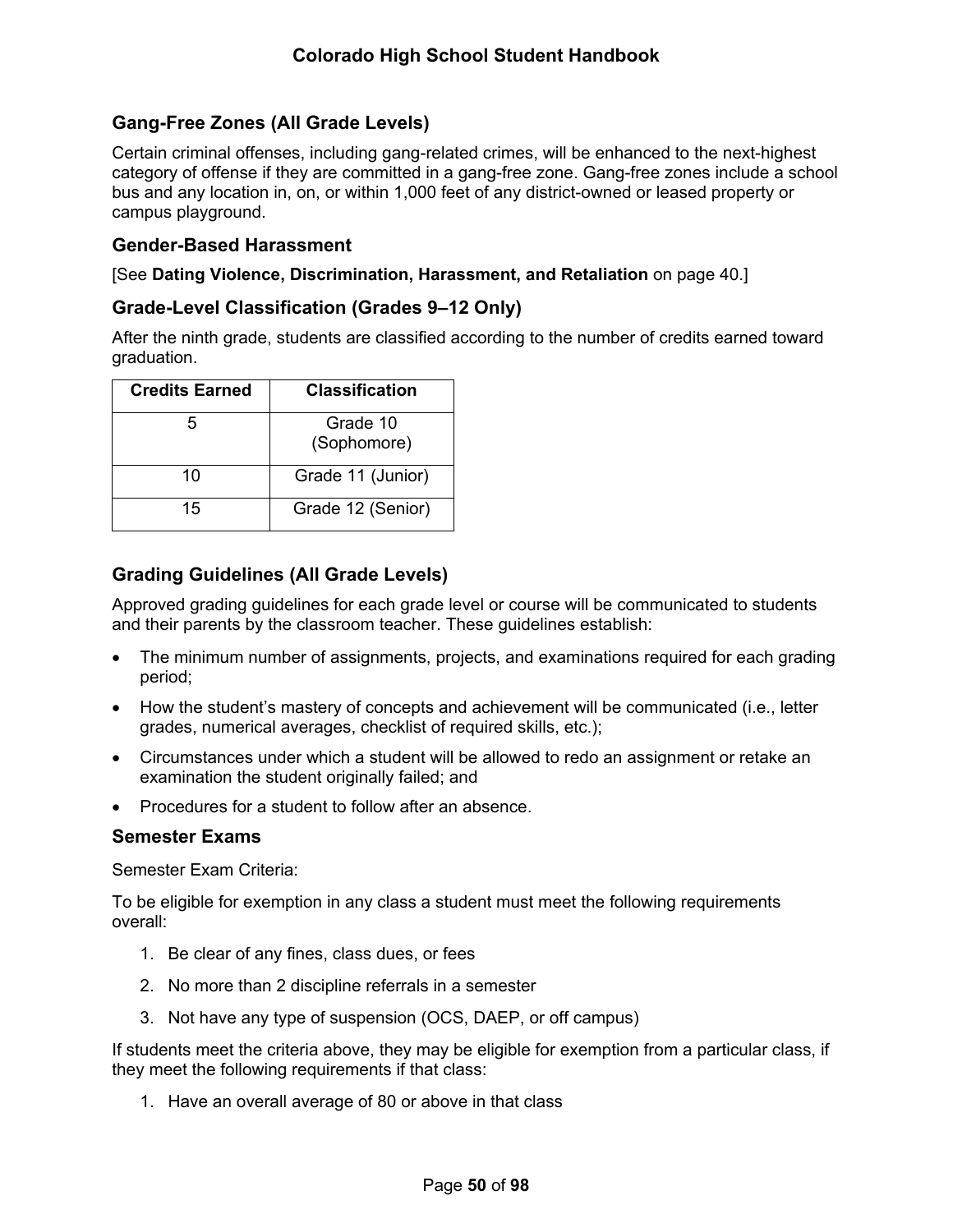## Gang-Free Zones (All Grade Levels)

Certain criminal offenses, including gang-related crimes, will be enhanced to the next-highest category of offense if they are committed in a gang-free zone. Gang-free zones include a school bus and any location in, on, or within 1,000 feet of any district-owned or leased property or campus playground.

## Gender-Based Harassment

[See **Dating Violence, Discrimination, Harassment, and Retaliation** on page 40.]

## Grade-Level Classification (Grades 9–12 Only)

After the ninth grade, students are classified according to the number of credits earned toward graduation.

| Credits Earned | Classification |
|---|---|
| 5 | Grade 10 (Sophomore) |
| 10 | Grade 11 (Junior) |
| 15 | Grade 12 (Senior) |

## Grading Guidelines (All Grade Levels)

Approved grading guidelines for each grade level or course will be communicated to students and their parents by the classroom teacher. These guidelines establish:

- The minimum number of assignments, projects, and examinations required for each grading period;
- How the student's mastery of concepts and achievement will be communicated (i.e., letter grades, numerical averages, checklist of required skills, etc.);
- Circumstances under which a student will be allowed to redo an assignment or retake an examination the student originally failed; and
- Procedures for a student to follow after an absence.

### Semester Exams

Semester Exam Criteria:

To be eligible for exemption in any class a student must meet the following requirements overall:

1. Be clear of any fines, class dues, or fees
2. No more than 2 discipline referrals in a semester
3. Not have any type of suspension (OCS, DAEP, or off campus)

If students meet the criteria above, they may be eligible for exemption from a particular class, if they meet the following requirements if that class:

1. Have an overall average of 80 or above in that class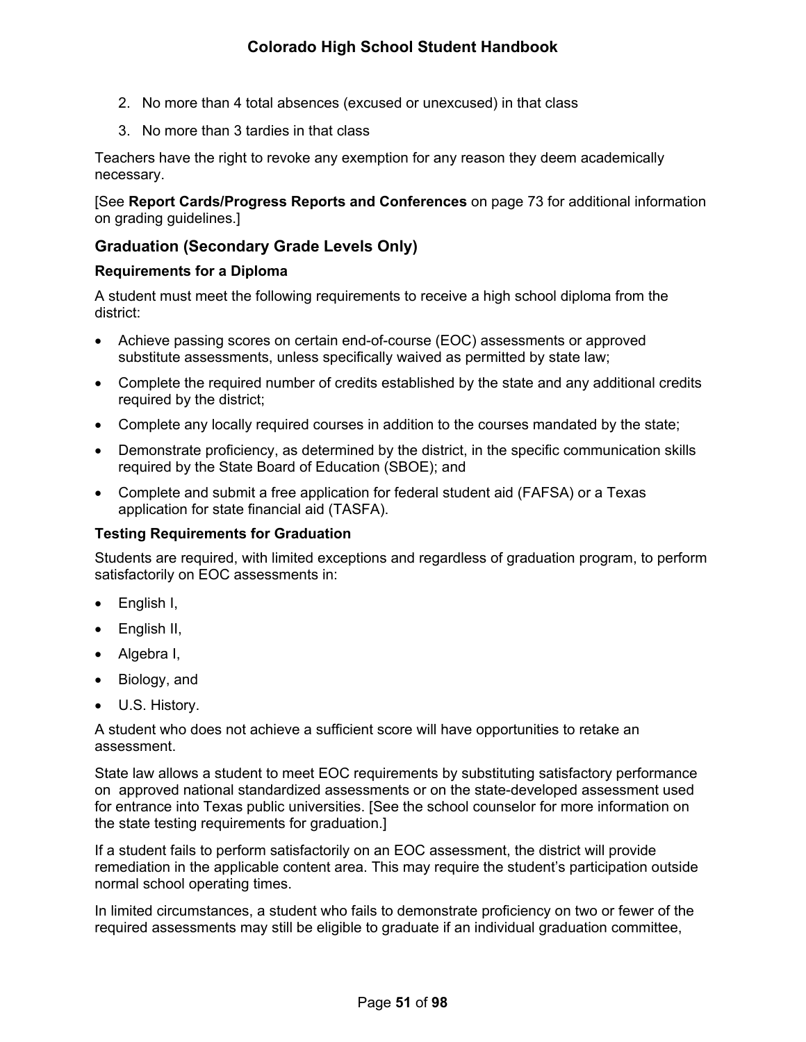2. No more than 4 total absences (excused or unexcused) in that class
3. No more than 3 tardies in that class

Teachers have the right to revoke any exemption for any reason they deem academically necessary.

[See **Report Cards/Progress Reports and Conferences** on page 73 for additional information on grading guidelines.]

## Graduation (Secondary Grade Levels Only)

### Requirements for a Diploma

A student must meet the following requirements to receive a high school diploma from the district:

- Achieve passing scores on certain end-of-course (EOC) assessments or approved substitute assessments, unless specifically waived as permitted by state law;
- Complete the required number of credits established by the state and any additional credits required by the district;
- Complete any locally required courses in addition to the courses mandated by the state;
- Demonstrate proficiency, as determined by the district, in the specific communication skills required by the State Board of Education (SBOE); and
- Complete and submit a free application for federal student aid (FAFSA) or a Texas application for state financial aid (TASFA).

### Testing Requirements for Graduation

Students are required, with limited exceptions and regardless of graduation program, to perform satisfactorily on EOC assessments in:

- English I,
- English II,
- Algebra I,
- Biology, and
- U.S. History.

A student who does not achieve a sufficient score will have opportunities to retake an assessment.

State law allows a student to meet EOC requirements by substituting satisfactory performance on approved national standardized assessments or on the state-developed assessment used for entrance into Texas public universities. [See the school counselor for more information on the state testing requirements for graduation.]

If a student fails to perform satisfactorily on an EOC assessment, the district will provide remediation in the applicable content area. This may require the student's participation outside normal school operating times.

In limited circumstances, a student who fails to demonstrate proficiency on two or fewer of the required assessments may still be eligible to graduate if an individual graduation committee,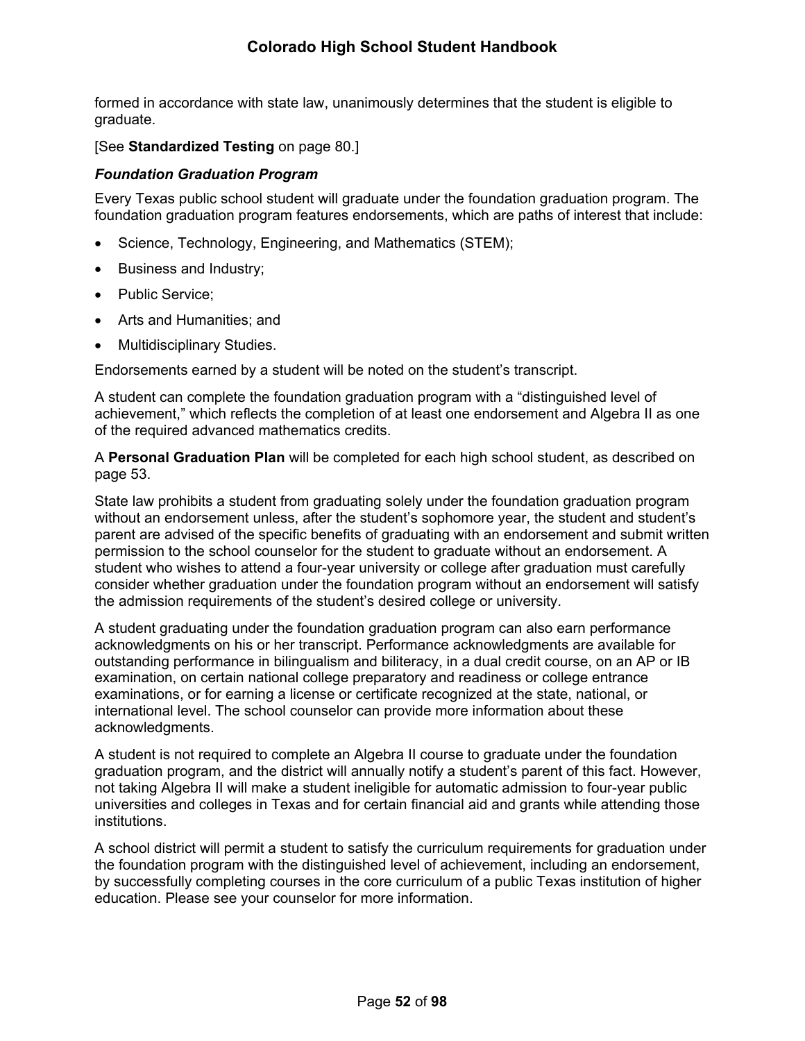formed in accordance with state law, unanimously determines that the student is eligible to graduate.

[See **Standardized Testing** on page 80.]

### *Foundation Graduation Program*

Every Texas public school student will graduate under the foundation graduation program. The foundation graduation program features endorsements, which are paths of interest that include:

- Science, Technology, Engineering, and Mathematics (STEM);
- Business and Industry;
- Public Service;
- Arts and Humanities; and
- Multidisciplinary Studies.

Endorsements earned by a student will be noted on the student's transcript.

A student can complete the foundation graduation program with a "distinguished level of achievement," which reflects the completion of at least one endorsement and Algebra II as one of the required advanced mathematics credits.

A **Personal Graduation Plan** will be completed for each high school student, as described on page 53.

State law prohibits a student from graduating solely under the foundation graduation program without an endorsement unless, after the student's sophomore year, the student and student's parent are advised of the specific benefits of graduating with an endorsement and submit written permission to the school counselor for the student to graduate without an endorsement. A student who wishes to attend a four-year university or college after graduation must carefully consider whether graduation under the foundation program without an endorsement will satisfy the admission requirements of the student's desired college or university.

A student graduating under the foundation graduation program can also earn performance acknowledgments on his or her transcript. Performance acknowledgments are available for outstanding performance in bilingualism and biliteracy, in a dual credit course, on an AP or IB examination, on certain national college preparatory and readiness or college entrance examinations, or for earning a license or certificate recognized at the state, national, or international level. The school counselor can provide more information about these acknowledgments.

A student is not required to complete an Algebra II course to graduate under the foundation graduation program, and the district will annually notify a student's parent of this fact. However, not taking Algebra II will make a student ineligible for automatic admission to four-year public universities and colleges in Texas and for certain financial aid and grants while attending those institutions.

A school district will permit a student to satisfy the curriculum requirements for graduation under the foundation program with the distinguished level of achievement, including an endorsement, by successfully completing courses in the core curriculum of a public Texas institution of higher education. Please see your counselor for more information.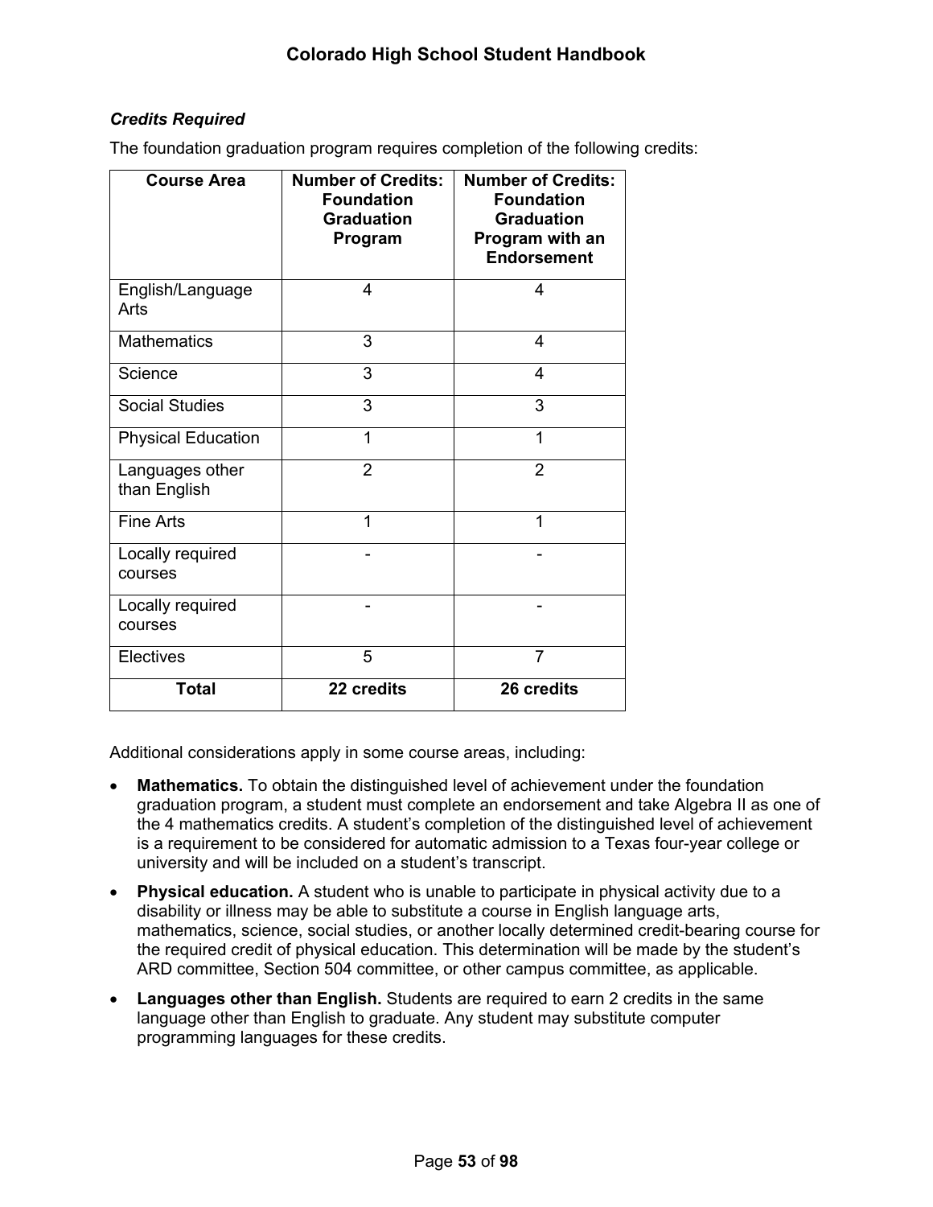### *Credits Required*

The foundation graduation program requires completion of the following credits:

| Course Area | Number of Credits: Foundation Graduation Program | Number of Credits: Foundation Graduation Program with an Endorsement |
|---|---|---|
| English/Language Arts | 4 | 4 |
| Mathematics | 3 | 4 |
| Science | 3 | 4 |
| Social Studies | 3 | 3 |
| Physical Education | 1 | 1 |
| Languages other than English | 2 | 2 |
| Fine Arts | 1 | 1 |
| Locally required courses | - | - |
| Locally required courses | - | - |
| Electives | 5 | 7 |
| **Total** | **22 credits** | **26 credits** |

Additional considerations apply in some course areas, including:

- **Mathematics.** To obtain the distinguished level of achievement under the foundation graduation program, a student must complete an endorsement and take Algebra II as one of the 4 mathematics credits. A student's completion of the distinguished level of achievement is a requirement to be considered for automatic admission to a Texas four-year college or university and will be included on a student's transcript.
- **Physical education.** A student who is unable to participate in physical activity due to a disability or illness may be able to substitute a course in English language arts, mathematics, science, social studies, or another locally determined credit-bearing course for the required credit of physical education. This determination will be made by the student's ARD committee, Section 504 committee, or other campus committee, as applicable.
- **Languages other than English.** Students are required to earn 2 credits in the same language other than English to graduate. Any student may substitute computer programming languages for these credits.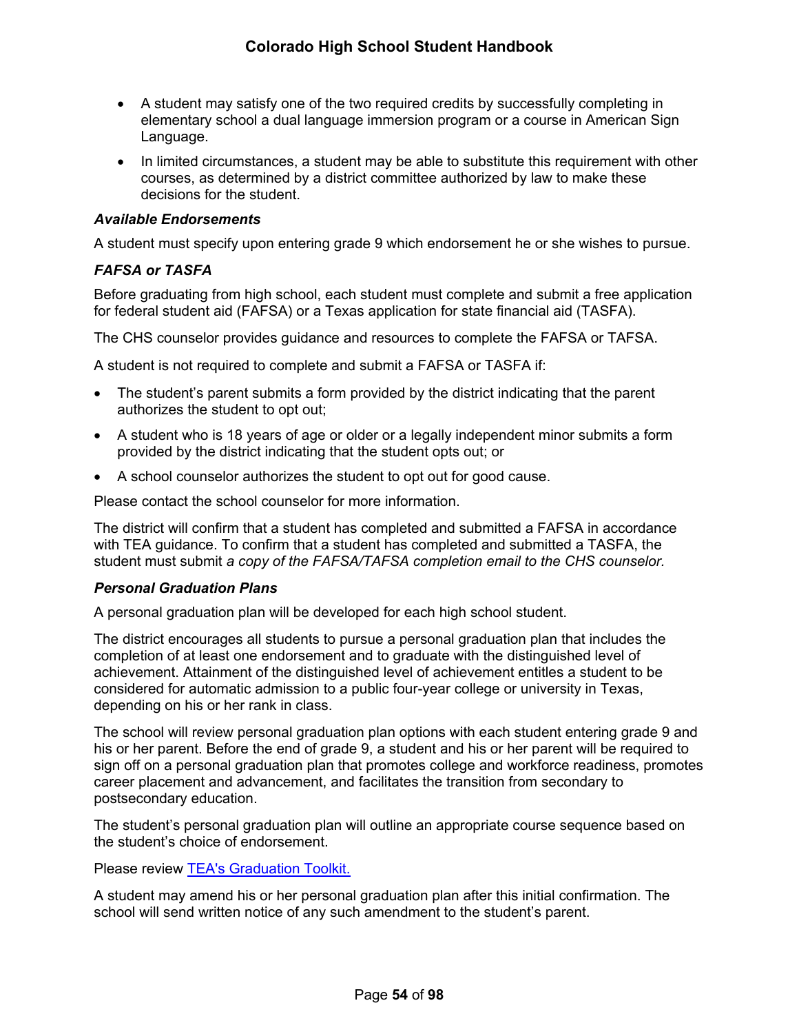- A student may satisfy one of the two required credits by successfully completing in elementary school a dual language immersion program or a course in American Sign Language.
- In limited circumstances, a student may be able to substitute this requirement with other courses, as determined by a district committee authorized by law to make these decisions for the student.

### *Available Endorsements*

A student must specify upon entering grade 9 which endorsement he or she wishes to pursue.

### *FAFSA or TASFA*

Before graduating from high school, each student must complete and submit a free application for federal student aid (FAFSA) or a Texas application for state financial aid (TASFA).

The CHS counselor provides guidance and resources to complete the FAFSA or TAFSA.

A student is not required to complete and submit a FAFSA or TASFA if:

- The student's parent submits a form provided by the district indicating that the parent authorizes the student to opt out;
- A student who is 18 years of age or older or a legally independent minor submits a form provided by the district indicating that the student opts out; or
- A school counselor authorizes the student to opt out for good cause.

Please contact the school counselor for more information.

The district will confirm that a student has completed and submitted a FAFSA in accordance with TEA guidance. To confirm that a student has completed and submitted a TASFA, the student must submit *a copy of the FAFSA/TAFSA completion email to the CHS counselor.*

### *Personal Graduation Plans*

A personal graduation plan will be developed for each high school student.

The district encourages all students to pursue a personal graduation plan that includes the completion of at least one endorsement and to graduate with the distinguished level of achievement. Attainment of the distinguished level of achievement entitles a student to be considered for automatic admission to a public four-year college or university in Texas, depending on his or her rank in class.

The school will review personal graduation plan options with each student entering grade 9 and his or her parent. Before the end of grade 9, a student and his or her parent will be required to sign off on a personal graduation plan that promotes college and workforce readiness, promotes career placement and advancement, and facilitates the transition from secondary to postsecondary education.

The student's personal graduation plan will outline an appropriate course sequence based on the student's choice of endorsement.

Please review [TEA's Graduation Toolkit.]

A student may amend his or her personal graduation plan after this initial confirmation. The school will send written notice of any such amendment to the student's parent.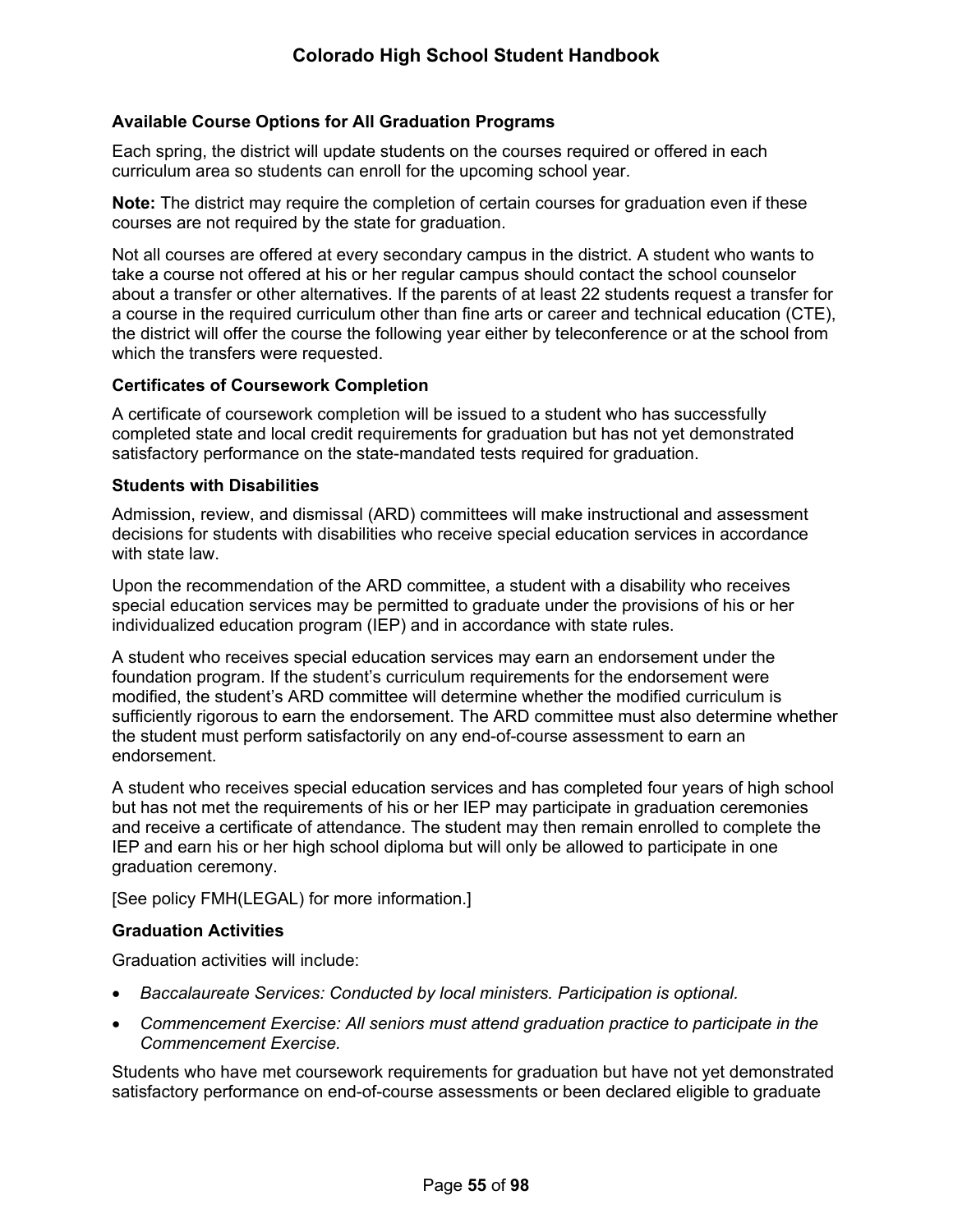### Available Course Options for All Graduation Programs

Each spring, the district will update students on the courses required or offered in each curriculum area so students can enroll for the upcoming school year.

**Note:** The district may require the completion of certain courses for graduation even if these courses are not required by the state for graduation.

Not all courses are offered at every secondary campus in the district. A student who wants to take a course not offered at his or her regular campus should contact the school counselor about a transfer or other alternatives. If the parents of at least 22 students request a transfer for a course in the required curriculum other than fine arts or career and technical education (CTE), the district will offer the course the following year either by teleconference or at the school from which the transfers were requested.

### Certificates of Coursework Completion

A certificate of coursework completion will be issued to a student who has successfully completed state and local credit requirements for graduation but has not yet demonstrated satisfactory performance on the state-mandated tests required for graduation.

### Students with Disabilities

Admission, review, and dismissal (ARD) committees will make instructional and assessment decisions for students with disabilities who receive special education services in accordance with state law.

Upon the recommendation of the ARD committee, a student with a disability who receives special education services may be permitted to graduate under the provisions of his or her individualized education program (IEP) and in accordance with state rules.

A student who receives special education services may earn an endorsement under the foundation program. If the student's curriculum requirements for the endorsement were modified, the student's ARD committee will determine whether the modified curriculum is sufficiently rigorous to earn the endorsement. The ARD committee must also determine whether the student must perform satisfactorily on any end-of-course assessment to earn an endorsement.

A student who receives special education services and has completed four years of high school but has not met the requirements of his or her IEP may participate in graduation ceremonies and receive a certificate of attendance. The student may then remain enrolled to complete the IEP and earn his or her high school diploma but will only be allowed to participate in one graduation ceremony.

[See policy FMH(LEGAL) for more information.]

### Graduation Activities

Graduation activities will include:

- *Baccalaureate Services: Conducted by local ministers. Participation is optional.*
- *Commencement Exercise: All seniors must attend graduation practice to participate in the Commencement Exercise.*

Students who have met coursework requirements for graduation but have not yet demonstrated satisfactory performance on end-of-course assessments or been declared eligible to graduate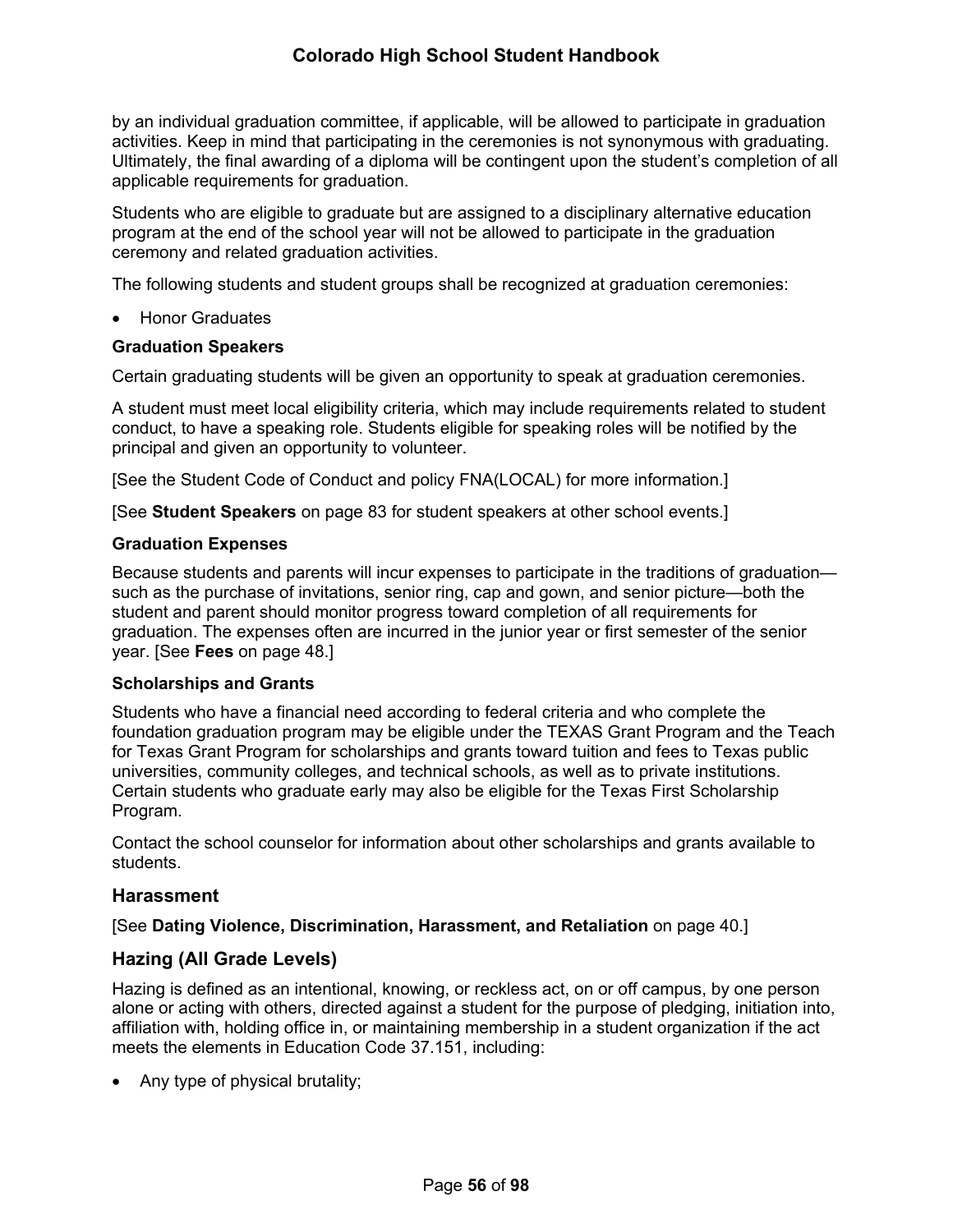by an individual graduation committee, if applicable, will be allowed to participate in graduation activities. Keep in mind that participating in the ceremonies is not synonymous with graduating. Ultimately, the final awarding of a diploma will be contingent upon the student's completion of all applicable requirements for graduation.

Students who are eligible to graduate but are assigned to a disciplinary alternative education program at the end of the school year will not be allowed to participate in the graduation ceremony and related graduation activities.

The following students and student groups shall be recognized at graduation ceremonies:

- Honor Graduates

#### Graduation Speakers

Certain graduating students will be given an opportunity to speak at graduation ceremonies.

A student must meet local eligibility criteria, which may include requirements related to student conduct, to have a speaking role. Students eligible for speaking roles will be notified by the principal and given an opportunity to volunteer.

[See the Student Code of Conduct and policy FNA(LOCAL) for more information.]

[See **Student Speakers** on page 83 for student speakers at other school events.]

#### Graduation Expenses

Because students and parents will incur expenses to participate in the traditions of graduation—such as the purchase of invitations, senior ring, cap and gown, and senior picture—both the student and parent should monitor progress toward completion of all requirements for graduation. The expenses often are incurred in the junior year or first semester of the senior year. [See **Fees** on page 48.]

#### Scholarships and Grants

Students who have a financial need according to federal criteria and who complete the foundation graduation program may be eligible under the TEXAS Grant Program and the Teach for Texas Grant Program for scholarships and grants toward tuition and fees to Texas public universities, community colleges, and technical schools, as well as to private institutions. Certain students who graduate early may also be eligible for the Texas First Scholarship Program.

Contact the school counselor for information about other scholarships and grants available to students.

### Harassment

[See **Dating Violence, Discrimination, Harassment, and Retaliation** on page 40.]

### Hazing (All Grade Levels)

Hazing is defined as an intentional, knowing, or reckless act, on or off campus, by one person alone or acting with others, directed against a student for the purpose of pledging, initiation into, affiliation with, holding office in, or maintaining membership in a student organization if the act meets the elements in Education Code 37.151, including:

- Any type of physical brutality;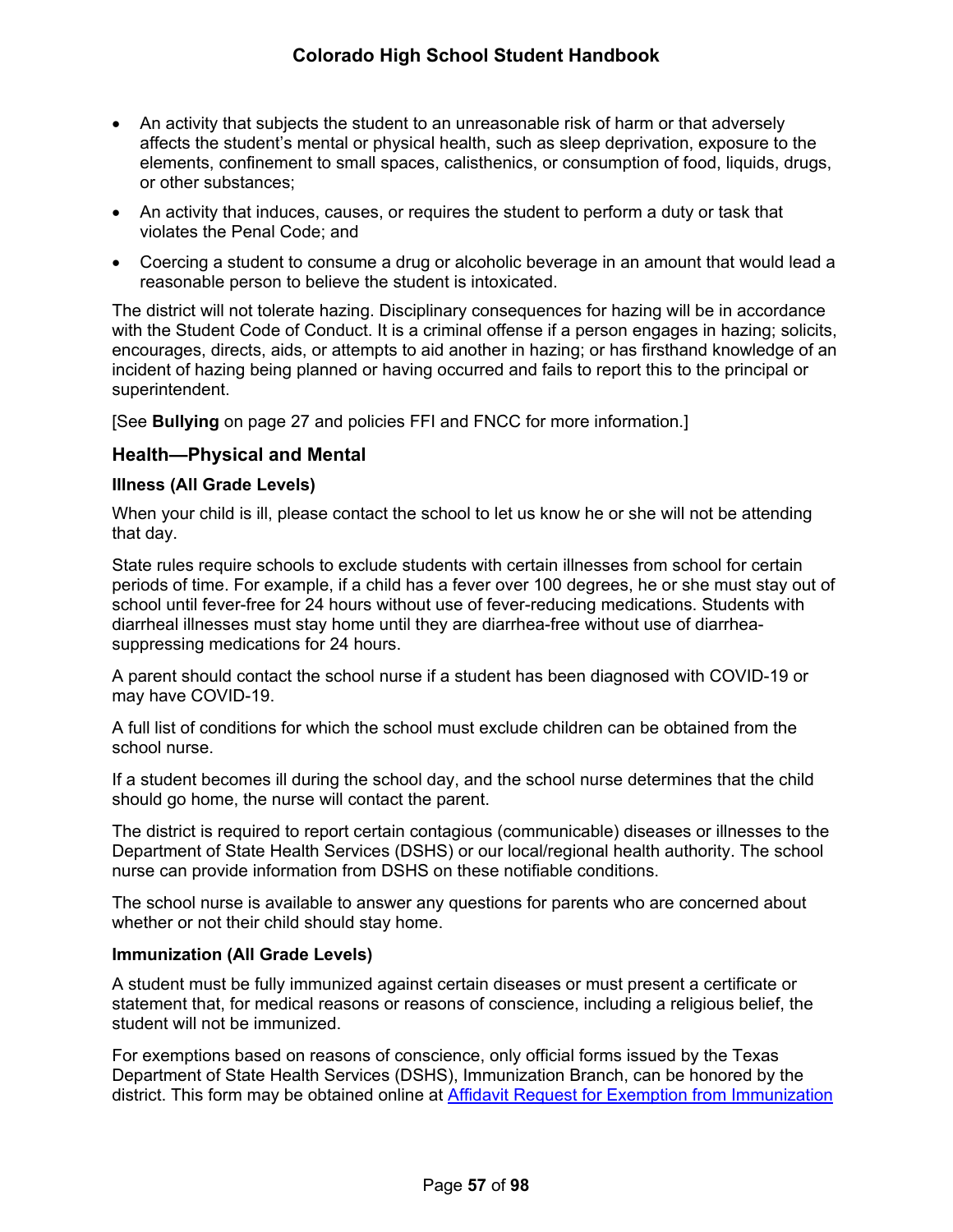- An activity that subjects the student to an unreasonable risk of harm or that adversely affects the student's mental or physical health, such as sleep deprivation, exposure to the elements, confinement to small spaces, calisthenics, or consumption of food, liquids, drugs, or other substances;
- An activity that induces, causes, or requires the student to perform a duty or task that violates the Penal Code; and
- Coercing a student to consume a drug or alcoholic beverage in an amount that would lead a reasonable person to believe the student is intoxicated.

The district will not tolerate hazing. Disciplinary consequences for hazing will be in accordance with the Student Code of Conduct. It is a criminal offense if a person engages in hazing; solicits, encourages, directs, aids, or attempts to aid another in hazing; or has firsthand knowledge of an incident of hazing being planned or having occurred and fails to report this to the principal or superintendent.

[See **Bullying** on page 27 and policies FFI and FNCC for more information.]

## Health—Physical and Mental

### Illness (All Grade Levels)

When your child is ill, please contact the school to let us know he or she will not be attending that day.

State rules require schools to exclude students with certain illnesses from school for certain periods of time. For example, if a child has a fever over 100 degrees, he or she must stay out of school until fever-free for 24 hours without use of fever-reducing medications. Students with diarrheal illnesses must stay home until they are diarrhea-free without use of diarrhea-suppressing medications for 24 hours.

A parent should contact the school nurse if a student has been diagnosed with COVID-19 or may have COVID-19.

A full list of conditions for which the school must exclude children can be obtained from the school nurse.

If a student becomes ill during the school day, and the school nurse determines that the child should go home, the nurse will contact the parent.

The district is required to report certain contagious (communicable) diseases or illnesses to the Department of State Health Services (DSHS) or our local/regional health authority. The school nurse can provide information from DSHS on these notifiable conditions.

The school nurse is available to answer any questions for parents who are concerned about whether or not their child should stay home.

### Immunization (All Grade Levels)

A student must be fully immunized against certain diseases or must present a certificate or statement that, for medical reasons or reasons of conscience, including a religious belief, the student will not be immunized.

For exemptions based on reasons of conscience, only official forms issued by the Texas Department of State Health Services (DSHS), Immunization Branch, can be honored by the district. This form may be obtained online at [Affidavit Request for Exemption from Immunization](#)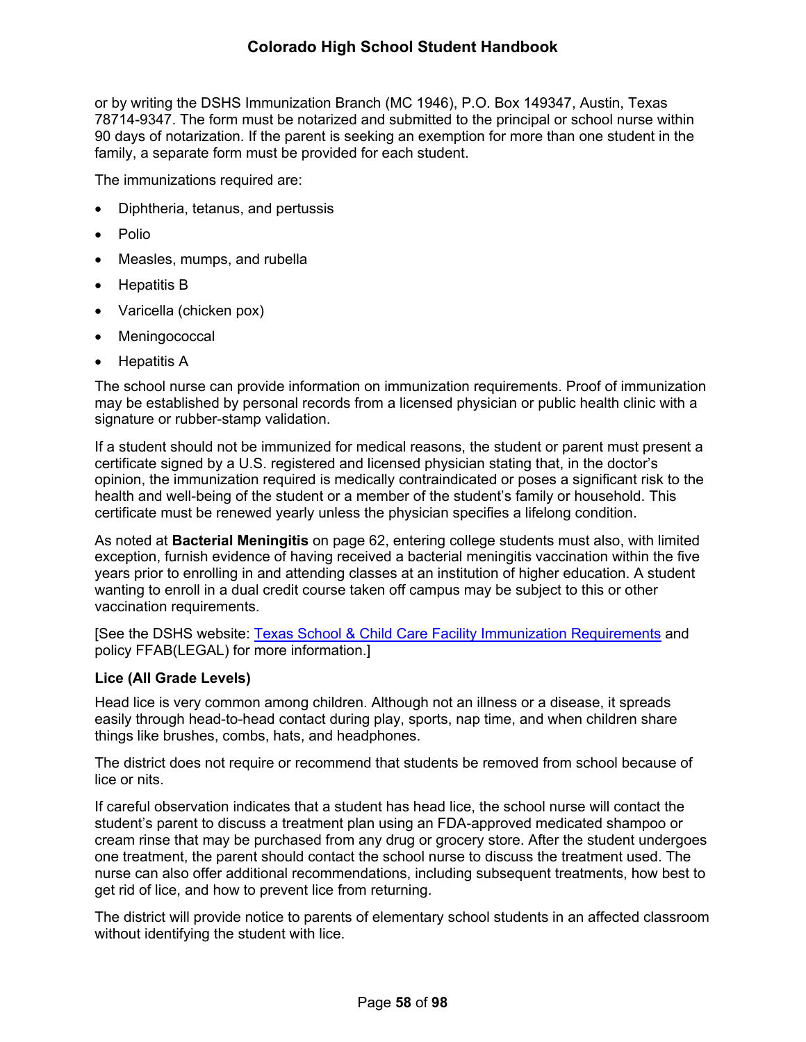or by writing the DSHS Immunization Branch (MC 1946), P.O. Box 149347, Austin, Texas 78714-9347. The form must be notarized and submitted to the principal or school nurse within 90 days of notarization. If the parent is seeking an exemption for more than one student in the family, a separate form must be provided for each student.

The immunizations required are:

- Diphtheria, tetanus, and pertussis
- Polio
- Measles, mumps, and rubella
- Hepatitis B
- Varicella (chicken pox)
- Meningococcal
- Hepatitis A

The school nurse can provide information on immunization requirements. Proof of immunization may be established by personal records from a licensed physician or public health clinic with a signature or rubber-stamp validation.

If a student should not be immunized for medical reasons, the student or parent must present a certificate signed by a U.S. registered and licensed physician stating that, in the doctor's opinion, the immunization required is medically contraindicated or poses a significant risk to the health and well-being of the student or a member of the student's family or household. This certificate must be renewed yearly unless the physician specifies a lifelong condition.

As noted at **Bacterial Meningitis** on page 62, entering college students must also, with limited exception, furnish evidence of having received a bacterial meningitis vaccination within the five years prior to enrolling in and attending classes at an institution of higher education. A student wanting to enroll in a dual credit course taken off campus may be subject to this or other vaccination requirements.

[See the DSHS website: Texas School & Child Care Facility Immunization Requirements and policy FFAB(LEGAL) for more information.]

**Lice (All Grade Levels)**

Head lice is very common among children. Although not an illness or a disease, it spreads easily through head-to-head contact during play, sports, nap time, and when children share things like brushes, combs, hats, and headphones.

The district does not require or recommend that students be removed from school because of lice or nits.

If careful observation indicates that a student has head lice, the school nurse will contact the student's parent to discuss a treatment plan using an FDA-approved medicated shampoo or cream rinse that may be purchased from any drug or grocery store. After the student undergoes one treatment, the parent should contact the school nurse to discuss the treatment used. The nurse can also offer additional recommendations, including subsequent treatments, how best to get rid of lice, and how to prevent lice from returning.

The district will provide notice to parents of elementary school students in an affected classroom without identifying the student with lice.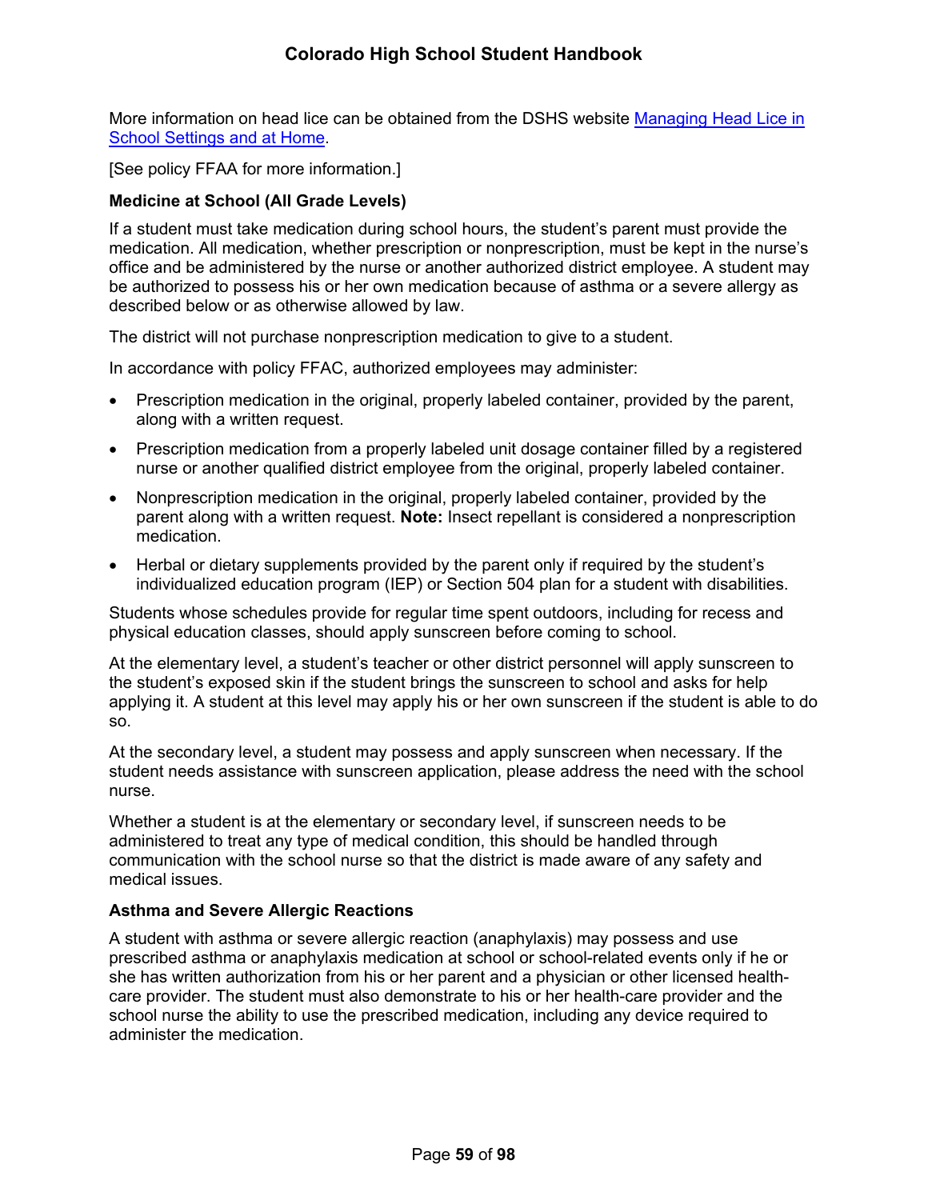More information on head lice can be obtained from the DSHS website [Managing Head Lice in School Settings and at Home](#).

[See policy FFAA for more information.]

**Medicine at School (All Grade Levels)**

If a student must take medication during school hours, the student's parent must provide the medication. All medication, whether prescription or nonprescription, must be kept in the nurse's office and be administered by the nurse or another authorized district employee. A student may be authorized to possess his or her own medication because of asthma or a severe allergy as described below or as otherwise allowed by law.

The district will not purchase nonprescription medication to give to a student.

In accordance with policy FFAC, authorized employees may administer:

- Prescription medication in the original, properly labeled container, provided by the parent, along with a written request.
- Prescription medication from a properly labeled unit dosage container filled by a registered nurse or another qualified district employee from the original, properly labeled container.
- Nonprescription medication in the original, properly labeled container, provided by the parent along with a written request. **Note:** Insect repellant is considered a nonprescription medication.
- Herbal or dietary supplements provided by the parent only if required by the student's individualized education program (IEP) or Section 504 plan for a student with disabilities.

Students whose schedules provide for regular time spent outdoors, including for recess and physical education classes, should apply sunscreen before coming to school.

At the elementary level, a student's teacher or other district personnel will apply sunscreen to the student's exposed skin if the student brings the sunscreen to school and asks for help applying it. A student at this level may apply his or her own sunscreen if the student is able to do so.

At the secondary level, a student may possess and apply sunscreen when necessary. If the student needs assistance with sunscreen application, please address the need with the school nurse.

Whether a student is at the elementary or secondary level, if sunscreen needs to be administered to treat any type of medical condition, this should be handled through communication with the school nurse so that the district is made aware of any safety and medical issues.

**Asthma and Severe Allergic Reactions**

A student with asthma or severe allergic reaction (anaphylaxis) may possess and use prescribed asthma or anaphylaxis medication at school or school-related events only if he or she has written authorization from his or her parent and a physician or other licensed health-care provider. The student must also demonstrate to his or her health-care provider and the school nurse the ability to use the prescribed medication, including any device required to administer the medication.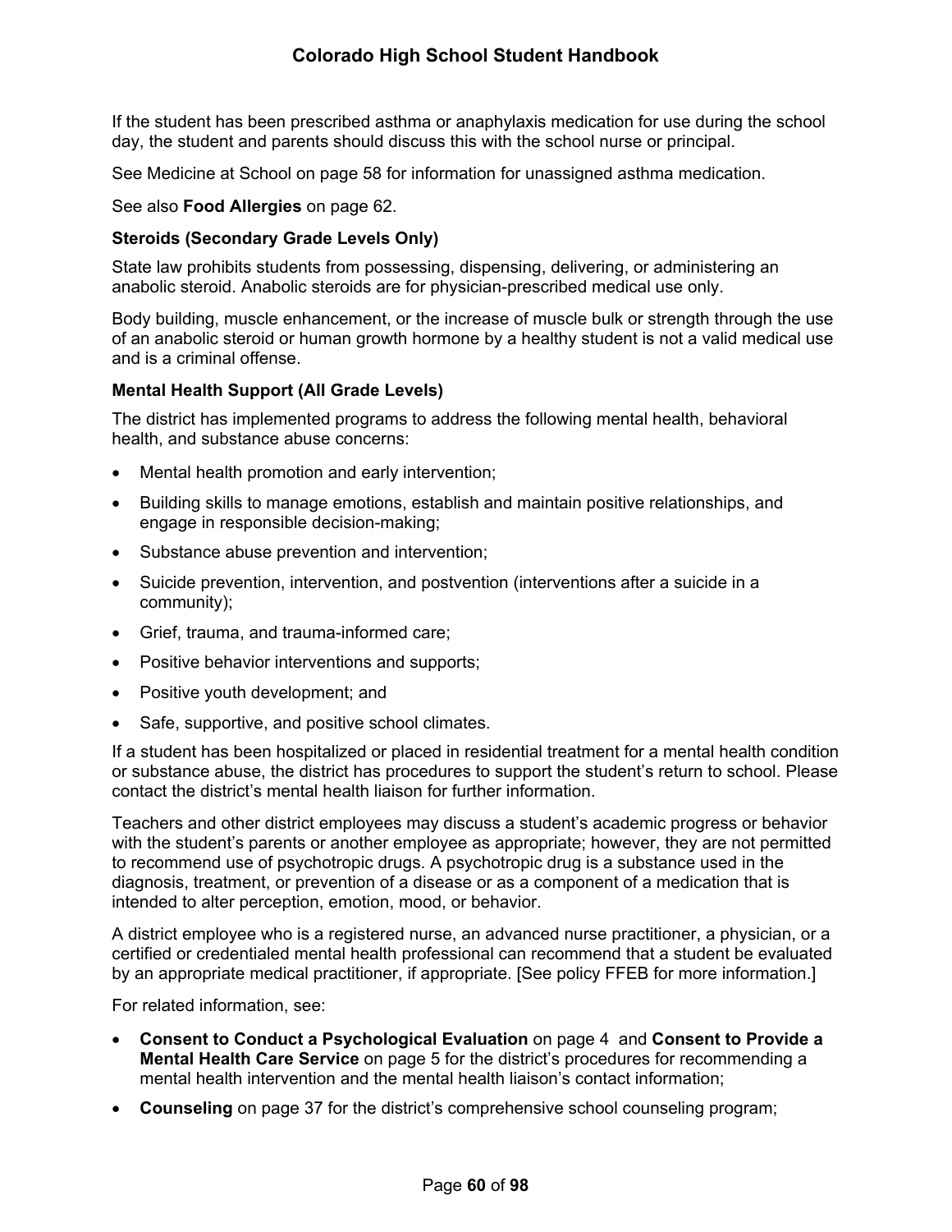If the student has been prescribed asthma or anaphylaxis medication for use during the school day, the student and parents should discuss this with the school nurse or principal.

See Medicine at School on page 58 for information for unassigned asthma medication.

See also **Food Allergies** on page 62.

### Steroids (Secondary Grade Levels Only)

State law prohibits students from possessing, dispensing, delivering, or administering an anabolic steroid. Anabolic steroids are for physician-prescribed medical use only.

Body building, muscle enhancement, or the increase of muscle bulk or strength through the use of an anabolic steroid or human growth hormone by a healthy student is not a valid medical use and is a criminal offense.

### Mental Health Support (All Grade Levels)

The district has implemented programs to address the following mental health, behavioral health, and substance abuse concerns:

- Mental health promotion and early intervention;
- Building skills to manage emotions, establish and maintain positive relationships, and engage in responsible decision-making;
- Substance abuse prevention and intervention;
- Suicide prevention, intervention, and postvention (interventions after a suicide in a community);
- Grief, trauma, and trauma-informed care;
- Positive behavior interventions and supports;
- Positive youth development; and
- Safe, supportive, and positive school climates.

If a student has been hospitalized or placed in residential treatment for a mental health condition or substance abuse, the district has procedures to support the student's return to school. Please contact the district's mental health liaison for further information.

Teachers and other district employees may discuss a student's academic progress or behavior with the student's parents or another employee as appropriate; however, they are not permitted to recommend use of psychotropic drugs. A psychotropic drug is a substance used in the diagnosis, treatment, or prevention of a disease or as a component of a medication that is intended to alter perception, emotion, mood, or behavior.

A district employee who is a registered nurse, an advanced nurse practitioner, a physician, or a certified or credentialed mental health professional can recommend that a student be evaluated by an appropriate medical practitioner, if appropriate. [See policy FFEB for more information.]

For related information, see:

- **Consent to Conduct a Psychological Evaluation** on page 4 and **Consent to Provide a Mental Health Care Service** on page 5 for the district's procedures for recommending a mental health intervention and the mental health liaison's contact information;
- **Counseling** on page 37 for the district's comprehensive school counseling program;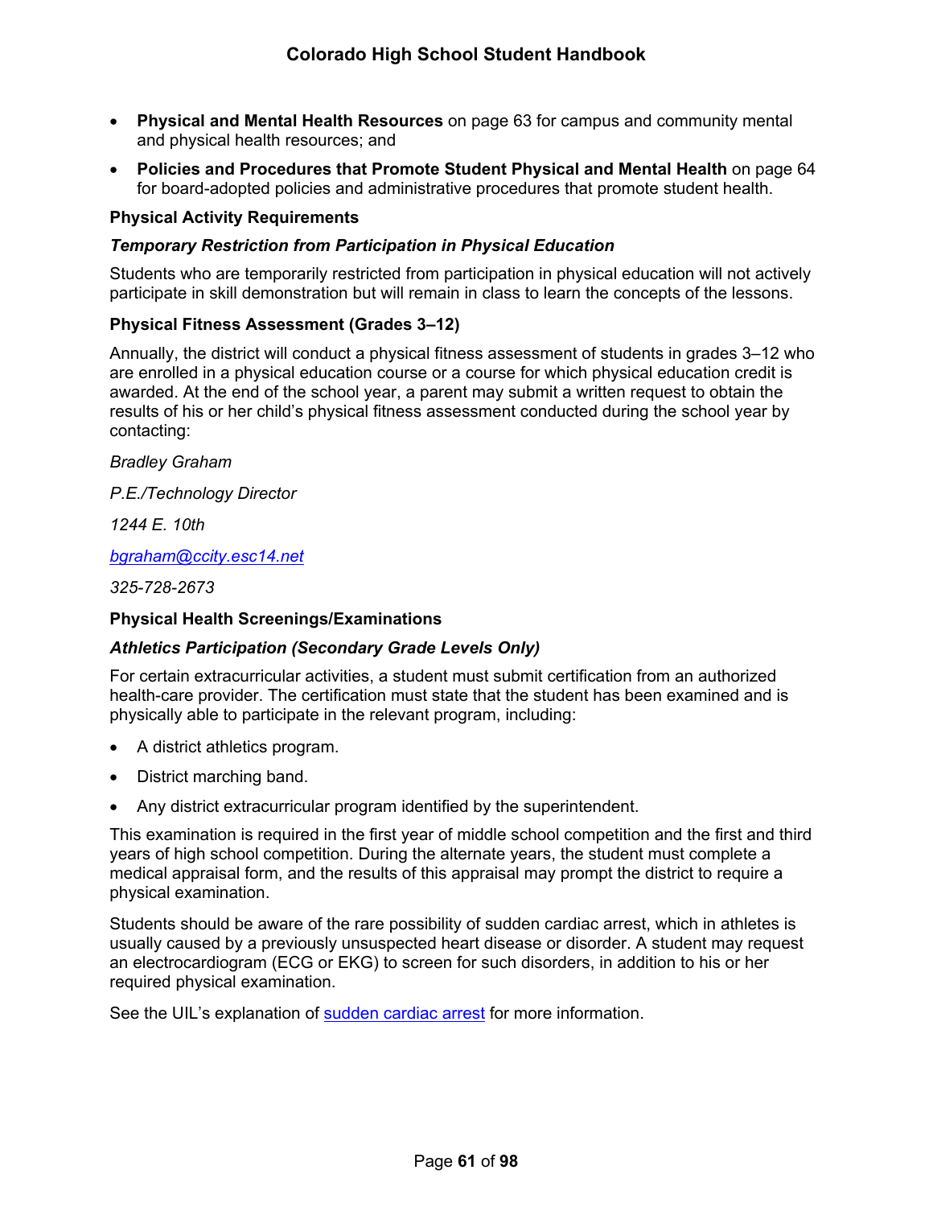- **Physical and Mental Health Resources** on page 63 for campus and community mental and physical health resources; and
- **Policies and Procedures that Promote Student Physical and Mental Health** on page 64 for board-adopted policies and administrative procedures that promote student health.

### Physical Activity Requirements

#### *Temporary Restriction from Participation in Physical Education*

Students who are temporarily restricted from participation in physical education will not actively participate in skill demonstration but will remain in class to learn the concepts of the lessons.

### Physical Fitness Assessment (Grades 3–12)

Annually, the district will conduct a physical fitness assessment of students in grades 3–12 who are enrolled in a physical education course or a course for which physical education credit is awarded. At the end of the school year, a parent may submit a written request to obtain the results of his or her child's physical fitness assessment conducted during the school year by contacting:

*Bradley Graham*

*P.E./Technology Director*

*1244 E. 10th*

*[bgraham@ccity.esc14.net](mailto:bgraham@ccity.esc14.net)*

*325-728-2673*

### Physical Health Screenings/Examinations

#### *Athletics Participation (Secondary Grade Levels Only)*

For certain extracurricular activities, a student must submit certification from an authorized health-care provider. The certification must state that the student has been examined and is physically able to participate in the relevant program, including:

- A district athletics program.
- District marching band.
- Any district extracurricular program identified by the superintendent.

This examination is required in the first year of middle school competition and the first and third years of high school competition. During the alternate years, the student must complete a medical appraisal form, and the results of this appraisal may prompt the district to require a physical examination.

Students should be aware of the rare possibility of sudden cardiac arrest, which in athletes is usually caused by a previously unsuspected heart disease or disorder. A student may request an electrocardiogram (ECG or EKG) to screen for such disorders, in addition to his or her required physical examination.

See the UIL's explanation of sudden cardiac arrest for more information.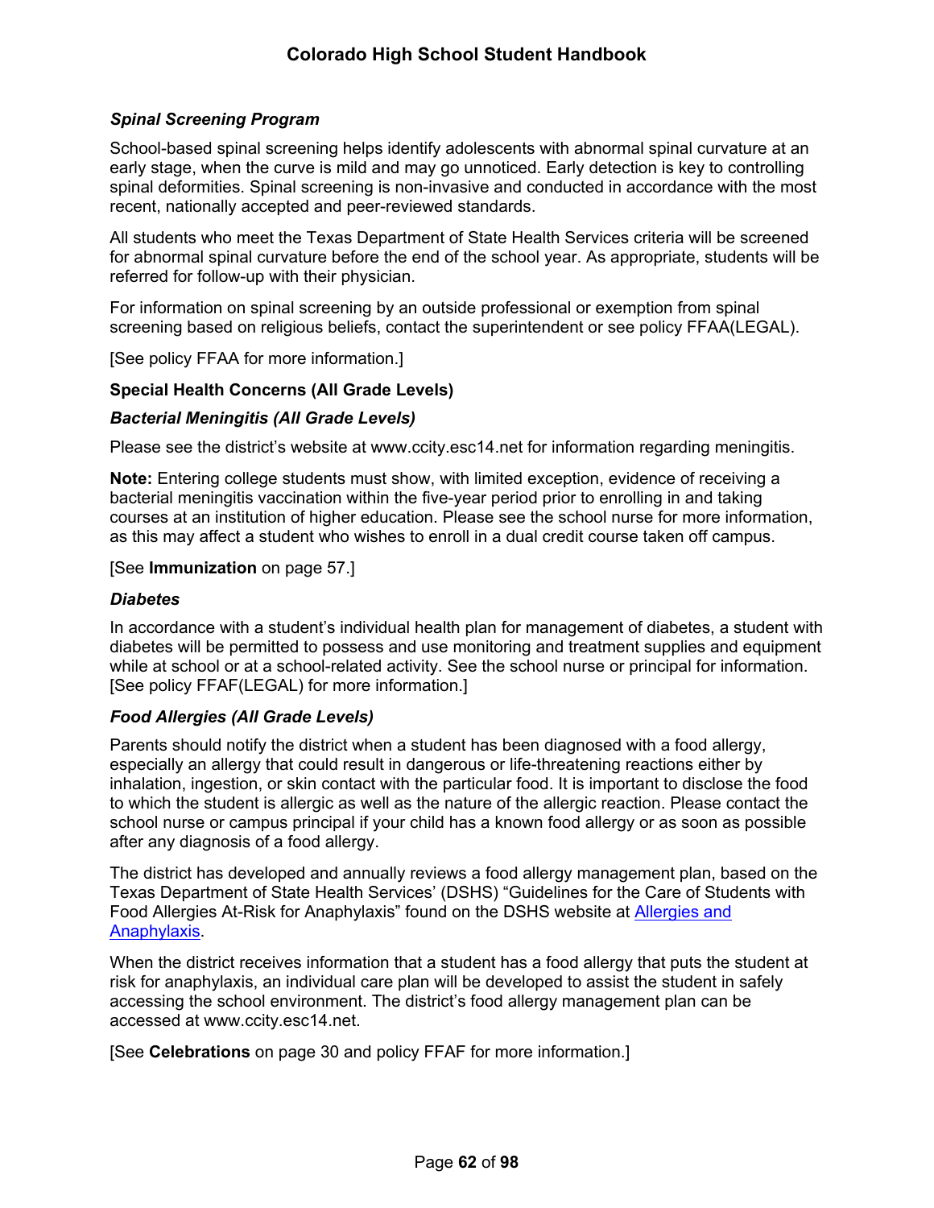### *Spinal Screening Program*

School-based spinal screening helps identify adolescents with abnormal spinal curvature at an early stage, when the curve is mild and may go unnoticed. Early detection is key to controlling spinal deformities. Spinal screening is non-invasive and conducted in accordance with the most recent, nationally accepted and peer-reviewed standards.

All students who meet the Texas Department of State Health Services criteria will be screened for abnormal spinal curvature before the end of the school year. As appropriate, students will be referred for follow-up with their physician.

For information on spinal screening by an outside professional or exemption from spinal screening based on religious beliefs, contact the superintendent or see policy FFAA(LEGAL).

[See policy FFAA for more information.]

### Special Health Concerns (All Grade Levels)

### *Bacterial Meningitis (All Grade Levels)*

Please see the district's website at www.ccity.esc14.net for information regarding meningitis.

**Note:** Entering college students must show, with limited exception, evidence of receiving a bacterial meningitis vaccination within the five-year period prior to enrolling in and taking courses at an institution of higher education. Please see the school nurse for more information, as this may affect a student who wishes to enroll in a dual credit course taken off campus.

[See **Immunization** on page 57.]

### *Diabetes*

In accordance with a student's individual health plan for management of diabetes, a student with diabetes will be permitted to possess and use monitoring and treatment supplies and equipment while at school or at a school-related activity. See the school nurse or principal for information. [See policy FFAF(LEGAL) for more information.]

### *Food Allergies (All Grade Levels)*

Parents should notify the district when a student has been diagnosed with a food allergy, especially an allergy that could result in dangerous or life-threatening reactions either by inhalation, ingestion, or skin contact with the particular food. It is important to disclose the food to which the student is allergic as well as the nature of the allergic reaction. Please contact the school nurse or campus principal if your child has a known food allergy or as soon as possible after any diagnosis of a food allergy.

The district has developed and annually reviews a food allergy management plan, based on the Texas Department of State Health Services' (DSHS) "Guidelines for the Care of Students with Food Allergies At-Risk for Anaphylaxis" found on the DSHS website at [Allergies and Anaphylaxis](Allergies and Anaphylaxis).

When the district receives information that a student has a food allergy that puts the student at risk for anaphylaxis, an individual care plan will be developed to assist the student in safely accessing the school environment. The district's food allergy management plan can be accessed at www.ccity.esc14.net.

[See **Celebrations** on page 30 and policy FFAF for more information.]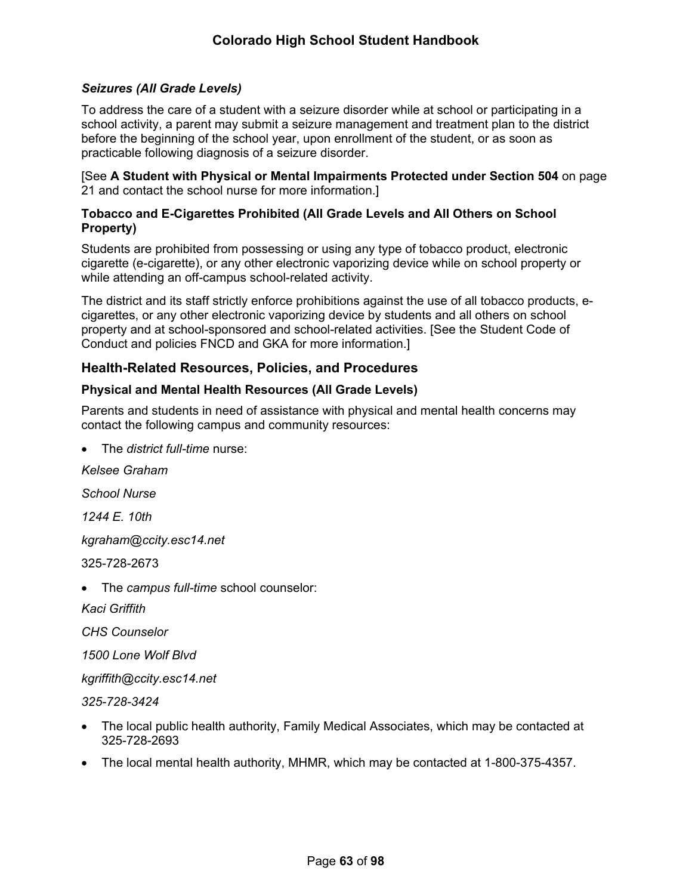#### *Seizures (All Grade Levels)*

To address the care of a student with a seizure disorder while at school or participating in a school activity, a parent may submit a seizure management and treatment plan to the district before the beginning of the school year, upon enrollment of the student, or as soon as practicable following diagnosis of a seizure disorder.

[See **A Student with Physical or Mental Impairments Protected under Section 504** on page 21 and contact the school nurse for more information.]

### Tobacco and E-Cigarettes Prohibited (All Grade Levels and All Others on School Property)

Students are prohibited from possessing or using any type of tobacco product, electronic cigarette (e-cigarette), or any other electronic vaporizing device while on school property or while attending an off-campus school-related activity.

The district and its staff strictly enforce prohibitions against the use of all tobacco products, e-cigarettes, or any other electronic vaporizing device by students and all others on school property and at school-sponsored and school-related activities. [See the Student Code of Conduct and policies FNCD and GKA for more information.]

## Health-Related Resources, Policies, and Procedures

### Physical and Mental Health Resources (All Grade Levels)

Parents and students in need of assistance with physical and mental health concerns may contact the following campus and community resources:

- The *district full-time* nurse:

*Kelsee Graham*

*School Nurse*

*1244 E. 10th*

*kgraham@ccity.esc14.net*

325-728-2673

- The *campus full-time* school counselor:

*Kaci Griffith*

*CHS Counselor*

*1500 Lone Wolf Blvd*

*kgriffith@ccity.esc14.net*

*325-728-3424*

- The local public health authority, Family Medical Associates, which may be contacted at 325-728-2693
- The local mental health authority, MHMR, which may be contacted at 1-800-375-4357.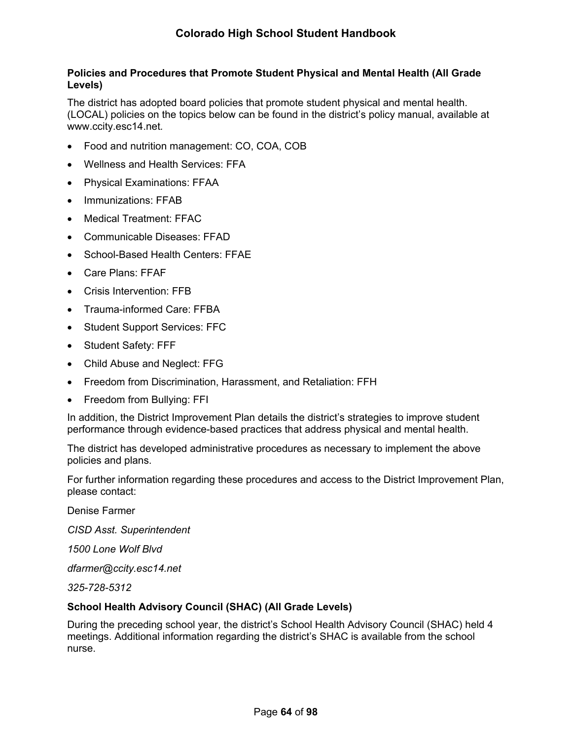### Policies and Procedures that Promote Student Physical and Mental Health (All Grade Levels)

The district has adopted board policies that promote student physical and mental health. (LOCAL) policies on the topics below can be found in the district's policy manual, available at www.ccity.esc14.net.

- Food and nutrition management: CO, COA, COB
- Wellness and Health Services: FFA
- Physical Examinations: FFAA
- Immunizations: FFAB
- Medical Treatment: FFAC
- Communicable Diseases: FFAD
- School-Based Health Centers: FFAE
- Care Plans: FFAF
- Crisis Intervention: FFB
- Trauma-informed Care: FFBA
- Student Support Services: FFC
- Student Safety: FFF
- Child Abuse and Neglect: FFG
- Freedom from Discrimination, Harassment, and Retaliation: FFH
- Freedom from Bullying: FFI

In addition, the District Improvement Plan details the district's strategies to improve student performance through evidence-based practices that address physical and mental health.

The district has developed administrative procedures as necessary to implement the above policies and plans.

For further information regarding these procedures and access to the District Improvement Plan, please contact:

Denise Farmer

*CISD Asst. Superintendent*

*1500 Lone Wolf Blvd*

*dfarmer@ccity.esc14.net*

*325-728-5312*

### School Health Advisory Council (SHAC) (All Grade Levels)

During the preceding school year, the district's School Health Advisory Council (SHAC) held 4 meetings. Additional information regarding the district's SHAC is available from the school nurse.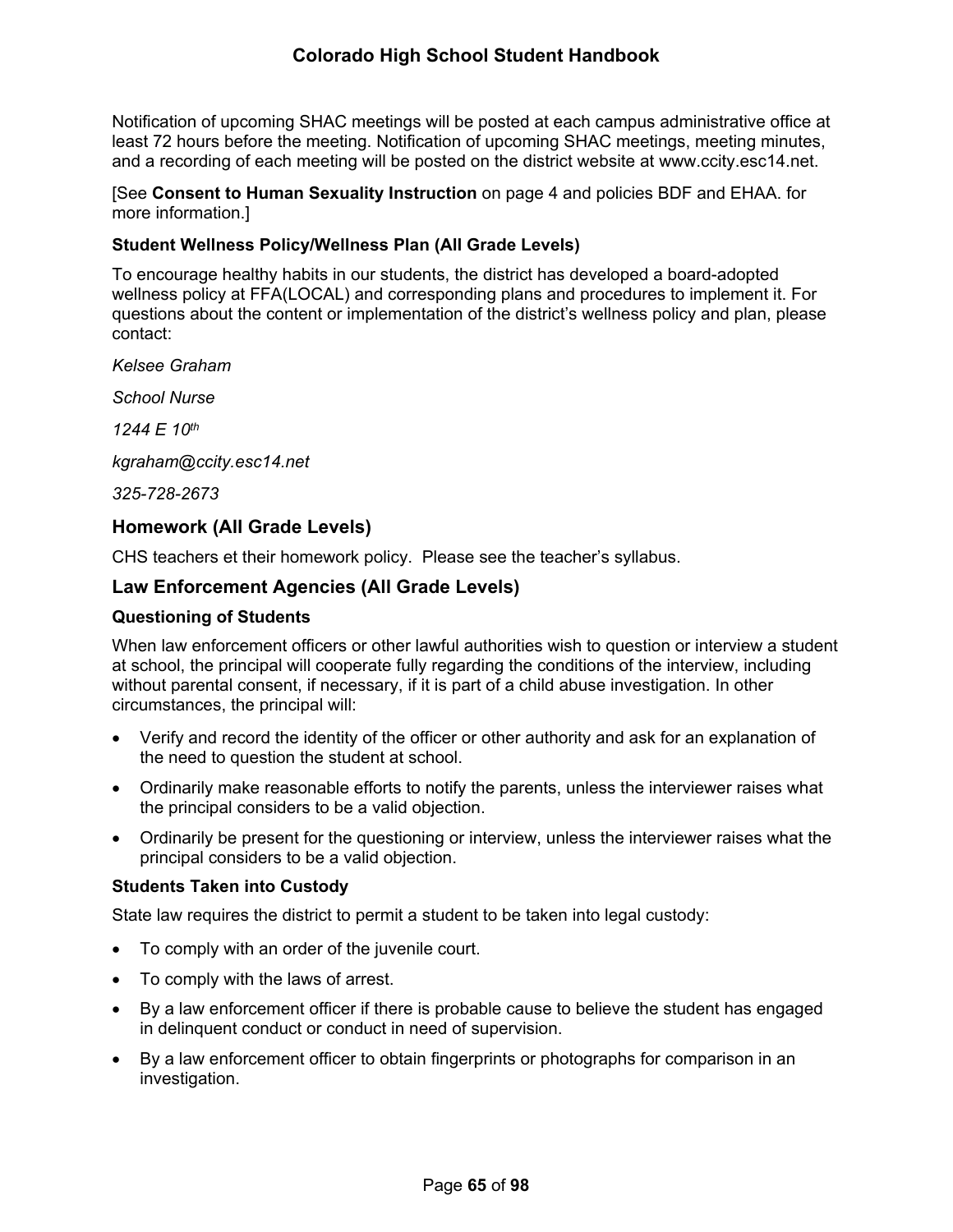Notification of upcoming SHAC meetings will be posted at each campus administrative office at least 72 hours before the meeting. Notification of upcoming SHAC meetings, meeting minutes, and a recording of each meeting will be posted on the district website at www.ccity.esc14.net.

[See **Consent to Human Sexuality Instruction** on page 4 and policies BDF and EHAA. for more information.]

### Student Wellness Policy/Wellness Plan (All Grade Levels)

To encourage healthy habits in our students, the district has developed a board-adopted wellness policy at FFA(LOCAL) and corresponding plans and procedures to implement it. For questions about the content or implementation of the district's wellness policy and plan, please contact:

*Kelsee Graham*

*School Nurse*

*1244 E 10th*

*kgraham@ccity.esc14.net*

*325-728-2673*

## Homework (All Grade Levels)

CHS teachers et their homework policy. Please see the teacher's syllabus.

## Law Enforcement Agencies (All Grade Levels)

### Questioning of Students

When law enforcement officers or other lawful authorities wish to question or interview a student at school, the principal will cooperate fully regarding the conditions of the interview, including without parental consent, if necessary, if it is part of a child abuse investigation. In other circumstances, the principal will:

- Verify and record the identity of the officer or other authority and ask for an explanation of the need to question the student at school.
- Ordinarily make reasonable efforts to notify the parents, unless the interviewer raises what the principal considers to be a valid objection.
- Ordinarily be present for the questioning or interview, unless the interviewer raises what the principal considers to be a valid objection.

### Students Taken into Custody

State law requires the district to permit a student to be taken into legal custody:

- To comply with an order of the juvenile court.
- To comply with the laws of arrest.
- By a law enforcement officer if there is probable cause to believe the student has engaged in delinquent conduct or conduct in need of supervision.
- By a law enforcement officer to obtain fingerprints or photographs for comparison in an investigation.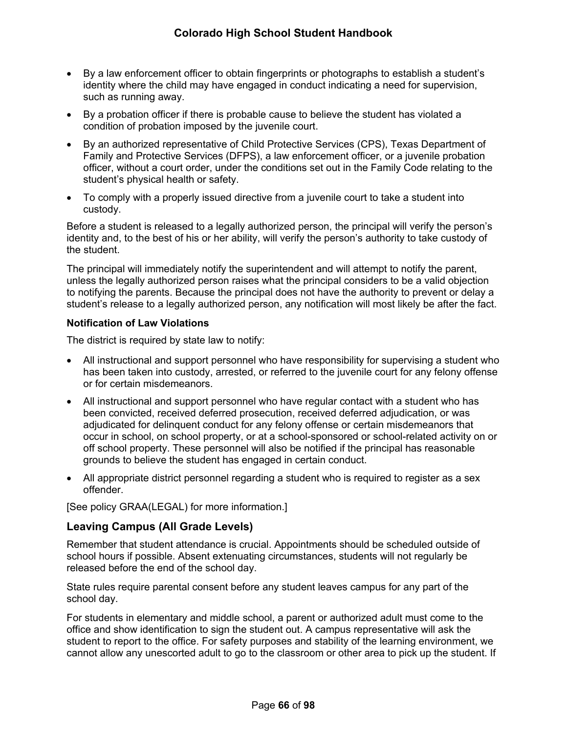- By a law enforcement officer to obtain fingerprints or photographs to establish a student's identity where the child may have engaged in conduct indicating a need for supervision, such as running away.
- By a probation officer if there is probable cause to believe the student has violated a condition of probation imposed by the juvenile court.
- By an authorized representative of Child Protective Services (CPS), Texas Department of Family and Protective Services (DFPS), a law enforcement officer, or a juvenile probation officer, without a court order, under the conditions set out in the Family Code relating to the student's physical health or safety.
- To comply with a properly issued directive from a juvenile court to take a student into custody.

Before a student is released to a legally authorized person, the principal will verify the person's identity and, to the best of his or her ability, will verify the person's authority to take custody of the student.

The principal will immediately notify the superintendent and will attempt to notify the parent, unless the legally authorized person raises what the principal considers to be a valid objection to notifying the parents. Because the principal does not have the authority to prevent or delay a student's release to a legally authorized person, any notification will most likely be after the fact.

#### Notification of Law Violations

The district is required by state law to notify:

- All instructional and support personnel who have responsibility for supervising a student who has been taken into custody, arrested, or referred to the juvenile court for any felony offense or for certain misdemeanors.
- All instructional and support personnel who have regular contact with a student who has been convicted, received deferred prosecution, received deferred adjudication, or was adjudicated for delinquent conduct for any felony offense or certain misdemeanors that occur in school, on school property, or at a school-sponsored or school-related activity on or off school property. These personnel will also be notified if the principal has reasonable grounds to believe the student has engaged in certain conduct.
- All appropriate district personnel regarding a student who is required to register as a sex offender.

[See policy GRAA(LEGAL) for more information.]

### Leaving Campus (All Grade Levels)

Remember that student attendance is crucial. Appointments should be scheduled outside of school hours if possible. Absent extenuating circumstances, students will not regularly be released before the end of the school day.

State rules require parental consent before any student leaves campus for any part of the school day.

For students in elementary and middle school, a parent or authorized adult must come to the office and show identification to sign the student out. A campus representative will ask the student to report to the office. For safety purposes and stability of the learning environment, we cannot allow any unescorted adult to go to the classroom or other area to pick up the student. If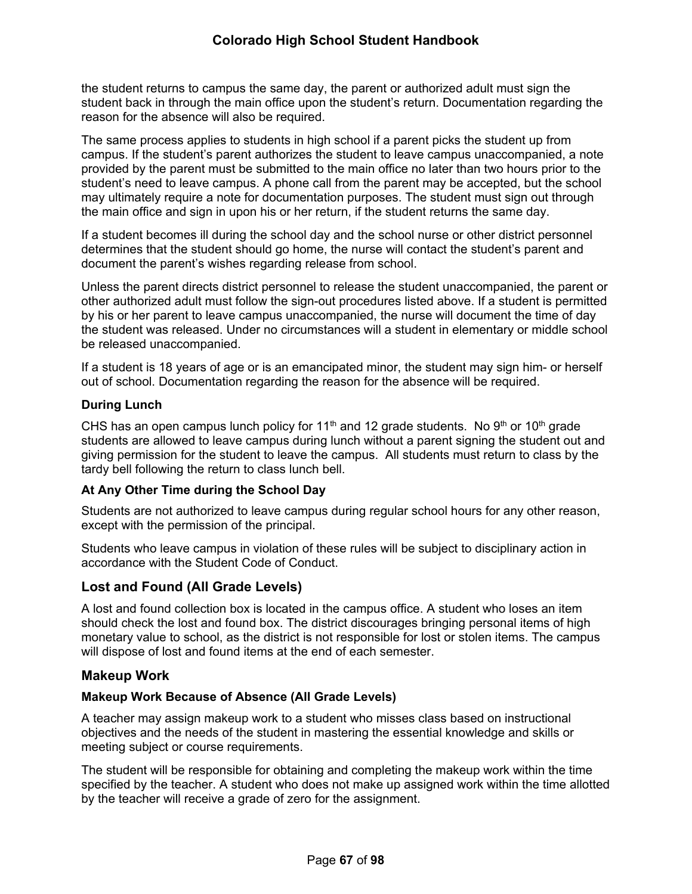the student returns to campus the same day, the parent or authorized adult must sign the student back in through the main office upon the student's return. Documentation regarding the reason for the absence will also be required.

The same process applies to students in high school if a parent picks the student up from campus. If the student's parent authorizes the student to leave campus unaccompanied, a note provided by the parent must be submitted to the main office no later than two hours prior to the student's need to leave campus. A phone call from the parent may be accepted, but the school may ultimately require a note for documentation purposes. The student must sign out through the main office and sign in upon his or her return, if the student returns the same day.

If a student becomes ill during the school day and the school nurse or other district personnel determines that the student should go home, the nurse will contact the student's parent and document the parent's wishes regarding release from school.

Unless the parent directs district personnel to release the student unaccompanied, the parent or other authorized adult must follow the sign-out procedures listed above. If a student is permitted by his or her parent to leave campus unaccompanied, the nurse will document the time of day the student was released. Under no circumstances will a student in elementary or middle school be released unaccompanied.

If a student is 18 years of age or is an emancipated minor, the student may sign him- or herself out of school. Documentation regarding the reason for the absence will be required.

#### During Lunch

CHS has an open campus lunch policy for 11th and 12 grade students. No 9th or 10th grade students are allowed to leave campus during lunch without a parent signing the student out and giving permission for the student to leave the campus. All students must return to class by the tardy bell following the return to class lunch bell.

#### At Any Other Time during the School Day

Students are not authorized to leave campus during regular school hours for any other reason, except with the permission of the principal.

Students who leave campus in violation of these rules will be subject to disciplinary action in accordance with the Student Code of Conduct.

### Lost and Found (All Grade Levels)

A lost and found collection box is located in the campus office. A student who loses an item should check the lost and found box. The district discourages bringing personal items of high monetary value to school, as the district is not responsible for lost or stolen items. The campus will dispose of lost and found items at the end of each semester.

### Makeup Work

#### Makeup Work Because of Absence (All Grade Levels)

A teacher may assign makeup work to a student who misses class based on instructional objectives and the needs of the student in mastering the essential knowledge and skills or meeting subject or course requirements.

The student will be responsible for obtaining and completing the makeup work within the time specified by the teacher. A student who does not make up assigned work within the time allotted by the teacher will receive a grade of zero for the assignment.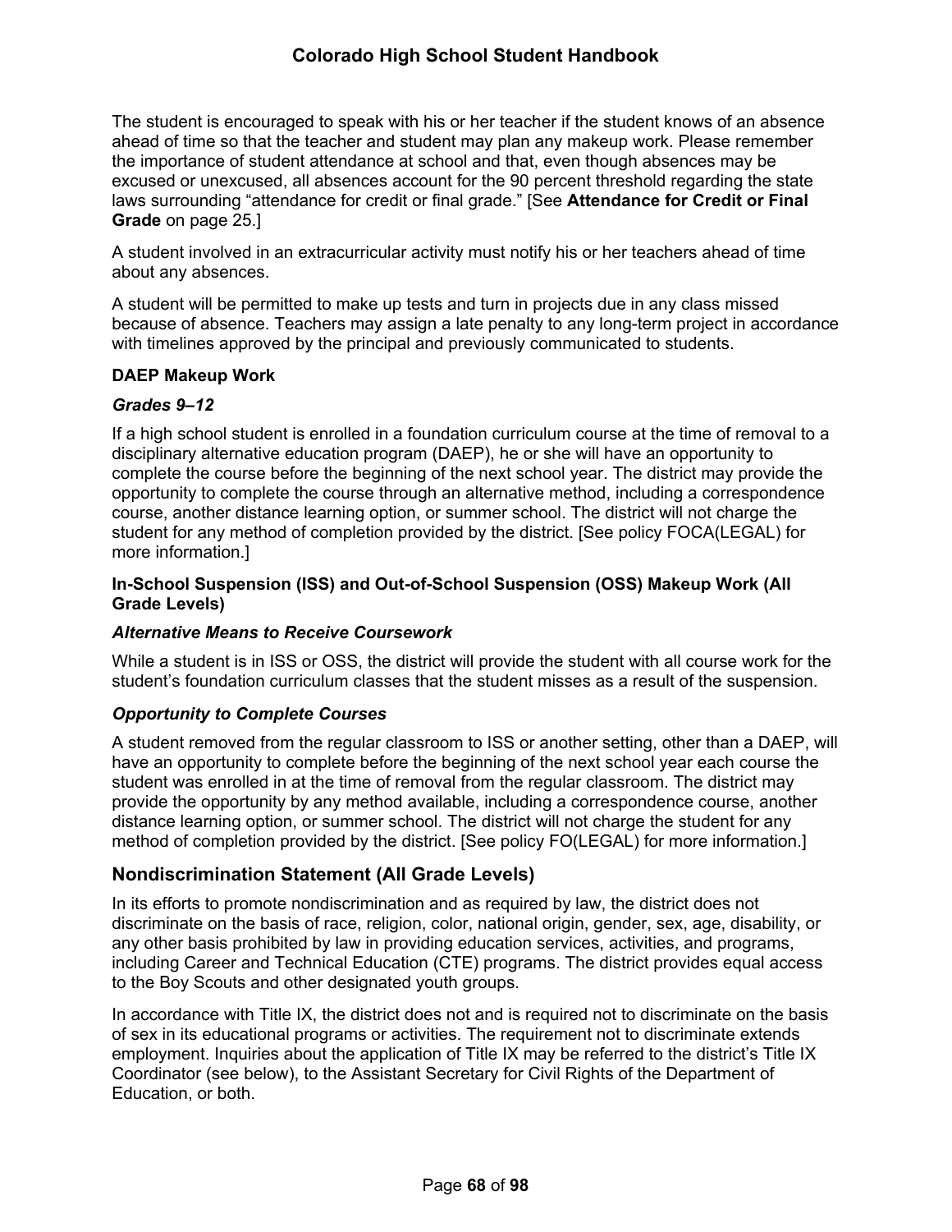The student is encouraged to speak with his or her teacher if the student knows of an absence ahead of time so that the teacher and student may plan any makeup work. Please remember the importance of student attendance at school and that, even though absences may be excused or unexcused, all absences account for the 90 percent threshold regarding the state laws surrounding "attendance for credit or final grade." [See **Attendance for Credit or Final Grade** on page 25.]

A student involved in an extracurricular activity must notify his or her teachers ahead of time about any absences.

A student will be permitted to make up tests and turn in projects due in any class missed because of absence. Teachers may assign a late penalty to any long-term project in accordance with timelines approved by the principal and previously communicated to students.

#### DAEP Makeup Work

##### *Grades 9–12*

If a high school student is enrolled in a foundation curriculum course at the time of removal to a disciplinary alternative education program (DAEP), he or she will have an opportunity to complete the course before the beginning of the next school year. The district may provide the opportunity to complete the course through an alternative method, including a correspondence course, another distance learning option, or summer school. The district will not charge the student for any method of completion provided by the district. [See policy FOCA(LEGAL) for more information.]

#### In-School Suspension (ISS) and Out-of-School Suspension (OSS) Makeup Work (All Grade Levels)

##### *Alternative Means to Receive Coursework*

While a student is in ISS or OSS, the district will provide the student with all course work for the student's foundation curriculum classes that the student misses as a result of the suspension.

##### *Opportunity to Complete Courses*

A student removed from the regular classroom to ISS or another setting, other than a DAEP, will have an opportunity to complete before the beginning of the next school year each course the student was enrolled in at the time of removal from the regular classroom. The district may provide the opportunity by any method available, including a correspondence course, another distance learning option, or summer school. The district will not charge the student for any method of completion provided by the district. [See policy FO(LEGAL) for more information.]

## Nondiscrimination Statement (All Grade Levels)

In its efforts to promote nondiscrimination and as required by law, the district does not discriminate on the basis of race, religion, color, national origin, gender, sex, age, disability, or any other basis prohibited by law in providing education services, activities, and programs, including Career and Technical Education (CTE) programs. The district provides equal access to the Boy Scouts and other designated youth groups.

In accordance with Title IX, the district does not and is required not to discriminate on the basis of sex in its educational programs or activities. The requirement not to discriminate extends employment. Inquiries about the application of Title IX may be referred to the district's Title IX Coordinator (see below), to the Assistant Secretary for Civil Rights of the Department of Education, or both.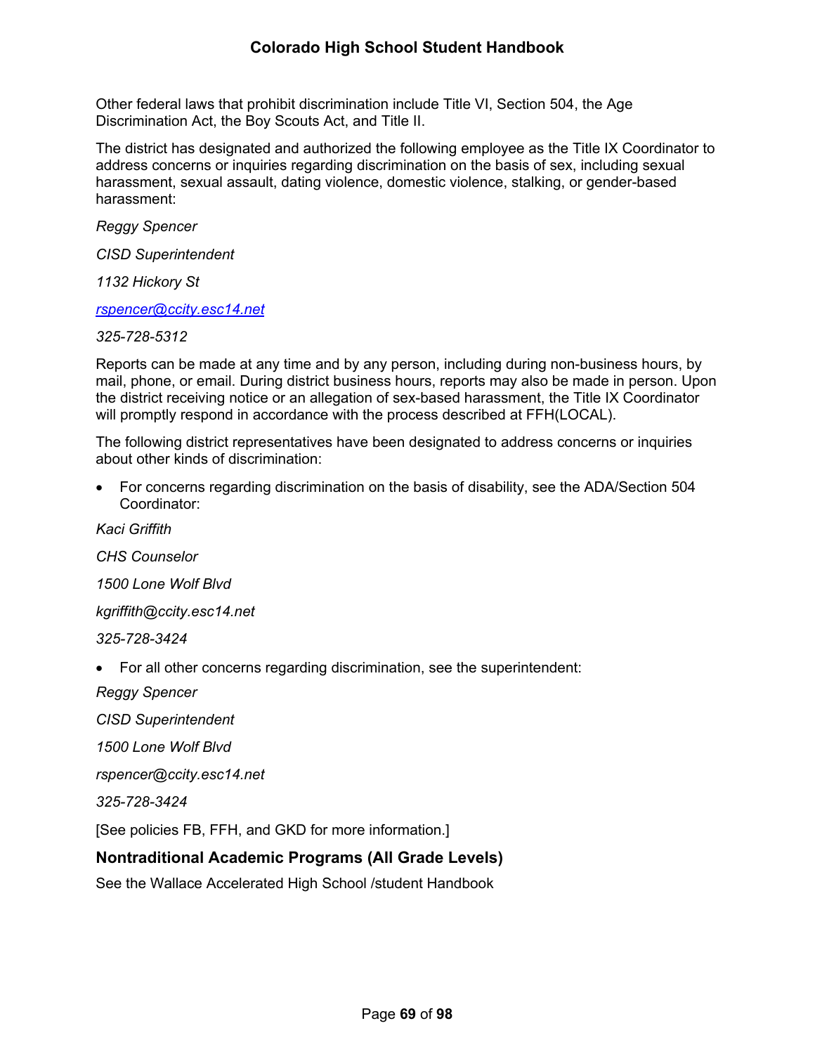Other federal laws that prohibit discrimination include Title VI, Section 504, the Age Discrimination Act, the Boy Scouts Act, and Title II.

The district has designated and authorized the following employee as the Title IX Coordinator to address concerns or inquiries regarding discrimination on the basis of sex, including sexual harassment, sexual assault, dating violence, domestic violence, stalking, or gender-based harassment:

*Reggy Spencer*

*CISD Superintendent*

*1132 Hickory St*

*rspencer@ccity.esc14.net*

*325-728-5312*

Reports can be made at any time and by any person, including during non-business hours, by mail, phone, or email. During district business hours, reports may also be made in person. Upon the district receiving notice or an allegation of sex-based harassment, the Title IX Coordinator will promptly respond in accordance with the process described at FFH(LOCAL).

The following district representatives have been designated to address concerns or inquiries about other kinds of discrimination:

- For concerns regarding discrimination on the basis of disability, see the ADA/Section 504 Coordinator:

*Kaci Griffith*

*CHS Counselor*

*1500 Lone Wolf Blvd*

*kgriffith@ccity.esc14.net*

*325-728-3424*

- For all other concerns regarding discrimination, see the superintendent:

*Reggy Spencer*

*CISD Superintendent*

*1500 Lone Wolf Blvd*

*rspencer@ccity.esc14.net*

*325-728-3424*

[See policies FB, FFH, and GKD for more information.]

### Nontraditional Academic Programs (All Grade Levels)

See the Wallace Accelerated High School /student Handbook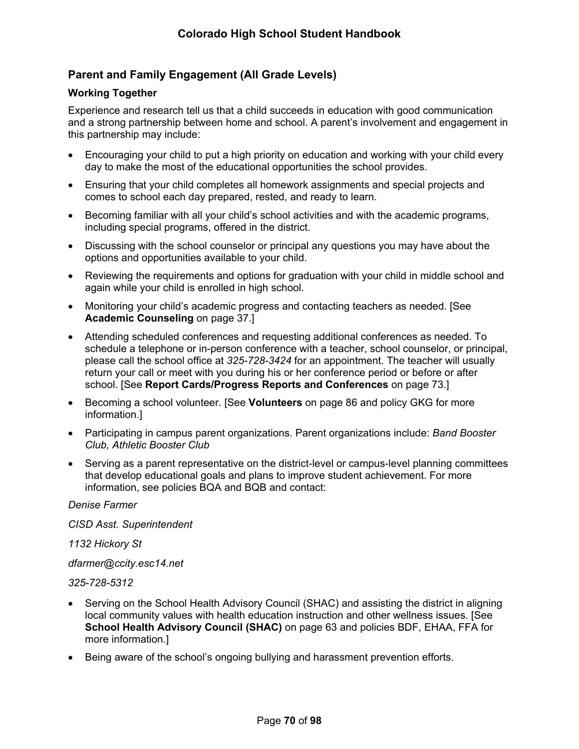## Parent and Family Engagement (All Grade Levels)

### Working Together

Experience and research tell us that a child succeeds in education with good communication and a strong partnership between home and school. A parent's involvement and engagement in this partnership may include:

- Encouraging your child to put a high priority on education and working with your child every day to make the most of the educational opportunities the school provides.
- Ensuring that your child completes all homework assignments and special projects and comes to school each day prepared, rested, and ready to learn.
- Becoming familiar with all your child's school activities and with the academic programs, including special programs, offered in the district.
- Discussing with the school counselor or principal any questions you may have about the options and opportunities available to your child.
- Reviewing the requirements and options for graduation with your child in middle school and again while your child is enrolled in high school.
- Monitoring your child's academic progress and contacting teachers as needed. [See **Academic Counseling** on page 37.]
- Attending scheduled conferences and requesting additional conferences as needed. To schedule a telephone or in-person conference with a teacher, school counselor, or principal, please call the school office at *325-728-3424* for an appointment. The teacher will usually return your call or meet with you during his or her conference period or before or after school. [See **Report Cards/Progress Reports and Conferences** on page 73.]
- Becoming a school volunteer. [See **Volunteers** on page 86 and policy GKG for more information.]
- Participating in campus parent organizations. Parent organizations include: *Band Booster Club, Athletic Booster Club*
- Serving as a parent representative on the district-level or campus-level planning committees that develop educational goals and plans to improve student achievement. For more information, see policies BQA and BQB and contact:

*Denise Farmer*

*CISD Asst. Superintendent*

*1132 Hickory St*

*dfarmer@ccity.esc14.net*

*325-728-5312*

- Serving on the School Health Advisory Council (SHAC) and assisting the district in aligning local community values with health education instruction and other wellness issues. [See **School Health Advisory Council (SHAC)** on page 63 and policies BDF, EHAA, FFA for more information.]
- Being aware of the school's ongoing bullying and harassment prevention efforts.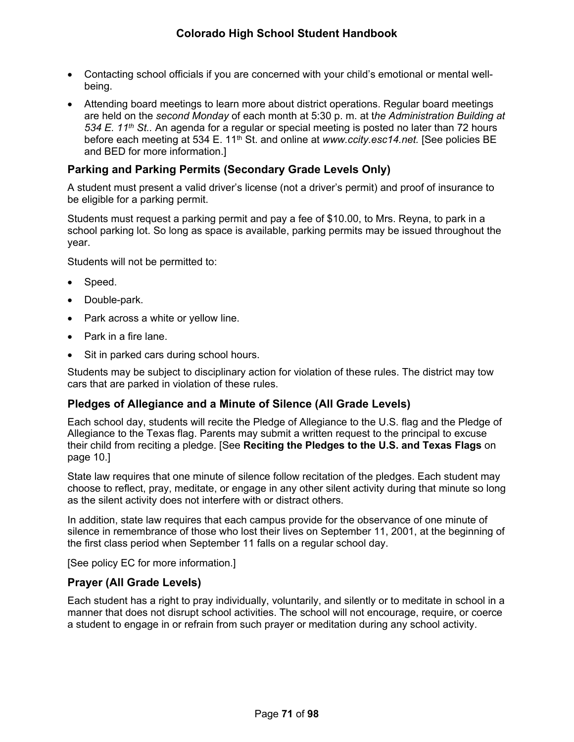- Contacting school officials if you are concerned with your child's emotional or mental well-being.
- Attending board meetings to learn more about district operations. Regular board meetings are held on the *second Monday* of each month at 5:30 p. m. at t*he Administration Building at 534 E. 11th St.*. An agenda for a regular or special meeting is posted no later than 72 hours before each meeting at 534 E. 11th St. and online at *www.ccity.esc14.net.* [See policies BE and BED for more information.]

### Parking and Parking Permits (Secondary Grade Levels Only)

A student must present a valid driver's license (not a driver's permit) and proof of insurance to be eligible for a parking permit.

Students must request a parking permit and pay a fee of $10.00, to Mrs. Reyna, to park in a school parking lot. So long as space is available, parking permits may be issued throughout the year.

Students will not be permitted to:

- Speed.
- Double-park.
- Park across a white or yellow line.
- Park in a fire lane.
- Sit in parked cars during school hours.

Students may be subject to disciplinary action for violation of these rules. The district may tow cars that are parked in violation of these rules.

### Pledges of Allegiance and a Minute of Silence (All Grade Levels)

Each school day, students will recite the Pledge of Allegiance to the U.S. flag and the Pledge of Allegiance to the Texas flag. Parents may submit a written request to the principal to excuse their child from reciting a pledge. [See **Reciting the Pledges to the U.S. and Texas Flags** on page 10.]

State law requires that one minute of silence follow recitation of the pledges. Each student may choose to reflect, pray, meditate, or engage in any other silent activity during that minute so long as the silent activity does not interfere with or distract others.

In addition, state law requires that each campus provide for the observance of one minute of silence in remembrance of those who lost their lives on September 11, 2001, at the beginning of the first class period when September 11 falls on a regular school day.

[See policy EC for more information.]

### Prayer (All Grade Levels)

Each student has a right to pray individually, voluntarily, and silently or to meditate in school in a manner that does not disrupt school activities. The school will not encourage, require, or coerce a student to engage in or refrain from such prayer or meditation during any school activity.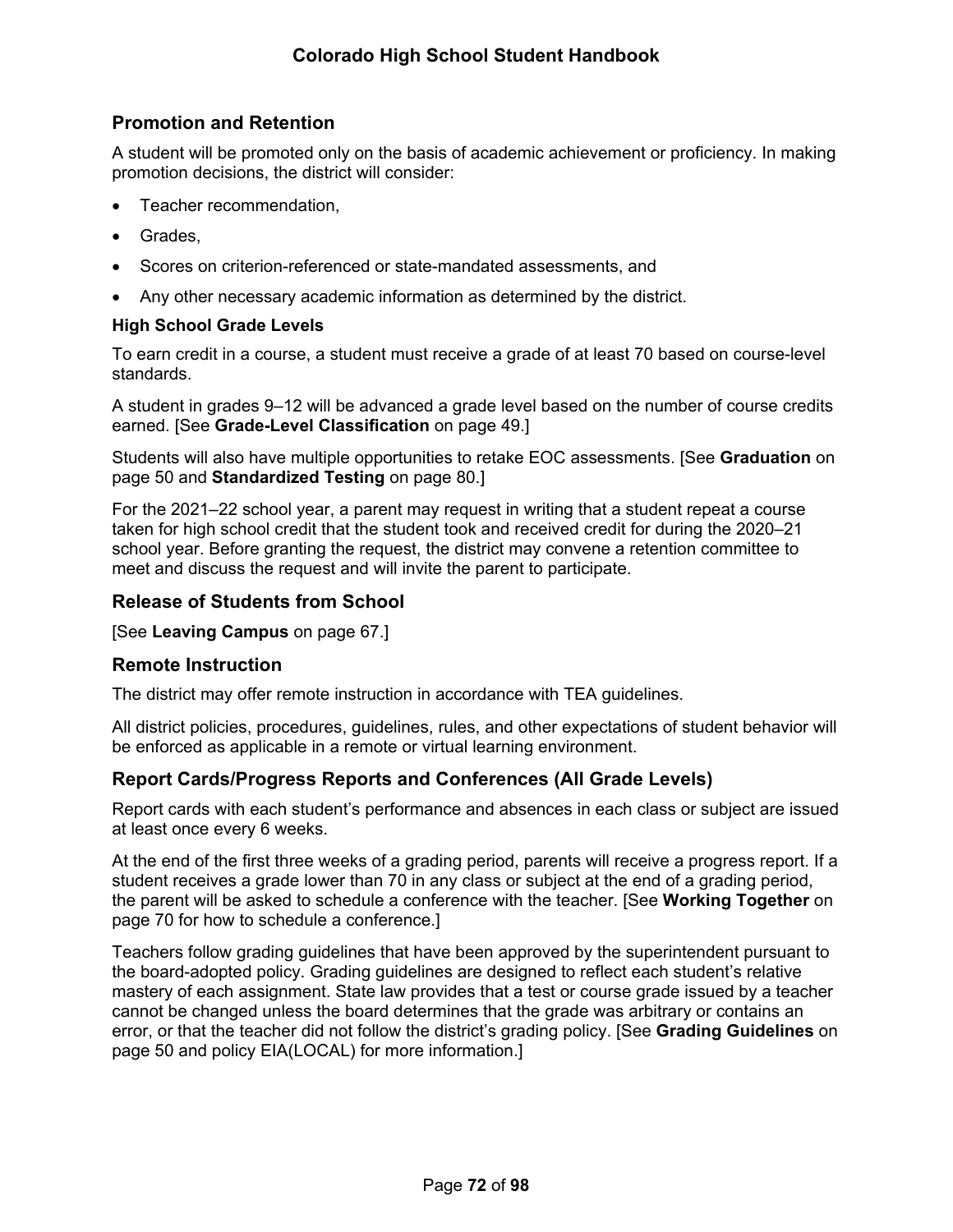## Promotion and Retention

A student will be promoted only on the basis of academic achievement or proficiency. In making promotion decisions, the district will consider:

- Teacher recommendation,
- Grades,
- Scores on criterion-referenced or state-mandated assessments, and
- Any other necessary academic information as determined by the district.

### High School Grade Levels

To earn credit in a course, a student must receive a grade of at least 70 based on course-level standards.

A student in grades 9–12 will be advanced a grade level based on the number of course credits earned. [See **Grade-Level Classification** on page 49.]

Students will also have multiple opportunities to retake EOC assessments. [See **Graduation** on page 50 and **Standardized Testing** on page 80.]

For the 2021–22 school year, a parent may request in writing that a student repeat a course taken for high school credit that the student took and received credit for during the 2020–21 school year. Before granting the request, the district may convene a retention committee to meet and discuss the request and will invite the parent to participate.

## Release of Students from School

[See **Leaving Campus** on page 67.]

## Remote Instruction

The district may offer remote instruction in accordance with TEA guidelines.

All district policies, procedures, guidelines, rules, and other expectations of student behavior will be enforced as applicable in a remote or virtual learning environment.

## Report Cards/Progress Reports and Conferences (All Grade Levels)

Report cards with each student's performance and absences in each class or subject are issued at least once every 6 weeks.

At the end of the first three weeks of a grading period, parents will receive a progress report. If a student receives a grade lower than 70 in any class or subject at the end of a grading period, the parent will be asked to schedule a conference with the teacher. [See **Working Together** on page 70 for how to schedule a conference.]

Teachers follow grading guidelines that have been approved by the superintendent pursuant to the board-adopted policy. Grading guidelines are designed to reflect each student's relative mastery of each assignment. State law provides that a test or course grade issued by a teacher cannot be changed unless the board determines that the grade was arbitrary or contains an error, or that the teacher did not follow the district's grading policy. [See **Grading Guidelines** on page 50 and policy EIA(LOCAL) for more information.]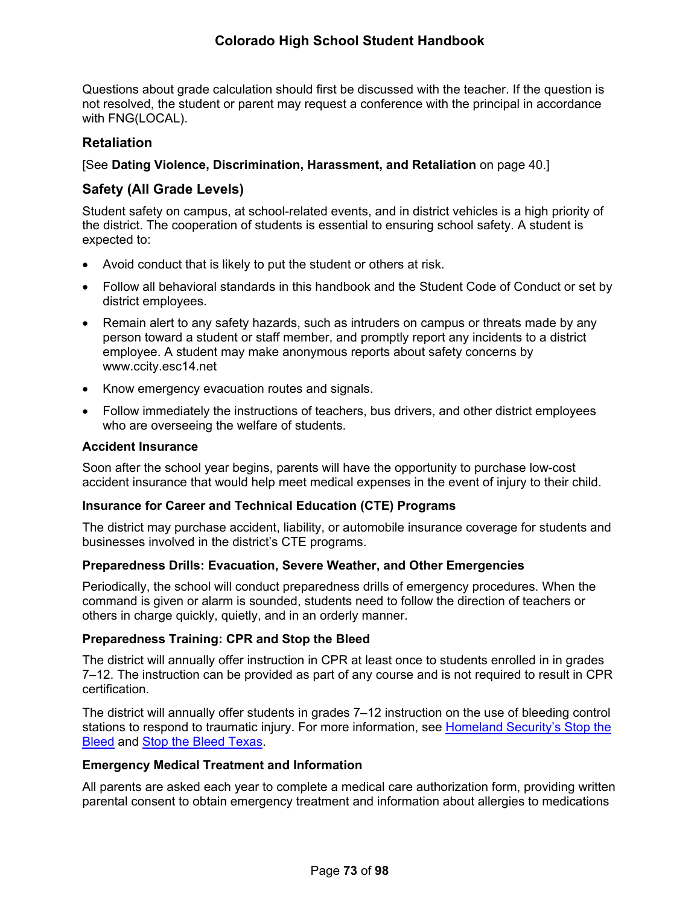Questions about grade calculation should first be discussed with the teacher. If the question is not resolved, the student or parent may request a conference with the principal in accordance with FNG(LOCAL).

## Retaliation

[See **Dating Violence, Discrimination, Harassment, and Retaliation** on page 40.]

## Safety (All Grade Levels)

Student safety on campus, at school-related events, and in district vehicles is a high priority of the district. The cooperation of students is essential to ensuring school safety. A student is expected to:

- Avoid conduct that is likely to put the student or others at risk.
- Follow all behavioral standards in this handbook and the Student Code of Conduct or set by district employees.
- Remain alert to any safety hazards, such as intruders on campus or threats made by any person toward a student or staff member, and promptly report any incidents to a district employee. A student may make anonymous reports about safety concerns by www.ccity.esc14.net
- Know emergency evacuation routes and signals.
- Follow immediately the instructions of teachers, bus drivers, and other district employees who are overseeing the welfare of students.

### Accident Insurance

Soon after the school year begins, parents will have the opportunity to purchase low-cost accident insurance that would help meet medical expenses in the event of injury to their child.

### Insurance for Career and Technical Education (CTE) Programs

The district may purchase accident, liability, or automobile insurance coverage for students and businesses involved in the district's CTE programs.

### Preparedness Drills: Evacuation, Severe Weather, and Other Emergencies

Periodically, the school will conduct preparedness drills of emergency procedures. When the command is given or alarm is sounded, students need to follow the direction of teachers or others in charge quickly, quietly, and in an orderly manner.

### Preparedness Training: CPR and Stop the Bleed

The district will annually offer instruction in CPR at least once to students enrolled in in grades 7–12. The instruction can be provided as part of any course and is not required to result in CPR certification.

The district will annually offer students in grades 7–12 instruction on the use of bleeding control stations to respond to traumatic injury. For more information, see Homeland Security's Stop the Bleed and Stop the Bleed Texas.

### Emergency Medical Treatment and Information

All parents are asked each year to complete a medical care authorization form, providing written parental consent to obtain emergency treatment and information about allergies to medications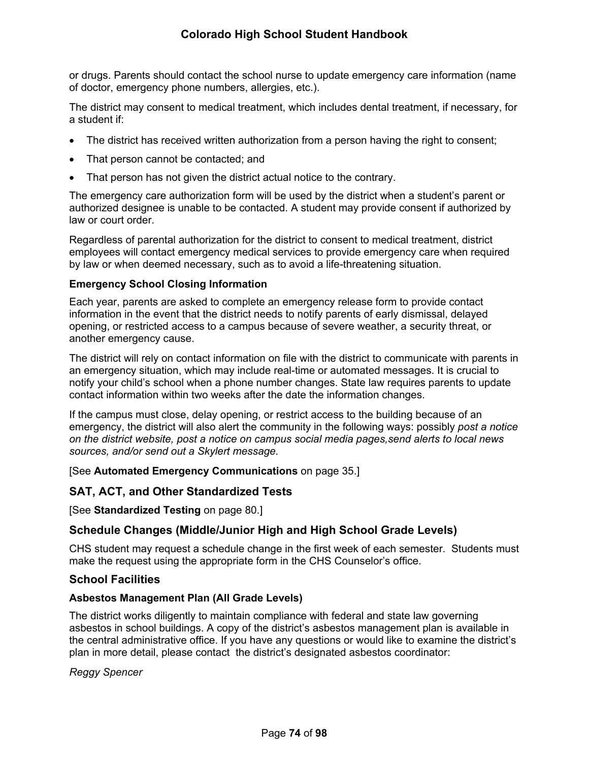or drugs. Parents should contact the school nurse to update emergency care information (name of doctor, emergency phone numbers, allergies, etc.).

The district may consent to medical treatment, which includes dental treatment, if necessary, for a student if:

- The district has received written authorization from a person having the right to consent;
- That person cannot be contacted; and
- That person has not given the district actual notice to the contrary.

The emergency care authorization form will be used by the district when a student's parent or authorized designee is unable to be contacted. A student may provide consent if authorized by law or court order.

Regardless of parental authorization for the district to consent to medical treatment, district employees will contact emergency medical services to provide emergency care when required by law or when deemed necessary, such as to avoid a life-threatening situation.

#### Emergency School Closing Information

Each year, parents are asked to complete an emergency release form to provide contact information in the event that the district needs to notify parents of early dismissal, delayed opening, or restricted access to a campus because of severe weather, a security threat, or another emergency cause.

The district will rely on contact information on file with the district to communicate with parents in an emergency situation, which may include real-time or automated messages. It is crucial to notify your child's school when a phone number changes. State law requires parents to update contact information within two weeks after the date the information changes.

If the campus must close, delay opening, or restrict access to the building because of an emergency, the district will also alert the community in the following ways: possibly *post a notice on the district website, post a notice on campus social media pages,send alerts to local news sources, and/or send out a Skylert message.*

[See **Automated Emergency Communications** on page 35.]

### SAT, ACT, and Other Standardized Tests

[See **Standardized Testing** on page 80.]

### Schedule Changes (Middle/Junior High and High School Grade Levels)

CHS student may request a schedule change in the first week of each semester. Students must make the request using the appropriate form in the CHS Counselor's office.

### School Facilities

#### Asbestos Management Plan (All Grade Levels)

The district works diligently to maintain compliance with federal and state law governing asbestos in school buildings. A copy of the district's asbestos management plan is available in the central administrative office. If you have any questions or would like to examine the district's plan in more detail, please contact the district's designated asbestos coordinator:

*Reggy Spencer*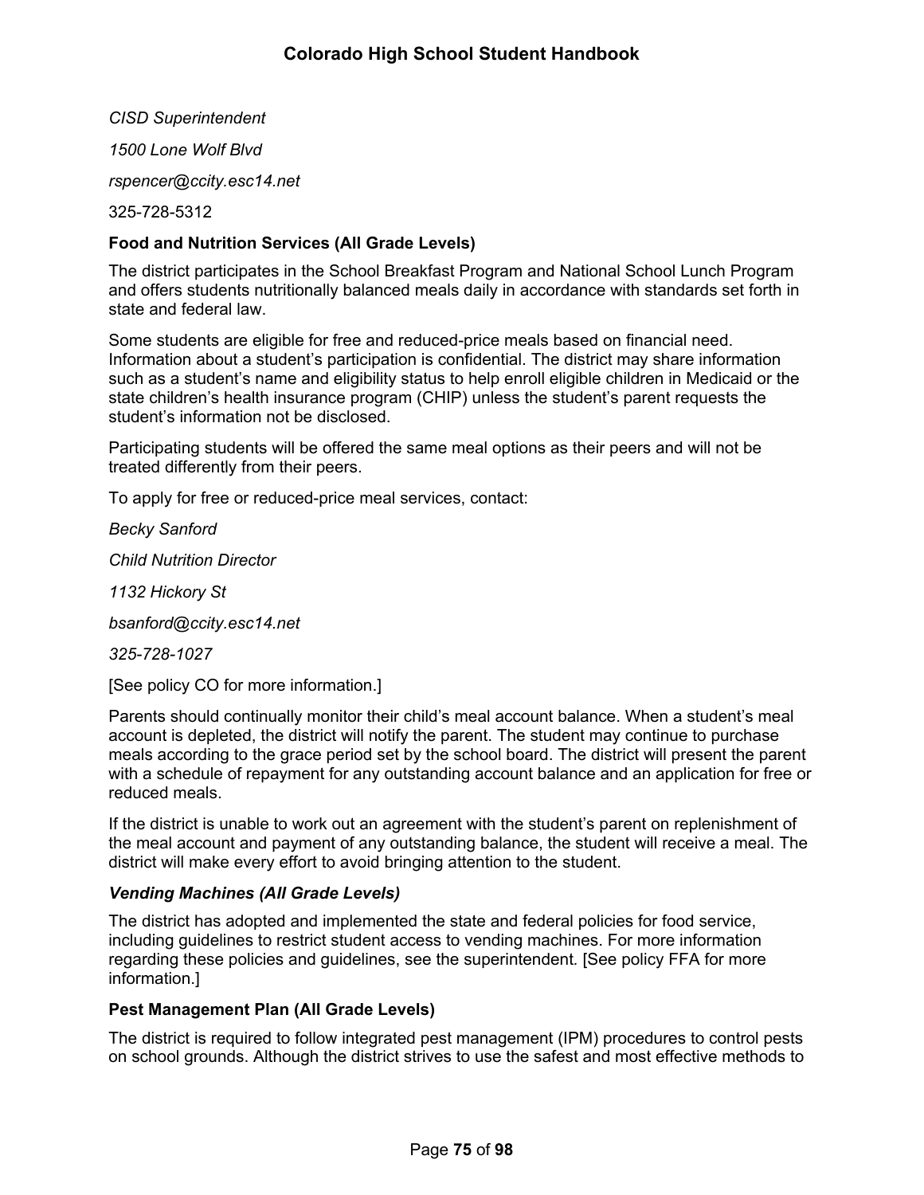*CISD Superintendent*

*1500 Lone Wolf Blvd*

*rspencer@ccity.esc14.net*

325-728-5312

**Food and Nutrition Services (All Grade Levels)**

The district participates in the School Breakfast Program and National School Lunch Program and offers students nutritionally balanced meals daily in accordance with standards set forth in state and federal law.

Some students are eligible for free and reduced-price meals based on financial need. Information about a student's participation is confidential. The district may share information such as a student's name and eligibility status to help enroll eligible children in Medicaid or the state children's health insurance program (CHIP) unless the student's parent requests the student's information not be disclosed.

Participating students will be offered the same meal options as their peers and will not be treated differently from their peers.

To apply for free or reduced-price meal services, contact:

*Becky Sanford*

*Child Nutrition Director*

*1132 Hickory St*

*bsanford@ccity.esc14.net*

*325-728-1027*

[See policy CO for more information.]

Parents should continually monitor their child's meal account balance. When a student's meal account is depleted, the district will notify the parent. The student may continue to purchase meals according to the grace period set by the school board. The district will present the parent with a schedule of repayment for any outstanding account balance and an application for free or reduced meals.

If the district is unable to work out an agreement with the student's parent on replenishment of the meal account and payment of any outstanding balance, the student will receive a meal. The district will make every effort to avoid bringing attention to the student.

***Vending Machines (All Grade Levels)***

The district has adopted and implemented the state and federal policies for food service, including guidelines to restrict student access to vending machines. For more information regarding these policies and guidelines, see the superintendent. [See policy FFA for more information.]

**Pest Management Plan (All Grade Levels)**

The district is required to follow integrated pest management (IPM) procedures to control pests on school grounds. Although the district strives to use the safest and most effective methods to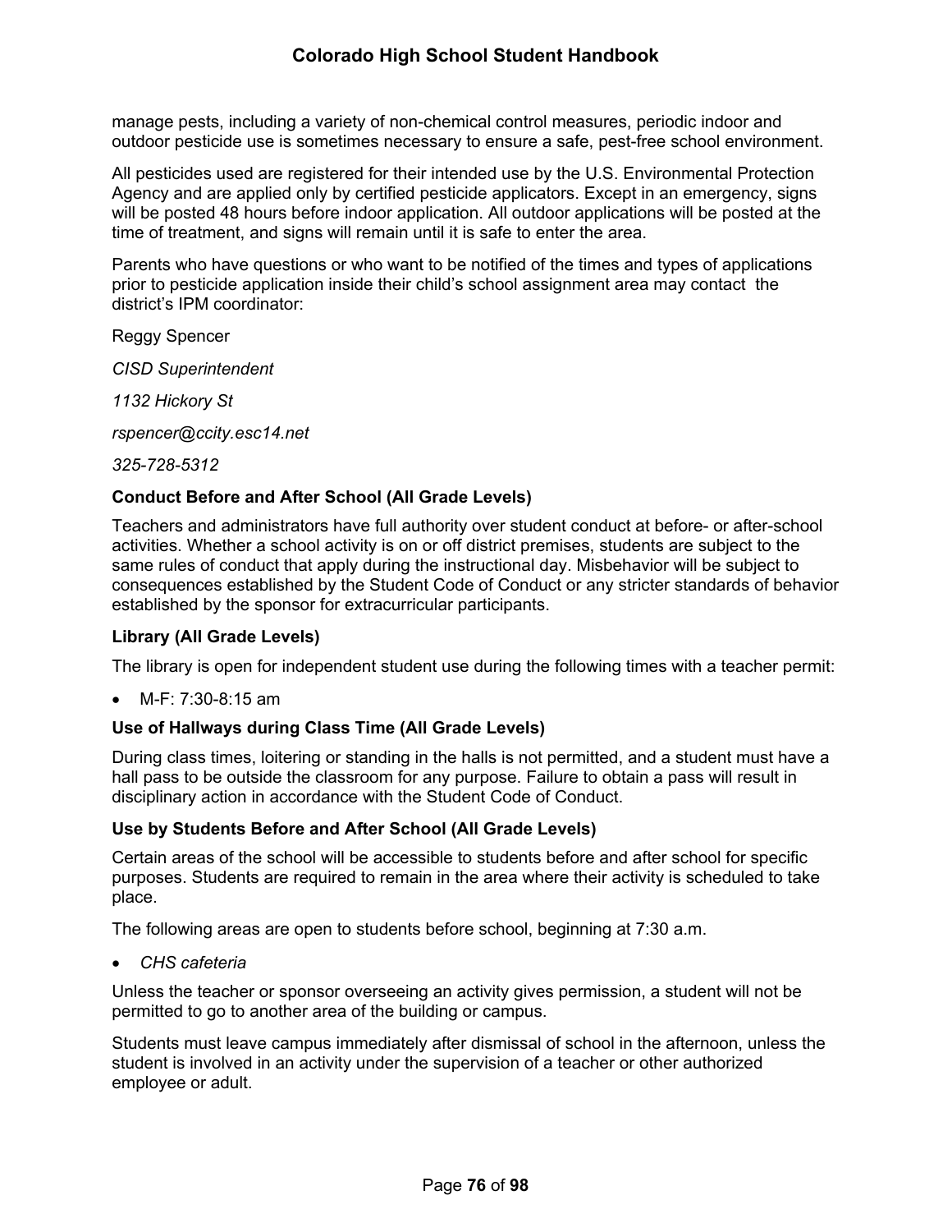manage pests, including a variety of non-chemical control measures, periodic indoor and outdoor pesticide use is sometimes necessary to ensure a safe, pest-free school environment.

All pesticides used are registered for their intended use by the U.S. Environmental Protection Agency and are applied only by certified pesticide applicators. Except in an emergency, signs will be posted 48 hours before indoor application. All outdoor applications will be posted at the time of treatment, and signs will remain until it is safe to enter the area.

Parents who have questions or who want to be notified of the times and types of applications prior to pesticide application inside their child's school assignment area may contact the district's IPM coordinator:

Reggy Spencer

*CISD Superintendent*

*1132 Hickory St*

*rspencer@ccity.esc14.net*

*325-728-5312*

### Conduct Before and After School (All Grade Levels)

Teachers and administrators have full authority over student conduct at before- or after-school activities. Whether a school activity is on or off district premises, students are subject to the same rules of conduct that apply during the instructional day. Misbehavior will be subject to consequences established by the Student Code of Conduct or any stricter standards of behavior established by the sponsor for extracurricular participants.

### Library (All Grade Levels)

The library is open for independent student use during the following times with a teacher permit:

- M-F: 7:30-8:15 am

### Use of Hallways during Class Time (All Grade Levels)

During class times, loitering or standing in the halls is not permitted, and a student must have a hall pass to be outside the classroom for any purpose. Failure to obtain a pass will result in disciplinary action in accordance with the Student Code of Conduct.

### Use by Students Before and After School (All Grade Levels)

Certain areas of the school will be accessible to students before and after school for specific purposes. Students are required to remain in the area where their activity is scheduled to take place.

The following areas are open to students before school, beginning at 7:30 a.m.

- *CHS cafeteria*

Unless the teacher or sponsor overseeing an activity gives permission, a student will not be permitted to go to another area of the building or campus.

Students must leave campus immediately after dismissal of school in the afternoon, unless the student is involved in an activity under the supervision of a teacher or other authorized employee or adult.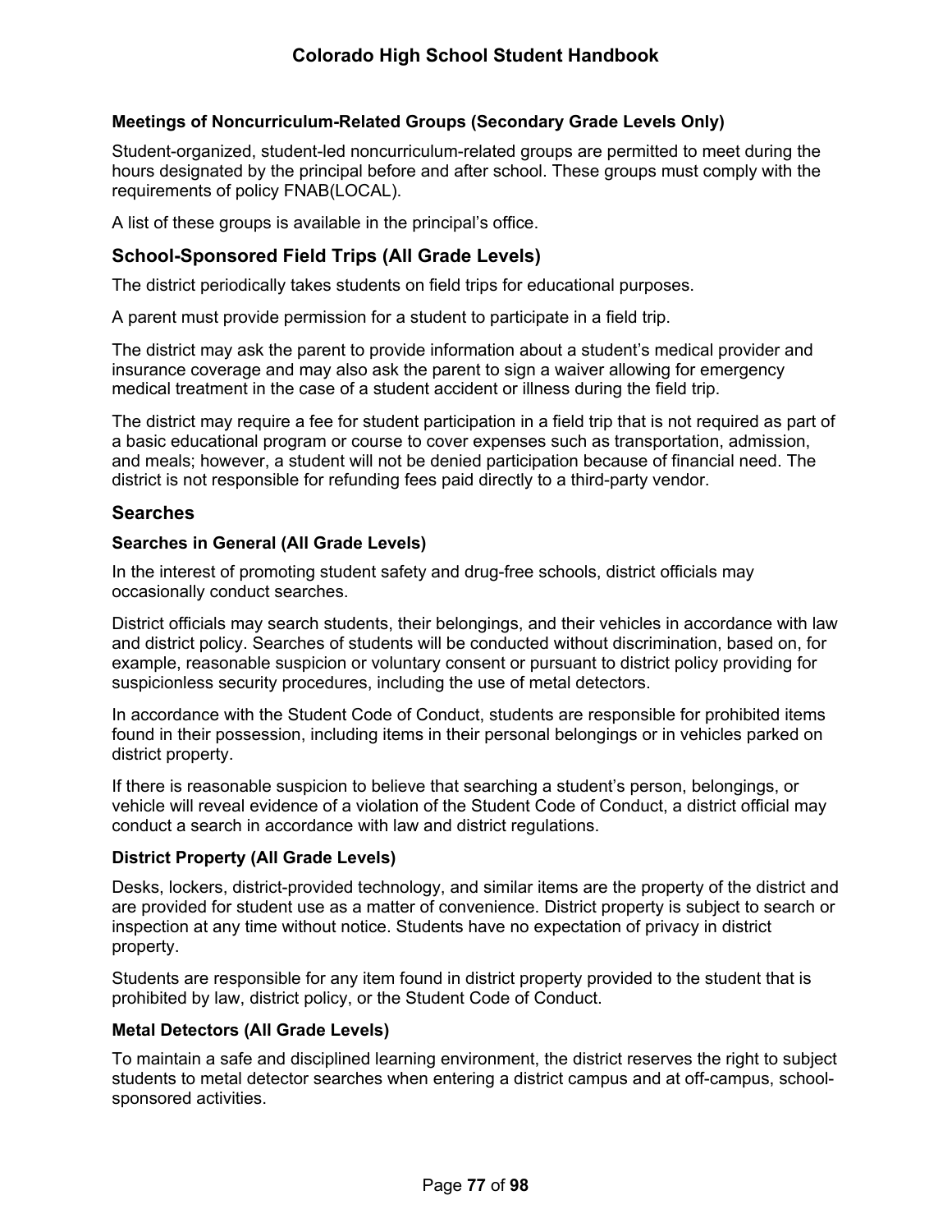#### Meetings of Noncurriculum-Related Groups (Secondary Grade Levels Only)

Student-organized, student-led noncurriculum-related groups are permitted to meet during the hours designated by the principal before and after school. These groups must comply with the requirements of policy FNAB(LOCAL).

A list of these groups is available in the principal's office.

### School-Sponsored Field Trips (All Grade Levels)

The district periodically takes students on field trips for educational purposes.

A parent must provide permission for a student to participate in a field trip.

The district may ask the parent to provide information about a student's medical provider and insurance coverage and may also ask the parent to sign a waiver allowing for emergency medical treatment in the case of a student accident or illness during the field trip.

The district may require a fee for student participation in a field trip that is not required as part of a basic educational program or course to cover expenses such as transportation, admission, and meals; however, a student will not be denied participation because of financial need. The district is not responsible for refunding fees paid directly to a third-party vendor.

### Searches

#### Searches in General (All Grade Levels)

In the interest of promoting student safety and drug-free schools, district officials may occasionally conduct searches.

District officials may search students, their belongings, and their vehicles in accordance with law and district policy. Searches of students will be conducted without discrimination, based on, for example, reasonable suspicion or voluntary consent or pursuant to district policy providing for suspicionless security procedures, including the use of metal detectors.

In accordance with the Student Code of Conduct, students are responsible for prohibited items found in their possession, including items in their personal belongings or in vehicles parked on district property.

If there is reasonable suspicion to believe that searching a student's person, belongings, or vehicle will reveal evidence of a violation of the Student Code of Conduct, a district official may conduct a search in accordance with law and district regulations.

#### District Property (All Grade Levels)

Desks, lockers, district-provided technology, and similar items are the property of the district and are provided for student use as a matter of convenience. District property is subject to search or inspection at any time without notice. Students have no expectation of privacy in district property.

Students are responsible for any item found in district property provided to the student that is prohibited by law, district policy, or the Student Code of Conduct.

#### Metal Detectors (All Grade Levels)

To maintain a safe and disciplined learning environment, the district reserves the right to subject students to metal detector searches when entering a district campus and at off-campus, school-sponsored activities.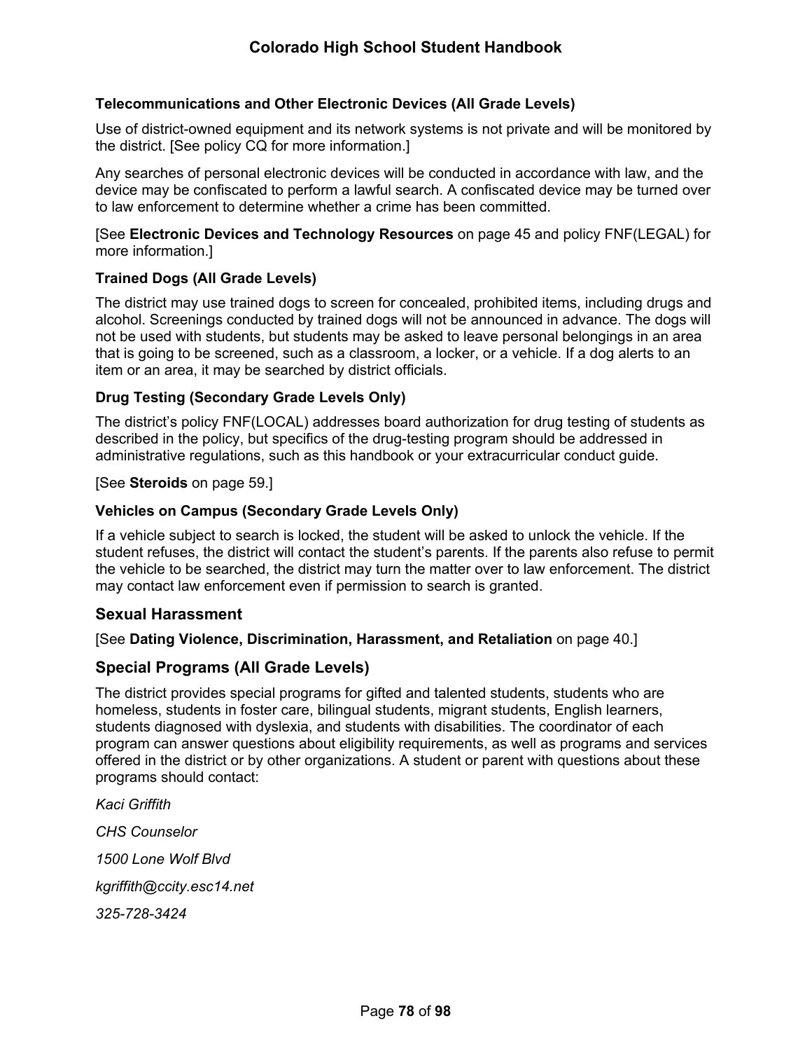### Telecommunications and Other Electronic Devices (All Grade Levels)

Use of district-owned equipment and its network systems is not private and will be monitored by the district. [See policy CQ for more information.]

Any searches of personal electronic devices will be conducted in accordance with law, and the device may be confiscated to perform a lawful search. A confiscated device may be turned over to law enforcement to determine whether a crime has been committed.

[See **Electronic Devices and Technology Resources** on page 45 and policy FNF(LEGAL) for more information.]

### Trained Dogs (All Grade Levels)

The district may use trained dogs to screen for concealed, prohibited items, including drugs and alcohol. Screenings conducted by trained dogs will not be announced in advance. The dogs will not be used with students, but students may be asked to leave personal belongings in an area that is going to be screened, such as a classroom, a locker, or a vehicle. If a dog alerts to an item or an area, it may be searched by district officials.

### Drug Testing (Secondary Grade Levels Only)

The district's policy FNF(LOCAL) addresses board authorization for drug testing of students as described in the policy, but specifics of the drug-testing program should be addressed in administrative regulations, such as this handbook or your extracurricular conduct guide.

[See **Steroids** on page 59.]

### Vehicles on Campus (Secondary Grade Levels Only)

If a vehicle subject to search is locked, the student will be asked to unlock the vehicle. If the student refuses, the district will contact the student's parents. If the parents also refuse to permit the vehicle to be searched, the district may turn the matter over to law enforcement. The district may contact law enforcement even if permission to search is granted.

## Sexual Harassment

[See **Dating Violence, Discrimination, Harassment, and Retaliation** on page 40.]

## Special Programs (All Grade Levels)

The district provides special programs for gifted and talented students, students who are homeless, students in foster care, bilingual students, migrant students, English learners, students diagnosed with dyslexia, and students with disabilities. The coordinator of each program can answer questions about eligibility requirements, as well as programs and services offered in the district or by other organizations. A student or parent with questions about these programs should contact:

*Kaci Griffith*

*CHS Counselor*

*1500 Lone Wolf Blvd*

*kgriffith@ccity.esc14.net*

*325-728-3424*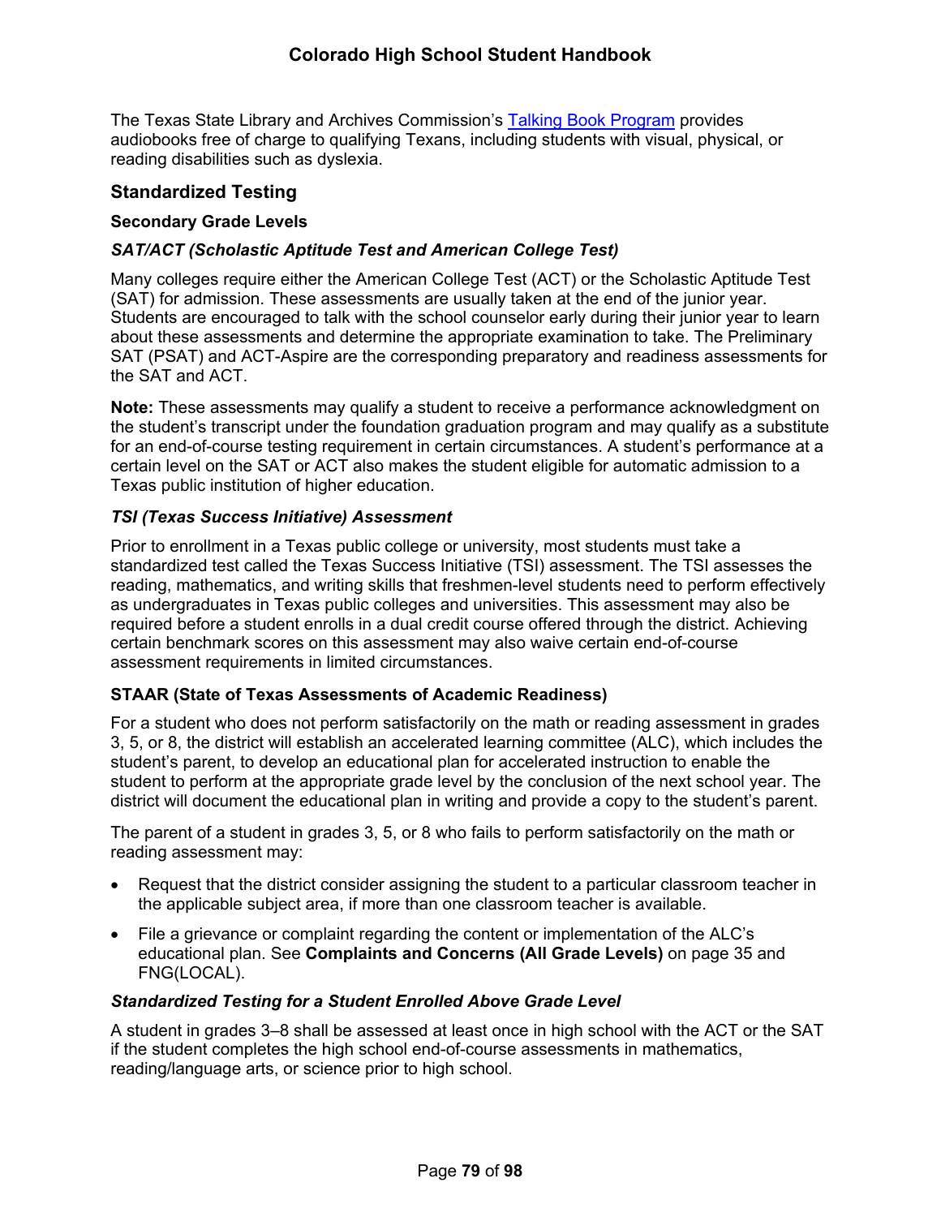The Texas State Library and Archives Commission's [Talking Book Program](Talking Book Program) provides audiobooks free of charge to qualifying Texans, including students with visual, physical, or reading disabilities such as dyslexia.

## Standardized Testing

### Secondary Grade Levels

#### *SAT/ACT (Scholastic Aptitude Test and American College Test)*

Many colleges require either the American College Test (ACT) or the Scholastic Aptitude Test (SAT) for admission. These assessments are usually taken at the end of the junior year. Students are encouraged to talk with the school counselor early during their junior year to learn about these assessments and determine the appropriate examination to take. The Preliminary SAT (PSAT) and ACT-Aspire are the corresponding preparatory and readiness assessments for the SAT and ACT.

**Note:** These assessments may qualify a student to receive a performance acknowledgment on the student's transcript under the foundation graduation program and may qualify as a substitute for an end-of-course testing requirement in certain circumstances. A student's performance at a certain level on the SAT or ACT also makes the student eligible for automatic admission to a Texas public institution of higher education.

#### *TSI (Texas Success Initiative) Assessment*

Prior to enrollment in a Texas public college or university, most students must take a standardized test called the Texas Success Initiative (TSI) assessment. The TSI assesses the reading, mathematics, and writing skills that freshmen-level students need to perform effectively as undergraduates in Texas public colleges and universities. This assessment may also be required before a student enrolls in a dual credit course offered through the district. Achieving certain benchmark scores on this assessment may also waive certain end-of-course assessment requirements in limited circumstances.

### STAAR (State of Texas Assessments of Academic Readiness)

For a student who does not perform satisfactorily on the math or reading assessment in grades 3, 5, or 8, the district will establish an accelerated learning committee (ALC), which includes the student's parent, to develop an educational plan for accelerated instruction to enable the student to perform at the appropriate grade level by the conclusion of the next school year. The district will document the educational plan in writing and provide a copy to the student's parent.

The parent of a student in grades 3, 5, or 8 who fails to perform satisfactorily on the math or reading assessment may:

- Request that the district consider assigning the student to a particular classroom teacher in the applicable subject area, if more than one classroom teacher is available.
- File a grievance or complaint regarding the content or implementation of the ALC's educational plan. See **Complaints and Concerns (All Grade Levels)** on page 35 and FNG(LOCAL).

#### *Standardized Testing for a Student Enrolled Above Grade Level*

A student in grades 3–8 shall be assessed at least once in high school with the ACT or the SAT if the student completes the high school end-of-course assessments in mathematics, reading/language arts, or science prior to high school.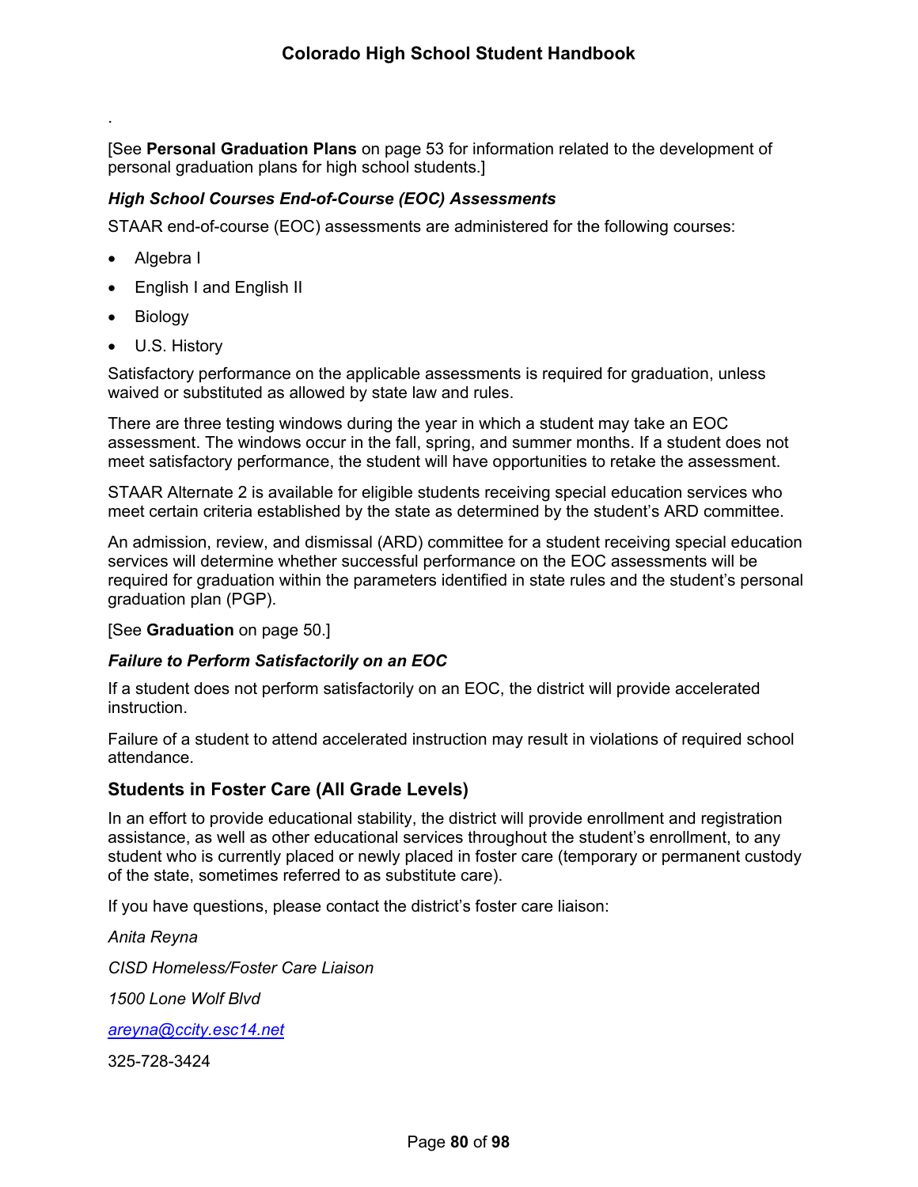.

[See **Personal Graduation Plans** on page 53 for information related to the development of personal graduation plans for high school students.]

### *High School Courses End-of-Course (EOC) Assessments*

STAAR end-of-course (EOC) assessments are administered for the following courses:

- Algebra I
- English I and English II
- Biology
- U.S. History

Satisfactory performance on the applicable assessments is required for graduation, unless waived or substituted as allowed by state law and rules.

There are three testing windows during the year in which a student may take an EOC assessment. The windows occur in the fall, spring, and summer months. If a student does not meet satisfactory performance, the student will have opportunities to retake the assessment.

STAAR Alternate 2 is available for eligible students receiving special education services who meet certain criteria established by the state as determined by the student's ARD committee.

An admission, review, and dismissal (ARD) committee for a student receiving special education services will determine whether successful performance on the EOC assessments will be required for graduation within the parameters identified in state rules and the student's personal graduation plan (PGP).

[See **Graduation** on page 50.]

### *Failure to Perform Satisfactorily on an EOC*

If a student does not perform satisfactorily on an EOC, the district will provide accelerated instruction.

Failure of a student to attend accelerated instruction may result in violations of required school attendance.

## Students in Foster Care (All Grade Levels)

In an effort to provide educational stability, the district will provide enrollment and registration assistance, as well as other educational services throughout the student's enrollment, to any student who is currently placed or newly placed in foster care (temporary or permanent custody of the state, sometimes referred to as substitute care).

If you have questions, please contact the district's foster care liaison:

*Anita Reyna*

*CISD Homeless/Foster Care Liaison*

*1500 Lone Wolf Blvd*

*areyna@ccity.esc14.net*

325-728-3424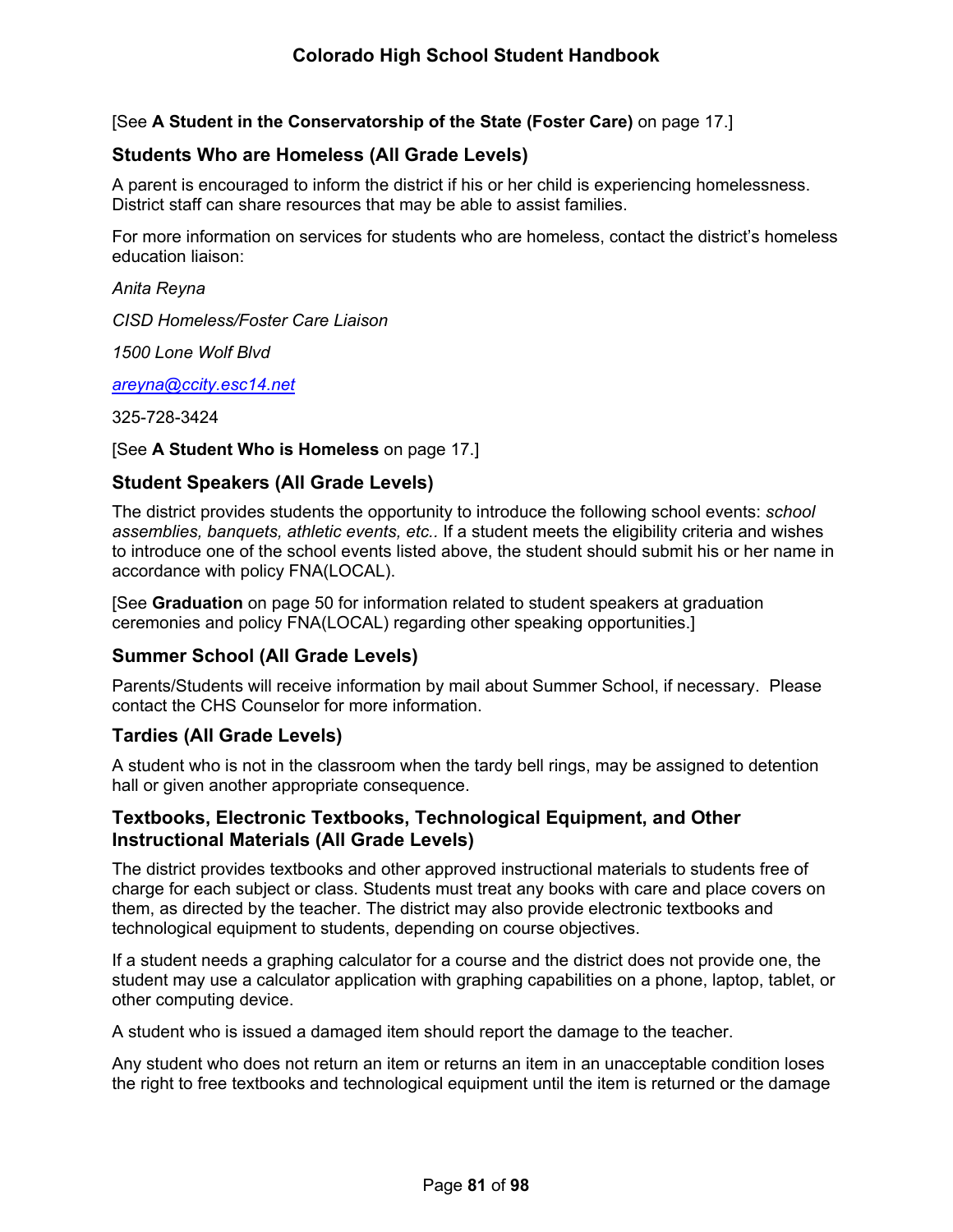[See **A Student in the Conservatorship of the State (Foster Care)** on page 17.]

### Students Who are Homeless (All Grade Levels)

A parent is encouraged to inform the district if his or her child is experiencing homelessness. District staff can share resources that may be able to assist families.

For more information on services for students who are homeless, contact the district's homeless education liaison:

*Anita Reyna*

*CISD Homeless/Foster Care Liaison*

*1500 Lone Wolf Blvd*

*areyna@ccity.esc14.net*

325-728-3424

[See **A Student Who is Homeless** on page 17.]

### Student Speakers (All Grade Levels)

The district provides students the opportunity to introduce the following school events: *school assemblies, banquets, athletic events, etc.*. If a student meets the eligibility criteria and wishes to introduce one of the school events listed above, the student should submit his or her name in accordance with policy FNA(LOCAL).

[See **Graduation** on page 50 for information related to student speakers at graduation ceremonies and policy FNA(LOCAL) regarding other speaking opportunities.]

### Summer School (All Grade Levels)

Parents/Students will receive information by mail about Summer School, if necessary. Please contact the CHS Counselor for more information.

### Tardies (All Grade Levels)

A student who is not in the classroom when the tardy bell rings, may be assigned to detention hall or given another appropriate consequence.

### Textbooks, Electronic Textbooks, Technological Equipment, and Other Instructional Materials (All Grade Levels)

The district provides textbooks and other approved instructional materials to students free of charge for each subject or class. Students must treat any books with care and place covers on them, as directed by the teacher. The district may also provide electronic textbooks and technological equipment to students, depending on course objectives.

If a student needs a graphing calculator for a course and the district does not provide one, the student may use a calculator application with graphing capabilities on a phone, laptop, tablet, or other computing device.

A student who is issued a damaged item should report the damage to the teacher.

Any student who does not return an item or returns an item in an unacceptable condition loses the right to free textbooks and technological equipment until the item is returned or the damage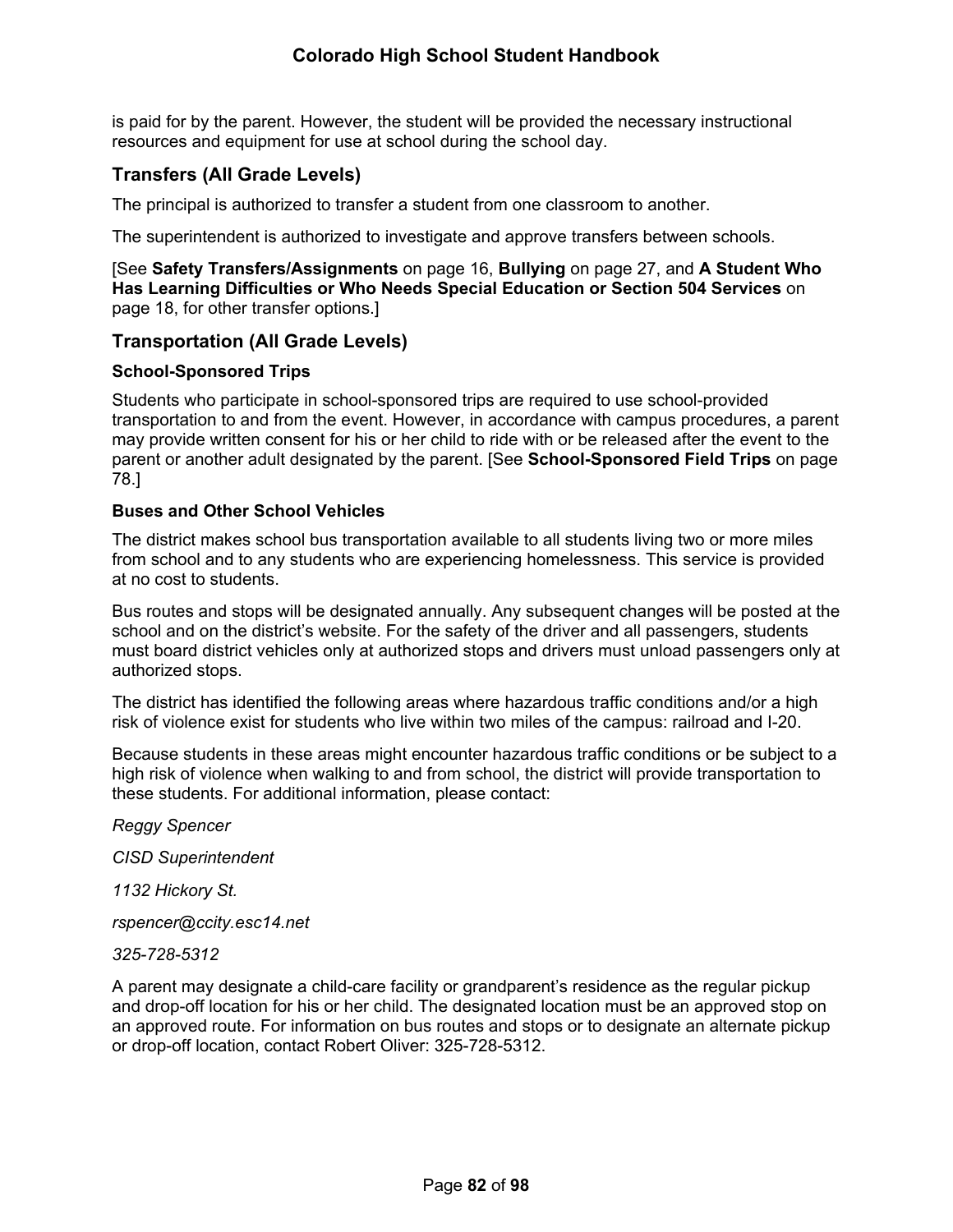is paid for by the parent. However, the student will be provided the necessary instructional resources and equipment for use at school during the school day.

## Transfers (All Grade Levels)

The principal is authorized to transfer a student from one classroom to another.

The superintendent is authorized to investigate and approve transfers between schools.

[See **Safety Transfers/Assignments** on page 16, **Bullying** on page 27, and **A Student Who Has Learning Difficulties or Who Needs Special Education or Section 504 Services** on page 18, for other transfer options.]

## Transportation (All Grade Levels)

### School-Sponsored Trips

Students who participate in school-sponsored trips are required to use school-provided transportation to and from the event. However, in accordance with campus procedures, a parent may provide written consent for his or her child to ride with or be released after the event to the parent or another adult designated by the parent. [See **School-Sponsored Field Trips** on page 78.]

### Buses and Other School Vehicles

The district makes school bus transportation available to all students living two or more miles from school and to any students who are experiencing homelessness. This service is provided at no cost to students.

Bus routes and stops will be designated annually. Any subsequent changes will be posted at the school and on the district's website. For the safety of the driver and all passengers, students must board district vehicles only at authorized stops and drivers must unload passengers only at authorized stops.

The district has identified the following areas where hazardous traffic conditions and/or a high risk of violence exist for students who live within two miles of the campus: railroad and I-20.

Because students in these areas might encounter hazardous traffic conditions or be subject to a high risk of violence when walking to and from school, the district will provide transportation to these students. For additional information, please contact:

*Reggy Spencer*

*CISD Superintendent*

*1132 Hickory St.*

*rspencer@ccity.esc14.net*

*325-728-5312*

A parent may designate a child-care facility or grandparent's residence as the regular pickup and drop-off location for his or her child. The designated location must be an approved stop on an approved route. For information on bus routes and stops or to designate an alternate pickup or drop-off location, contact Robert Oliver: 325-728-5312.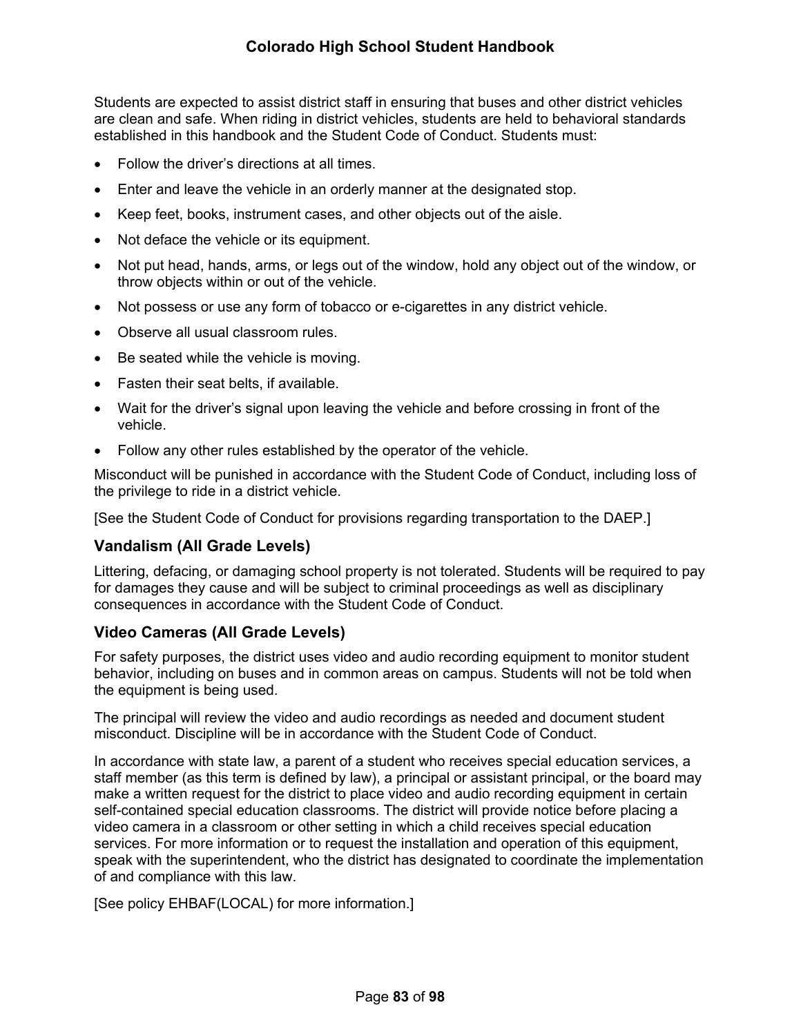Students are expected to assist district staff in ensuring that buses and other district vehicles are clean and safe. When riding in district vehicles, students are held to behavioral standards established in this handbook and the Student Code of Conduct. Students must:

- Follow the driver's directions at all times.
- Enter and leave the vehicle in an orderly manner at the designated stop.
- Keep feet, books, instrument cases, and other objects out of the aisle.
- Not deface the vehicle or its equipment.
- Not put head, hands, arms, or legs out of the window, hold any object out of the window, or throw objects within or out of the vehicle.
- Not possess or use any form of tobacco or e-cigarettes in any district vehicle.
- Observe all usual classroom rules.
- Be seated while the vehicle is moving.
- Fasten their seat belts, if available.
- Wait for the driver's signal upon leaving the vehicle and before crossing in front of the vehicle.
- Follow any other rules established by the operator of the vehicle.

Misconduct will be punished in accordance with the Student Code of Conduct, including loss of the privilege to ride in a district vehicle.

[See the Student Code of Conduct for provisions regarding transportation to the DAEP.]

### Vandalism (All Grade Levels)

Littering, defacing, or damaging school property is not tolerated. Students will be required to pay for damages they cause and will be subject to criminal proceedings as well as disciplinary consequences in accordance with the Student Code of Conduct.

### Video Cameras (All Grade Levels)

For safety purposes, the district uses video and audio recording equipment to monitor student behavior, including on buses and in common areas on campus. Students will not be told when the equipment is being used.

The principal will review the video and audio recordings as needed and document student misconduct. Discipline will be in accordance with the Student Code of Conduct.

In accordance with state law, a parent of a student who receives special education services, a staff member (as this term is defined by law), a principal or assistant principal, or the board may make a written request for the district to place video and audio recording equipment in certain self-contained special education classrooms. The district will provide notice before placing a video camera in a classroom or other setting in which a child receives special education services. For more information or to request the installation and operation of this equipment, speak with the superintendent, who the district has designated to coordinate the implementation of and compliance with this law.

[See policy EHBAF(LOCAL) for more information.]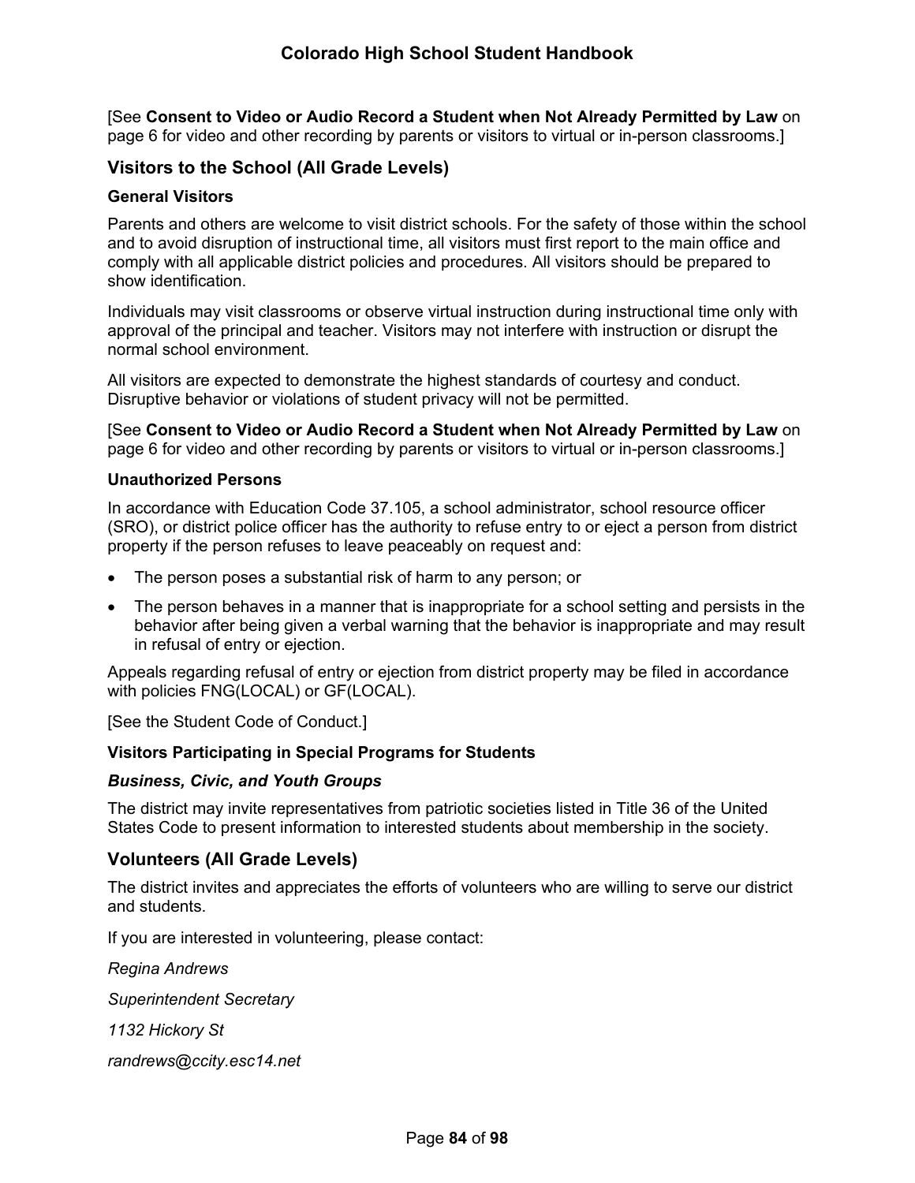[See **Consent to Video or Audio Record a Student when Not Already Permitted by Law** on page 6 for video and other recording by parents or visitors to virtual or in-person classrooms.]

## Visitors to the School (All Grade Levels)

### General Visitors

Parents and others are welcome to visit district schools. For the safety of those within the school and to avoid disruption of instructional time, all visitors must first report to the main office and comply with all applicable district policies and procedures. All visitors should be prepared to show identification.

Individuals may visit classrooms or observe virtual instruction during instructional time only with approval of the principal and teacher. Visitors may not interfere with instruction or disrupt the normal school environment.

All visitors are expected to demonstrate the highest standards of courtesy and conduct. Disruptive behavior or violations of student privacy will not be permitted.

[See **Consent to Video or Audio Record a Student when Not Already Permitted by Law** on page 6 for video and other recording by parents or visitors to virtual or in-person classrooms.]

### Unauthorized Persons

In accordance with Education Code 37.105, a school administrator, school resource officer (SRO), or district police officer has the authority to refuse entry to or eject a person from district property if the person refuses to leave peaceably on request and:

- The person poses a substantial risk of harm to any person; or
- The person behaves in a manner that is inappropriate for a school setting and persists in the behavior after being given a verbal warning that the behavior is inappropriate and may result in refusal of entry or ejection.

Appeals regarding refusal of entry or ejection from district property may be filed in accordance with policies FNG(LOCAL) or GF(LOCAL).

[See the Student Code of Conduct.]

### Visitors Participating in Special Programs for Students

#### *Business, Civic, and Youth Groups*

The district may invite representatives from patriotic societies listed in Title 36 of the United States Code to present information to interested students about membership in the society.

## Volunteers (All Grade Levels)

The district invites and appreciates the efforts of volunteers who are willing to serve our district and students.

If you are interested in volunteering, please contact:

*Regina Andrews*

*Superintendent Secretary*

*1132 Hickory St*

*randrews@ccity.esc14.net*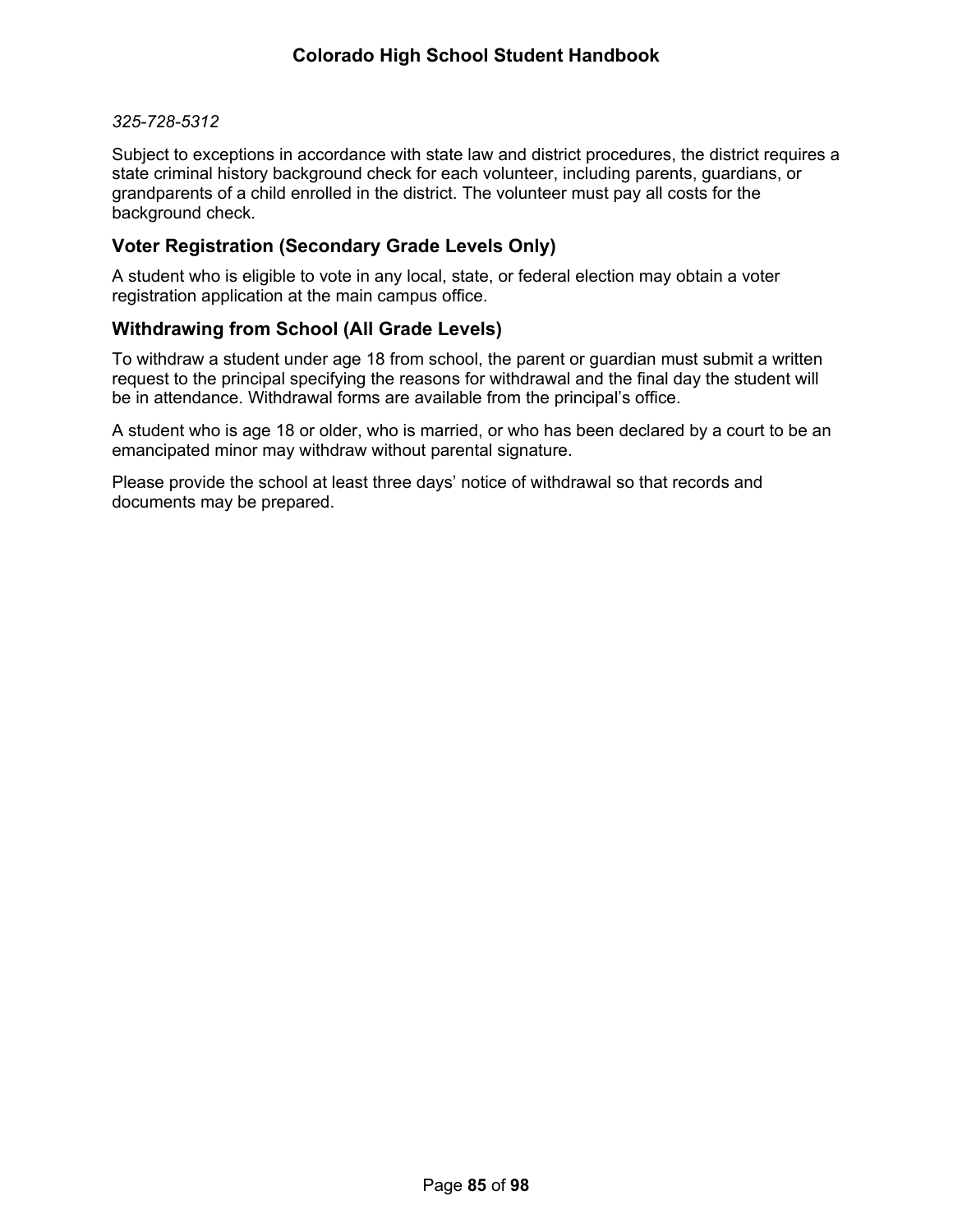*325-728-5312*

Subject to exceptions in accordance with state law and district procedures, the district requires a state criminal history background check for each volunteer, including parents, guardians, or grandparents of a child enrolled in the district. The volunteer must pay all costs for the background check.

## Voter Registration (Secondary Grade Levels Only)

A student who is eligible to vote in any local, state, or federal election may obtain a voter registration application at the main campus office.

## Withdrawing from School (All Grade Levels)

To withdraw a student under age 18 from school, the parent or guardian must submit a written request to the principal specifying the reasons for withdrawal and the final day the student will be in attendance. Withdrawal forms are available from the principal's office.

A student who is age 18 or older, who is married, or who has been declared by a court to be an emancipated minor may withdraw without parental signature.

Please provide the school at least three days' notice of withdrawal so that records and documents may be prepared.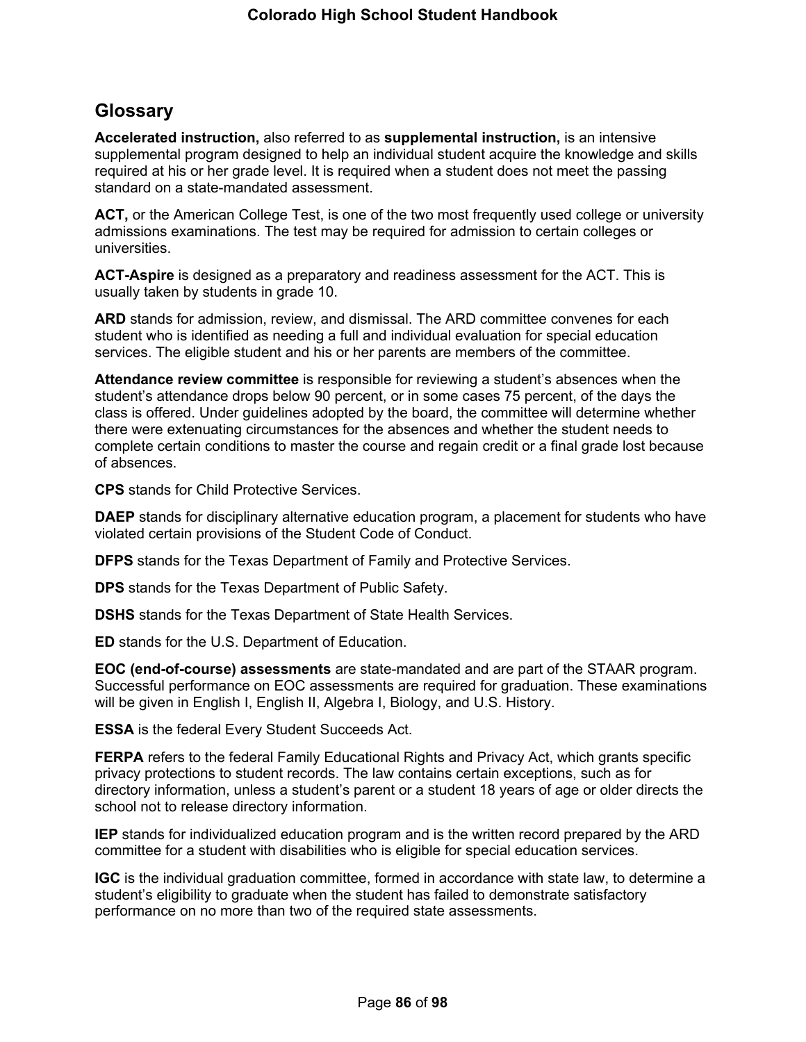## Glossary

**Accelerated instruction,** also referred to as **supplemental instruction,** is an intensive supplemental program designed to help an individual student acquire the knowledge and skills required at his or her grade level. It is required when a student does not meet the passing standard on a state-mandated assessment.

**ACT,** or the American College Test, is one of the two most frequently used college or university admissions examinations. The test may be required for admission to certain colleges or universities.

**ACT-Aspire** is designed as a preparatory and readiness assessment for the ACT. This is usually taken by students in grade 10.

**ARD** stands for admission, review, and dismissal. The ARD committee convenes for each student who is identified as needing a full and individual evaluation for special education services. The eligible student and his or her parents are members of the committee.

**Attendance review committee** is responsible for reviewing a student's absences when the student's attendance drops below 90 percent, or in some cases 75 percent, of the days the class is offered. Under guidelines adopted by the board, the committee will determine whether there were extenuating circumstances for the absences and whether the student needs to complete certain conditions to master the course and regain credit or a final grade lost because of absences.

**CPS** stands for Child Protective Services.

**DAEP** stands for disciplinary alternative education program, a placement for students who have violated certain provisions of the Student Code of Conduct.

**DFPS** stands for the Texas Department of Family and Protective Services.

**DPS** stands for the Texas Department of Public Safety.

**DSHS** stands for the Texas Department of State Health Services.

**ED** stands for the U.S. Department of Education.

**EOC (end-of-course) assessments** are state-mandated and are part of the STAAR program. Successful performance on EOC assessments are required for graduation. These examinations will be given in English I, English II, Algebra I, Biology, and U.S. History.

**ESSA** is the federal Every Student Succeeds Act.

**FERPA** refers to the federal Family Educational Rights and Privacy Act, which grants specific privacy protections to student records. The law contains certain exceptions, such as for directory information, unless a student's parent or a student 18 years of age or older directs the school not to release directory information.

**IEP** stands for individualized education program and is the written record prepared by the ARD committee for a student with disabilities who is eligible for special education services.

**IGC** is the individual graduation committee, formed in accordance with state law, to determine a student's eligibility to graduate when the student has failed to demonstrate satisfactory performance on no more than two of the required state assessments.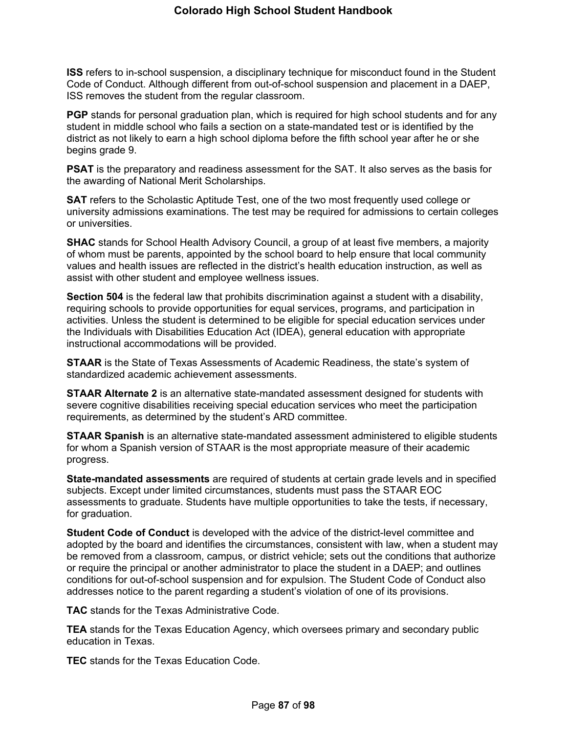**ISS** refers to in-school suspension, a disciplinary technique for misconduct found in the Student Code of Conduct. Although different from out-of-school suspension and placement in a DAEP, ISS removes the student from the regular classroom.

**PGP** stands for personal graduation plan, which is required for high school students and for any student in middle school who fails a section on a state-mandated test or is identified by the district as not likely to earn a high school diploma before the fifth school year after he or she begins grade 9.

**PSAT** is the preparatory and readiness assessment for the SAT. It also serves as the basis for the awarding of National Merit Scholarships.

**SAT** refers to the Scholastic Aptitude Test, one of the two most frequently used college or university admissions examinations. The test may be required for admissions to certain colleges or universities.

**SHAC** stands for School Health Advisory Council, a group of at least five members, a majority of whom must be parents, appointed by the school board to help ensure that local community values and health issues are reflected in the district's health education instruction, as well as assist with other student and employee wellness issues.

**Section 504** is the federal law that prohibits discrimination against a student with a disability, requiring schools to provide opportunities for equal services, programs, and participation in activities. Unless the student is determined to be eligible for special education services under the Individuals with Disabilities Education Act (IDEA), general education with appropriate instructional accommodations will be provided.

**STAAR** is the State of Texas Assessments of Academic Readiness, the state's system of standardized academic achievement assessments.

**STAAR Alternate 2** is an alternative state-mandated assessment designed for students with severe cognitive disabilities receiving special education services who meet the participation requirements, as determined by the student's ARD committee.

**STAAR Spanish** is an alternative state-mandated assessment administered to eligible students for whom a Spanish version of STAAR is the most appropriate measure of their academic progress.

**State-mandated assessments** are required of students at certain grade levels and in specified subjects. Except under limited circumstances, students must pass the STAAR EOC assessments to graduate. Students have multiple opportunities to take the tests, if necessary, for graduation.

**Student Code of Conduct** is developed with the advice of the district-level committee and adopted by the board and identifies the circumstances, consistent with law, when a student may be removed from a classroom, campus, or district vehicle; sets out the conditions that authorize or require the principal or another administrator to place the student in a DAEP; and outlines conditions for out-of-school suspension and for expulsion. The Student Code of Conduct also addresses notice to the parent regarding a student's violation of one of its provisions.

**TAC** stands for the Texas Administrative Code.

**TEA** stands for the Texas Education Agency, which oversees primary and secondary public education in Texas.

**TEC** stands for the Texas Education Code.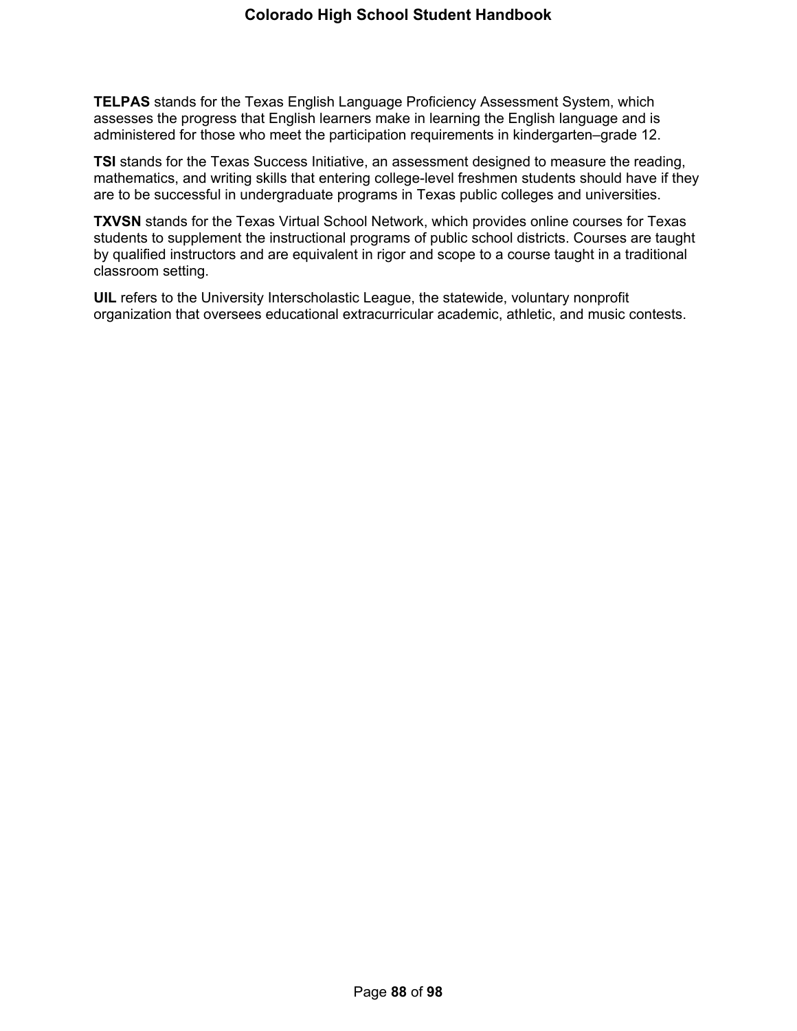**TELPAS** stands for the Texas English Language Proficiency Assessment System, which assesses the progress that English learners make in learning the English language and is administered for those who meet the participation requirements in kindergarten–grade 12.

**TSI** stands for the Texas Success Initiative, an assessment designed to measure the reading, mathematics, and writing skills that entering college-level freshmen students should have if they are to be successful in undergraduate programs in Texas public colleges and universities.

**TXVSN** stands for the Texas Virtual School Network, which provides online courses for Texas students to supplement the instructional programs of public school districts. Courses are taught by qualified instructors and are equivalent in rigor and scope to a course taught in a traditional classroom setting.

**UIL** refers to the University Interscholastic League, the statewide, voluntary nonprofit organization that oversees educational extracurricular academic, athletic, and music contests.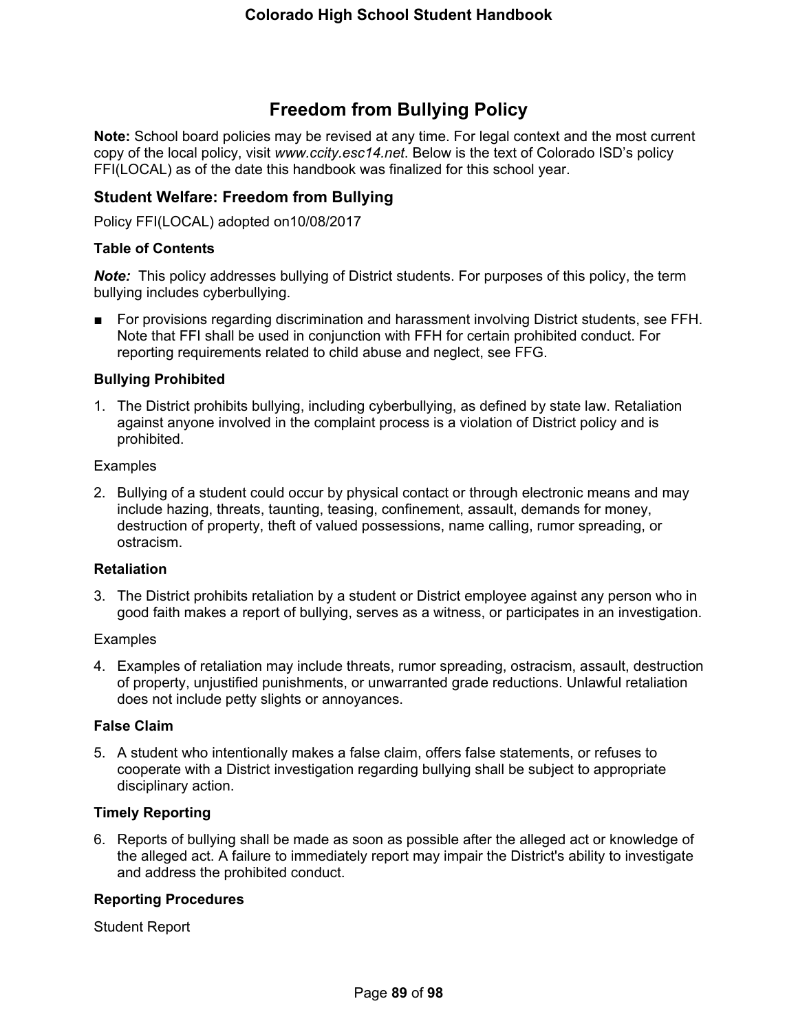# Freedom from Bullying Policy

**Note:** School board policies may be revised at any time. For legal context and the most current copy of the local policy, visit *www.ccity.esc14.net*. Below is the text of Colorado ISD's policy FFI(LOCAL) as of the date this handbook was finalized for this school year.

## Student Welfare: Freedom from Bullying

Policy FFI(LOCAL) adopted on10/08/2017

### Table of Contents

***Note:*** This policy addresses bullying of District students. For purposes of this policy, the term bullying includes cyberbullying.

- For provisions regarding discrimination and harassment involving District students, see FFH. Note that FFI shall be used in conjunction with FFH for certain prohibited conduct. For reporting requirements related to child abuse and neglect, see FFG.

### Bullying Prohibited

1. The District prohibits bullying, including cyberbullying, as defined by state law. Retaliation against anyone involved in the complaint process is a violation of District policy and is prohibited.

Examples

2. Bullying of a student could occur by physical contact or through electronic means and may include hazing, threats, taunting, teasing, confinement, assault, demands for money, destruction of property, theft of valued possessions, name calling, rumor spreading, or ostracism.

### Retaliation

3. The District prohibits retaliation by a student or District employee against any person who in good faith makes a report of bullying, serves as a witness, or participates in an investigation.

Examples

4. Examples of retaliation may include threats, rumor spreading, ostracism, assault, destruction of property, unjustified punishments, or unwarranted grade reductions. Unlawful retaliation does not include petty slights or annoyances.

### False Claim

5. A student who intentionally makes a false claim, offers false statements, or refuses to cooperate with a District investigation regarding bullying shall be subject to appropriate disciplinary action.

### Timely Reporting

6. Reports of bullying shall be made as soon as possible after the alleged act or knowledge of the alleged act. A failure to immediately report may impair the District's ability to investigate and address the prohibited conduct.

### Reporting Procedures

Student Report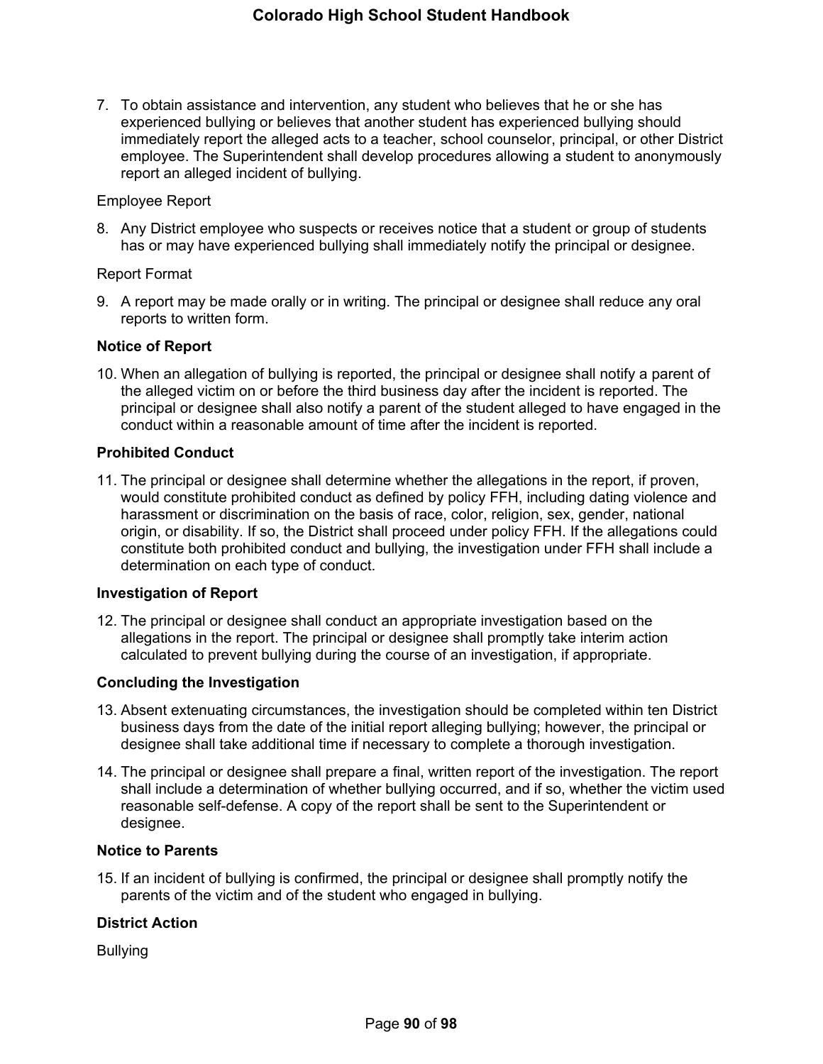7. To obtain assistance and intervention, any student who believes that he or she has experienced bullying or believes that another student has experienced bullying should immediately report the alleged acts to a teacher, school counselor, principal, or other District employee. The Superintendent shall develop procedures allowing a student to anonymously report an alleged incident of bullying.

Employee Report

8. Any District employee who suspects or receives notice that a student or group of students has or may have experienced bullying shall immediately notify the principal or designee.

Report Format

9. A report may be made orally or in writing. The principal or designee shall reduce any oral reports to written form.

**Notice of Report**

10. When an allegation of bullying is reported, the principal or designee shall notify a parent of the alleged victim on or before the third business day after the incident is reported. The principal or designee shall also notify a parent of the student alleged to have engaged in the conduct within a reasonable amount of time after the incident is reported.

**Prohibited Conduct**

11. The principal or designee shall determine whether the allegations in the report, if proven, would constitute prohibited conduct as defined by policy FFH, including dating violence and harassment or discrimination on the basis of race, color, religion, sex, gender, national origin, or disability. If so, the District shall proceed under policy FFH. If the allegations could constitute both prohibited conduct and bullying, the investigation under FFH shall include a determination on each type of conduct.

**Investigation of Report**

12. The principal or designee shall conduct an appropriate investigation based on the allegations in the report. The principal or designee shall promptly take interim action calculated to prevent bullying during the course of an investigation, if appropriate.

**Concluding the Investigation**

13. Absent extenuating circumstances, the investigation should be completed within ten District business days from the date of the initial report alleging bullying; however, the principal or designee shall take additional time if necessary to complete a thorough investigation.

14. The principal or designee shall prepare a final, written report of the investigation. The report shall include a determination of whether bullying occurred, and if so, whether the victim used reasonable self-defense. A copy of the report shall be sent to the Superintendent or designee.

**Notice to Parents**

15. If an incident of bullying is confirmed, the principal or designee shall promptly notify the parents of the victim and of the student who engaged in bullying.

**District Action**

Bullying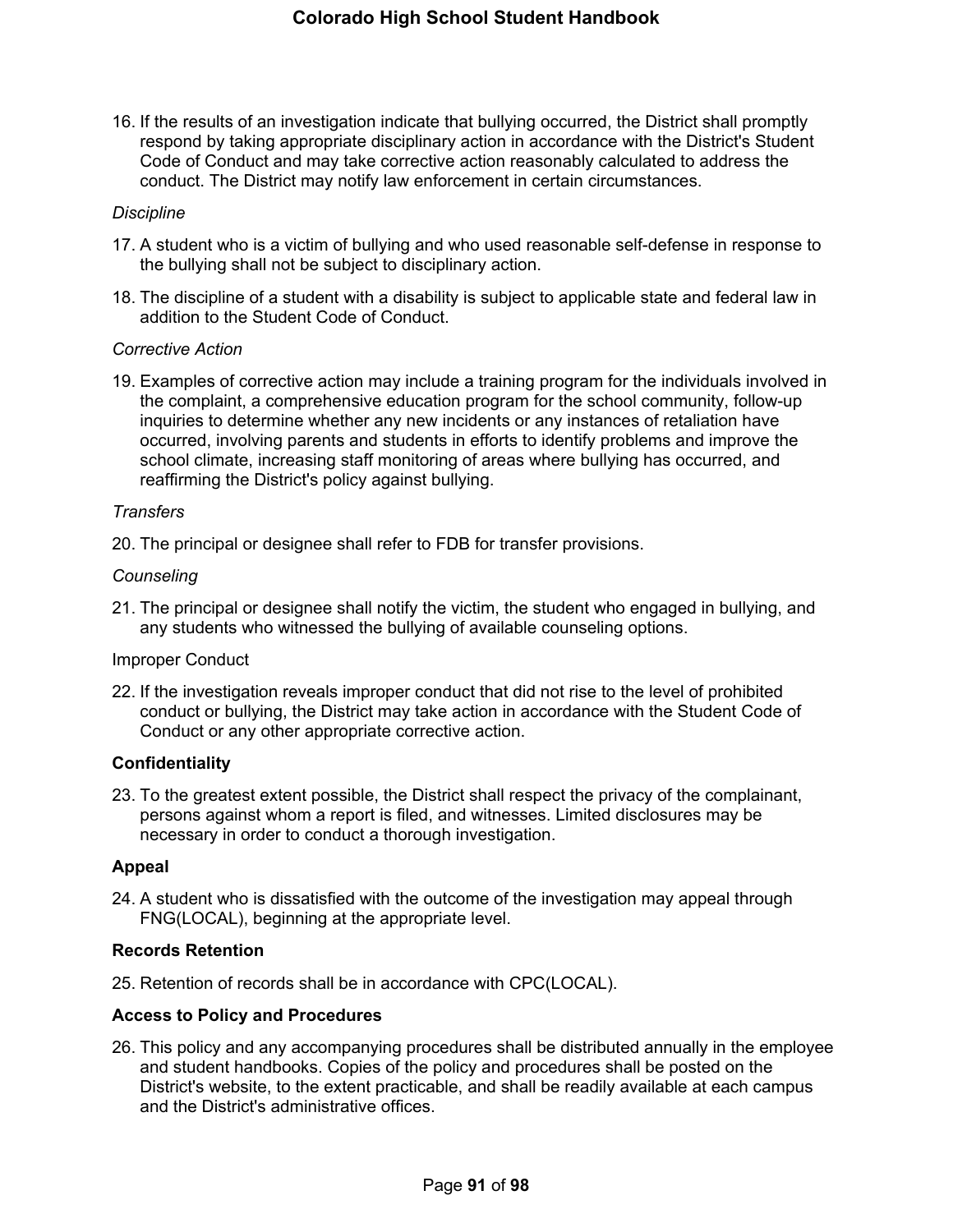16. If the results of an investigation indicate that bullying occurred, the District shall promptly respond by taking appropriate disciplinary action in accordance with the District's Student Code of Conduct and may take corrective action reasonably calculated to address the conduct. The District may notify law enforcement in certain circumstances.

*Discipline*

17. A student who is a victim of bullying and who used reasonable self-defense in response to the bullying shall not be subject to disciplinary action.

18. The discipline of a student with a disability is subject to applicable state and federal law in addition to the Student Code of Conduct.

*Corrective Action*

19. Examples of corrective action may include a training program for the individuals involved in the complaint, a comprehensive education program for the school community, follow-up inquiries to determine whether any new incidents or any instances of retaliation have occurred, involving parents and students in efforts to identify problems and improve the school climate, increasing staff monitoring of areas where bullying has occurred, and reaffirming the District's policy against bullying.

*Transfers*

20. The principal or designee shall refer to FDB for transfer provisions.

*Counseling*

21. The principal or designee shall notify the victim, the student who engaged in bullying, and any students who witnessed the bullying of available counseling options.

Improper Conduct

22. If the investigation reveals improper conduct that did not rise to the level of prohibited conduct or bullying, the District may take action in accordance with the Student Code of Conduct or any other appropriate corrective action.

**Confidentiality**

23. To the greatest extent possible, the District shall respect the privacy of the complainant, persons against whom a report is filed, and witnesses. Limited disclosures may be necessary in order to conduct a thorough investigation.

**Appeal**

24. A student who is dissatisfied with the outcome of the investigation may appeal through FNG(LOCAL), beginning at the appropriate level.

**Records Retention**

25. Retention of records shall be in accordance with CPC(LOCAL).

**Access to Policy and Procedures**

26. This policy and any accompanying procedures shall be distributed annually in the employee and student handbooks. Copies of the policy and procedures shall be posted on the District's website, to the extent practicable, and shall be readily available at each campus and the District's administrative offices.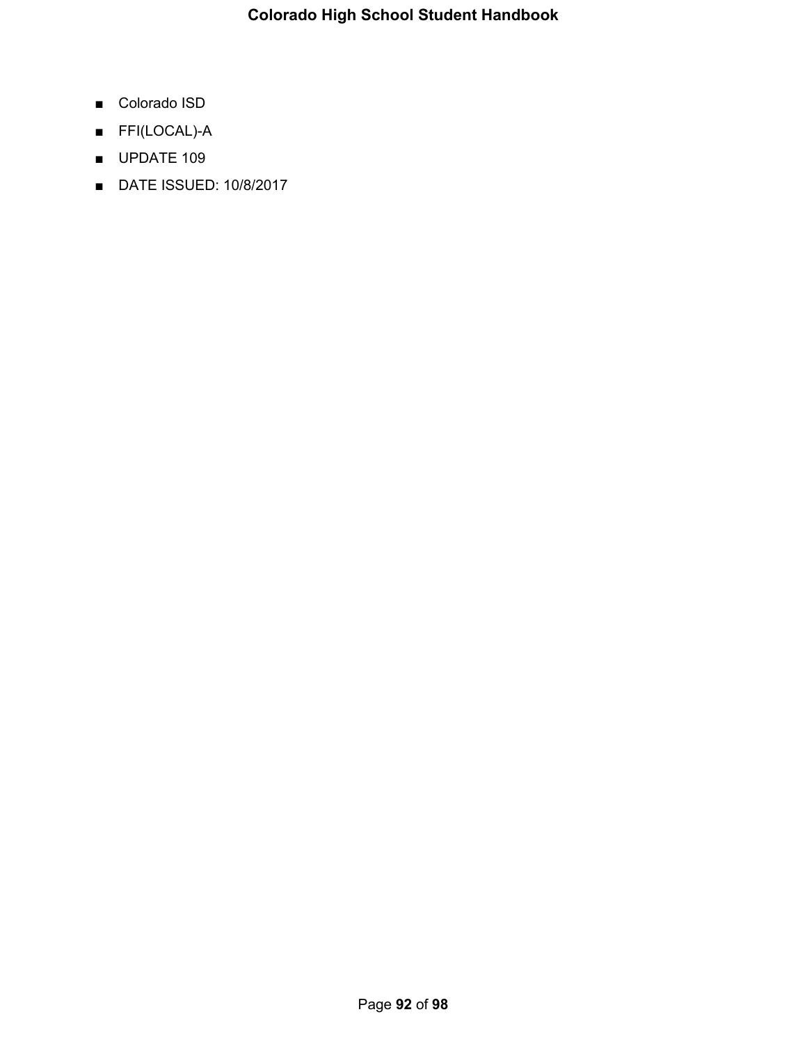- Colorado ISD
- FFI(LOCAL)-A
- UPDATE 109
- DATE ISSUED: 10/8/2017